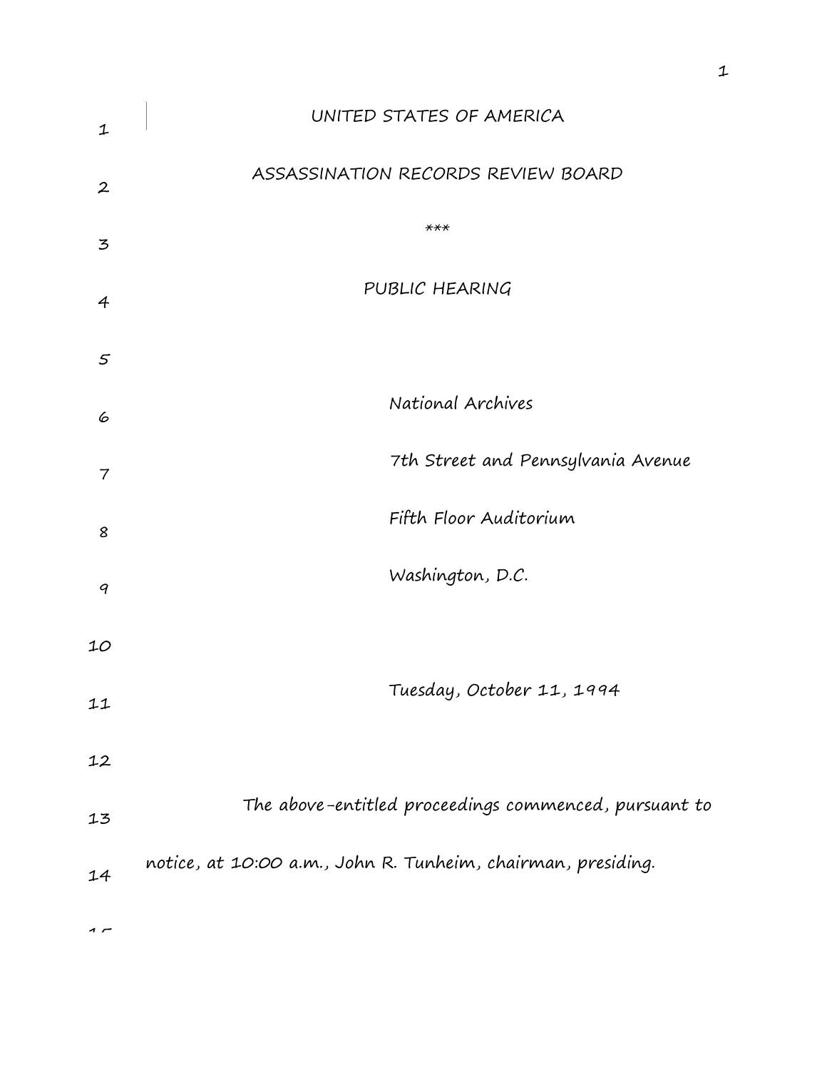UNITED STATES OF AMERICA

ASSASSINATION RECORDS REVIEW BOARD

***

PUBLIC HEARING

National Archives

7th Street and Pennsylvania Avenue

Fifth Floor Auditorium

Washington, D.C.

Tuesday, October 11, 1994

The above-entitled proceedings commenced, pursuant to notice, at 10:00 a.m., John R. Tunheim, chairman, presiding.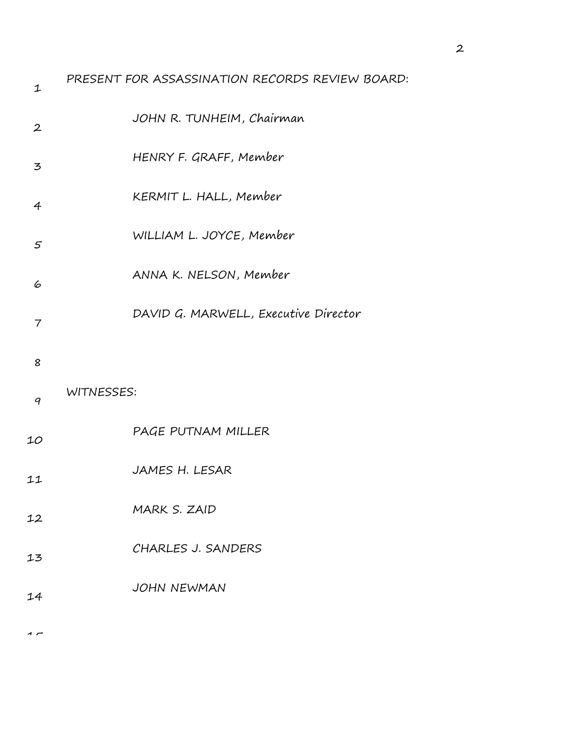PRESENT FOR ASSASSINATION RECORDS REVIEW BOARD:

JOHN R. TUNHEIM, Chairman

HENRY F. GRAFF, Member

KERMIT L. HALL, Member

WILLIAM L. JOYCE, Member

ANNA K. NELSON, Member

DAVID G. MARWELL, Executive Director

WITNESSES:

PAGE PUTNAM MILLER

JAMES H. LESAR

MARK S. ZAID

CHARLES J. SANDERS

JOHN NEWMAN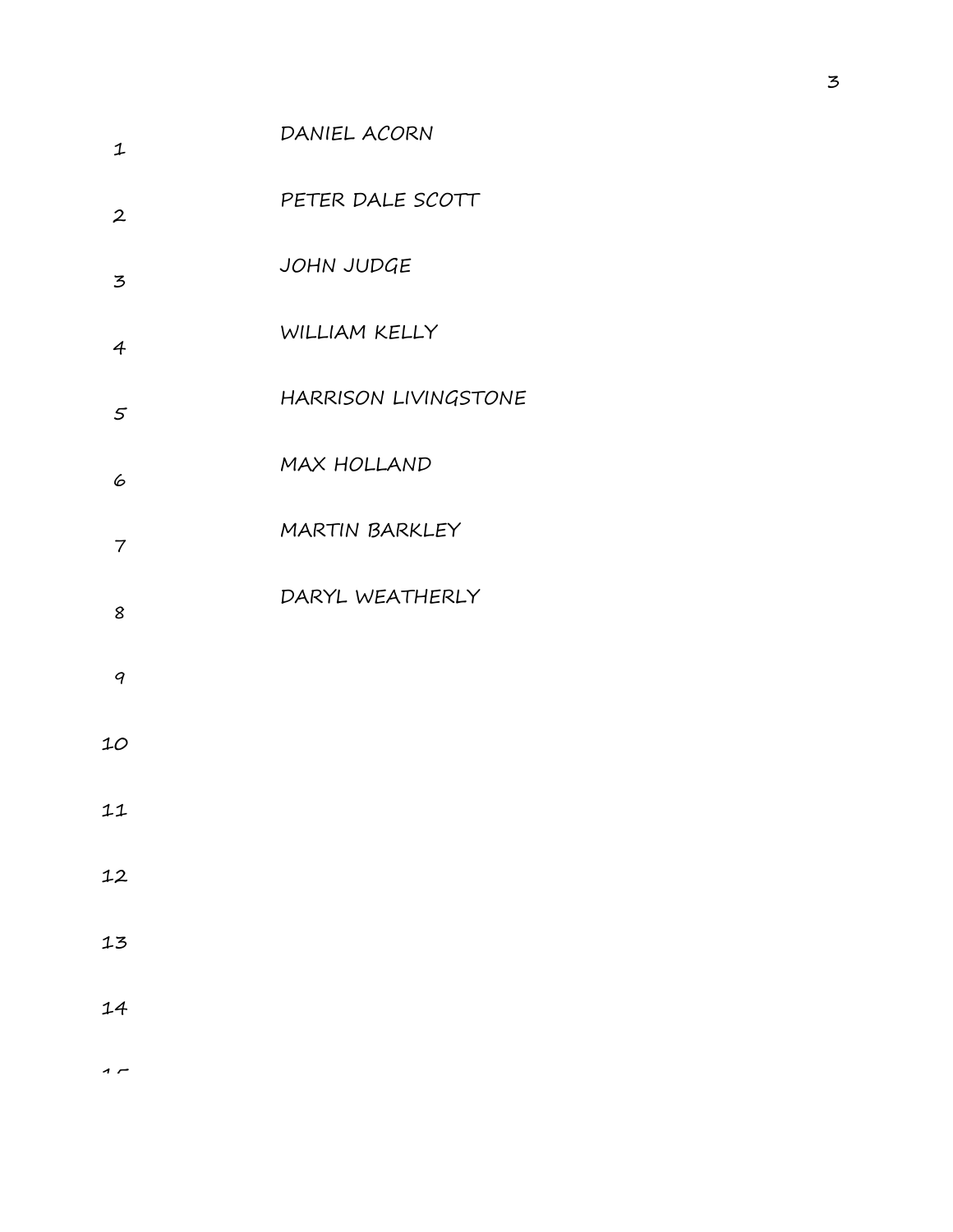DANIEL ACORN

PETER DALE SCOTT

JOHN JUDGE

WILLIAM KELLY

HARRISON LIVINGSTONE

MAX HOLLAND

MARTIN BARKLEY

DARYL WEATHERLY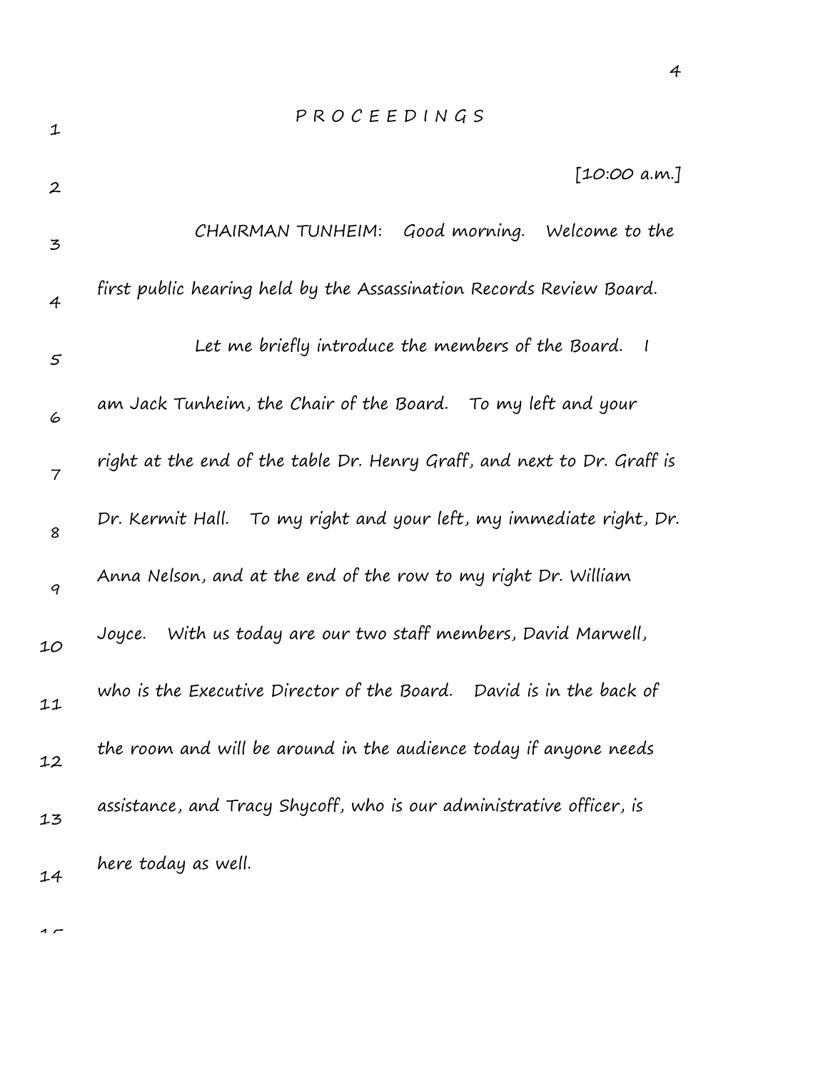P R O C E E D I N G S

[10:00 a.m.]

CHAIRMAN TUNHEIM: Good morning. Welcome to the first public hearing held by the Assassination Records Review Board.

Let me briefly introduce the members of the Board. I am Jack Tunheim, the Chair of the Board. To my left and your right at the end of the table Dr. Henry Graff, and next to Dr. Graff is Dr. Kermit Hall. To my right and your left, my immediate right, Dr. Anna Nelson, and at the end of the row to my right Dr. William Joyce. With us today are our two staff members, David Marwell, who is the Executive Director of the Board. David is in the back of the room and will be around in the audience today if anyone needs assistance, and Tracy Shycoff, who is our administrative officer, is here today as well.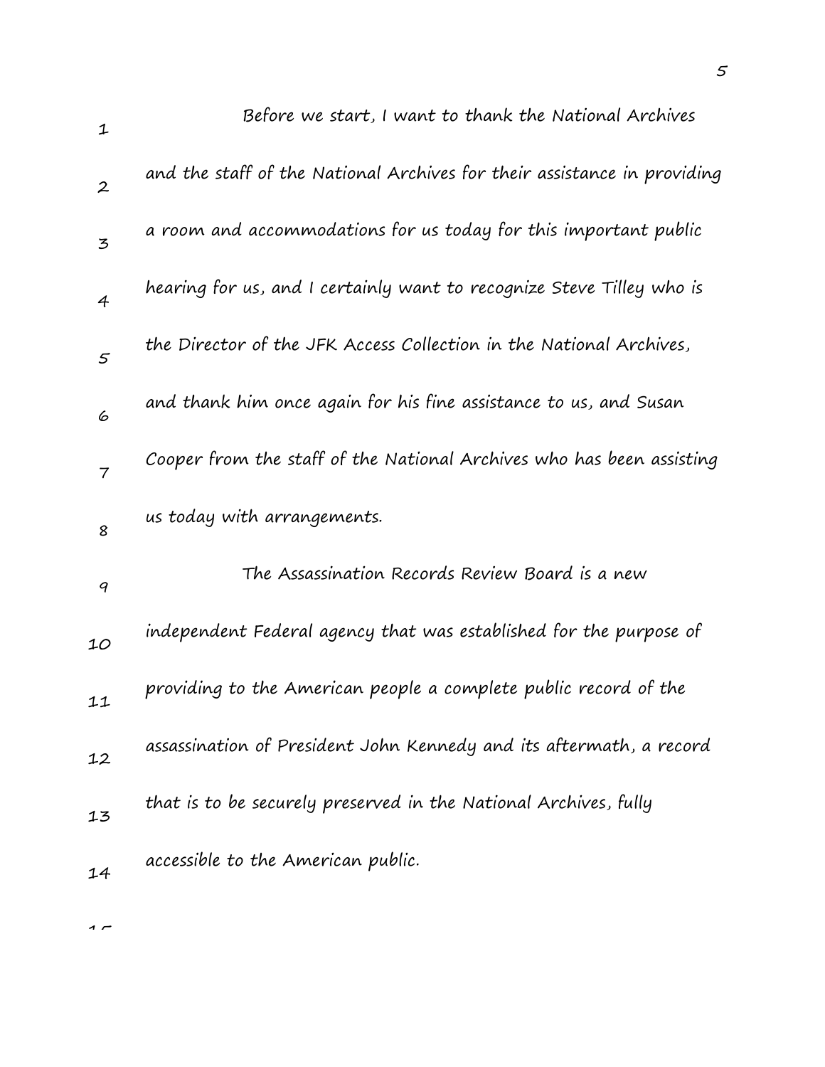Before we start, I want to thank the National Archives and the staff of the National Archives for their assistance in providing a room and accommodations for us today for this important public hearing for us, and I certainly want to recognize Steve Tilley who is the Director of the JFK Access Collection in the National Archives, and thank him once again for his fine assistance to us, and Susan Cooper from the staff of the National Archives who has been assisting us today with arrangements.

The Assassination Records Review Board is a new independent Federal agency that was established for the purpose of providing to the American people a complete public record of the assassination of President John Kennedy and its aftermath, a record that is to be securely preserved in the National Archives, fully accessible to the American public.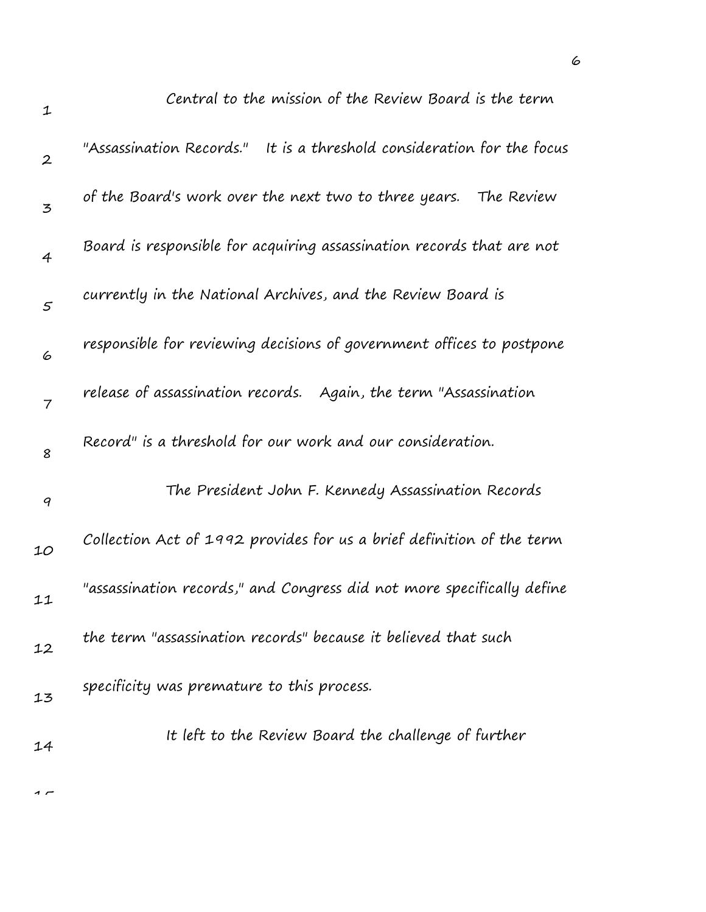Central to the mission of the Review Board is the term "Assassination Records." It is a threshold consideration for the focus of the Board's work over the next two to three years. The Review Board is responsible for acquiring assassination records that are not currently in the National Archives, and the Review Board is responsible for reviewing decisions of government offices to postpone release of assassination records. Again, the term "Assassination Record" is a threshold for our work and our consideration.

The President John F. Kennedy Assassination Records Collection Act of 1992 provides for us a brief definition of the term "assassination records," and Congress did not more specifically define the term "assassination records" because it believed that such specificity was premature to this process.

It left to the Review Board the challenge of further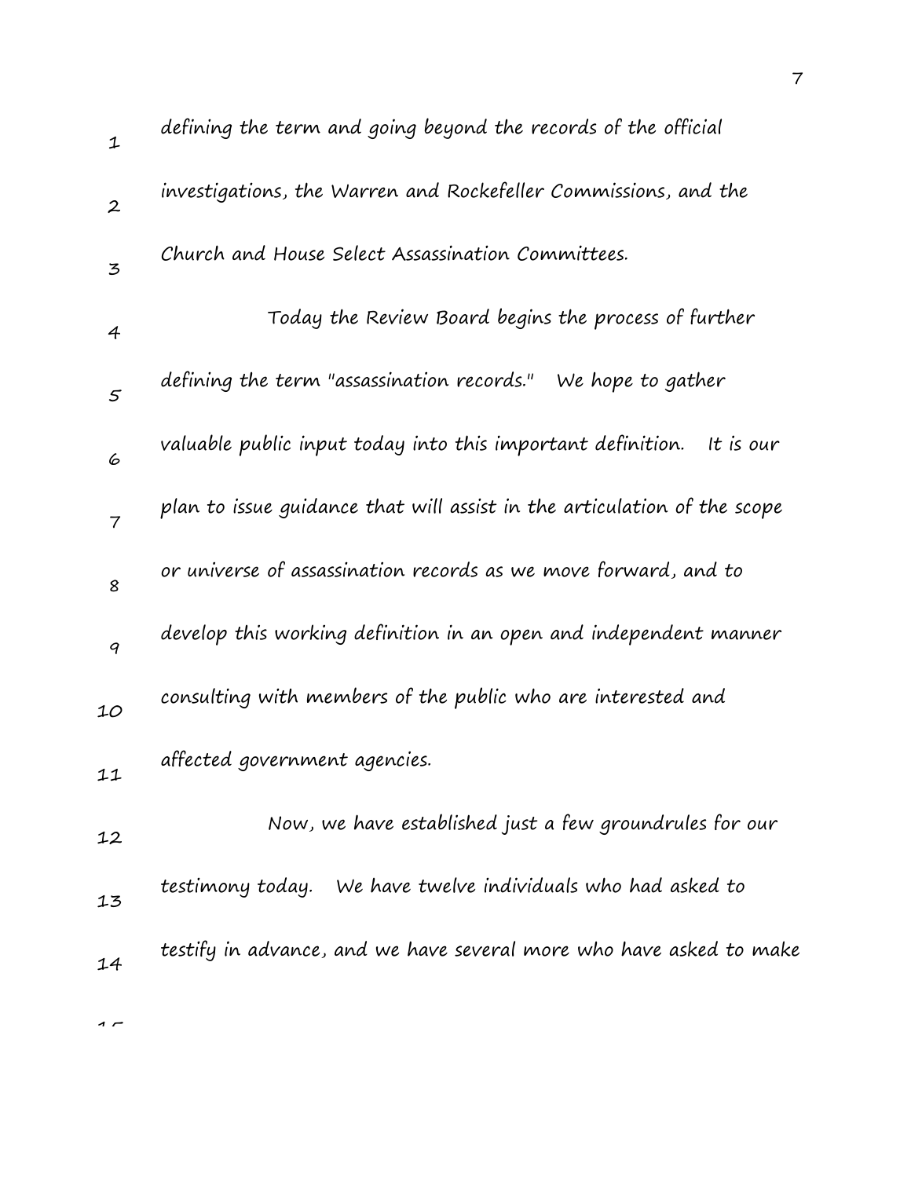defining the term and going beyond the records of the official investigations, the Warren and Rockefeller Commissions, and the Church and House Select Assassination Committees.

Today the Review Board begins the process of further defining the term "assassination records." We hope to gather valuable public input today into this important definition. It is our plan to issue guidance that will assist in the articulation of the scope or universe of assassination records as we move forward, and to develop this working definition in an open and independent manner consulting with members of the public who are interested and affected government agencies.

Now, we have established just a few groundrules for our testimony today. We have twelve individuals who had asked to testify in advance, and we have several more who have asked to make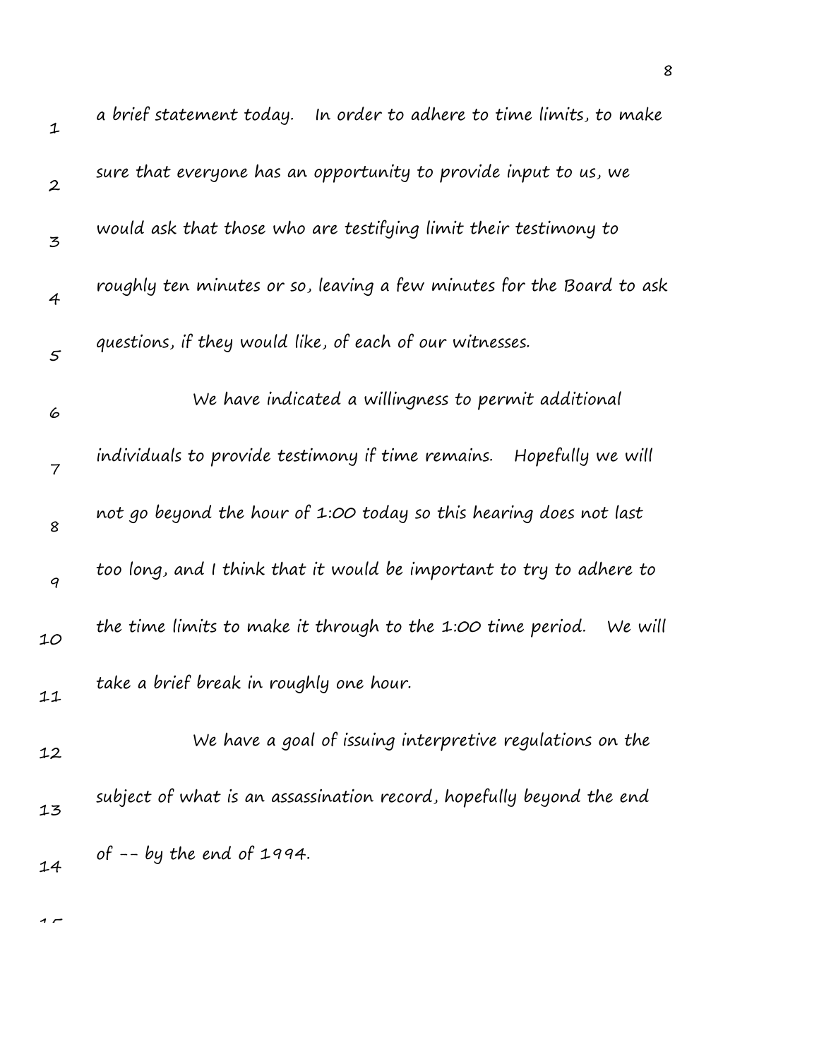a brief statement today. In order to adhere to time limits, to make sure that everyone has an opportunity to provide input to us, we would ask that those who are testifying limit their testimony to roughly ten minutes or so, leaving a few minutes for the Board to ask questions, if they would like, of each of our witnesses.

We have indicated a willingness to permit additional individuals to provide testimony if time remains. Hopefully we will not go beyond the hour of 1:00 today so this hearing does not last too long, and I think that it would be important to try to adhere to the time limits to make it through to the 1:00 time period. We will take a brief break in roughly one hour.

We have a goal of issuing interpretive regulations on the subject of what is an assassination record, hopefully beyond the end of -- by the end of 1994.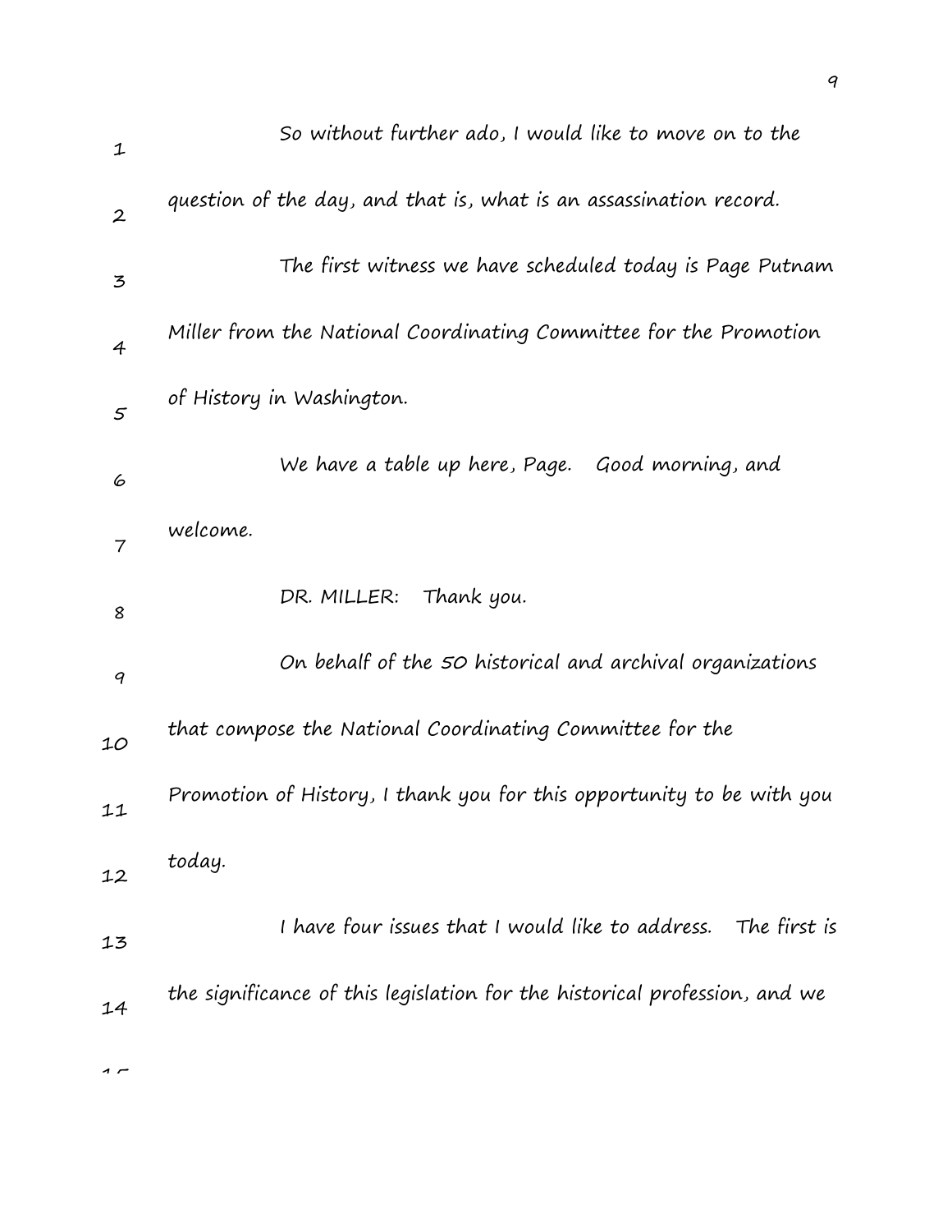So without further ado, I would like to move on to the question of the day, and that is, what is an assassination record.

The first witness we have scheduled today is Page Putnam Miller from the National Coordinating Committee for the Promotion of History in Washington.

We have a table up here, Page. Good morning, and welcome.

DR. MILLER: Thank you.

On behalf of the 50 historical and archival organizations that compose the National Coordinating Committee for the Promotion of History, I thank you for this opportunity to be with you today.

I have four issues that I would like to address. The first is the significance of this legislation for the historical profession, and we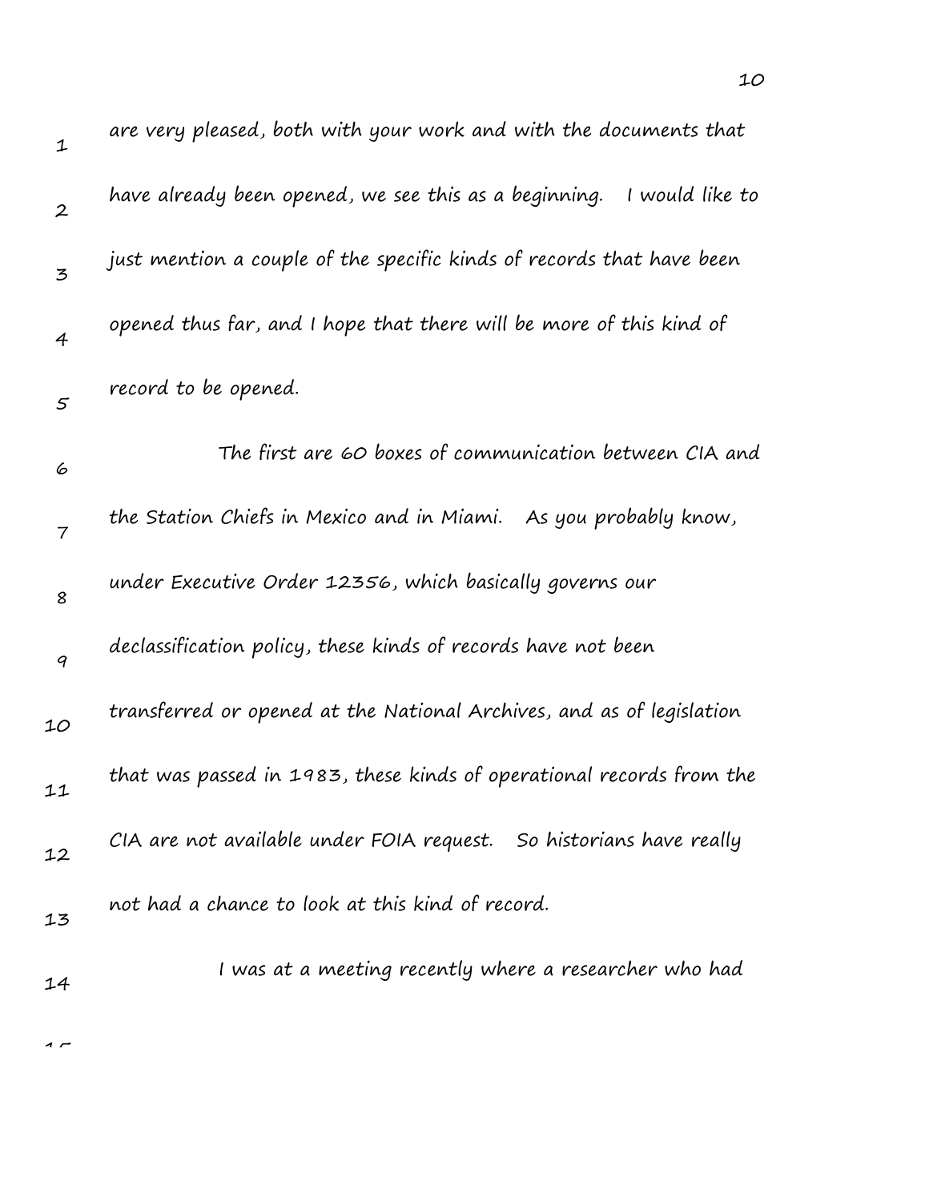are very pleased, both with your work and with the documents that have already been opened, we see this as a beginning. I would like to just mention a couple of the specific kinds of records that have been opened thus far, and I hope that there will be more of this kind of record to be opened.

The first are 60 boxes of communication between CIA and the Station Chiefs in Mexico and in Miami. As you probably know, under Executive Order 12356, which basically governs our declassification policy, these kinds of records have not been transferred or opened at the National Archives, and as of legislation that was passed in 1983, these kinds of operational records from the CIA are not available under FOIA request. So historians have really not had a chance to look at this kind of record.

I was at a meeting recently where a researcher who had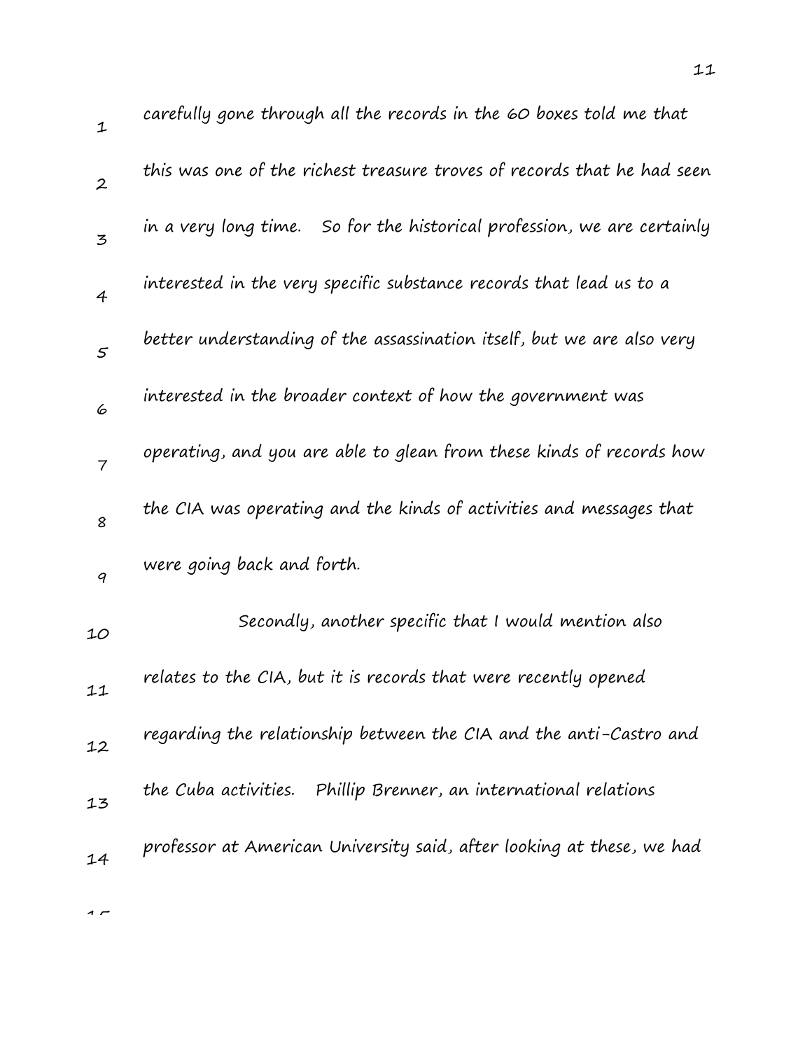carefully gone through all the records in the 60 boxes told me that this was one of the richest treasure troves of records that he had seen in a very long time. So for the historical profession, we are certainly interested in the very specific substance records that lead us to a better understanding of the assassination itself, but we are also very interested in the broader context of how the government was operating, and you are able to glean from these kinds of records how the CIA was operating and the kinds of activities and messages that were going back and forth.

Secondly, another specific that I would mention also relates to the CIA, but it is records that were recently opened regarding the relationship between the CIA and the anti-Castro and the Cuba activities. Phillip Brenner, an international relations professor at American University said, after looking at these, we had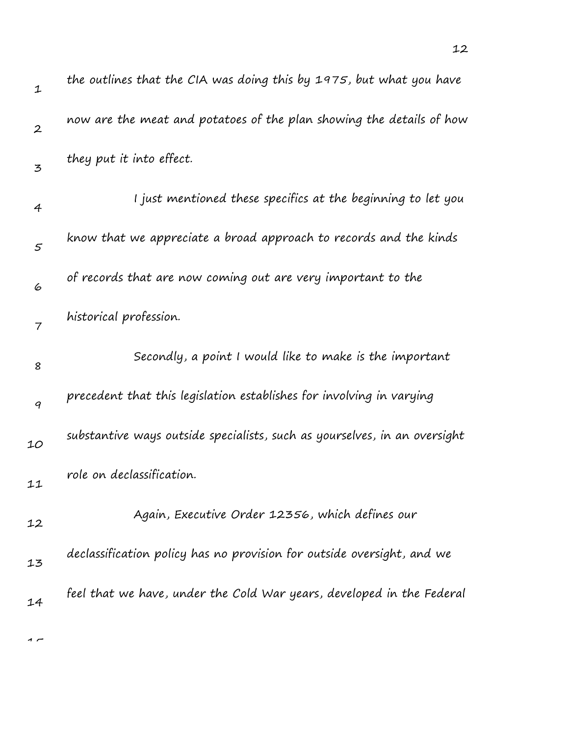the outlines that the CIA was doing this by 1975, but what you have now are the meat and potatoes of the plan showing the details of how they put it into effect.

I just mentioned these specifics at the beginning to let you know that we appreciate a broad approach to records and the kinds of records that are now coming out are very important to the historical profession.

Secondly, a point I would like to make is the important precedent that this legislation establishes for involving in varying substantive ways outside specialists, such as yourselves, in an oversight role on declassification.

Again, Executive Order 12356, which defines our declassification policy has no provision for outside oversight, and we feel that we have, under the Cold War years, developed in the Federal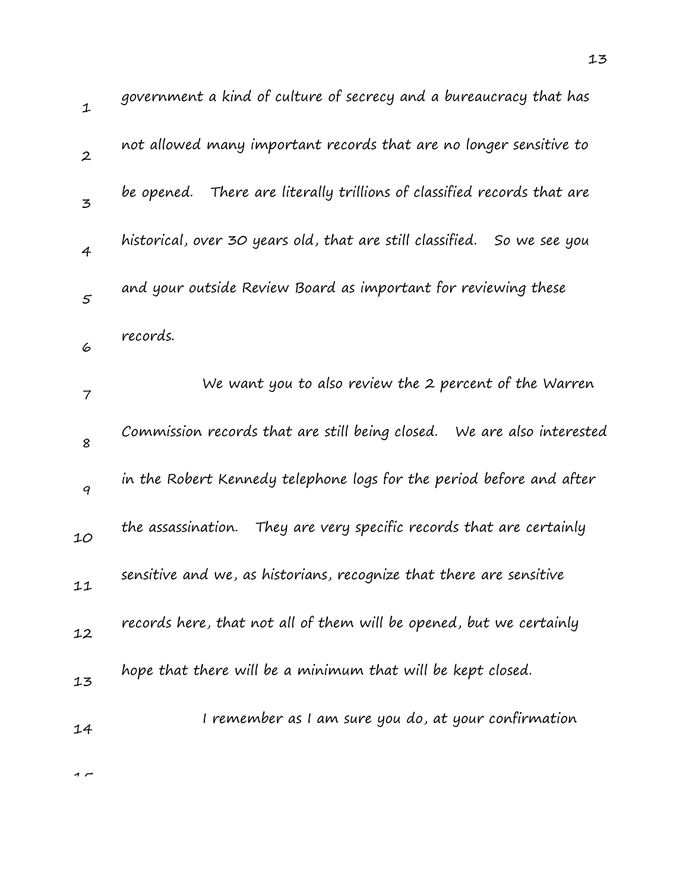government a kind of culture of secrecy and a bureaucracy that has not allowed many important records that are no longer sensitive to be opened. There are literally trillions of classified records that are historical, over 30 years old, that are still classified. So we see you and your outside Review Board as important for reviewing these records.

We want you to also review the 2 percent of the Warren Commission records that are still being closed. We are also interested in the Robert Kennedy telephone logs for the period before and after the assassination. They are very specific records that are certainly sensitive and we, as historians, recognize that there are sensitive records here, that not all of them will be opened, but we certainly hope that there will be a minimum that will be kept closed.

I remember as I am sure you do, at your confirmation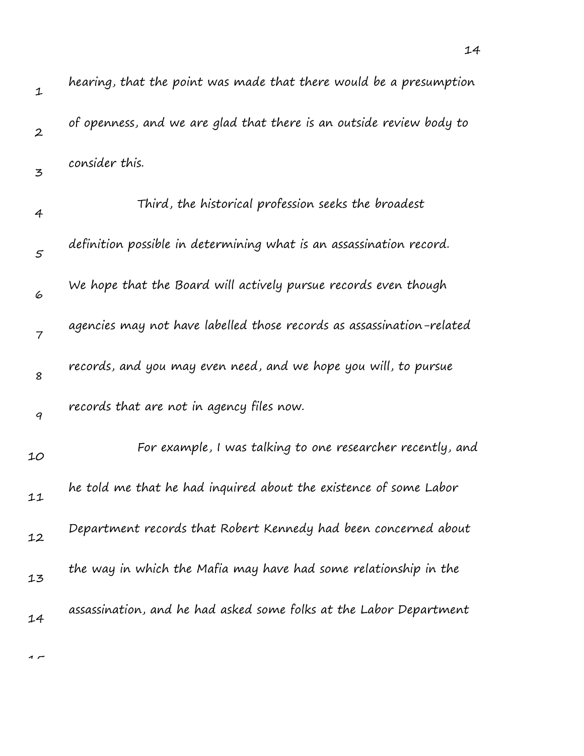hearing, that the point was made that there would be a presumption of openness, and we are glad that there is an outside review body to consider this.

Third, the historical profession seeks the broadest definition possible in determining what is an assassination record. We hope that the Board will actively pursue records even though agencies may not have labelled those records as assassination-related records, and you may even need, and we hope you will, to pursue records that are not in agency files now.

For example, I was talking to one researcher recently, and he told me that he had inquired about the existence of some Labor Department records that Robert Kennedy had been concerned about the way in which the Mafia may have had some relationship in the assassination, and he had asked some folks at the Labor Department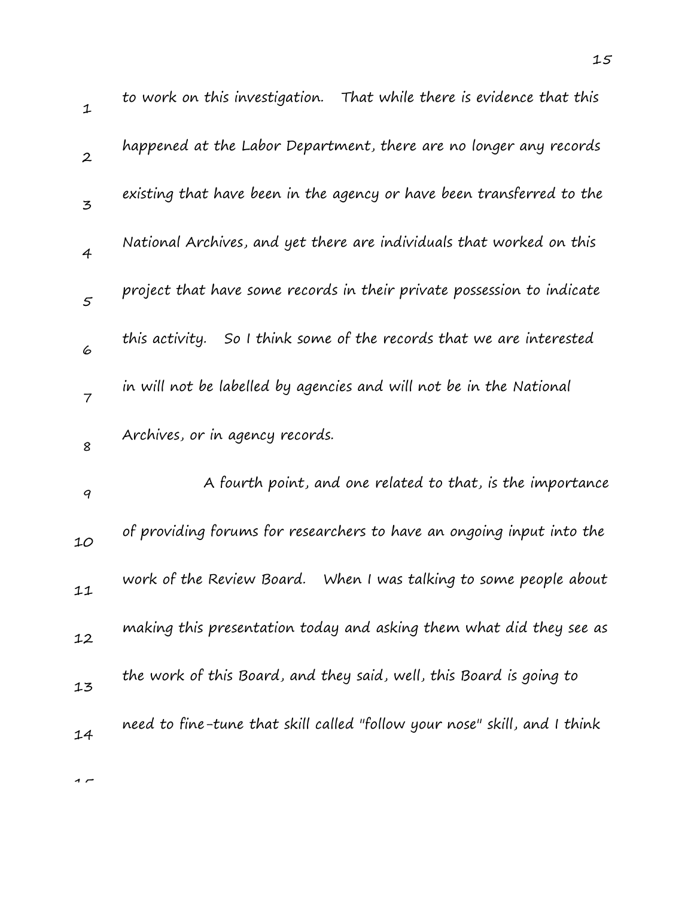to work on this investigation. That while there is evidence that this happened at the Labor Department, there are no longer any records existing that have been in the agency or have been transferred to the National Archives, and yet there are individuals that worked on this project that have some records in their private possession to indicate this activity. So I think some of the records that we are interested in will not be labelled by agencies and will not be in the National Archives, or in agency records.

A fourth point, and one related to that, is the importance of providing forums for researchers to have an ongoing input into the work of the Review Board. When I was talking to some people about making this presentation today and asking them what did they see as the work of this Board, and they said, well, this Board is going to need to fine-tune that skill called "follow your nose" skill, and I think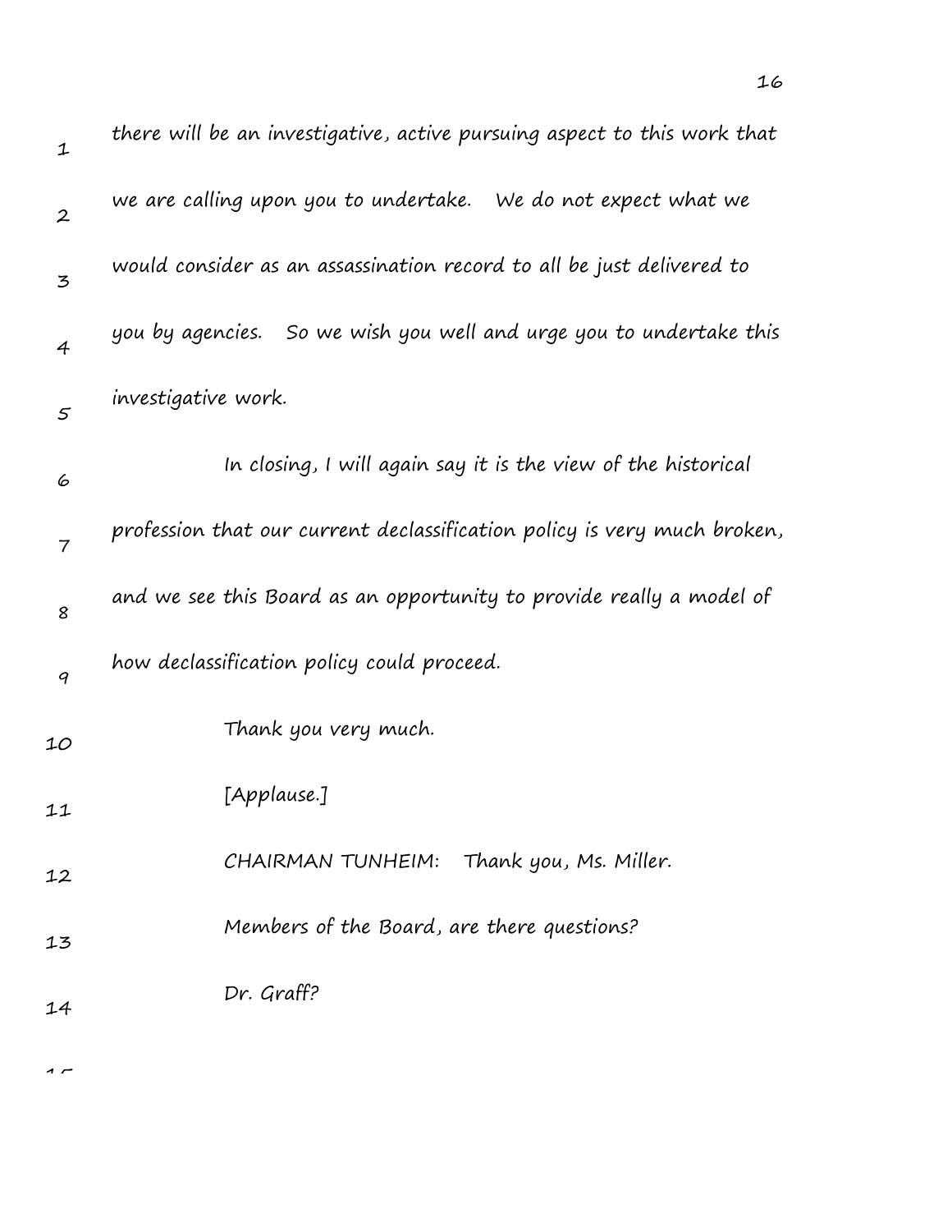there will be an investigative, active pursuing aspect to this work that we are calling upon you to undertake. We do not expect what we would consider as an assassination record to all be just delivered to you by agencies. So we wish you well and urge you to undertake this investigative work.

In closing, I will again say it is the view of the historical profession that our current declassification policy is very much broken, and we see this Board as an opportunity to provide really a model of how declassification policy could proceed.

Thank you very much.

[Applause.]

CHAIRMAN TUNHEIM: Thank you, Ms. Miller.

Members of the Board, are there questions?

Dr. Graff?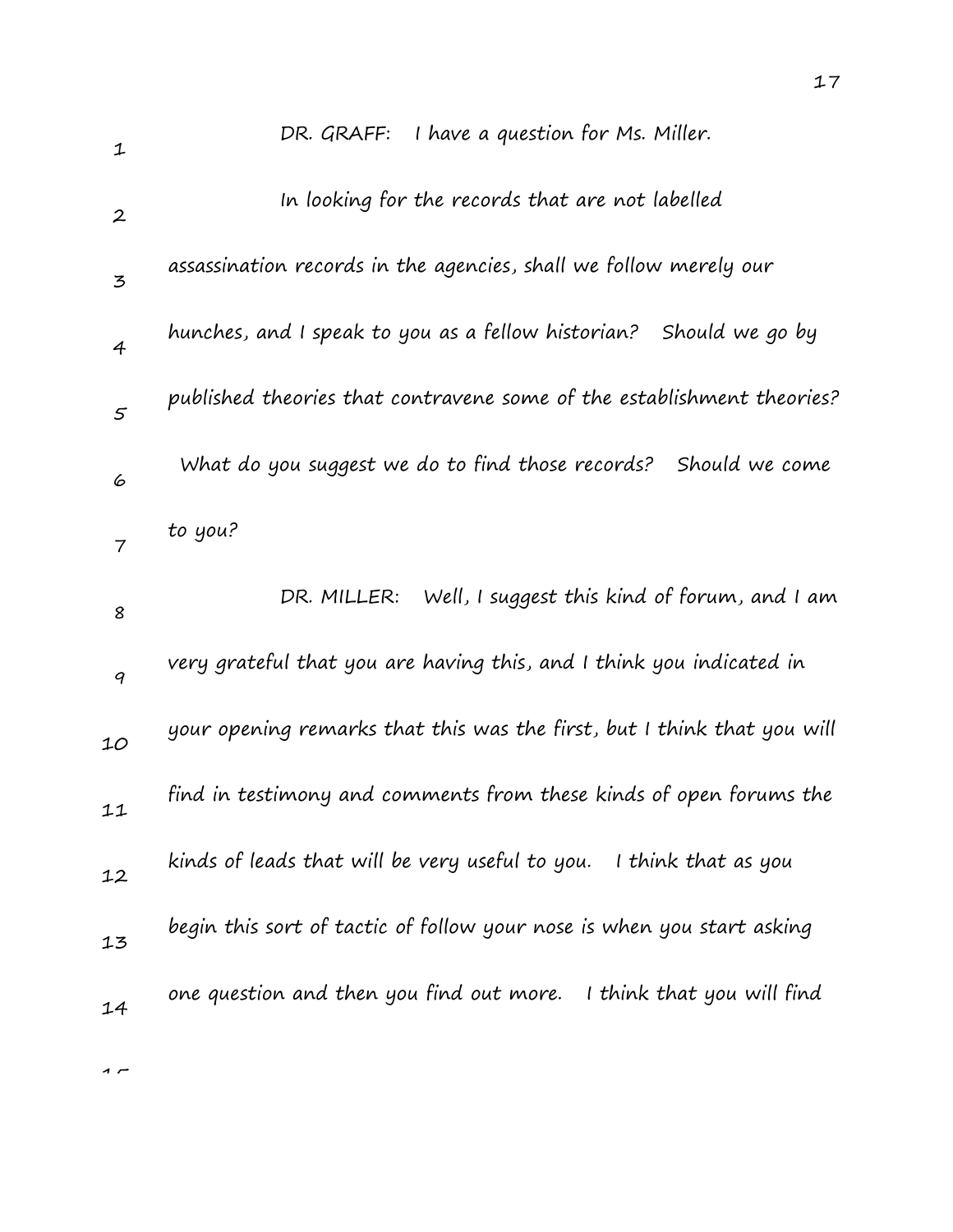DR. GRAFF: I have a question for Ms. Miller.

In looking for the records that are not labelled assassination records in the agencies, shall we follow merely our hunches, and I speak to you as a fellow historian? Should we go by published theories that contravene some of the establishment theories? What do you suggest we do to find those records? Should we come to you?

DR. MILLER: Well, I suggest this kind of forum, and I am very grateful that you are having this, and I think you indicated in your opening remarks that this was the first, but I think that you will find in testimony and comments from these kinds of open forums the kinds of leads that will be very useful to you. I think that as you begin this sort of tactic of follow your nose is when you start asking one question and then you find out more. I think that you will find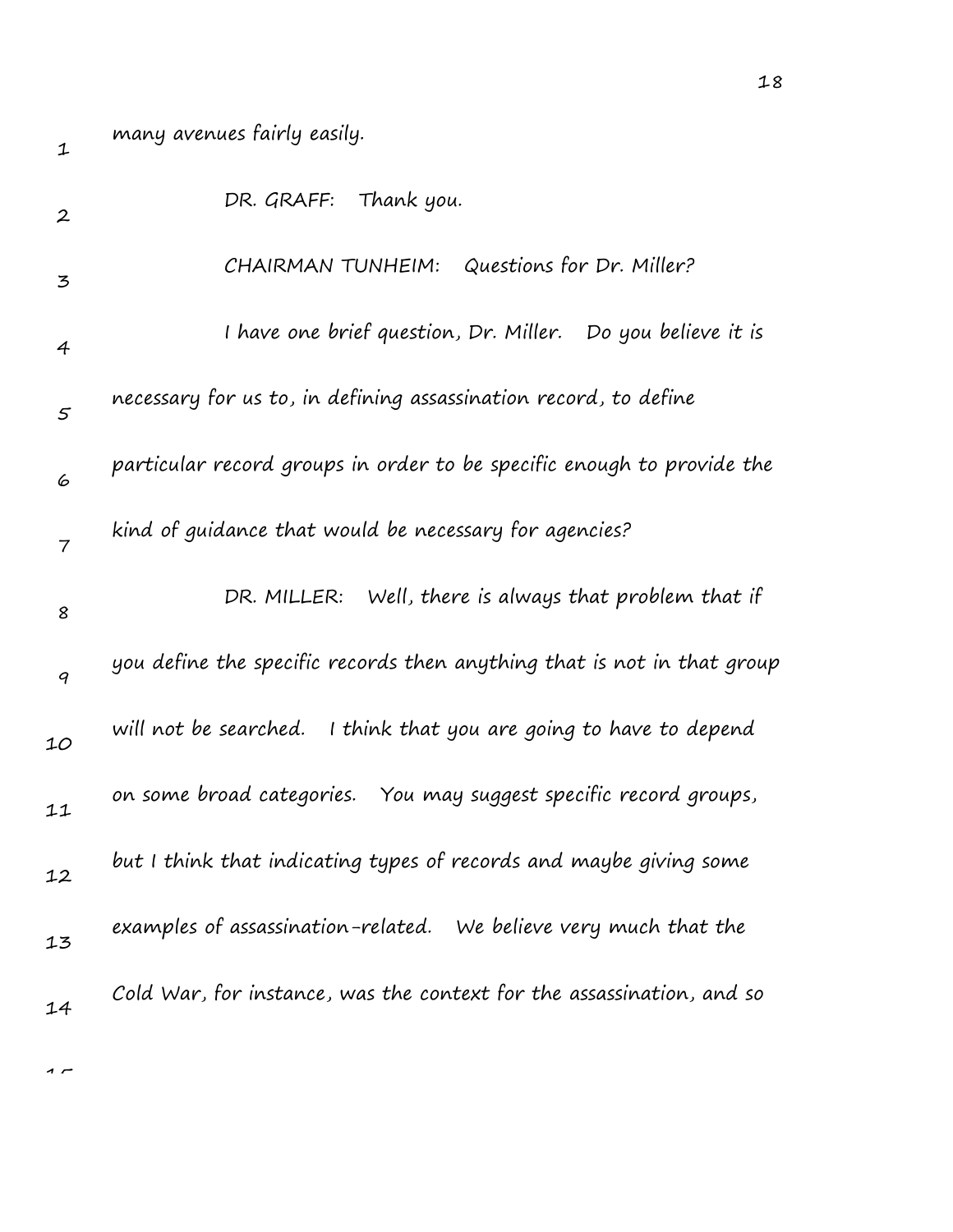many avenues fairly easily.

DR. GRAFF: Thank you.

CHAIRMAN TUNHEIM: Questions for Dr. Miller?

I have one brief question, Dr. Miller. Do you believe it is necessary for us to, in defining assassination record, to define particular record groups in order to be specific enough to provide the kind of guidance that would be necessary for agencies?

DR. MILLER: Well, there is always that problem that if you define the specific records then anything that is not in that group will not be searched. I think that you are going to have to depend on some broad categories. You may suggest specific record groups, but I think that indicating types of records and maybe giving some examples of assassination-related. We believe very much that the Cold War, for instance, was the context for the assassination, and so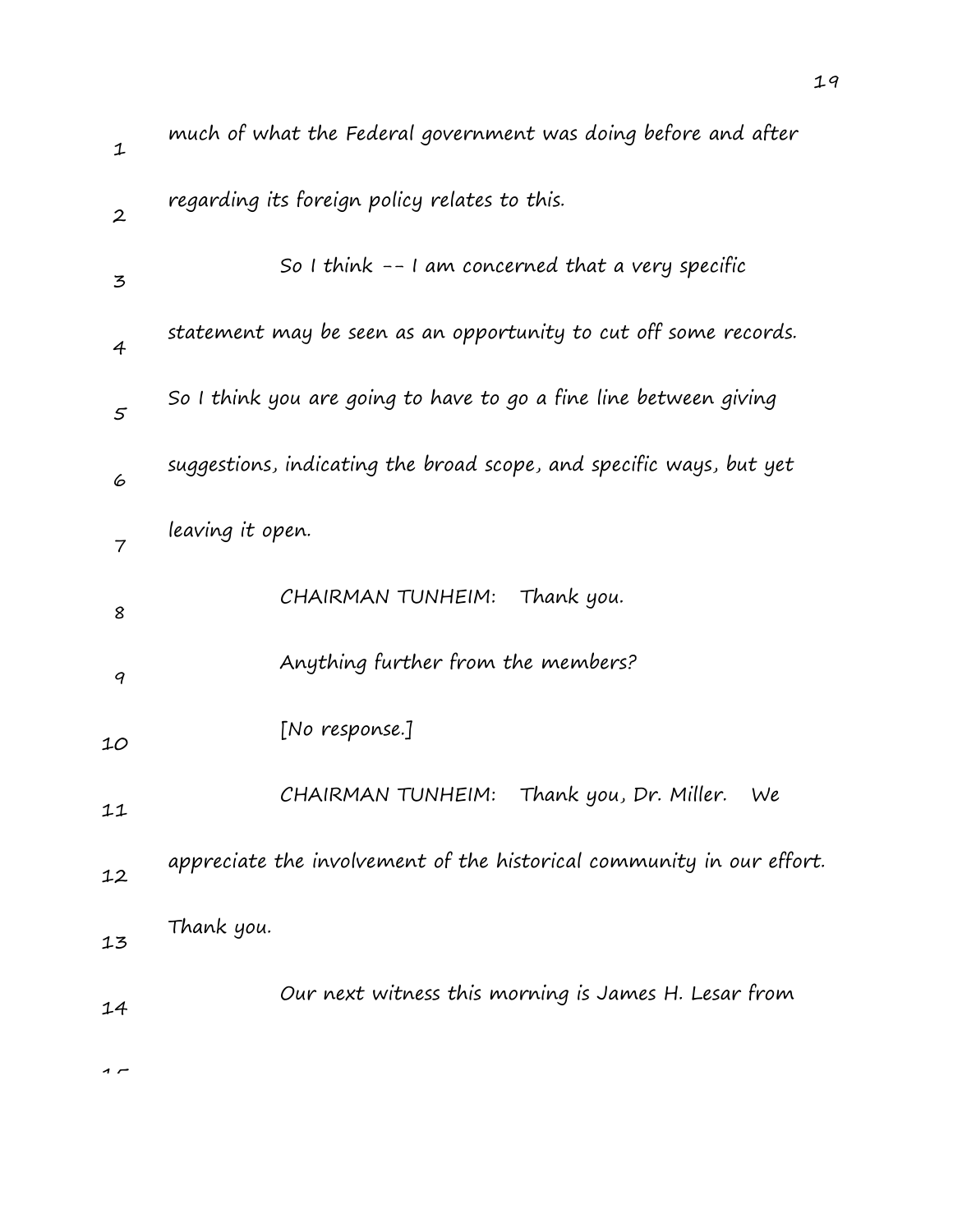much of what the Federal government was doing before and after regarding its foreign policy relates to this.

So I think -- I am concerned that a very specific statement may be seen as an opportunity to cut off some records. So I think you are going to have to go a fine line between giving suggestions, indicating the broad scope, and specific ways, but yet leaving it open.

CHAIRMAN TUNHEIM: Thank you.

Anything further from the members?

[No response.]

CHAIRMAN TUNHEIM: Thank you, Dr. Miller. We appreciate the involvement of the historical community in our effort. Thank you.

Our next witness this morning is James H. Lesar from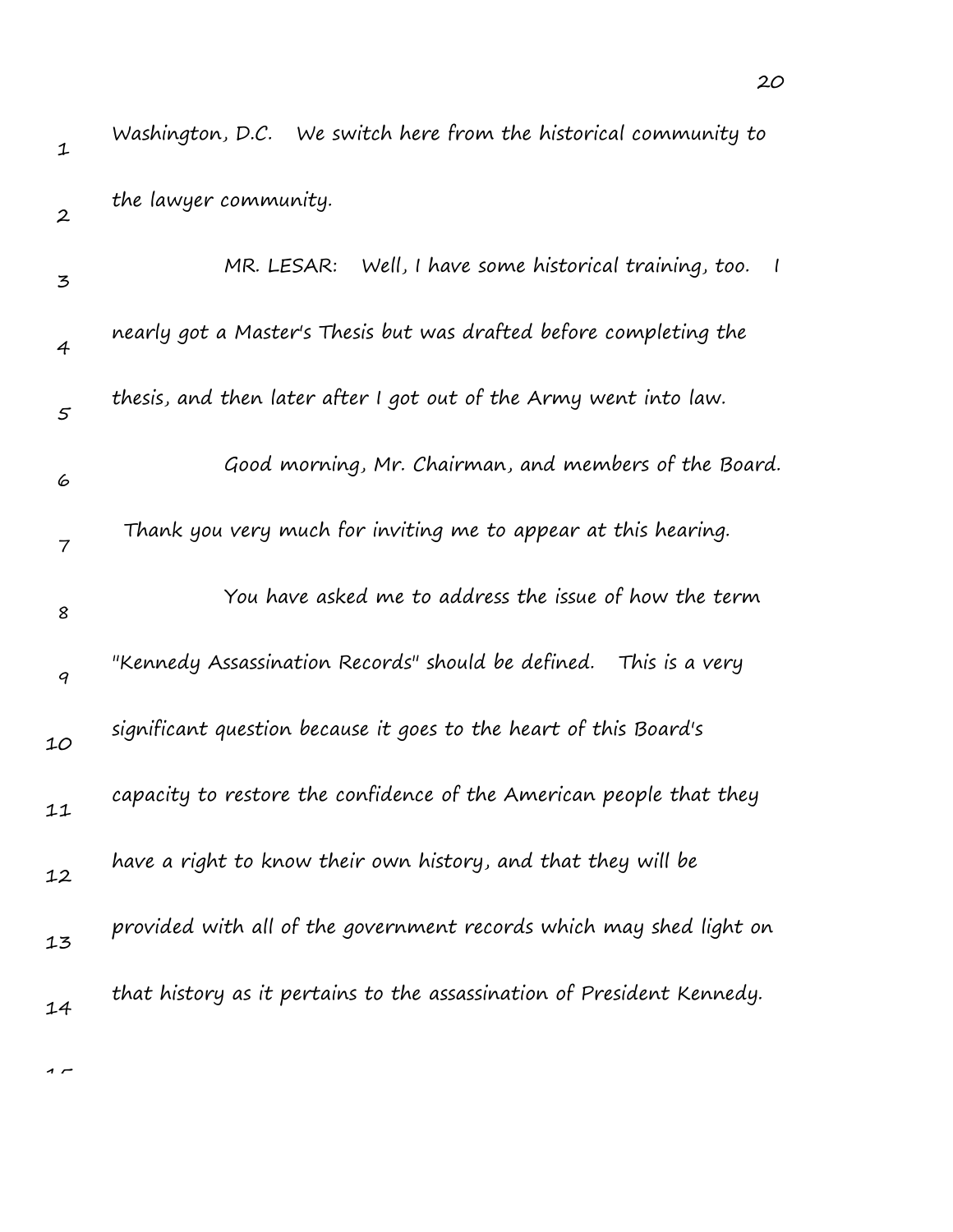Washington, D.C. We switch here from the historical community to the lawyer community.

MR. LESAR: Well, I have some historical training, too. I nearly got a Master's Thesis but was drafted before completing the thesis, and then later after I got out of the Army went into law.

Good morning, Mr. Chairman, and members of the Board. Thank you very much for inviting me to appear at this hearing.

You have asked me to address the issue of how the term "Kennedy Assassination Records" should be defined. This is a very significant question because it goes to the heart of this Board's capacity to restore the confidence of the American people that they have a right to know their own history, and that they will be provided with all of the government records which may shed light on that history as it pertains to the assassination of President Kennedy.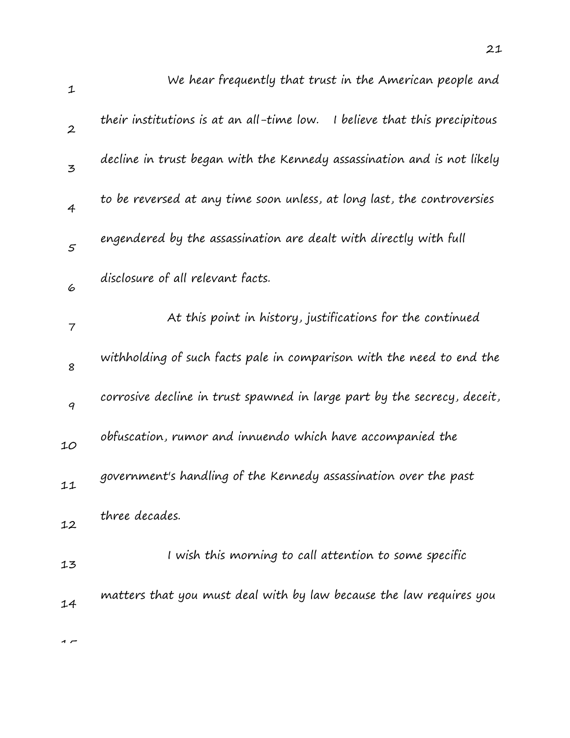We hear frequently that trust in the American people and their institutions is at an all-time low. I believe that this precipitous decline in trust began with the Kennedy assassination and is not likely to be reversed at any time soon unless, at long last, the controversies engendered by the assassination are dealt with directly with full disclosure of all relevant facts.

At this point in history, justifications for the continued withholding of such facts pale in comparison with the need to end the corrosive decline in trust spawned in large part by the secrecy, deceit, obfuscation, rumor and innuendo which have accompanied the government's handling of the Kennedy assassination over the past three decades.

I wish this morning to call attention to some specific matters that you must deal with by law because the law requires you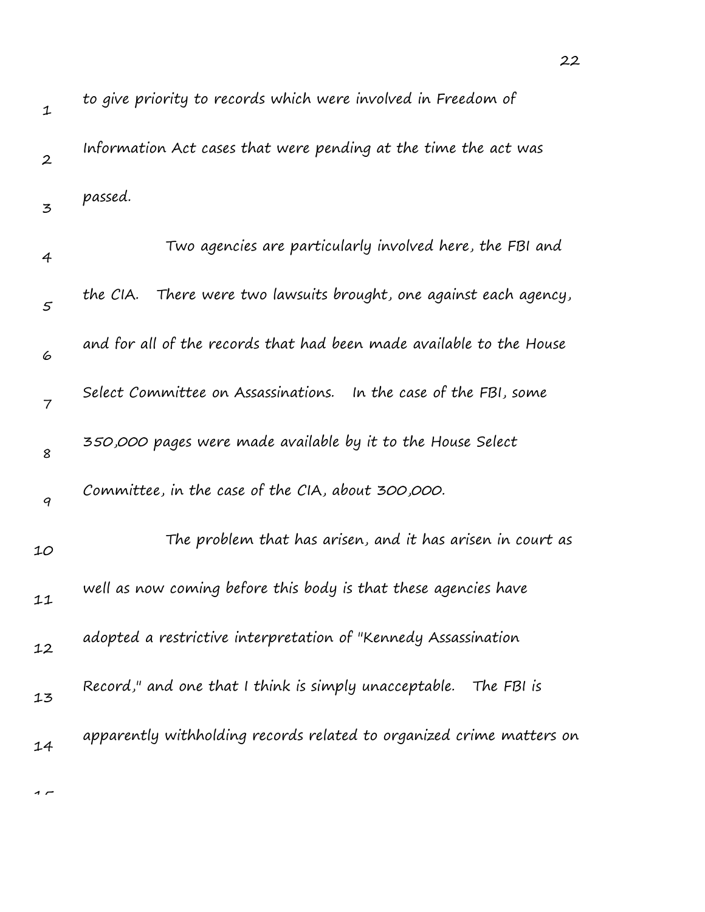to give priority to records which were involved in Freedom of Information Act cases that were pending at the time the act was passed.

Two agencies are particularly involved here, the FBI and the CIA. There were two lawsuits brought, one against each agency, and for all of the records that had been made available to the House Select Committee on Assassinations. In the case of the FBI, some 350,000 pages were made available by it to the House Select Committee, in the case of the CIA, about 300,000.

The problem that has arisen, and it has arisen in court as well as now coming before this body is that these agencies have adopted a restrictive interpretation of "Kennedy Assassination Record," and one that I think is simply unacceptable. The FBI is apparently withholding records related to organized crime matters on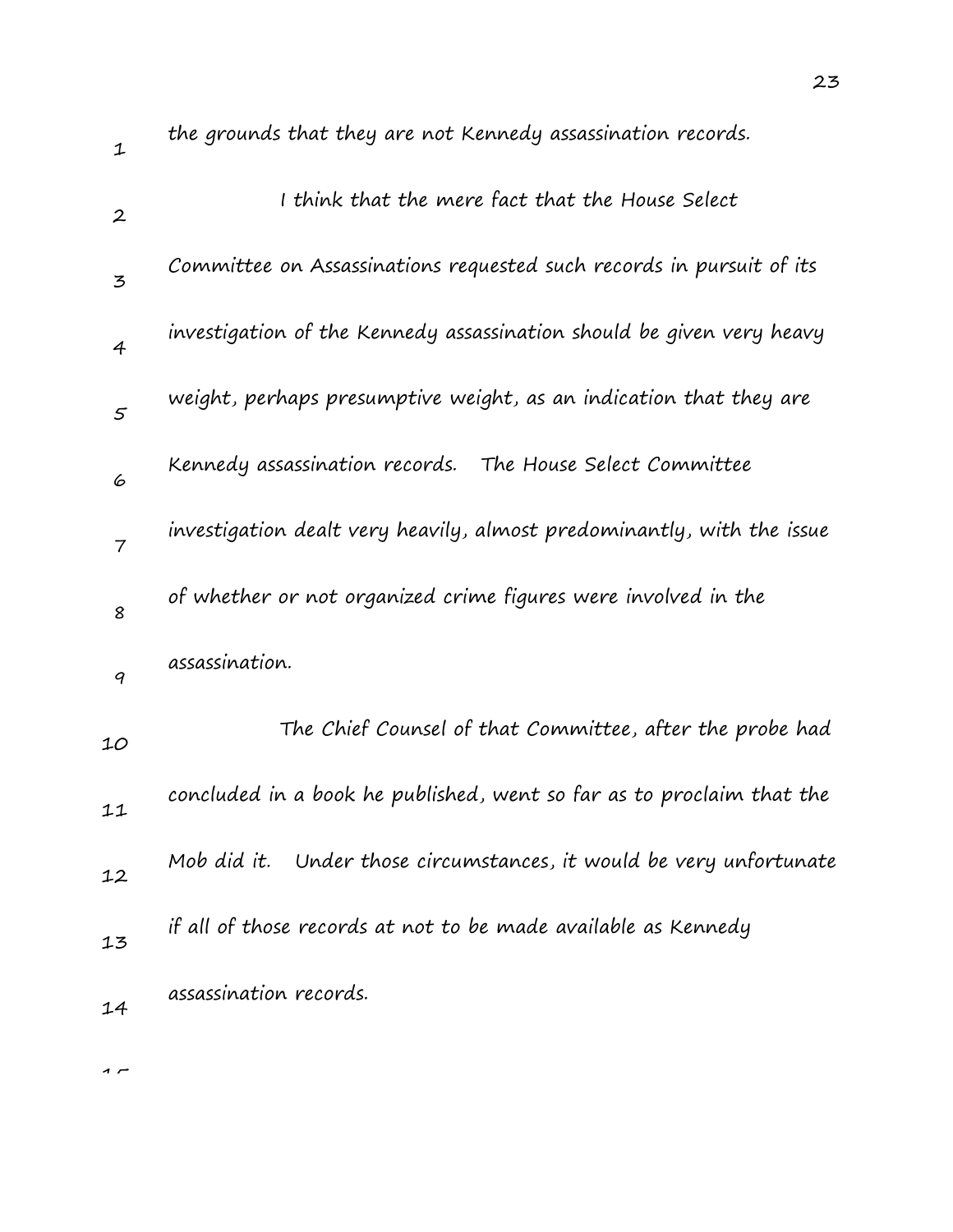the grounds that they are not Kennedy assassination records.

I think that the mere fact that the House Select Committee on Assassinations requested such records in pursuit of its investigation of the Kennedy assassination should be given very heavy weight, perhaps presumptive weight, as an indication that they are Kennedy assassination records. The House Select Committee investigation dealt very heavily, almost predominantly, with the issue of whether or not organized crime figures were involved in the assassination.

The Chief Counsel of that Committee, after the probe had concluded in a book he published, went so far as to proclaim that the Mob did it. Under those circumstances, it would be very unfortunate if all of those records at not to be made available as Kennedy assassination records.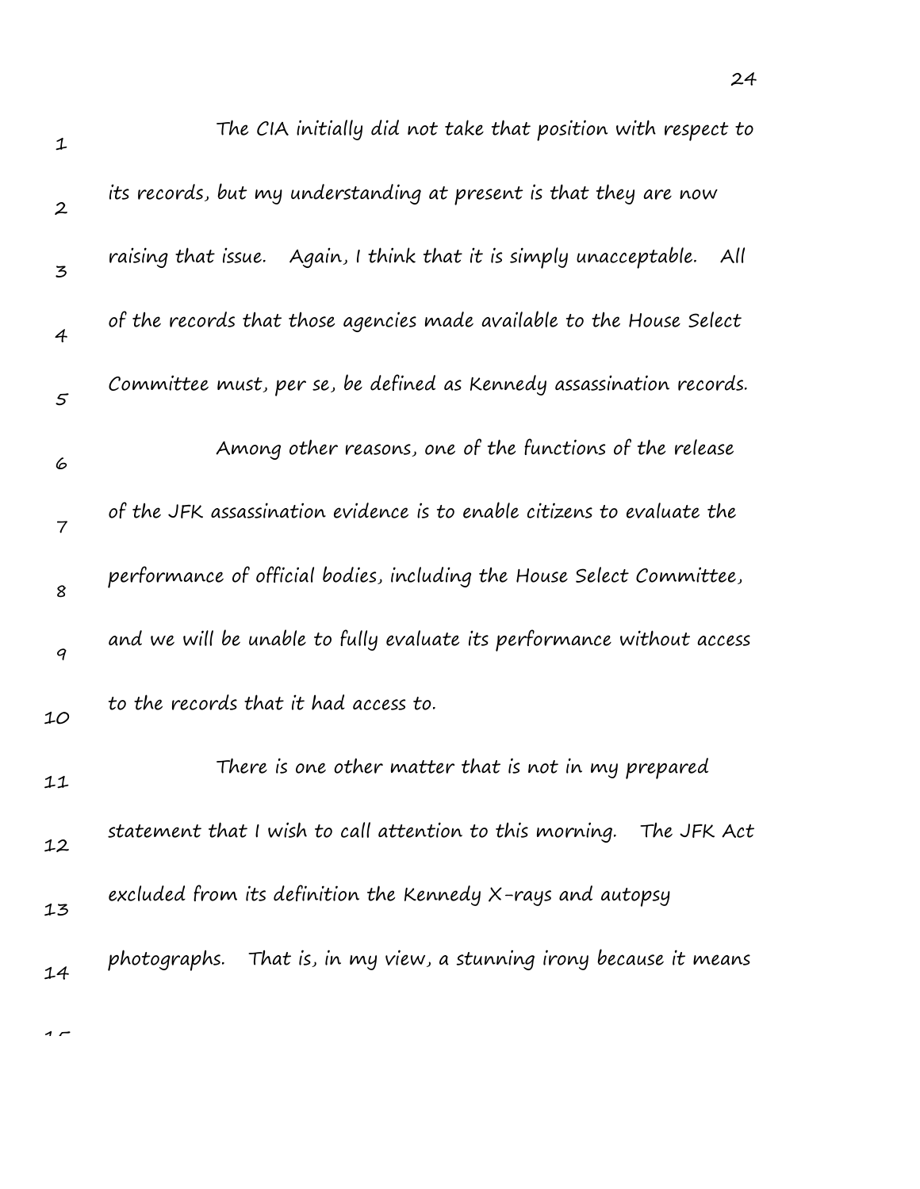The CIA initially did not take that position with respect to its records, but my understanding at present is that they are now raising that issue. Again, I think that it is simply unacceptable. All of the records that those agencies made available to the House Select Committee must, per se, be defined as Kennedy assassination records.

Among other reasons, one of the functions of the release of the JFK assassination evidence is to enable citizens to evaluate the performance of official bodies, including the House Select Committee, and we will be unable to fully evaluate its performance without access to the records that it had access to.

There is one other matter that is not in my prepared statement that I wish to call attention to this morning. The JFK Act excluded from its definition the Kennedy X-rays and autopsy photographs. That is, in my view, a stunning irony because it means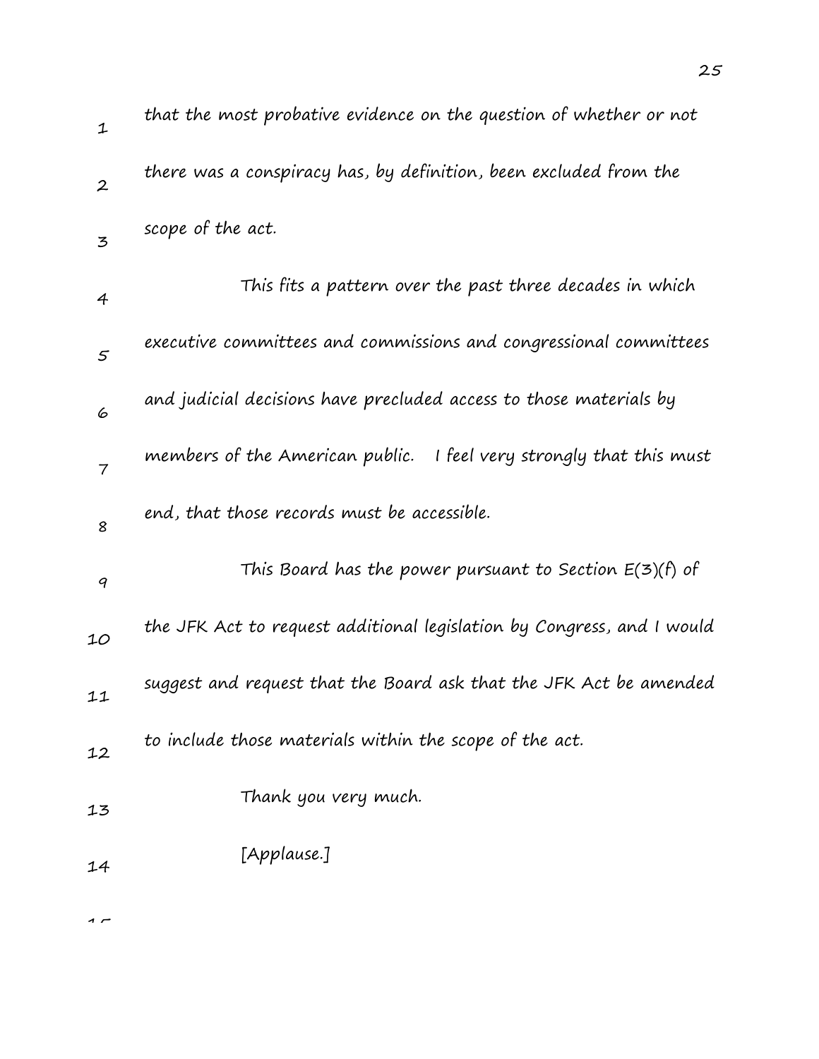that the most probative evidence on the question of whether or not there was a conspiracy has, by definition, been excluded from the scope of the act.

This fits a pattern over the past three decades in which executive committees and commissions and congressional committees and judicial decisions have precluded access to those materials by members of the American public. I feel very strongly that this must end, that those records must be accessible.

This Board has the power pursuant to Section E(3)(f) of the JFK Act to request additional legislation by Congress, and I would suggest and request that the Board ask that the JFK Act be amended to include those materials within the scope of the act.

Thank you very much.

[Applause.]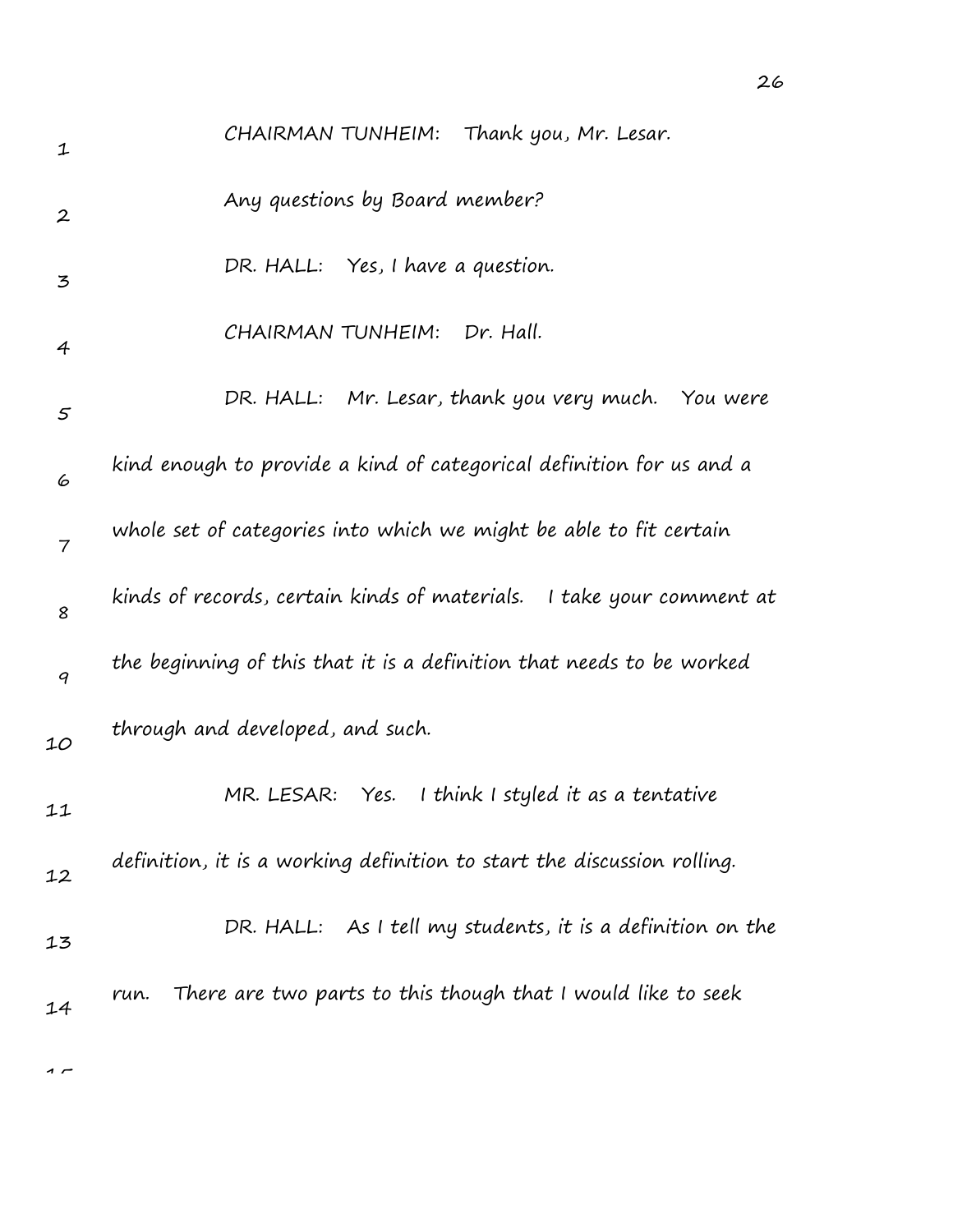CHAIRMAN TUNHEIM: Thank you, Mr. Lesar.

Any questions by Board member?

DR. HALL: Yes, I have a question.

CHAIRMAN TUNHEIM: Dr. Hall.

DR. HALL: Mr. Lesar, thank you very much. You were kind enough to provide a kind of categorical definition for us and a whole set of categories into which we might be able to fit certain kinds of records, certain kinds of materials. I take your comment at the beginning of this that it is a definition that needs to be worked through and developed, and such.

MR. LESAR: Yes. I think I styled it as a tentative definition, it is a working definition to start the discussion rolling.

DR. HALL: As I tell my students, it is a definition on the run. There are two parts to this though that I would like to seek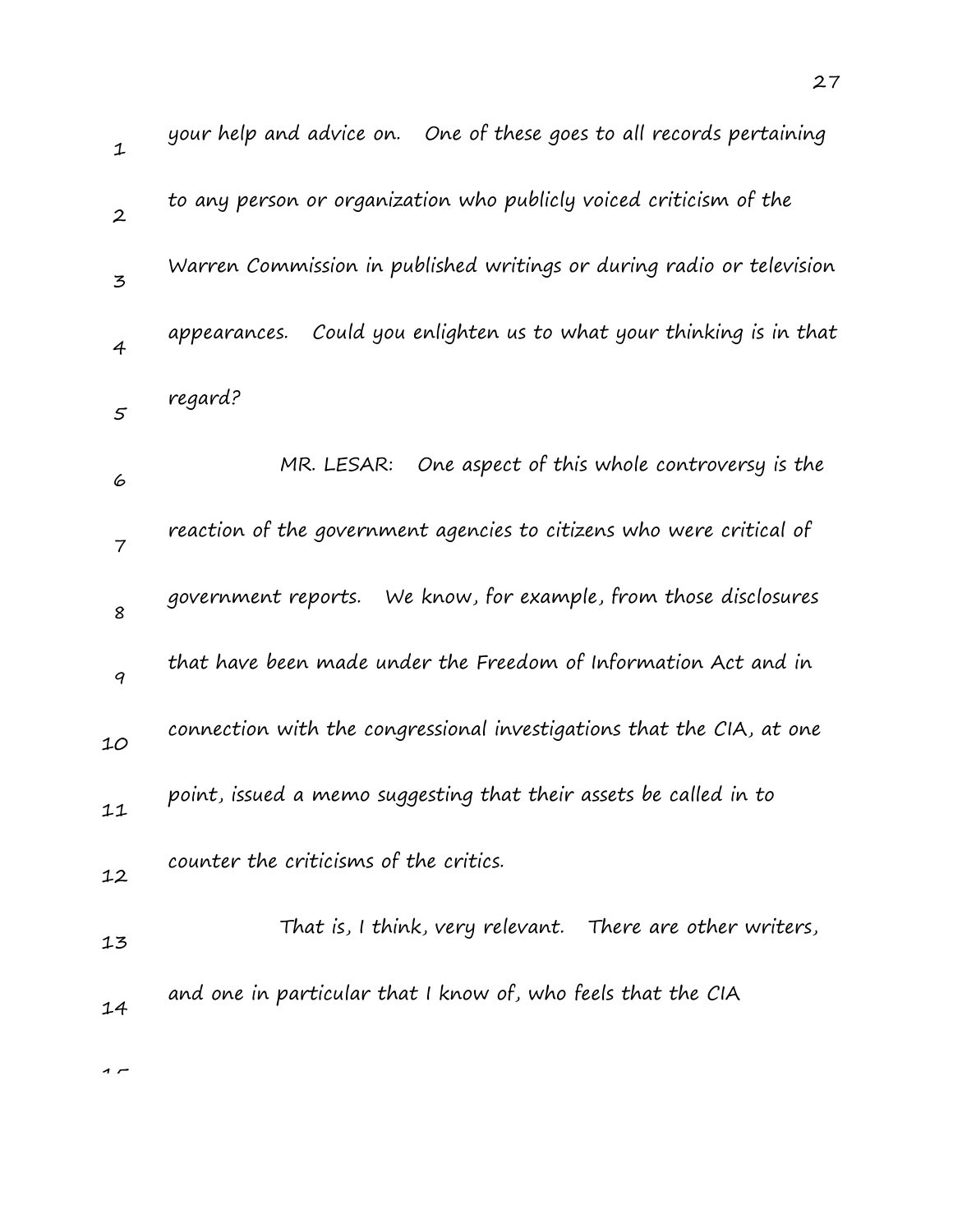your help and advice on. One of these goes to all records pertaining to any person or organization who publicly voiced criticism of the Warren Commission in published writings or during radio or television appearances. Could you enlighten us to what your thinking is in that regard?

MR. LESAR: One aspect of this whole controversy is the reaction of the government agencies to citizens who were critical of government reports. We know, for example, from those disclosures that have been made under the Freedom of Information Act and in connection with the congressional investigations that the CIA, at one point, issued a memo suggesting that their assets be called in to counter the criticisms of the critics.

That is, I think, very relevant. There are other writers, and one in particular that I know of, who feels that the CIA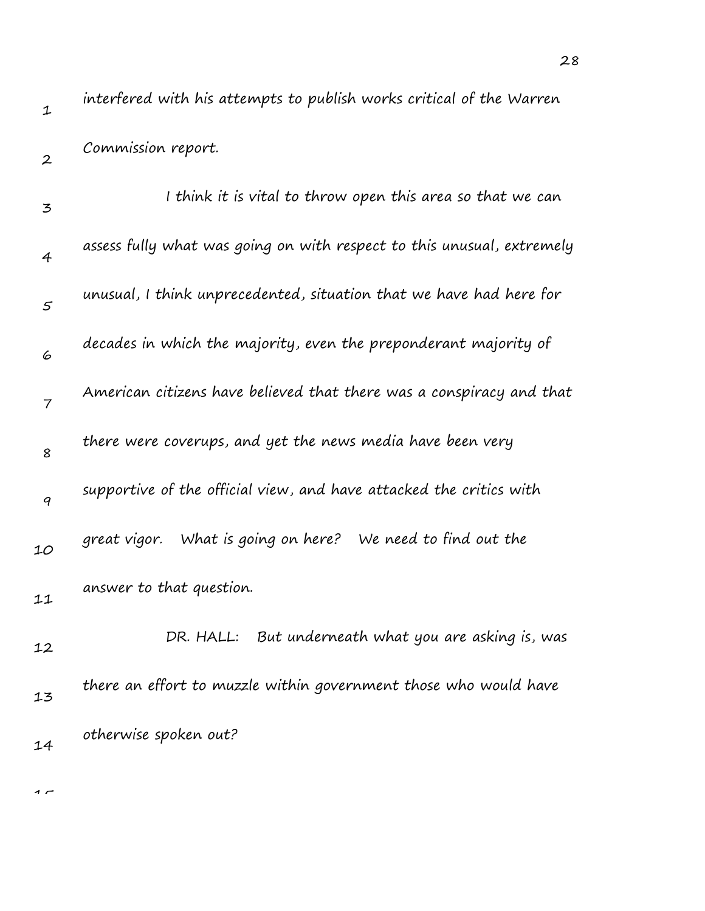interfered with his attempts to publish works critical of the Warren Commission report.

I think it is vital to throw open this area so that we can assess fully what was going on with respect to this unusual, extremely unusual, I think unprecedented, situation that we have had here for decades in which the majority, even the preponderant majority of American citizens have believed that there was a conspiracy and that there were coverups, and yet the news media have been very supportive of the official view, and have attacked the critics with great vigor. What is going on here? We need to find out the answer to that question.

DR. HALL: But underneath what you are asking is, was there an effort to muzzle within government those who would have otherwise spoken out?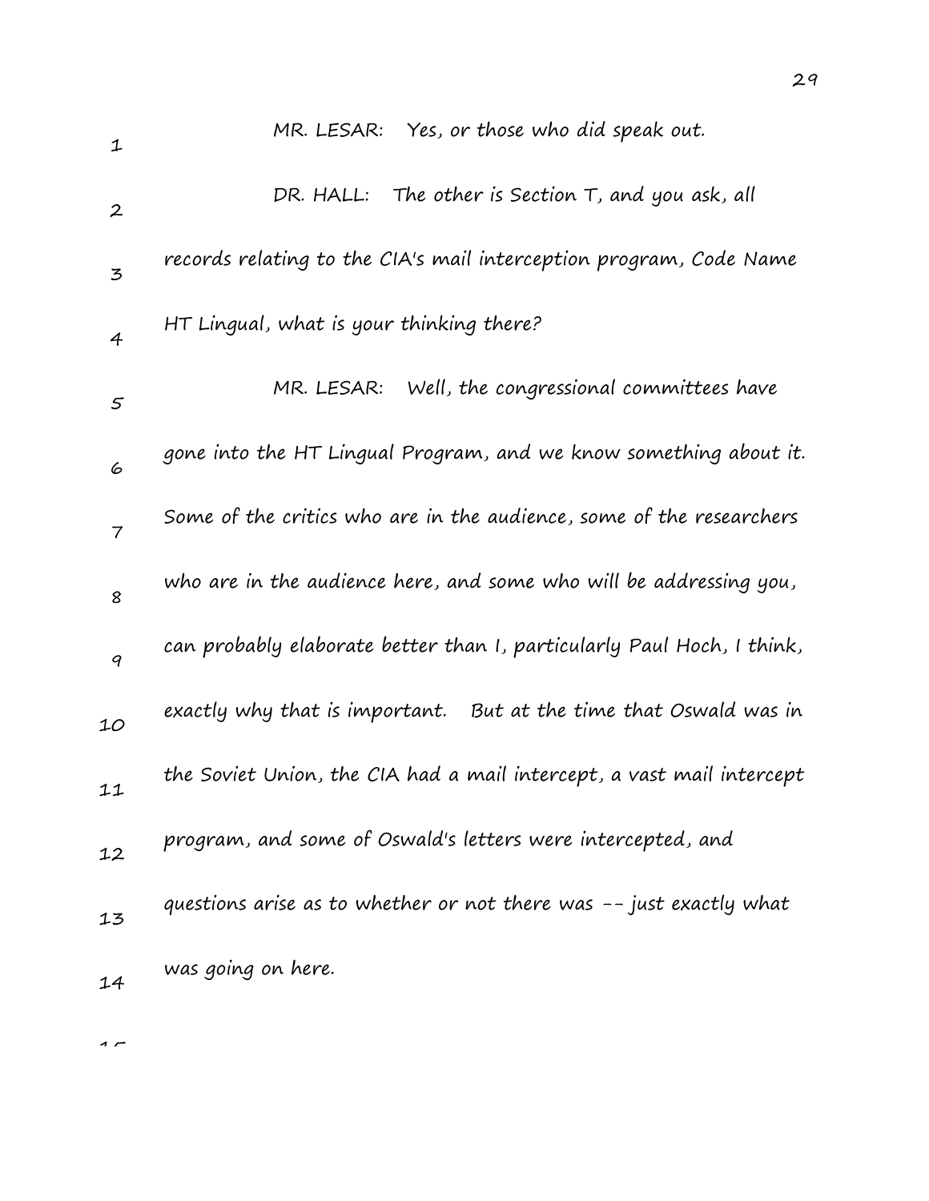MR. LESAR: Yes, or those who did speak out.

DR. HALL: The other is Section T, and you ask, all records relating to the CIA's mail interception program, Code Name HT Lingual, what is your thinking there?

MR. LESAR: Well, the congressional committees have gone into the HT Lingual Program, and we know something about it. Some of the critics who are in the audience, some of the researchers who are in the audience here, and some who will be addressing you, can probably elaborate better than I, particularly Paul Hoch, I think, exactly why that is important. But at the time that Oswald was in the Soviet Union, the CIA had a mail intercept, a vast mail intercept program, and some of Oswald's letters were intercepted, and questions arise as to whether or not there was -- just exactly what was going on here.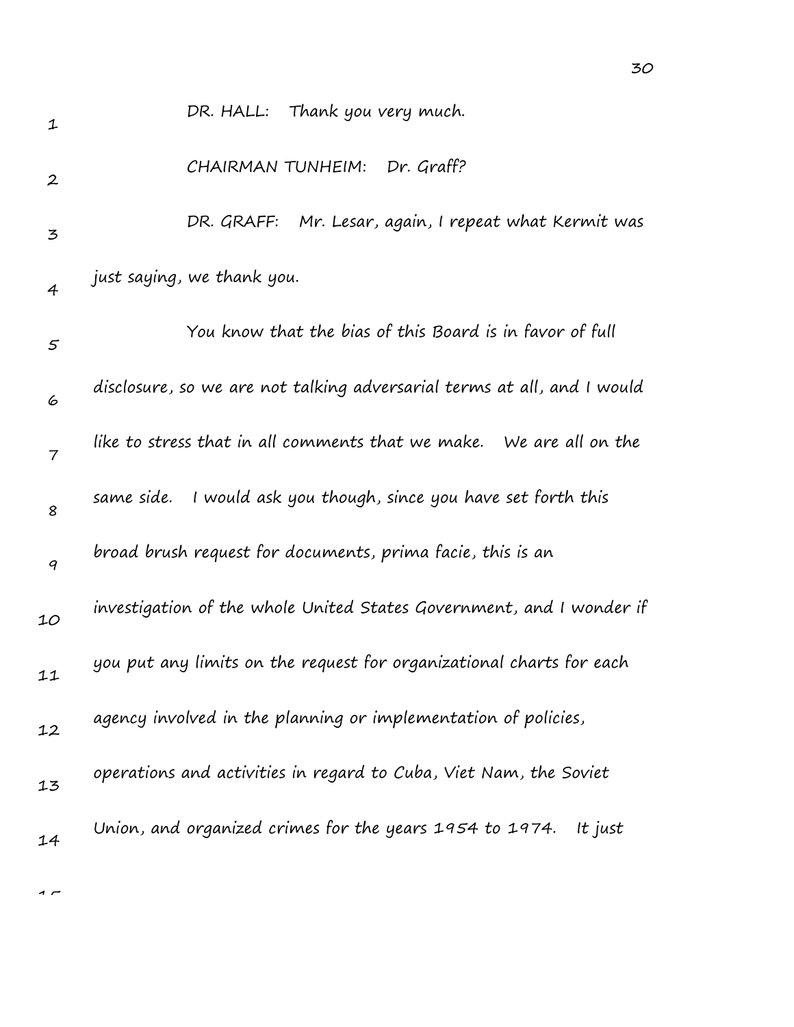DR. HALL: Thank you very much.

CHAIRMAN TUNHEIM: Dr. Graff?

DR. GRAFF: Mr. Lesar, again, I repeat what Kermit was just saying, we thank you.

You know that the bias of this Board is in favor of full disclosure, so we are not talking adversarial terms at all, and I would like to stress that in all comments that we make. We are all on the same side. I would ask you though, since you have set forth this broad brush request for documents, prima facie, this is an investigation of the whole United States Government, and I wonder if you put any limits on the request for organizational charts for each agency involved in the planning or implementation of policies, operations and activities in regard to Cuba, Viet Nam, the Soviet Union, and organized crimes for the years 1954 to 1974. It just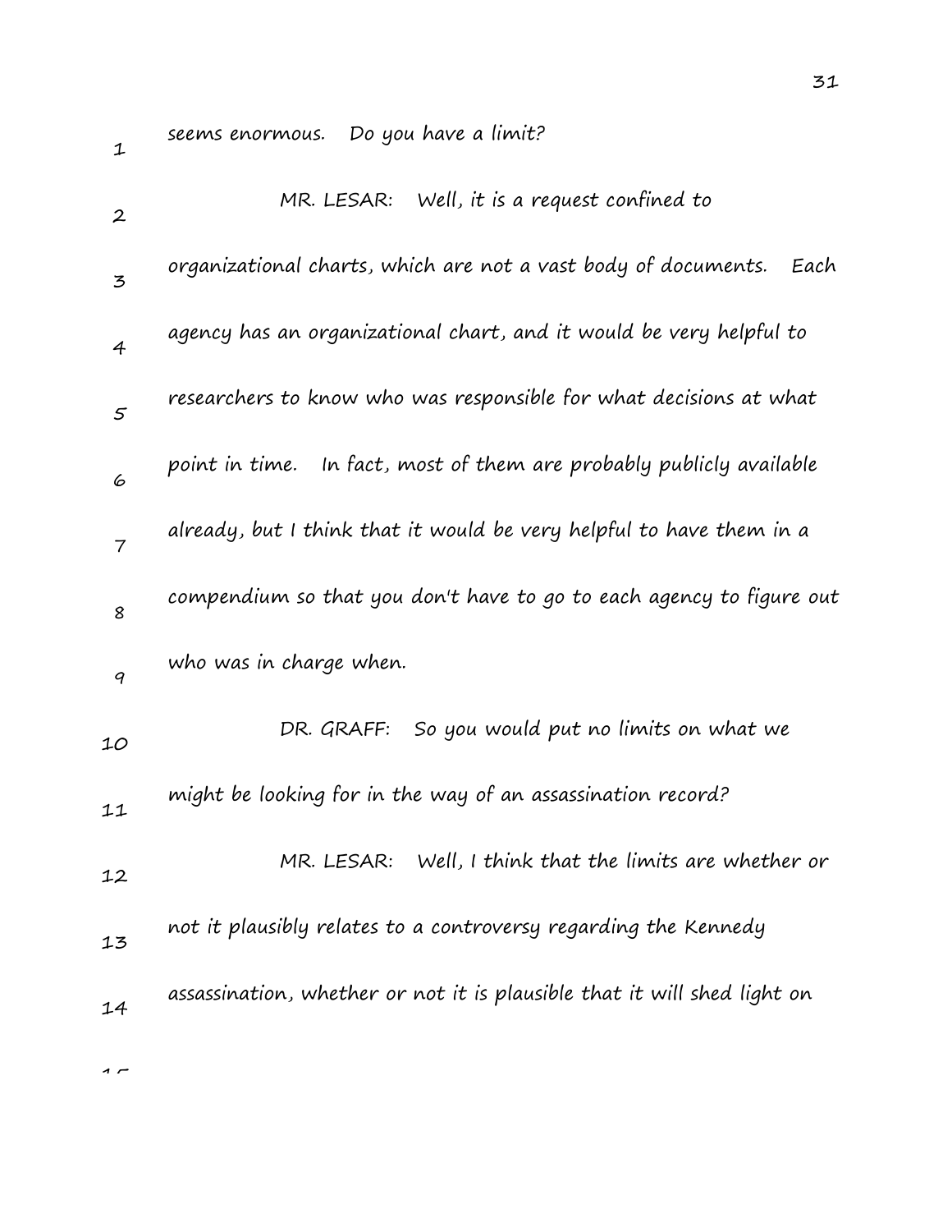seems enormous. Do you have a limit?

MR. LESAR: Well, it is a request confined to organizational charts, which are not a vast body of documents. Each agency has an organizational chart, and it would be very helpful to researchers to know who was responsible for what decisions at what point in time. In fact, most of them are probably publicly available already, but I think that it would be very helpful to have them in a compendium so that you don't have to go to each agency to figure out who was in charge when.

DR. GRAFF: So you would put no limits on what we might be looking for in the way of an assassination record?

MR. LESAR: Well, I think that the limits are whether or not it plausibly relates to a controversy regarding the Kennedy assassination, whether or not it is plausible that it will shed light on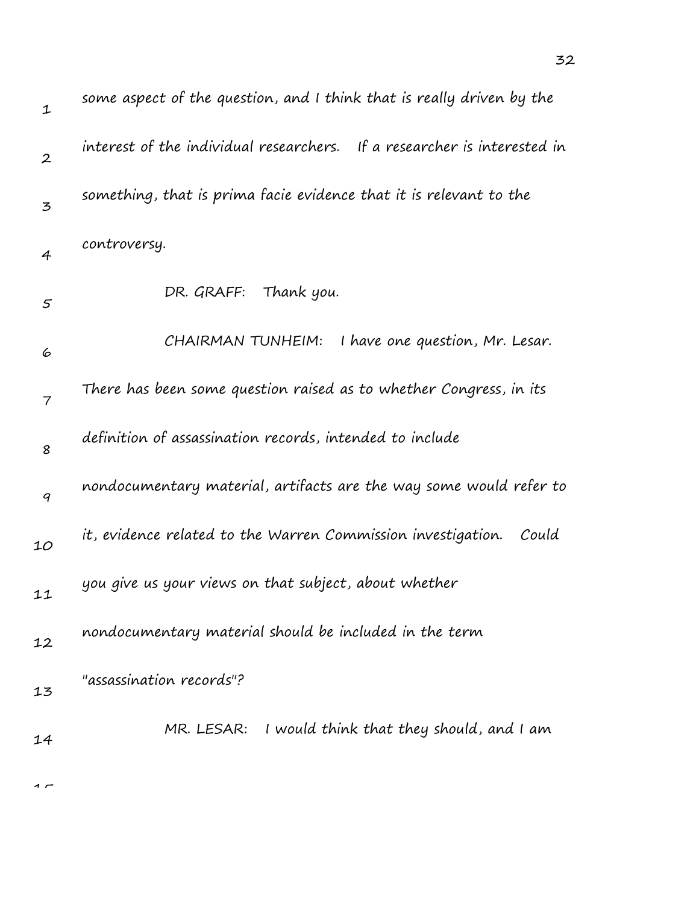some aspect of the question, and I think that is really driven by the interest of the individual researchers. If a researcher is interested in something, that is prima facie evidence that it is relevant to the controversy.

DR. GRAFF: Thank you.

CHAIRMAN TUNHEIM: I have one question, Mr. Lesar. There has been some question raised as to whether Congress, in its definition of assassination records, intended to include nondocumentary material, artifacts are the way some would refer to it, evidence related to the Warren Commission investigation. Could you give us your views on that subject, about whether nondocumentary material should be included in the term "assassination records"?

MR. LESAR: I would think that they should, and I am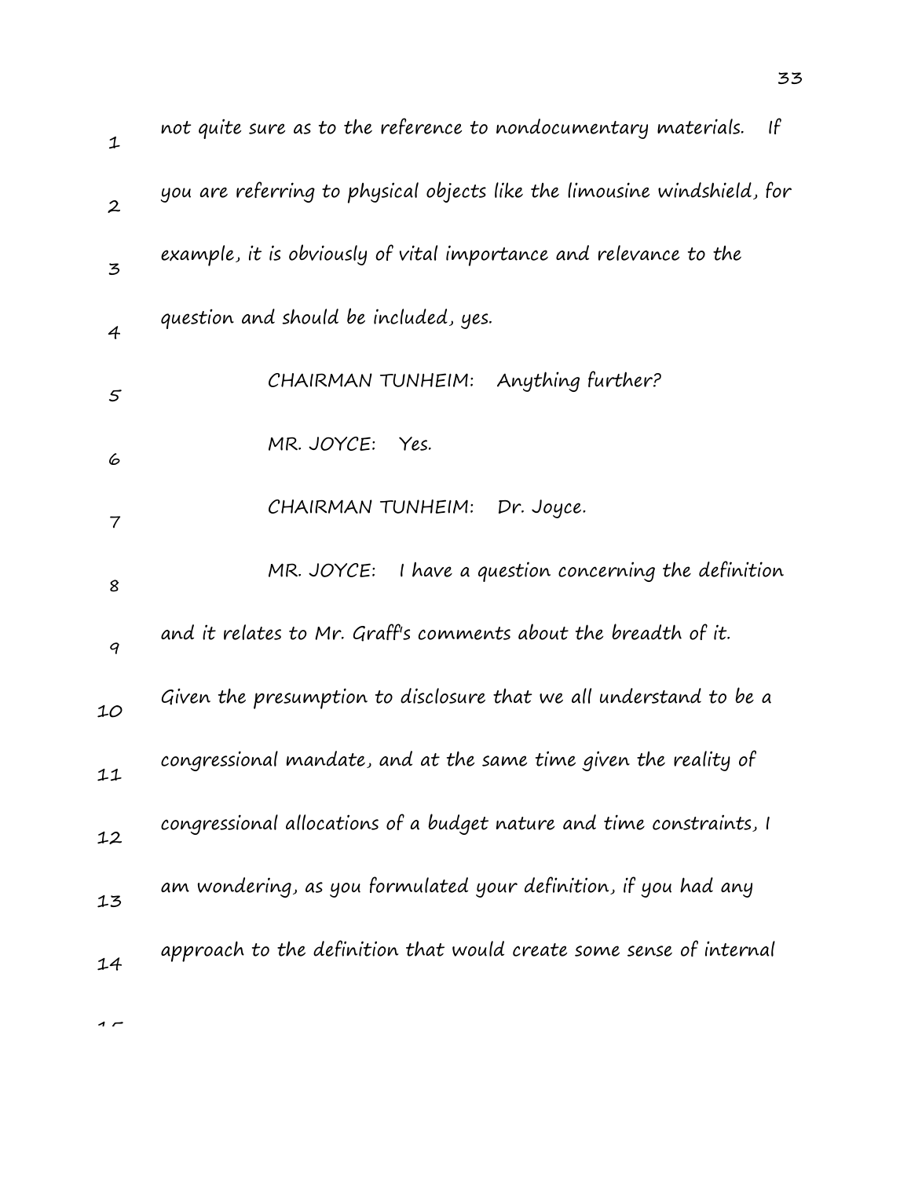not quite sure as to the reference to nondocumentary materials. If you are referring to physical objects like the limousine windshield, for example, it is obviously of vital importance and relevance to the question and should be included, yes.

CHAIRMAN TUNHEIM: Anything further?

MR. JOYCE: Yes.

CHAIRMAN TUNHEIM: Dr. Joyce.

MR. JOYCE: I have a question concerning the definition and it relates to Mr. Graff's comments about the breadth of it. Given the presumption to disclosure that we all understand to be a congressional mandate, and at the same time given the reality of congressional allocations of a budget nature and time constraints, I am wondering, as you formulated your definition, if you had any approach to the definition that would create some sense of internal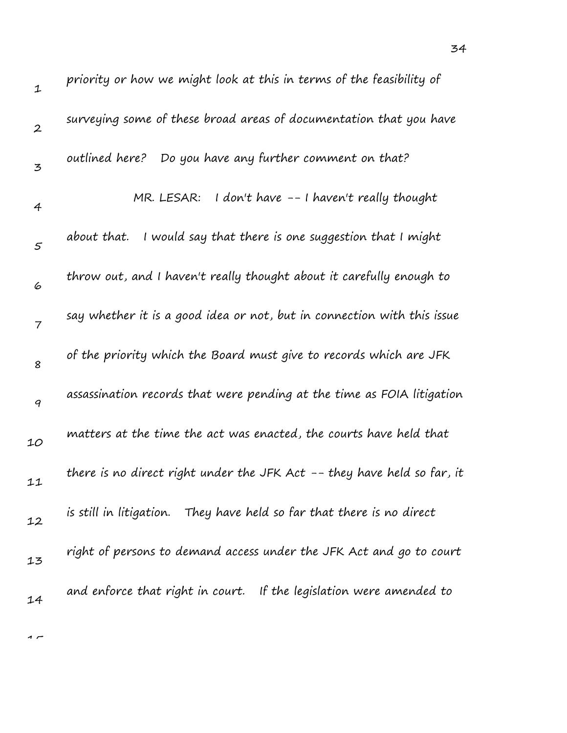priority or how we might look at this in terms of the feasibility of surveying some of these broad areas of documentation that you have outlined here? Do you have any further comment on that?

MR. LESAR: I don't have -- I haven't really thought about that. I would say that there is one suggestion that I might throw out, and I haven't really thought about it carefully enough to say whether it is a good idea or not, but in connection with this issue of the priority which the Board must give to records which are JFK assassination records that were pending at the time as FOIA litigation matters at the time the act was enacted, the courts have held that there is no direct right under the JFK Act -- they have held so far, it is still in litigation. They have held so far that there is no direct right of persons to demand access under the JFK Act and go to court and enforce that right in court. If the legislation were amended to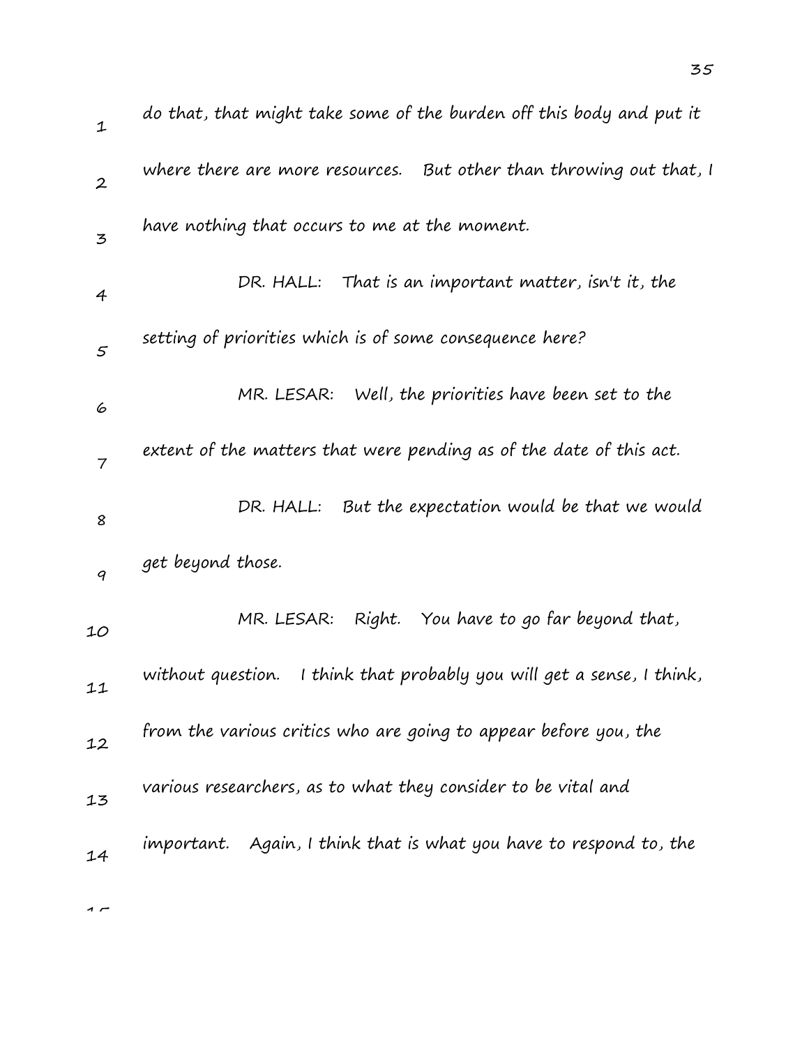do that, that might take some of the burden off this body and put it where there are more resources. But other than throwing out that, I have nothing that occurs to me at the moment.

DR. HALL: That is an important matter, isn't it, the setting of priorities which is of some consequence here?

MR. LESAR: Well, the priorities have been set to the extent of the matters that were pending as of the date of this act.

DR. HALL: But the expectation would be that we would get beyond those.

MR. LESAR: Right. You have to go far beyond that, without question. I think that probably you will get a sense, I think, from the various critics who are going to appear before you, the various researchers, as to what they consider to be vital and important. Again, I think that is what you have to respond to, the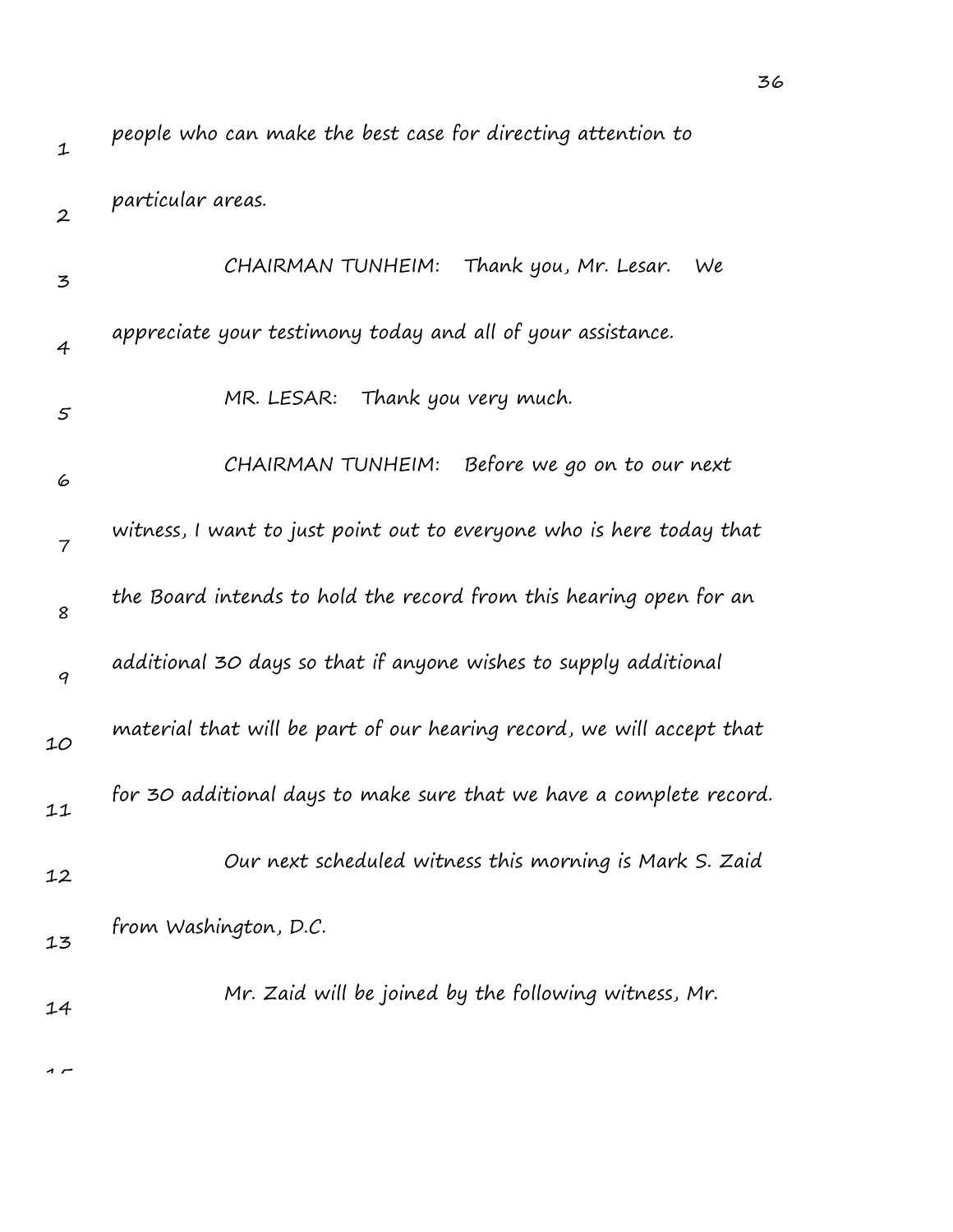people who can make the best case for directing attention to particular areas.

CHAIRMAN TUNHEIM: Thank you, Mr. Lesar. We appreciate your testimony today and all of your assistance.

MR. LESAR: Thank you very much.

CHAIRMAN TUNHEIM: Before we go on to our next witness, I want to just point out to everyone who is here today that the Board intends to hold the record from this hearing open for an additional 30 days so that if anyone wishes to supply additional material that will be part of our hearing record, we will accept that for 30 additional days to make sure that we have a complete record.

Our next scheduled witness this morning is Mark S. Zaid from Washington, D.C.

Mr. Zaid will be joined by the following witness, Mr.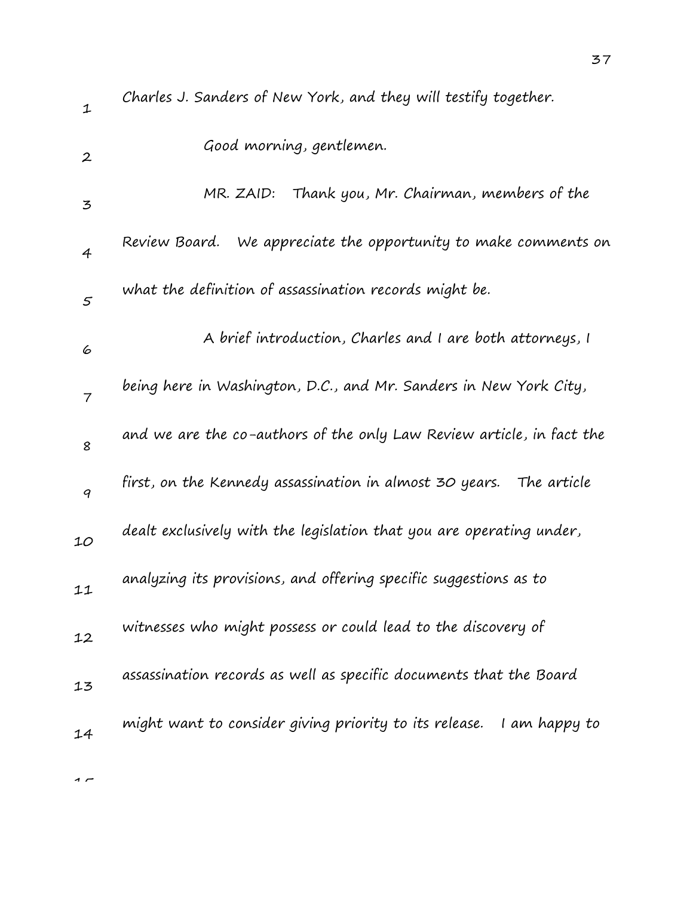Charles J. Sanders of New York, and they will testify together.

Good morning, gentlemen.

MR. ZAID: Thank you, Mr. Chairman, members of the Review Board. We appreciate the opportunity to make comments on what the definition of assassination records might be.

A brief introduction, Charles and I are both attorneys, I being here in Washington, D.C., and Mr. Sanders in New York City, and we are the co-authors of the only Law Review article, in fact the first, on the Kennedy assassination in almost 30 years. The article dealt exclusively with the legislation that you are operating under, analyzing its provisions, and offering specific suggestions as to witnesses who might possess or could lead to the discovery of assassination records as well as specific documents that the Board might want to consider giving priority to its release. I am happy to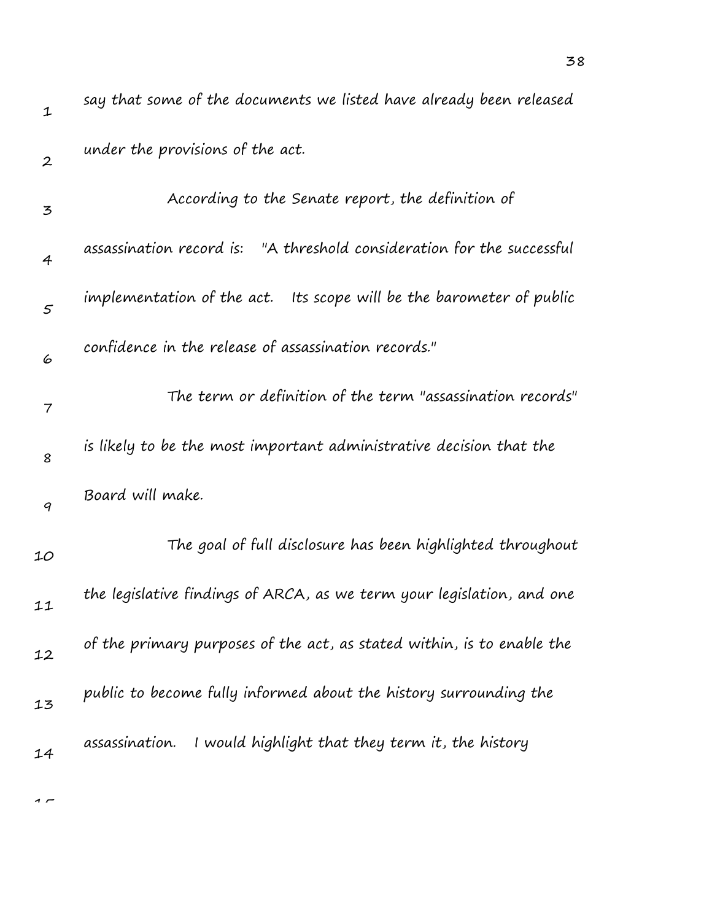say that some of the documents we listed have already been released under the provisions of the act.

According to the Senate report, the definition of assassination record is: "A threshold consideration for the successful implementation of the act. Its scope will be the barometer of public confidence in the release of assassination records."

The term or definition of the term "assassination records" is likely to be the most important administrative decision that the Board will make.

The goal of full disclosure has been highlighted throughout the legislative findings of ARCA, as we term your legislation, and one of the primary purposes of the act, as stated within, is to enable the public to become fully informed about the history surrounding the assassination. I would highlight that they term it, the history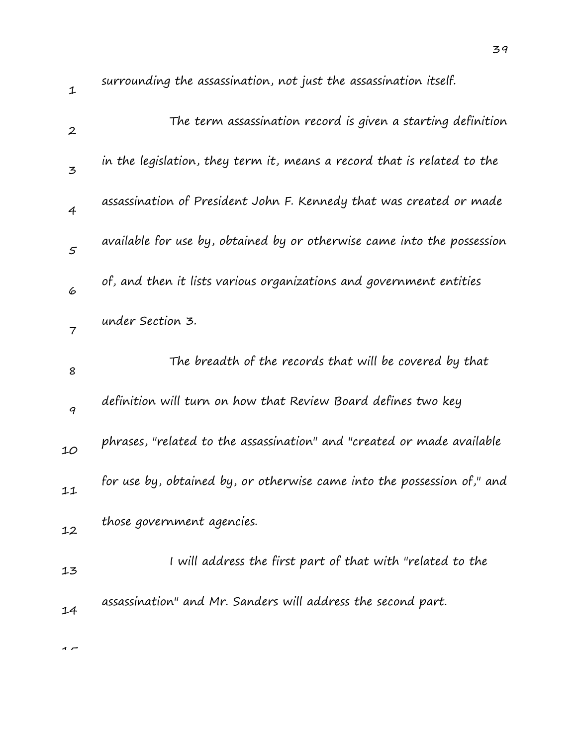surrounding the assassination, not just the assassination itself.

The term assassination record is given a starting definition in the legislation, they term it, means a record that is related to the assassination of President John F. Kennedy that was created or made available for use by, obtained by or otherwise came into the possession of, and then it lists various organizations and government entities under Section 3.

The breadth of the records that will be covered by that definition will turn on how that Review Board defines two key phrases, "related to the assassination" and "created or made available for use by, obtained by, or otherwise came into the possession of," and those government agencies.

I will address the first part of that with "related to the assassination" and Mr. Sanders will address the second part.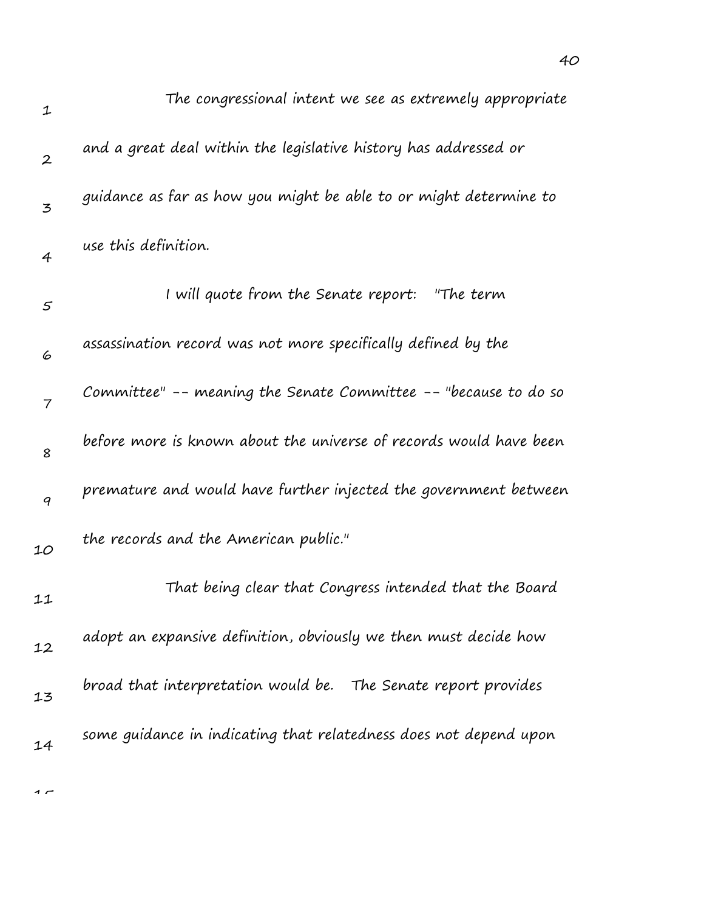The congressional intent we see as extremely appropriate and a great deal within the legislative history has addressed or guidance as far as how you might be able to or might determine to use this definition.

I will quote from the Senate report: "The term assassination record was not more specifically defined by the Committee" -- meaning the Senate Committee -- "because to do so before more is known about the universe of records would have been premature and would have further injected the government between the records and the American public."

That being clear that Congress intended that the Board adopt an expansive definition, obviously we then must decide how broad that interpretation would be. The Senate report provides some guidance in indicating that relatedness does not depend upon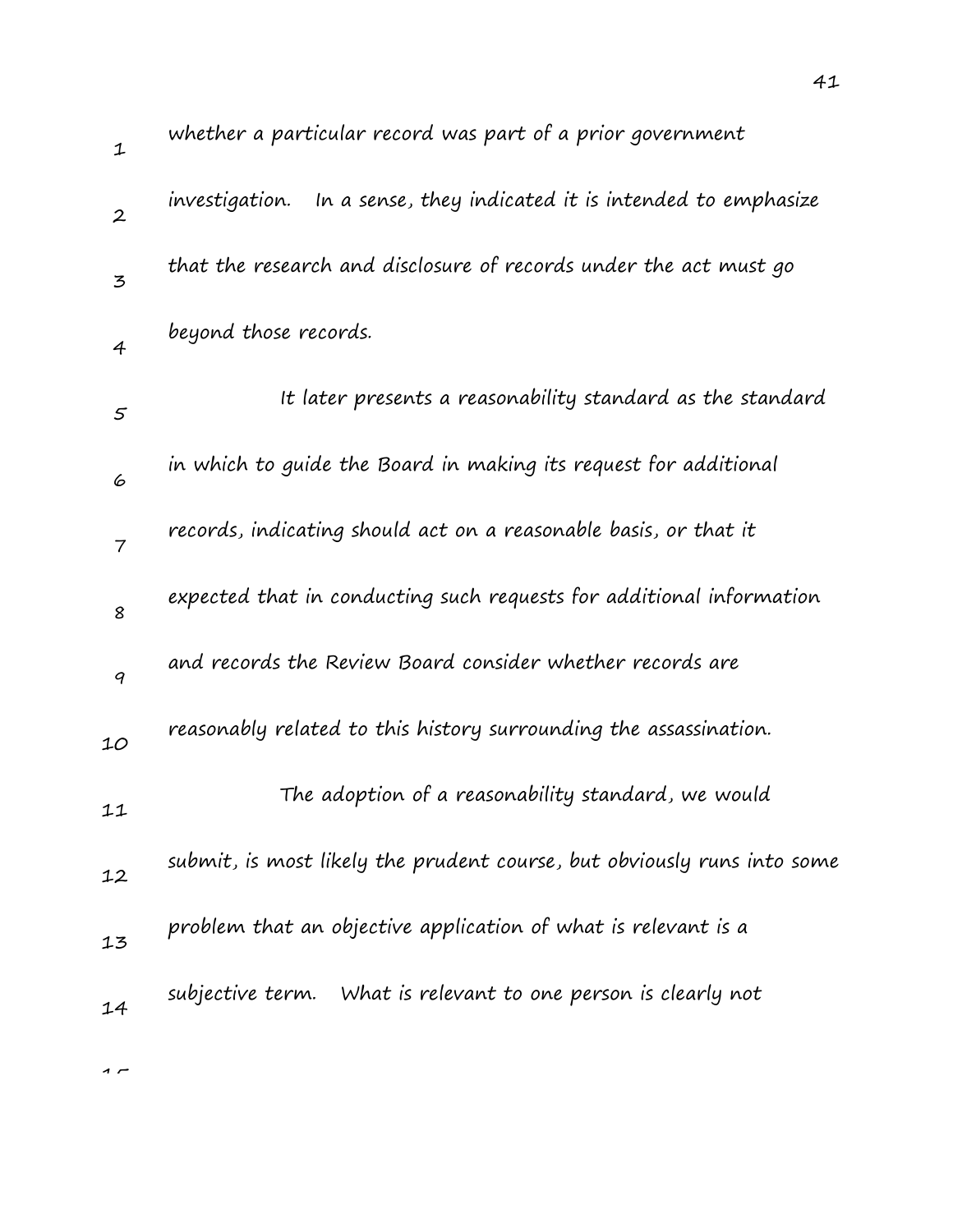whether a particular record was part of a prior government investigation. In a sense, they indicated it is intended to emphasize that the research and disclosure of records under the act must go beyond those records.

It later presents a reasonability standard as the standard in which to guide the Board in making its request for additional records, indicating should act on a reasonable basis, or that it expected that in conducting such requests for additional information and records the Review Board consider whether records are reasonably related to this history surrounding the assassination.

The adoption of a reasonability standard, we would submit, is most likely the prudent course, but obviously runs into some problem that an objective application of what is relevant is a subjective term. What is relevant to one person is clearly not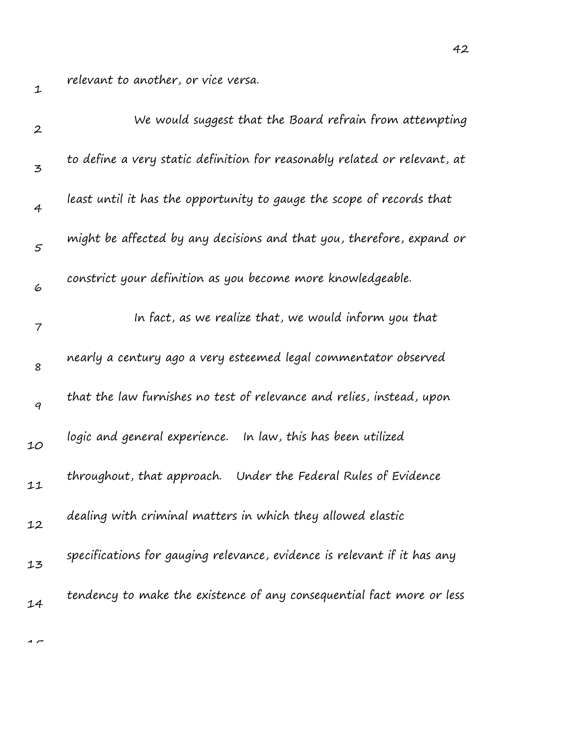relevant to another, or vice versa.

We would suggest that the Board refrain from attempting to define a very static definition for reasonably related or relevant, at least until it has the opportunity to gauge the scope of records that might be affected by any decisions and that you, therefore, expand or constrict your definition as you become more knowledgeable.

In fact, as we realize that, we would inform you that nearly a century ago a very esteemed legal commentator observed that the law furnishes no test of relevance and relies, instead, upon logic and general experience. In law, this has been utilized throughout, that approach. Under the Federal Rules of Evidence dealing with criminal matters in which they allowed elastic specifications for gauging relevance, evidence is relevant if it has any tendency to make the existence of any consequential fact more or less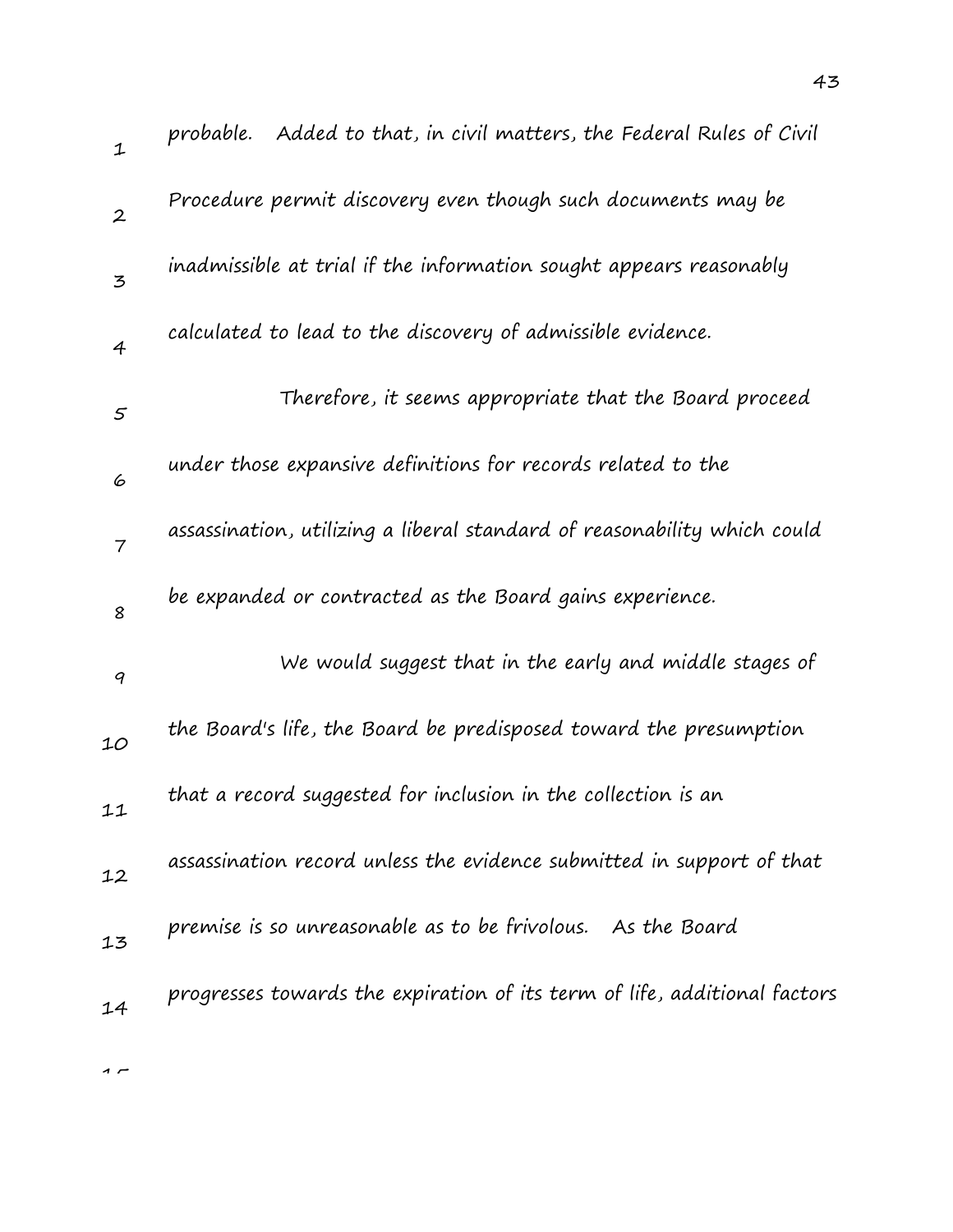probable. Added to that, in civil matters, the Federal Rules of Civil Procedure permit discovery even though such documents may be inadmissible at trial if the information sought appears reasonably calculated to lead to the discovery of admissible evidence.

Therefore, it seems appropriate that the Board proceed under those expansive definitions for records related to the assassination, utilizing a liberal standard of reasonability which could be expanded or contracted as the Board gains experience.

We would suggest that in the early and middle stages of the Board's life, the Board be predisposed toward the presumption that a record suggested for inclusion in the collection is an assassination record unless the evidence submitted in support of that premise is so unreasonable as to be frivolous. As the Board progresses towards the expiration of its term of life, additional factors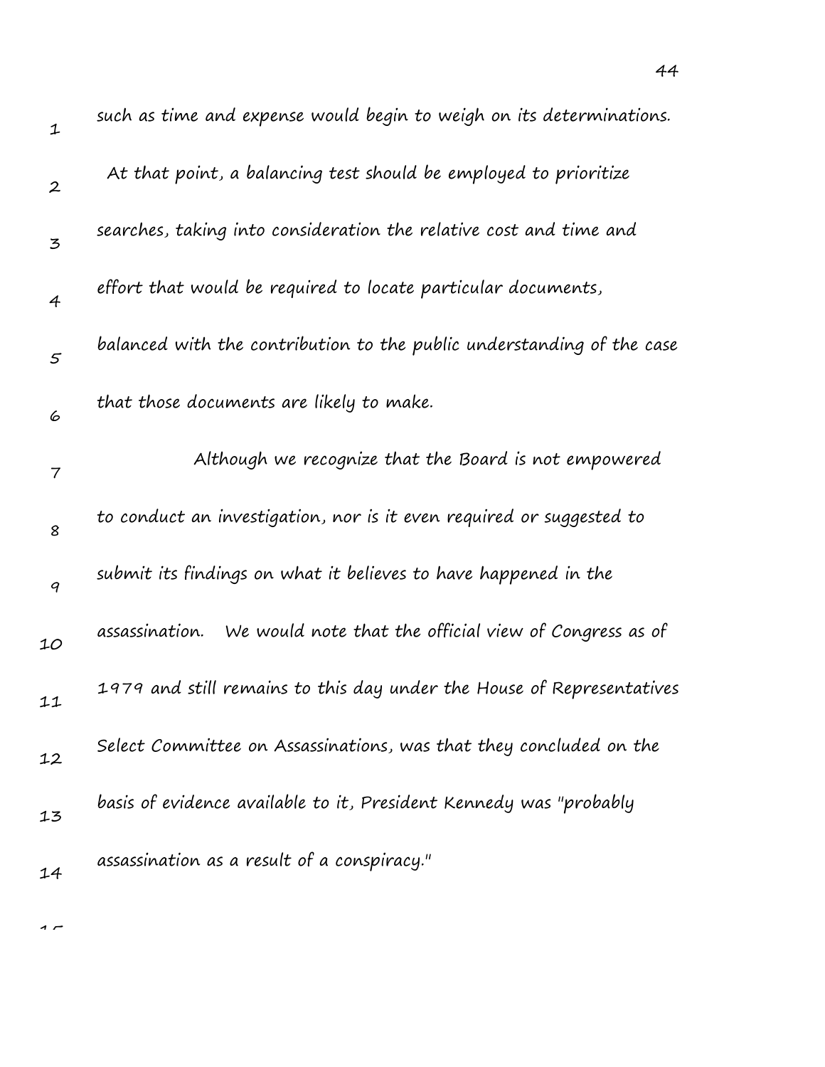such as time and expense would begin to weigh on its determinations. At that point, a balancing test should be employed to prioritize searches, taking into consideration the relative cost and time and effort that would be required to locate particular documents, balanced with the contribution to the public understanding of the case that those documents are likely to make.

Although we recognize that the Board is not empowered to conduct an investigation, nor is it even required or suggested to submit its findings on what it believes to have happened in the assassination. We would note that the official view of Congress as of 1979 and still remains to this day under the House of Representatives Select Committee on Assassinations, was that they concluded on the basis of evidence available to it, President Kennedy was "probably assassination as a result of a conspiracy."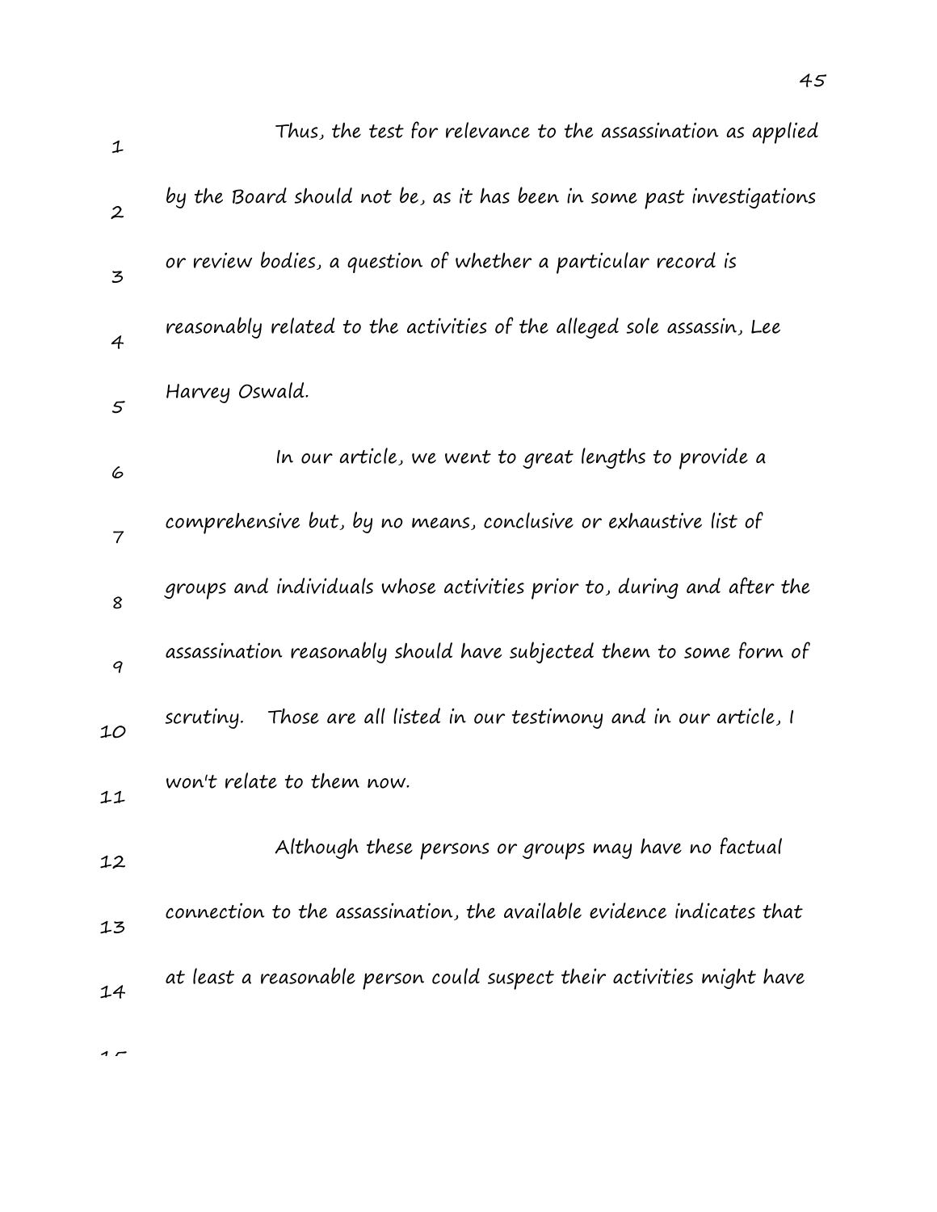Thus, the test for relevance to the assassination as applied by the Board should not be, as it has been in some past investigations or review bodies, a question of whether a particular record is reasonably related to the activities of the alleged sole assassin, Lee Harvey Oswald.

In our article, we went to great lengths to provide a comprehensive but, by no means, conclusive or exhaustive list of groups and individuals whose activities prior to, during and after the assassination reasonably should have subjected them to some form of scrutiny. Those are all listed in our testimony and in our article, I won't relate to them now.

Although these persons or groups may have no factual connection to the assassination, the available evidence indicates that at least a reasonable person could suspect their activities might have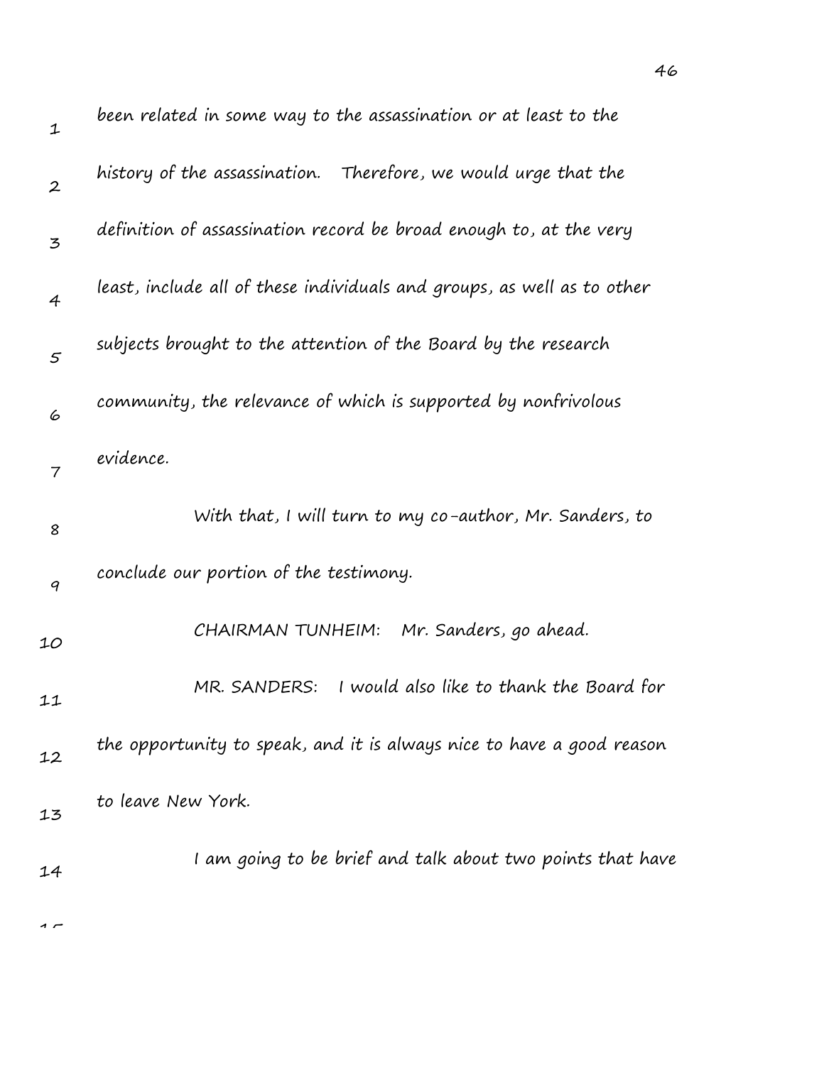been related in some way to the assassination or at least to the history of the assassination. Therefore, we would urge that the definition of assassination record be broad enough to, at the very least, include all of these individuals and groups, as well as to other subjects brought to the attention of the Board by the research community, the relevance of which is supported by nonfrivolous evidence.

With that, I will turn to my co-author, Mr. Sanders, to conclude our portion of the testimony.

CHAIRMAN TUNHEIM: Mr. Sanders, go ahead.

MR. SANDERS: I would also like to thank the Board for the opportunity to speak, and it is always nice to have a good reason to leave New York.

I am going to be brief and talk about two points that have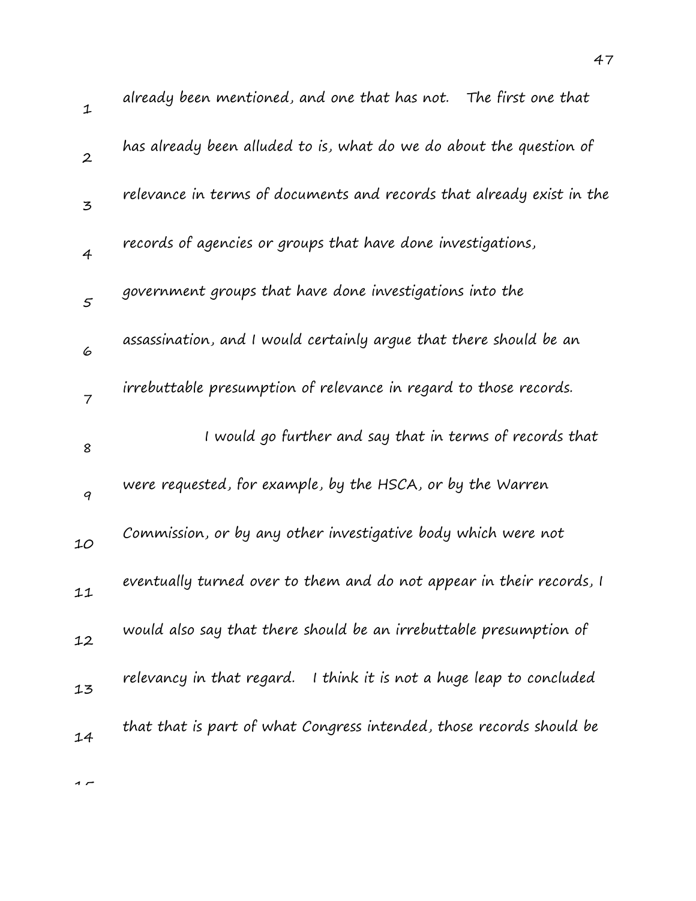already been mentioned, and one that has not. The first one that has already been alluded to is, what do we do about the question of relevance in terms of documents and records that already exist in the records of agencies or groups that have done investigations, government groups that have done investigations into the assassination, and I would certainly argue that there should be an irrebuttable presumption of relevance in regard to those records.

I would go further and say that in terms of records that were requested, for example, by the HSCA, or by the Warren Commission, or by any other investigative body which were not eventually turned over to them and do not appear in their records, I would also say that there should be an irrebuttable presumption of relevancy in that regard. I think it is not a huge leap to concluded that that is part of what Congress intended, those records should be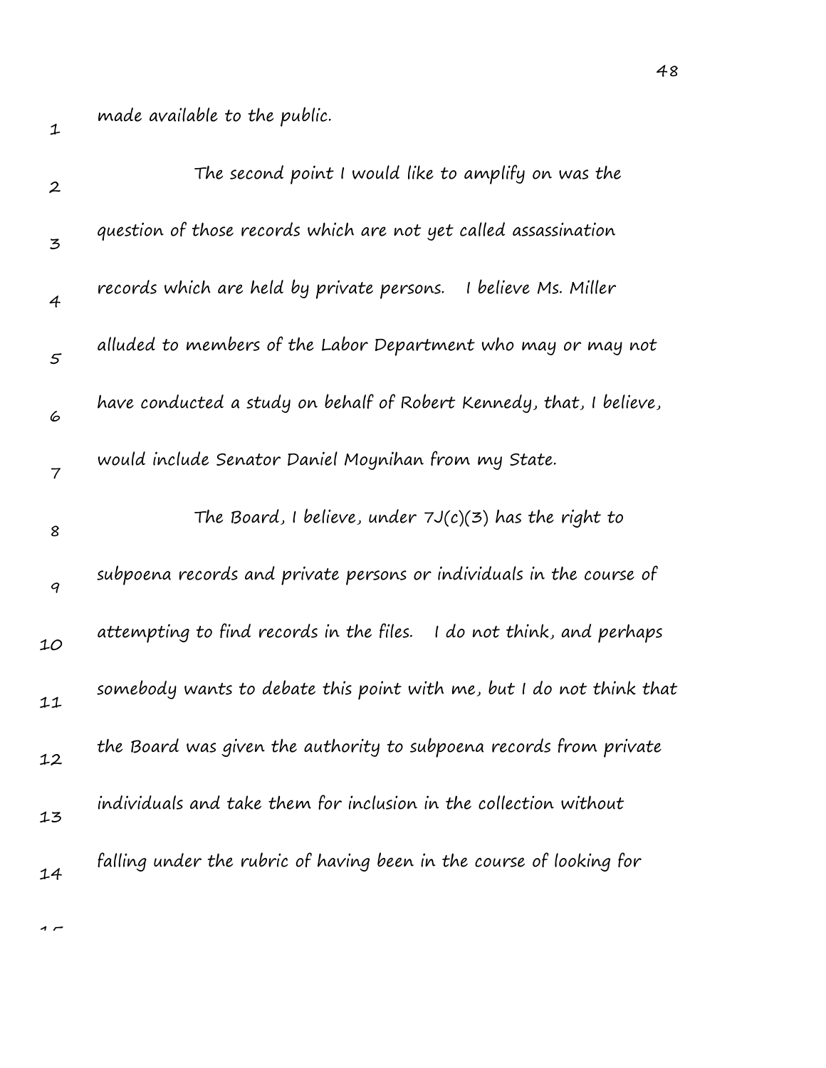made available to the public.

The second point I would like to amplify on was the question of those records which are not yet called assassination records which are held by private persons. I believe Ms. Miller alluded to members of the Labor Department who may or may not have conducted a study on behalf of Robert Kennedy, that, I believe, would include Senator Daniel Moynihan from my State.

The Board, I believe, under 7J(c)(3) has the right to subpoena records and private persons or individuals in the course of attempting to find records in the files. I do not think, and perhaps somebody wants to debate this point with me, but I do not think that the Board was given the authority to subpoena records from private individuals and take them for inclusion in the collection without falling under the rubric of having been in the course of looking for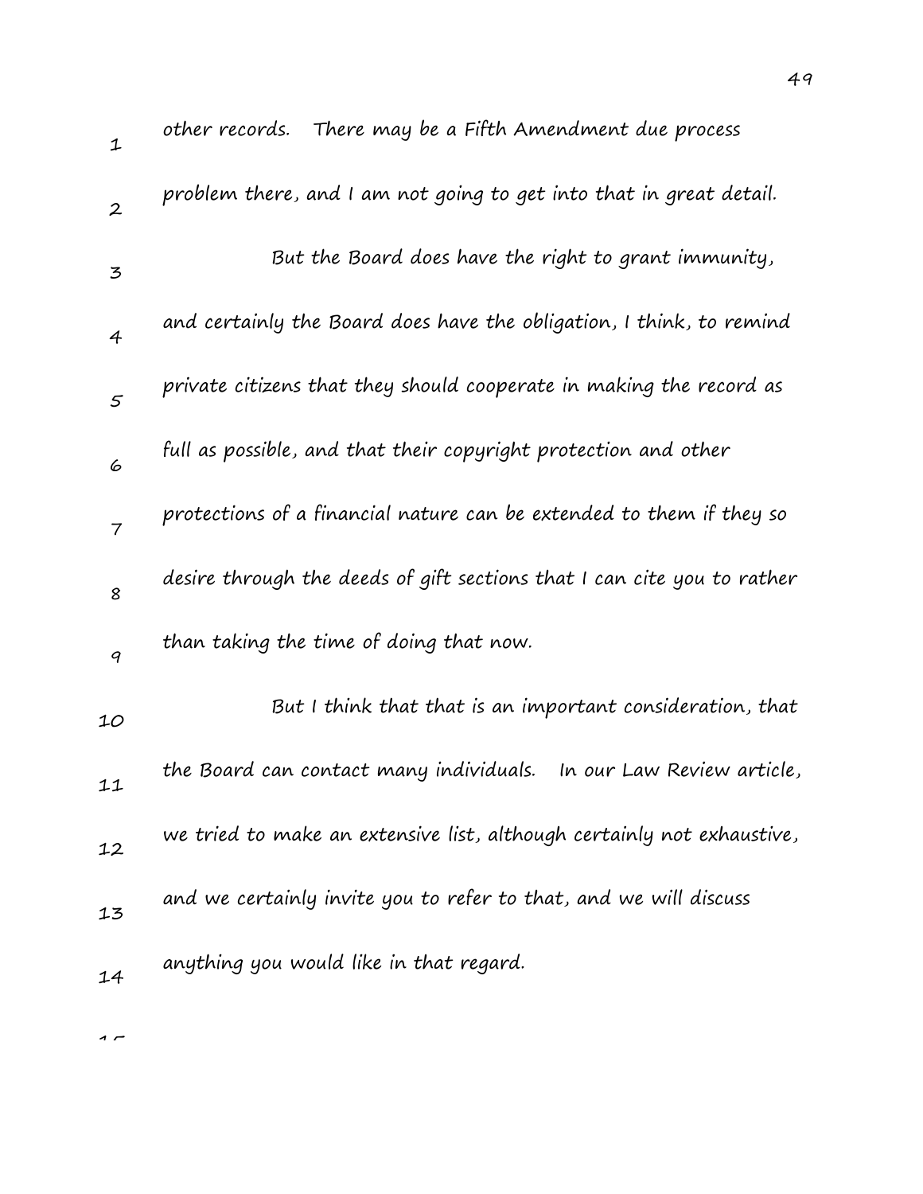other records. There may be a Fifth Amendment due process problem there, and I am not going to get into that in great detail.

But the Board does have the right to grant immunity, and certainly the Board does have the obligation, I think, to remind private citizens that they should cooperate in making the record as full as possible, and that their copyright protection and other protections of a financial nature can be extended to them if they so desire through the deeds of gift sections that I can cite you to rather than taking the time of doing that now.

But I think that that is an important consideration, that the Board can contact many individuals. In our Law Review article, we tried to make an extensive list, although certainly not exhaustive, and we certainly invite you to refer to that, and we will discuss anything you would like in that regard.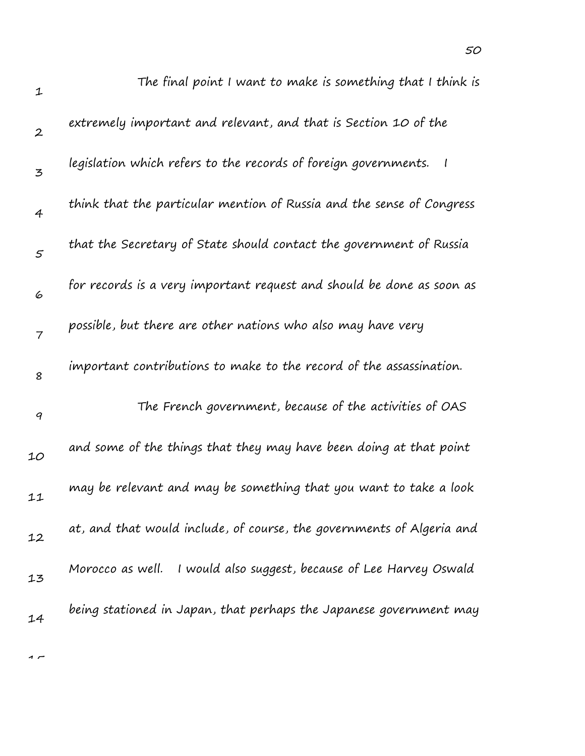The final point I want to make is something that I think is extremely important and relevant, and that is Section 10 of the legislation which refers to the records of foreign governments. I think that the particular mention of Russia and the sense of Congress that the Secretary of State should contact the government of Russia for records is a very important request and should be done as soon as possible, but there are other nations who also may have very important contributions to make to the record of the assassination.

The French government, because of the activities of OAS and some of the things that they may have been doing at that point may be relevant and may be something that you want to take a look at, and that would include, of course, the governments of Algeria and Morocco as well. I would also suggest, because of Lee Harvey Oswald being stationed in Japan, that perhaps the Japanese government may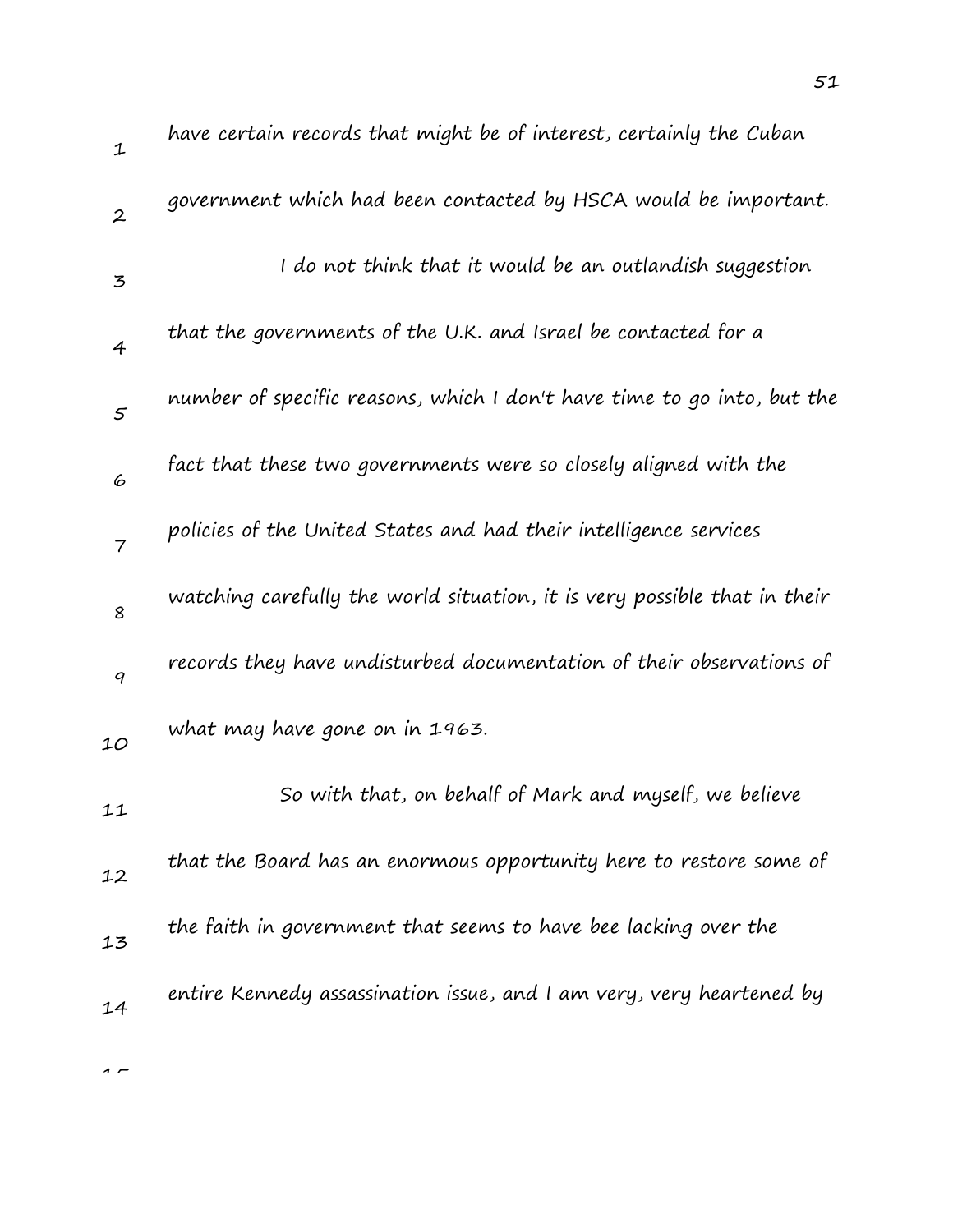have certain records that might be of interest, certainly the Cuban government which had been contacted by HSCA would be important.

I do not think that it would be an outlandish suggestion that the governments of the U.K. and Israel be contacted for a number of specific reasons, which I don't have time to go into, but the fact that these two governments were so closely aligned with the policies of the United States and had their intelligence services watching carefully the world situation, it is very possible that in their records they have undisturbed documentation of their observations of what may have gone on in 1963.

So with that, on behalf of Mark and myself, we believe that the Board has an enormous opportunity here to restore some of the faith in government that seems to have bee lacking over the entire Kennedy assassination issue, and I am very, very heartened by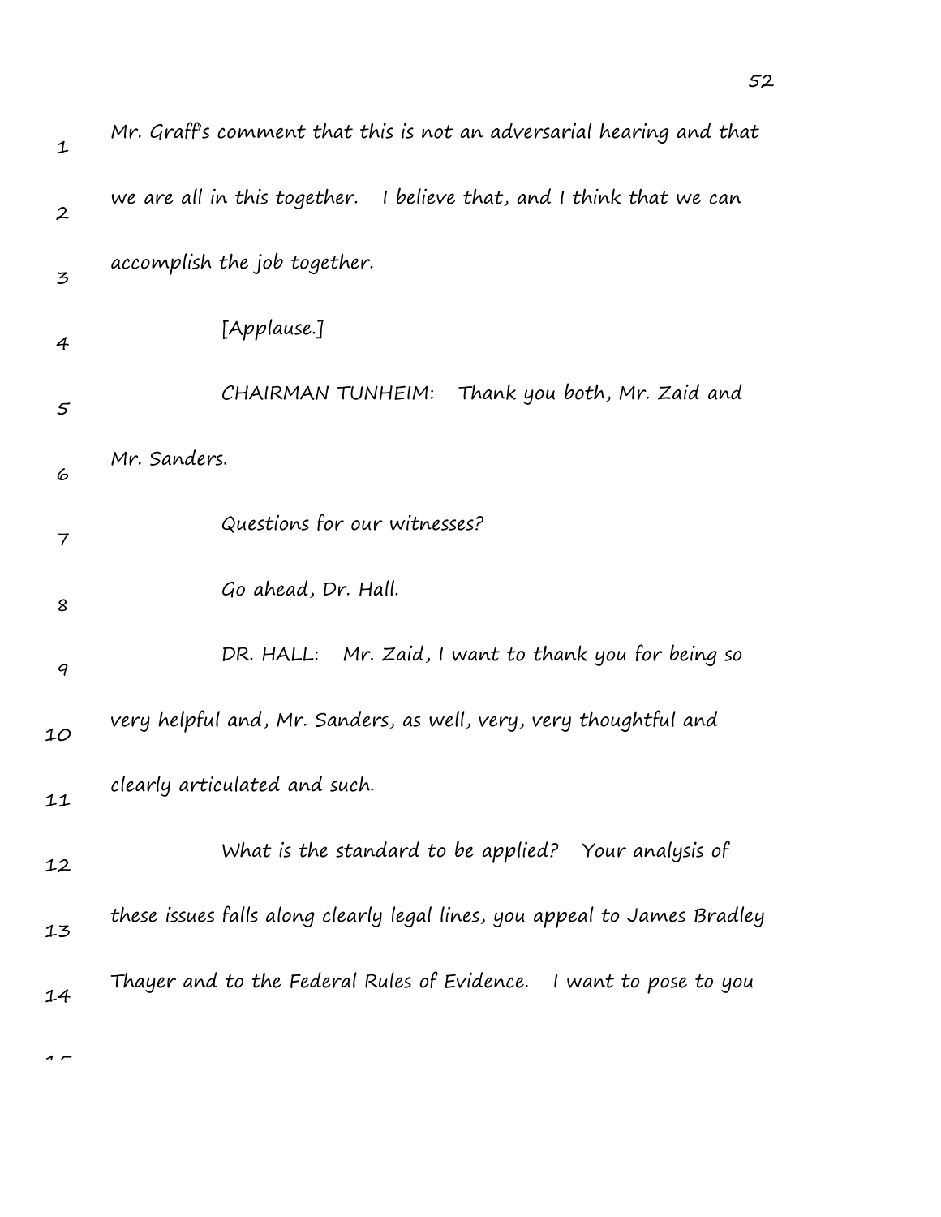Mr. Graff's comment that this is not an adversarial hearing and that we are all in this together. I believe that, and I think that we can accomplish the job together.

[Applause.]

CHAIRMAN TUNHEIM: Thank you both, Mr. Zaid and Mr. Sanders.

Questions for our witnesses?

Go ahead, Dr. Hall.

DR. HALL: Mr. Zaid, I want to thank you for being so very helpful and, Mr. Sanders, as well, very, very thoughtful and clearly articulated and such.

What is the standard to be applied? Your analysis of these issues falls along clearly legal lines, you appeal to James Bradley Thayer and to the Federal Rules of Evidence. I want to pose to you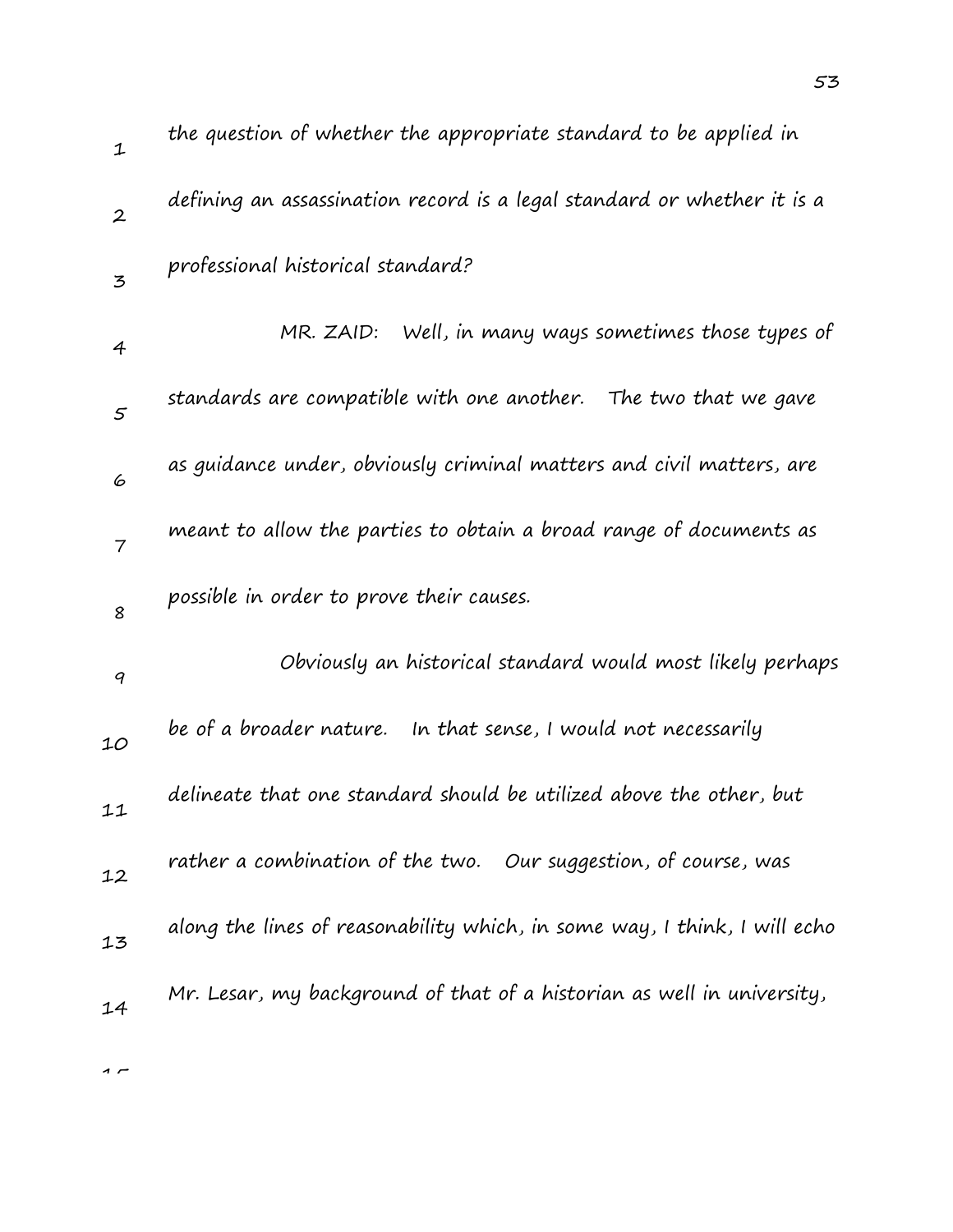the question of whether the appropriate standard to be applied in defining an assassination record is a legal standard or whether it is a professional historical standard?

MR. ZAID: Well, in many ways sometimes those types of standards are compatible with one another. The two that we gave as guidance under, obviously criminal matters and civil matters, are meant to allow the parties to obtain a broad range of documents as possible in order to prove their causes.

Obviously an historical standard would most likely perhaps be of a broader nature. In that sense, I would not necessarily delineate that one standard should be utilized above the other, but rather a combination of the two. Our suggestion, of course, was along the lines of reasonability which, in some way, I think, I will echo Mr. Lesar, my background of that of a historian as well in university,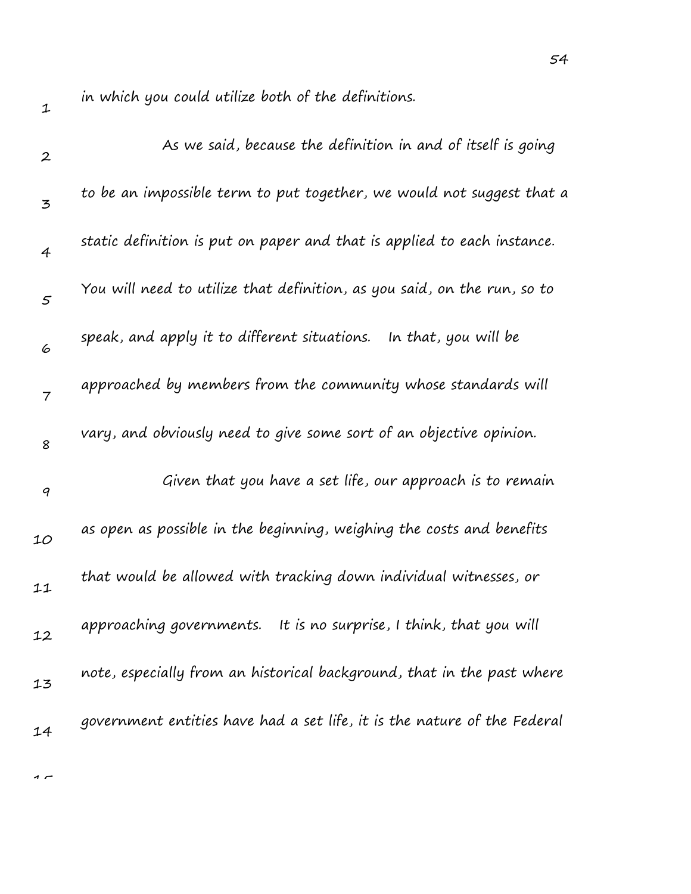in which you could utilize both of the definitions.

As we said, because the definition in and of itself is going to be an impossible term to put together, we would not suggest that a static definition is put on paper and that is applied to each instance. You will need to utilize that definition, as you said, on the run, so to speak, and apply it to different situations. In that, you will be approached by members from the community whose standards will vary, and obviously need to give some sort of an objective opinion.

Given that you have a set life, our approach is to remain as open as possible in the beginning, weighing the costs and benefits that would be allowed with tracking down individual witnesses, or approaching governments. It is no surprise, I think, that you will note, especially from an historical background, that in the past where government entities have had a set life, it is the nature of the Federal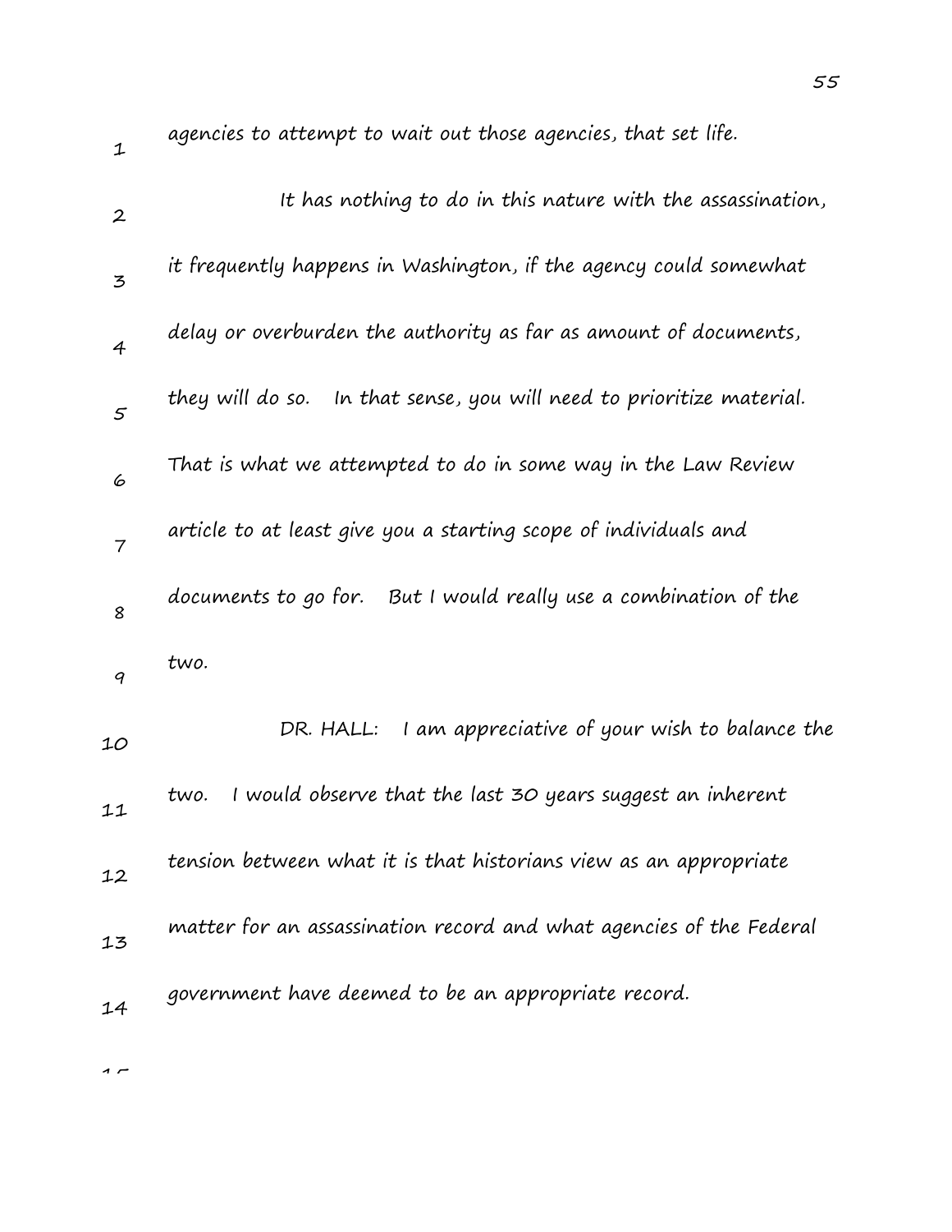agencies to attempt to wait out those agencies, that set life.

It has nothing to do in this nature with the assassination, it frequently happens in Washington, if the agency could somewhat delay or overburden the authority as far as amount of documents, they will do so. In that sense, you will need to prioritize material. That is what we attempted to do in some way in the Law Review article to at least give you a starting scope of individuals and documents to go for. But I would really use a combination of the two.

DR. HALL: I am appreciative of your wish to balance the two. I would observe that the last 30 years suggest an inherent tension between what it is that historians view as an appropriate matter for an assassination record and what agencies of the Federal government have deemed to be an appropriate record.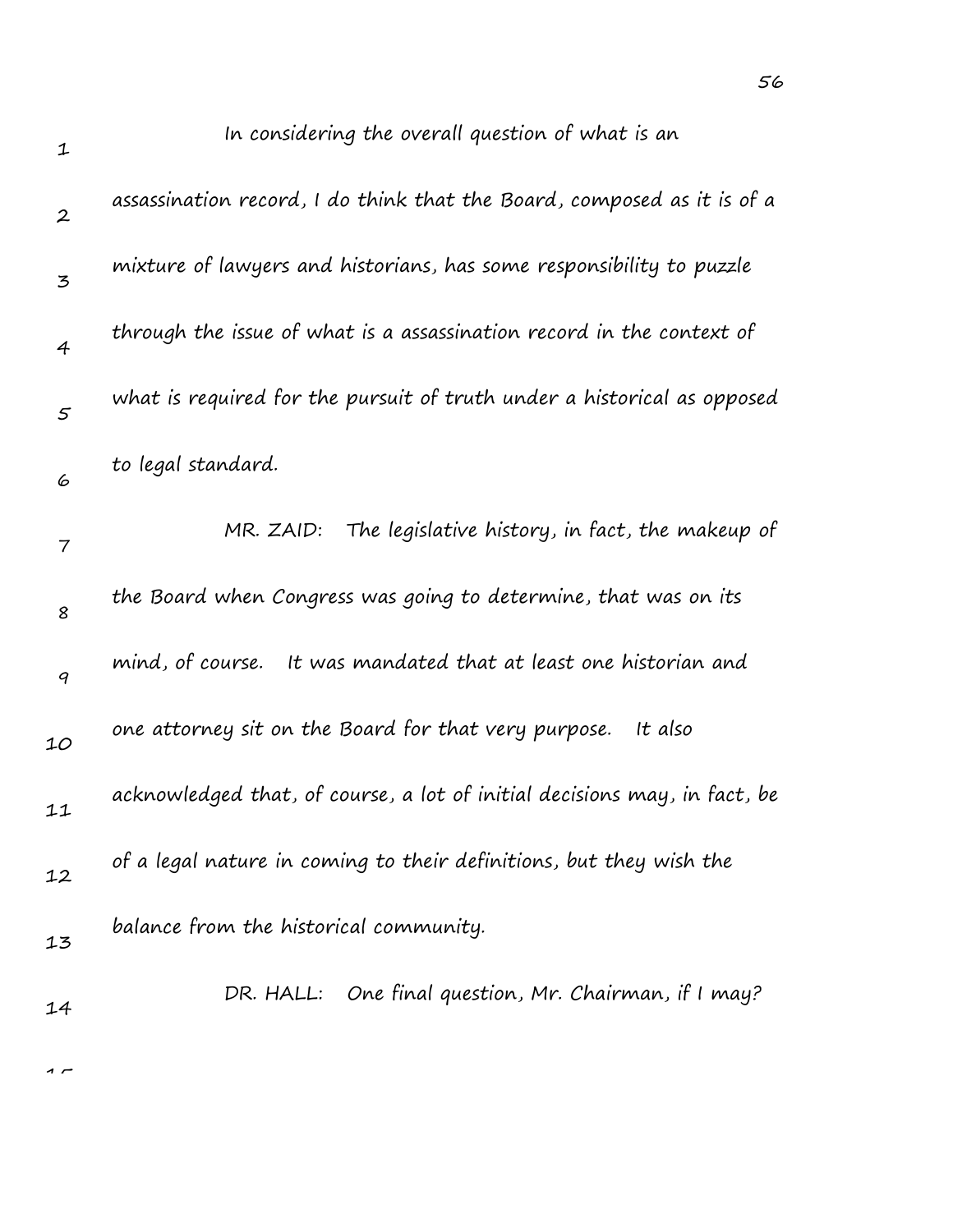In considering the overall question of what is an assassination record, I do think that the Board, composed as it is of a mixture of lawyers and historians, has some responsibility to puzzle through the issue of what is a assassination record in the context of what is required for the pursuit of truth under a historical as opposed to legal standard.

MR. ZAID: The legislative history, in fact, the makeup of the Board when Congress was going to determine, that was on its mind, of course. It was mandated that at least one historian and one attorney sit on the Board for that very purpose. It also acknowledged that, of course, a lot of initial decisions may, in fact, be of a legal nature in coming to their definitions, but they wish the balance from the historical community.

DR. HALL: One final question, Mr. Chairman, if I may?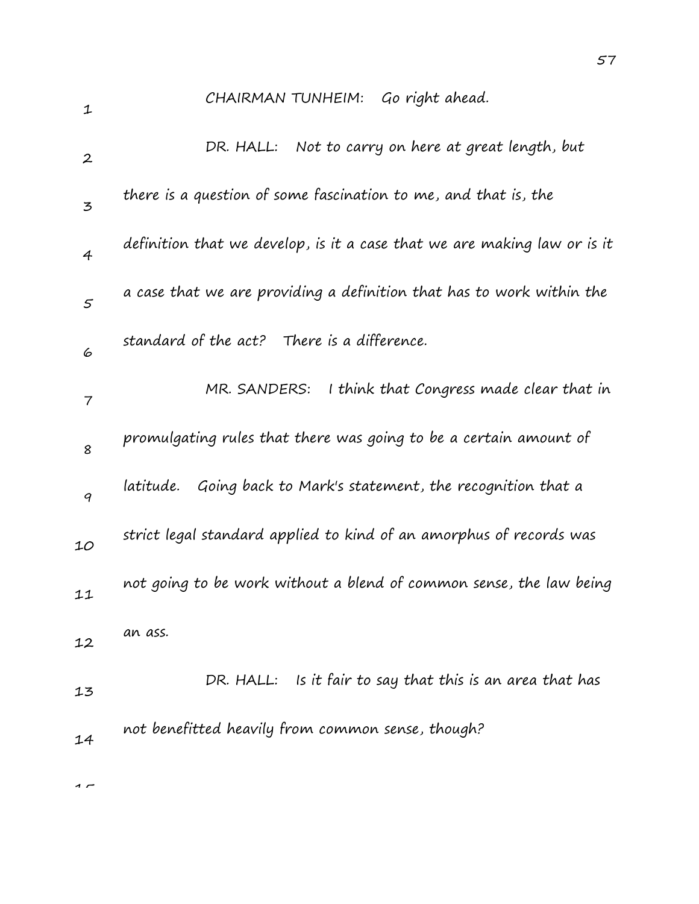CHAIRMAN TUNHEIM: Go right ahead.

DR. HALL: Not to carry on here at great length, but there is a question of some fascination to me, and that is, the definition that we develop, is it a case that we are making law or is it a case that we are providing a definition that has to work within the standard of the act? There is a difference.

MR. SANDERS: I think that Congress made clear that in promulgating rules that there was going to be a certain amount of latitude. Going back to Mark's statement, the recognition that a strict legal standard applied to kind of an amorphus of records was not going to be work without a blend of common sense, the law being an ass.

DR. HALL: Is it fair to say that this is an area that has not benefitted heavily from common sense, though?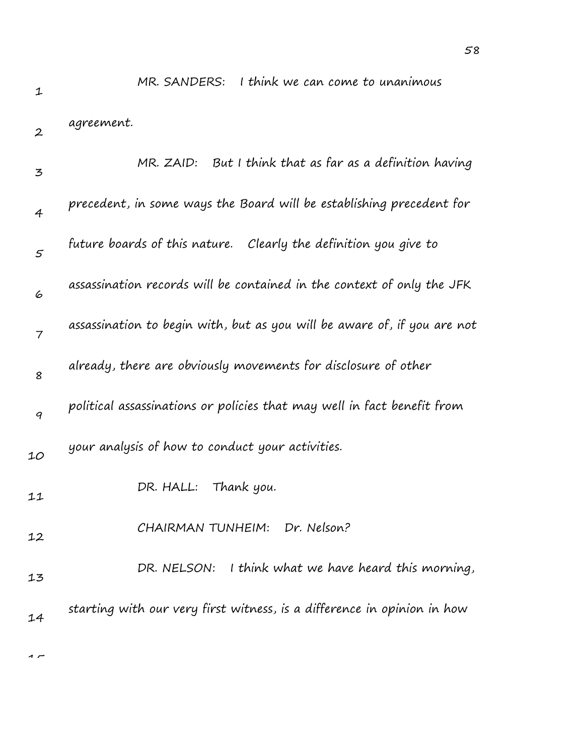MR. SANDERS: I think we can come to unanimous agreement.

MR. ZAID: But I think that as far as a definition having precedent, in some ways the Board will be establishing precedent for future boards of this nature. Clearly the definition you give to assassination records will be contained in the context of only the JFK assassination to begin with, but as you will be aware of, if you are not already, there are obviously movements for disclosure of other political assassinations or policies that may well in fact benefit from your analysis of how to conduct your activities.

DR. HALL: Thank you.

CHAIRMAN TUNHEIM: Dr. Nelson?

DR. NELSON: I think what we have heard this morning, starting with our very first witness, is a difference in opinion in how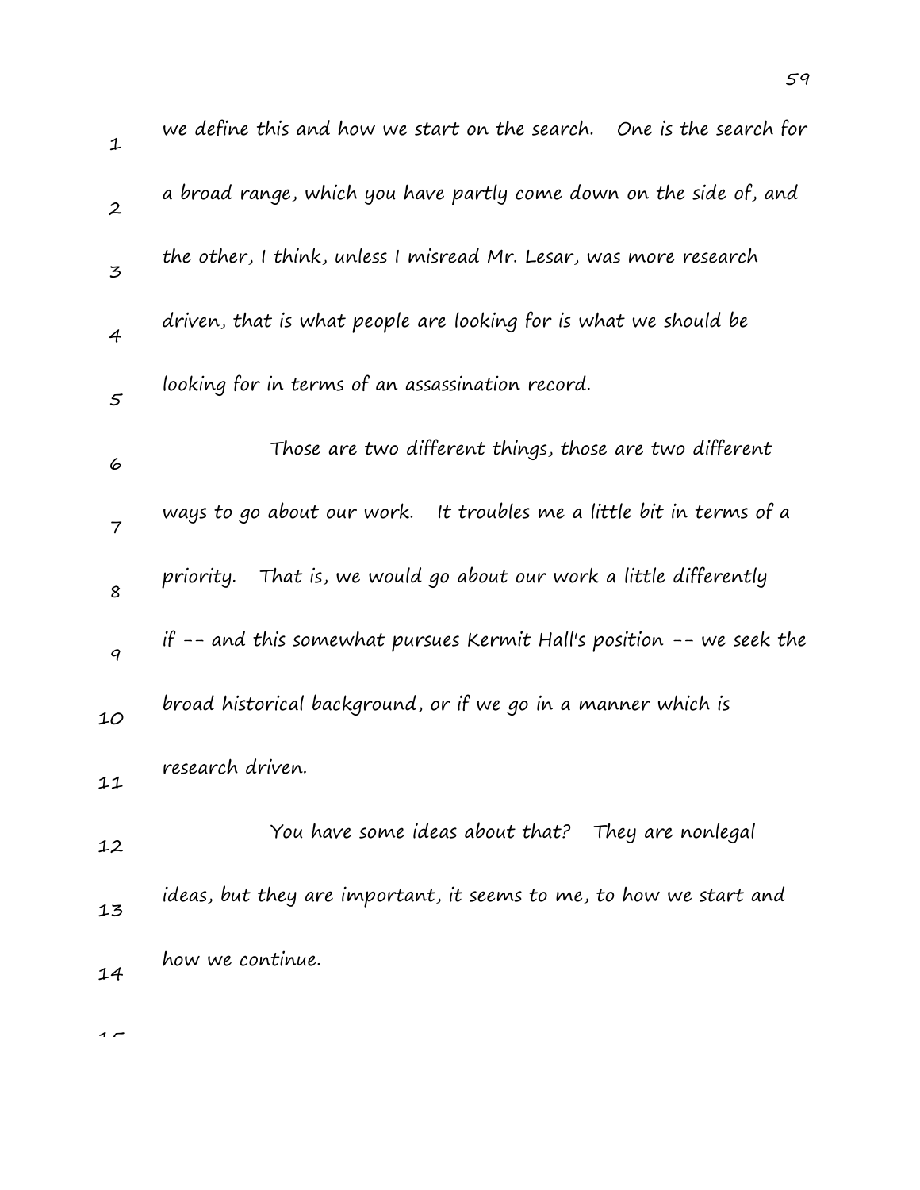we define this and how we start on the search. One is the search for a broad range, which you have partly come down on the side of, and the other, I think, unless I misread Mr. Lesar, was more research driven, that is what people are looking for is what we should be looking for in terms of an assassination record.

Those are two different things, those are two different ways to go about our work. It troubles me a little bit in terms of a priority. That is, we would go about our work a little differently if -- and this somewhat pursues Kermit Hall's position -- we seek the broad historical background, or if we go in a manner which is research driven.

You have some ideas about that? They are nonlegal ideas, but they are important, it seems to me, to how we start and how we continue.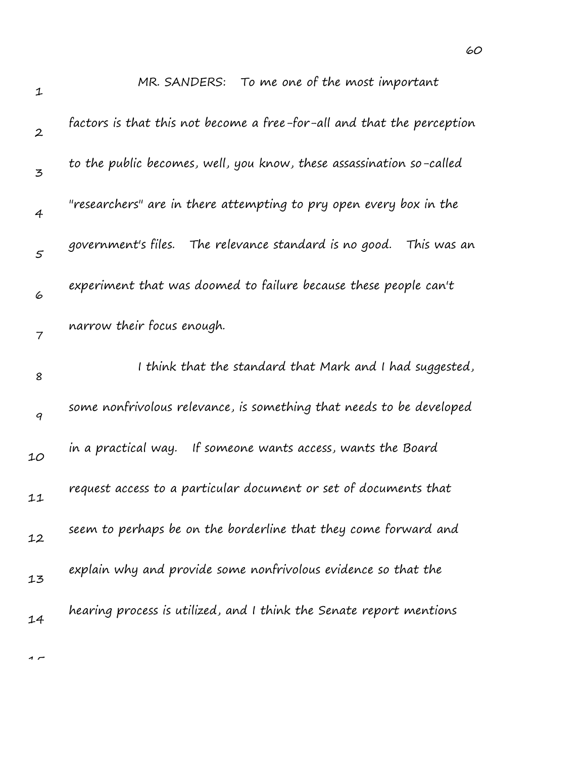MR. SANDERS: To me one of the most important factors is that this not become a free-for-all and that the perception to the public becomes, well, you know, these assassination so-called "researchers" are in there attempting to pry open every box in the government's files. The relevance standard is no good. This was an experiment that was doomed to failure because these people can't narrow their focus enough.

I think that the standard that Mark and I had suggested, some nonfrivolous relevance, is something that needs to be developed in a practical way. If someone wants access, wants the Board request access to a particular document or set of documents that seem to perhaps be on the borderline that they come forward and explain why and provide some nonfrivolous evidence so that the hearing process is utilized, and I think the Senate report mentions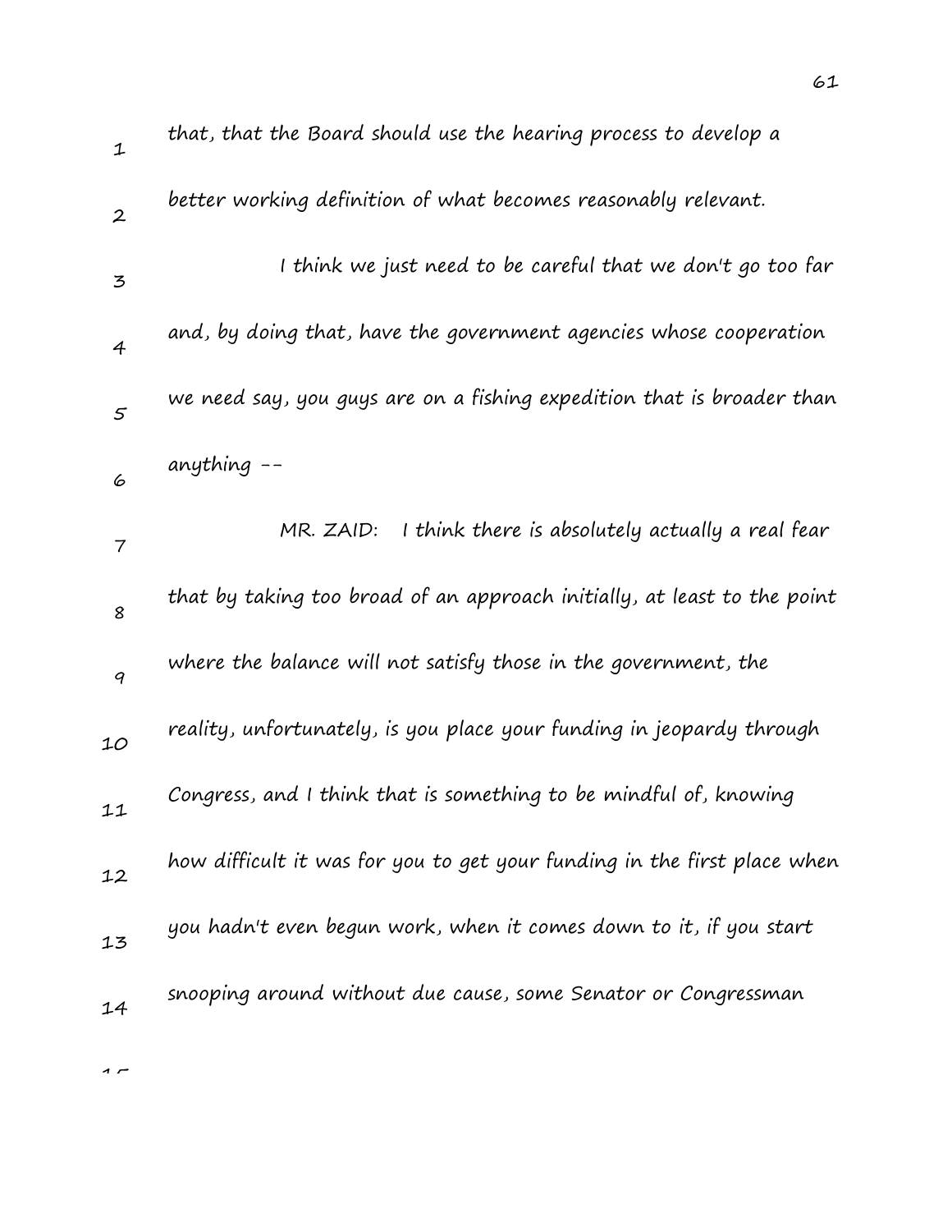that, that the Board should use the hearing process to develop a better working definition of what becomes reasonably relevant.

I think we just need to be careful that we don't go too far and, by doing that, have the government agencies whose cooperation we need say, you guys are on a fishing expedition that is broader than anything --

MR. ZAID: I think there is absolutely actually a real fear that by taking too broad of an approach initially, at least to the point where the balance will not satisfy those in the government, the reality, unfortunately, is you place your funding in jeopardy through Congress, and I think that is something to be mindful of, knowing how difficult it was for you to get your funding in the first place when you hadn't even begun work, when it comes down to it, if you start snooping around without due cause, some Senator or Congressman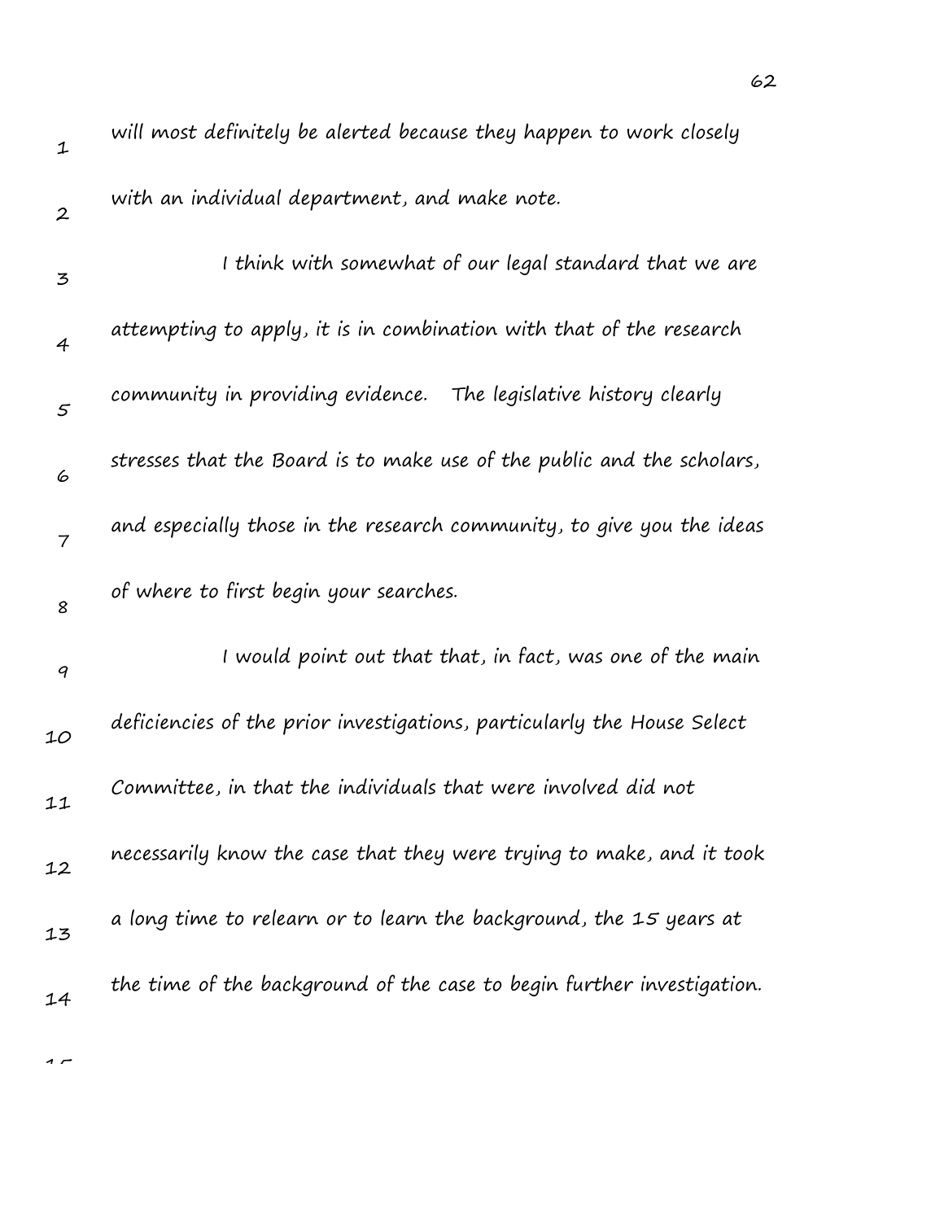will most definitely be alerted because they happen to work closely with an individual department, and make note.

I think with somewhat of our legal standard that we are attempting to apply, it is in combination with that of the research community in providing evidence. The legislative history clearly stresses that the Board is to make use of the public and the scholars, and especially those in the research community, to give you the ideas of where to first begin your searches.

I would point out that that, in fact, was one of the main deficiencies of the prior investigations, particularly the House Select Committee, in that the individuals that were involved did not necessarily know the case that they were trying to make, and it took a long time to relearn or to learn the background, the 15 years at the time of the background of the case to begin further investigation.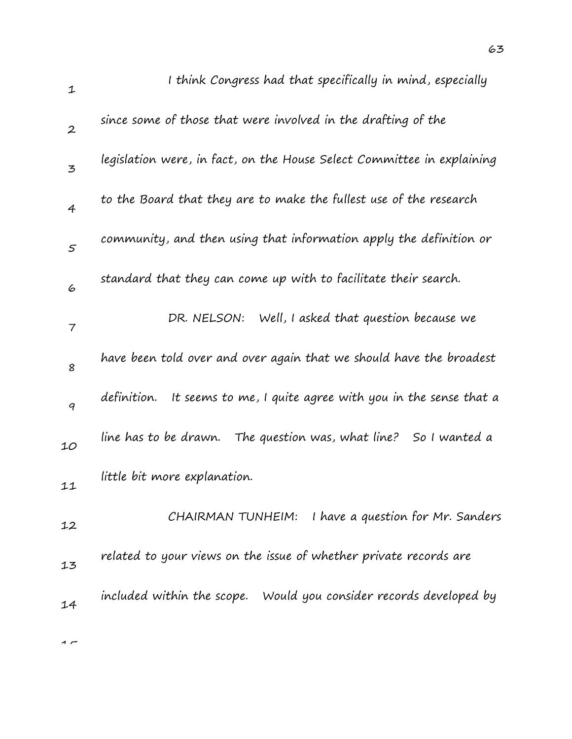I think Congress had that specifically in mind, especially since some of those that were involved in the drafting of the legislation were, in fact, on the House Select Committee in explaining to the Board that they are to make the fullest use of the research community, and then using that information apply the definition or standard that they can come up with to facilitate their search.

DR. NELSON: Well, I asked that question because we have been told over and over again that we should have the broadest definition. It seems to me, I quite agree with you in the sense that a line has to be drawn. The question was, what line? So I wanted a little bit more explanation.

CHAIRMAN TUNHEIM: I have a question for Mr. Sanders related to your views on the issue of whether private records are included within the scope. Would you consider records developed by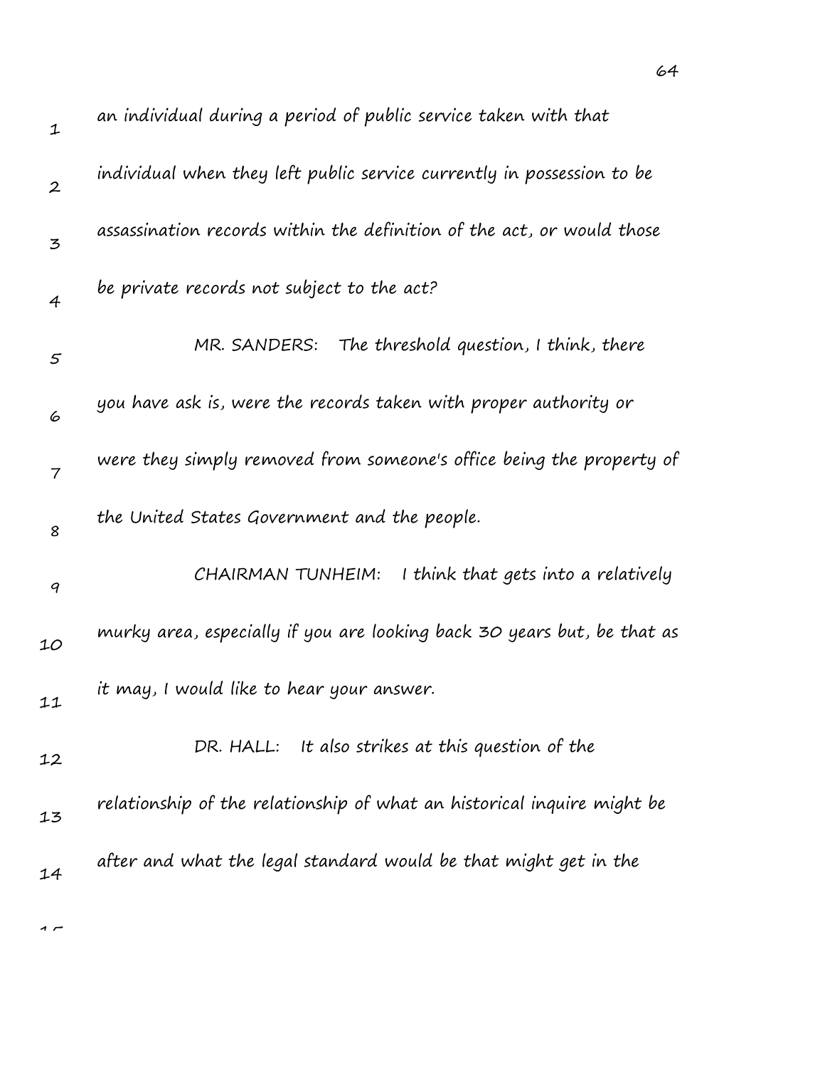an individual during a period of public service taken with that individual when they left public service currently in possession to be assassination records within the definition of the act, or would those be private records not subject to the act?

MR. SANDERS: The threshold question, I think, there you have ask is, were the records taken with proper authority or were they simply removed from someone's office being the property of the United States Government and the people.

CHAIRMAN TUNHEIM: I think that gets into a relatively murky area, especially if you are looking back 30 years but, be that as it may, I would like to hear your answer.

DR. HALL: It also strikes at this question of the relationship of the relationship of what an historical inquire might be after and what the legal standard would be that might get in the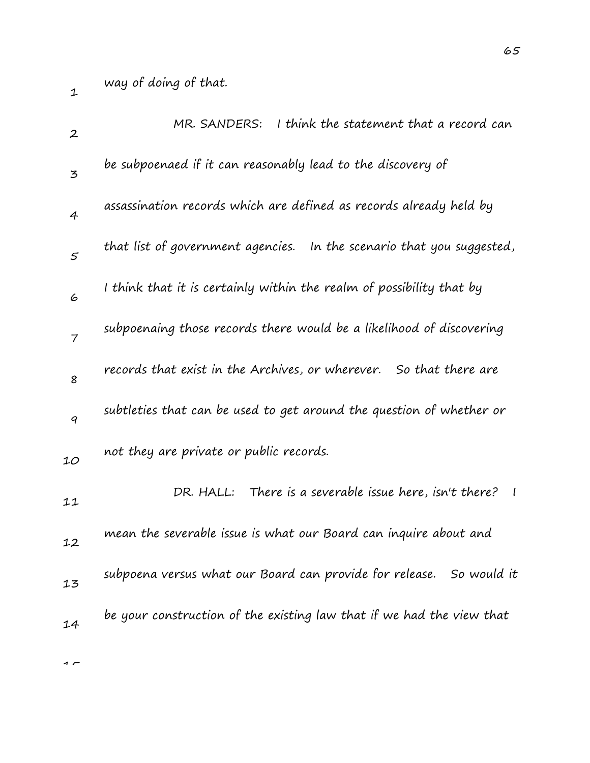way of doing of that.

MR. SANDERS: I think the statement that a record can be subpoenaed if it can reasonably lead to the discovery of assassination records which are defined as records already held by that list of government agencies. In the scenario that you suggested, I think that it is certainly within the realm of possibility that by subpoenaing those records there would be a likelihood of discovering records that exist in the Archives, or wherever. So that there are subtleties that can be used to get around the question of whether or not they are private or public records.

DR. HALL: There is a severable issue here, isn't there? I mean the severable issue is what our Board can inquire about and subpoena versus what our Board can provide for release. So would it be your construction of the existing law that if we had the view that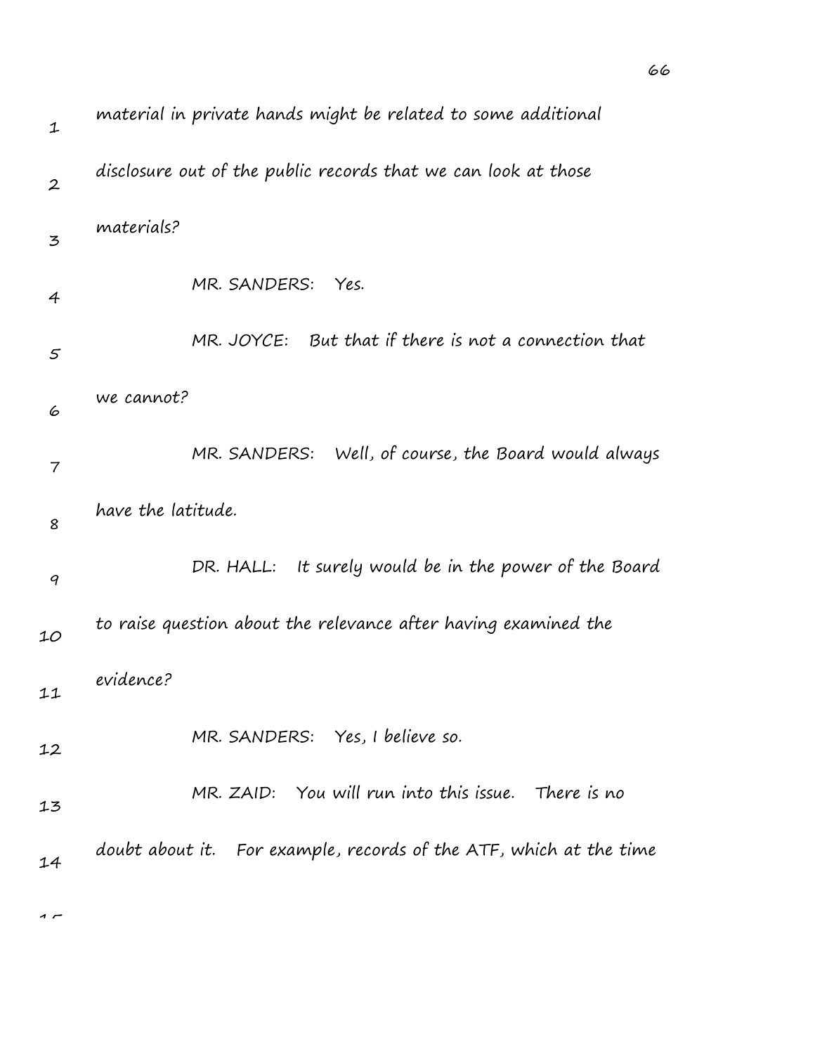material in private hands might be related to some additional disclosure out of the public records that we can look at those materials?

MR. SANDERS: Yes.

MR. JOYCE: But that if there is not a connection that we cannot?

MR. SANDERS: Well, of course, the Board would always have the latitude.

DR. HALL: It surely would be in the power of the Board to raise question about the relevance after having examined the evidence?

MR. SANDERS: Yes, I believe so.

MR. ZAID: You will run into this issue. There is no doubt about it. For example, records of the ATF, which at the time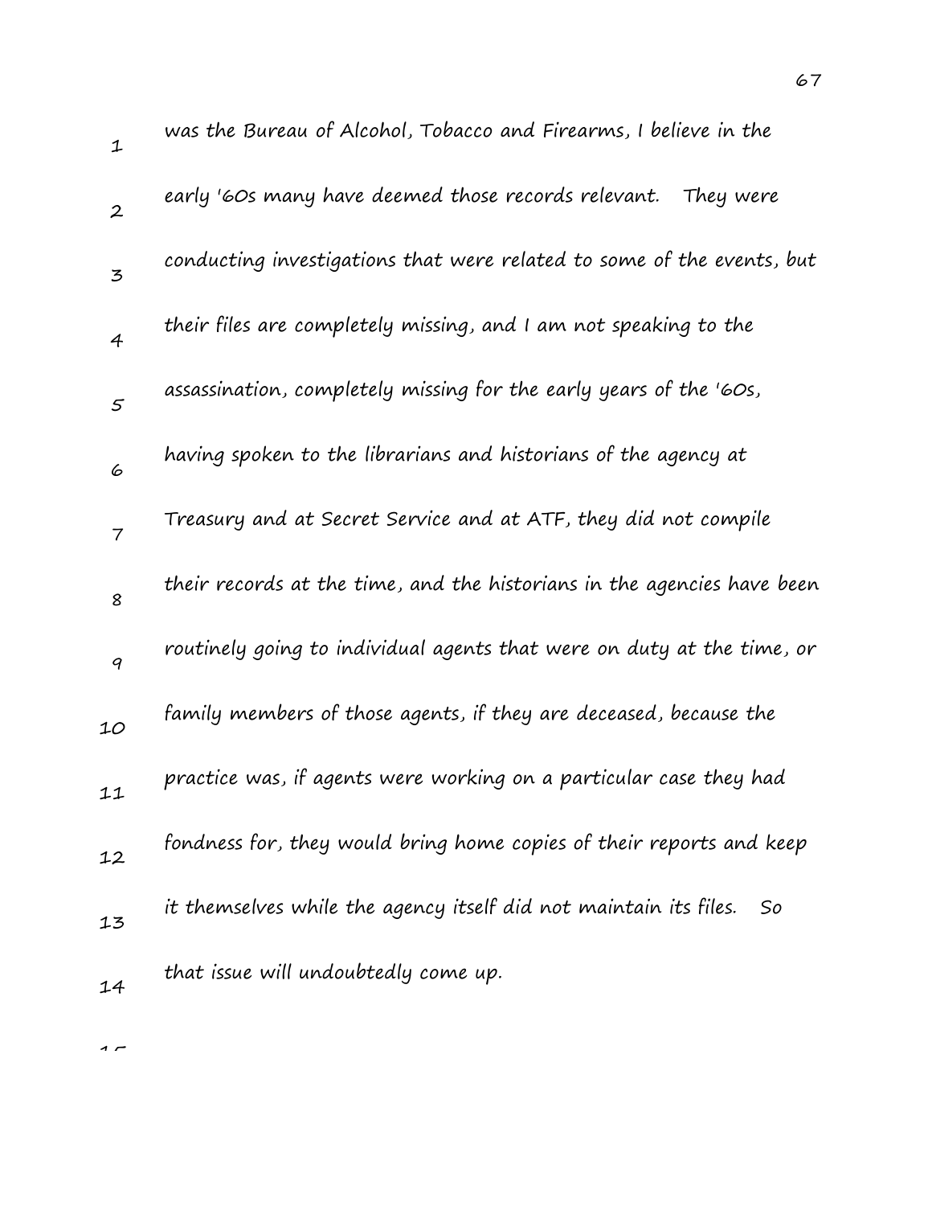was the Bureau of Alcohol, Tobacco and Firearms, I believe in the early '60s many have deemed those records relevant. They were conducting investigations that were related to some of the events, but their files are completely missing, and I am not speaking to the assassination, completely missing for the early years of the '60s, having spoken to the librarians and historians of the agency at Treasury and at Secret Service and at ATF, they did not compile their records at the time, and the historians in the agencies have been routinely going to individual agents that were on duty at the time, or family members of those agents, if they are deceased, because the practice was, if agents were working on a particular case they had fondness for, they would bring home copies of their reports and keep it themselves while the agency itself did not maintain its files. So that issue will undoubtedly come up.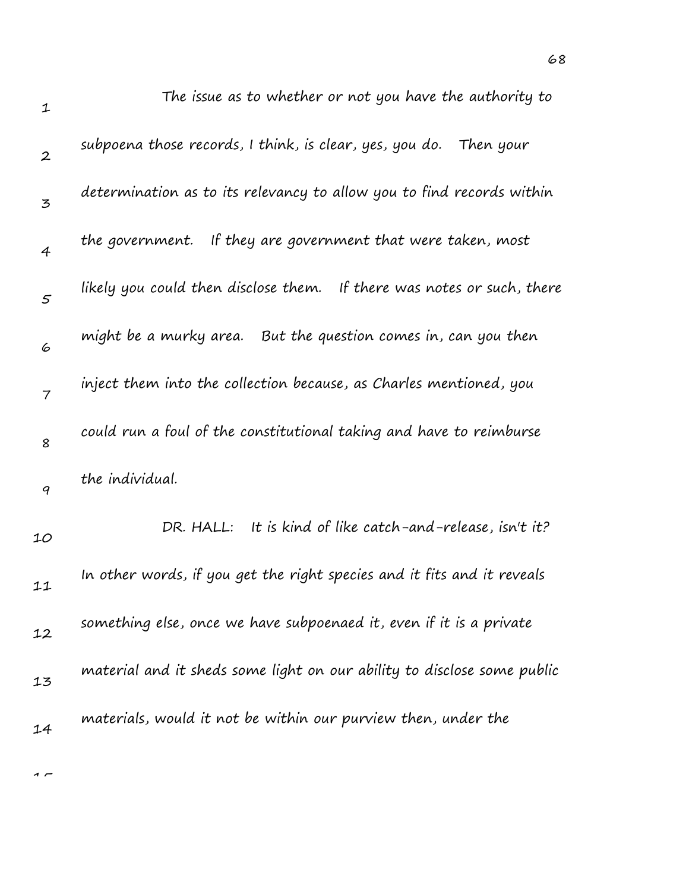The issue as to whether or not you have the authority to subpoena those records, I think, is clear, yes, you do. Then your determination as to its relevancy to allow you to find records within the government. If they are government that were taken, most likely you could then disclose them. If there was notes or such, there might be a murky area. But the question comes in, can you then inject them into the collection because, as Charles mentioned, you could run a foul of the constitutional taking and have to reimburse the individual.

DR. HALL: It is kind of like catch-and-release, isn't it? In other words, if you get the right species and it fits and it reveals something else, once we have subpoenaed it, even if it is a private material and it sheds some light on our ability to disclose some public materials, would it not be within our purview then, under the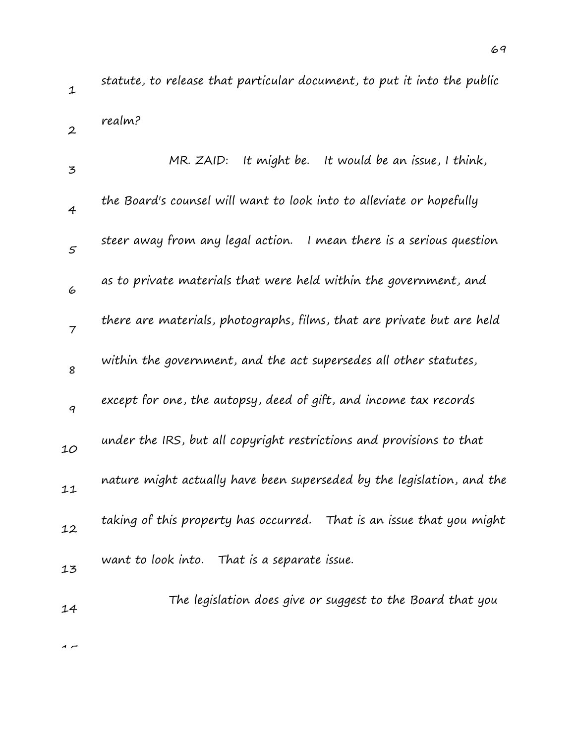statute, to release that particular document, to put it into the public realm?

MR. ZAID: It might be. It would be an issue, I think, the Board's counsel will want to look into to alleviate or hopefully steer away from any legal action. I mean there is a serious question as to private materials that were held within the government, and there are materials, photographs, films, that are private but are held within the government, and the act supersedes all other statutes, except for one, the autopsy, deed of gift, and income tax records under the IRS, but all copyright restrictions and provisions to that nature might actually have been superseded by the legislation, and the taking of this property has occurred. That is an issue that you might want to look into. That is a separate issue.

The legislation does give or suggest to the Board that you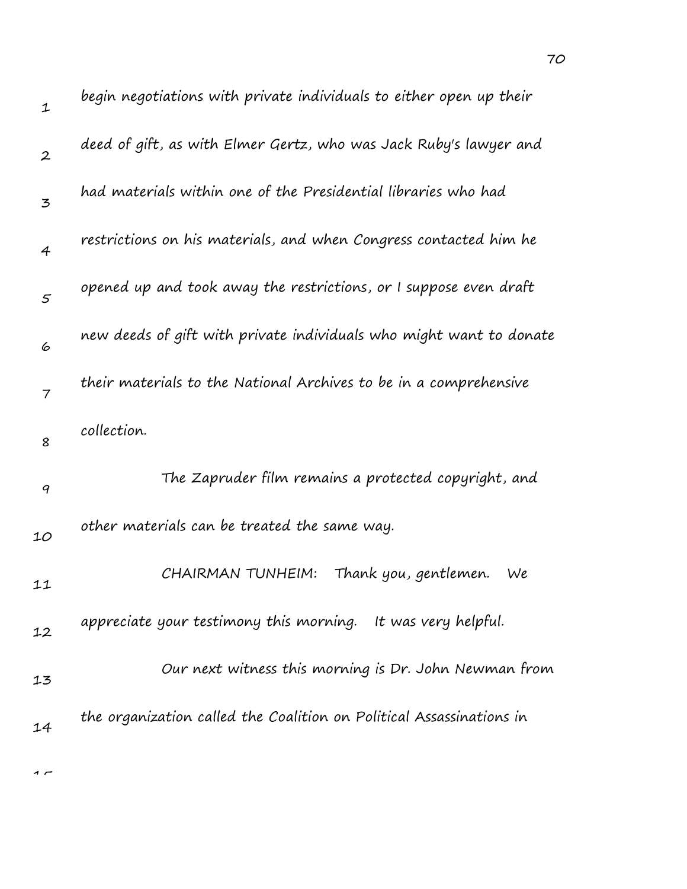begin negotiations with private individuals to either open up their deed of gift, as with Elmer Gertz, who was Jack Ruby's lawyer and had materials within one of the Presidential libraries who had restrictions on his materials, and when Congress contacted him he opened up and took away the restrictions, or I suppose even draft new deeds of gift with private individuals who might want to donate their materials to the National Archives to be in a comprehensive collection.

The Zapruder film remains a protected copyright, and other materials can be treated the same way.

CHAIRMAN TUNHEIM: Thank you, gentlemen. We appreciate your testimony this morning. It was very helpful.

Our next witness this morning is Dr. John Newman from the organization called the Coalition on Political Assassinations in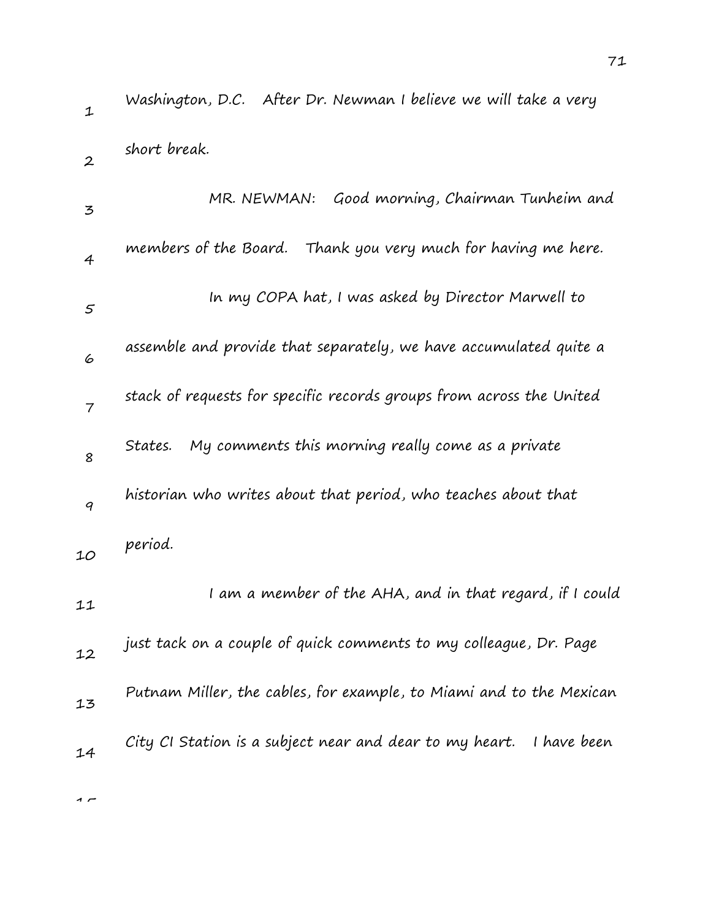Washington, D.C. After Dr. Newman I believe we will take a very short break.

MR. NEWMAN: Good morning, Chairman Tunheim and members of the Board. Thank you very much for having me here.

In my COPA hat, I was asked by Director Marwell to assemble and provide that separately, we have accumulated quite a stack of requests for specific records groups from across the United States. My comments this morning really come as a private historian who writes about that period, who teaches about that period.

I am a member of the AHA, and in that regard, if I could just tack on a couple of quick comments to my colleague, Dr. Page Putnam Miller, the cables, for example, to Miami and to the Mexican City CI Station is a subject near and dear to my heart. I have been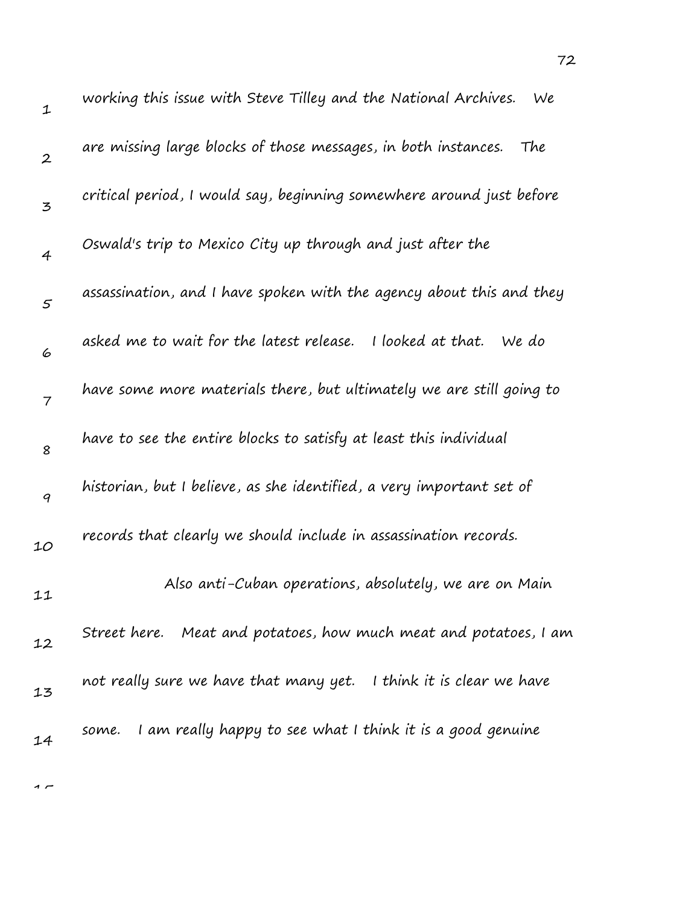working this issue with Steve Tilley and the National Archives. We are missing large blocks of those messages, in both instances. The critical period, I would say, beginning somewhere around just before Oswald's trip to Mexico City up through and just after the assassination, and I have spoken with the agency about this and they asked me to wait for the latest release. I looked at that. We do have some more materials there, but ultimately we are still going to have to see the entire blocks to satisfy at least this individual historian, but I believe, as she identified, a very important set of records that clearly we should include in assassination records.

Also anti-Cuban operations, absolutely, we are on Main Street here. Meat and potatoes, how much meat and potatoes, I am not really sure we have that many yet. I think it is clear we have some. I am really happy to see what I think it is a good genuine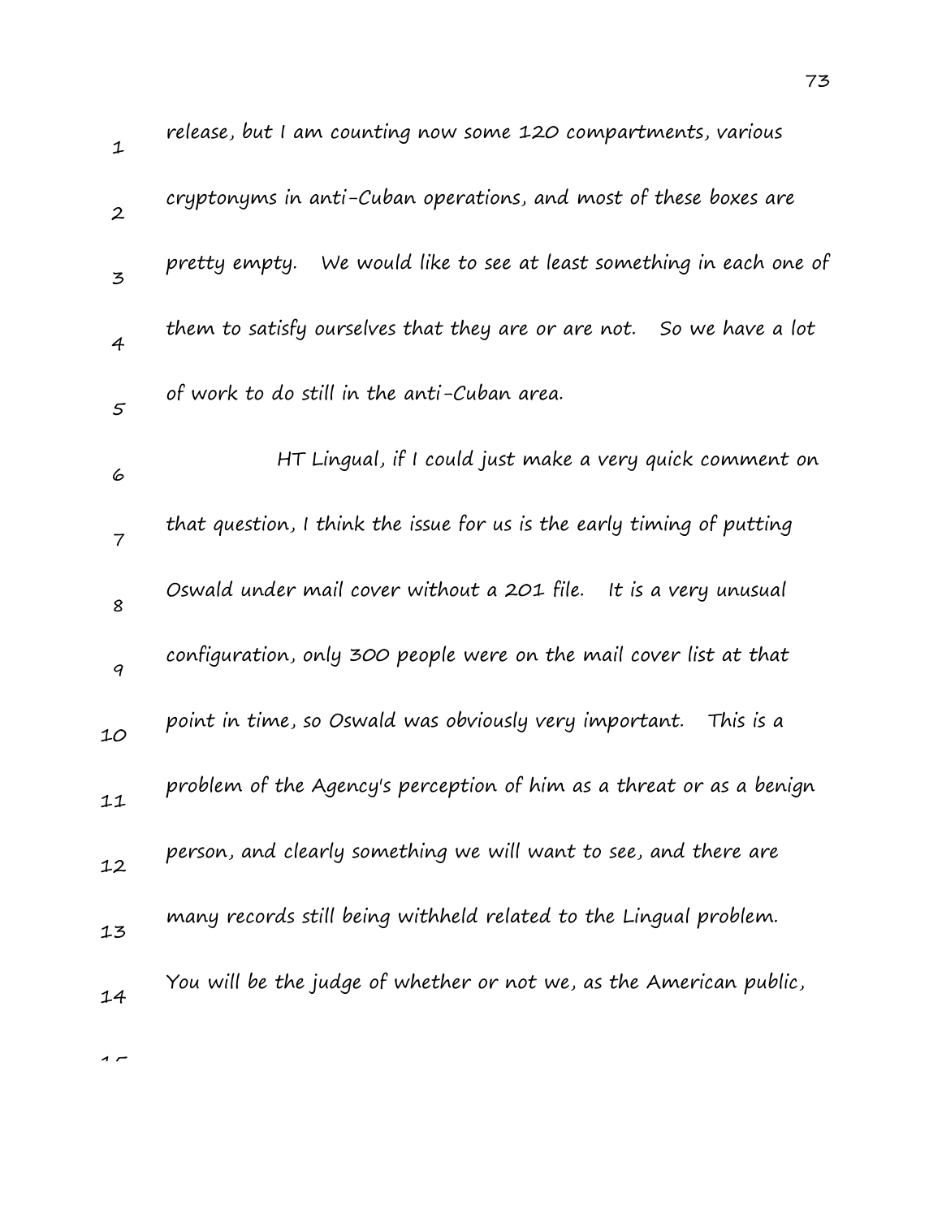release, but I am counting now some 120 compartments, various cryptonyms in anti-Cuban operations, and most of these boxes are pretty empty. We would like to see at least something in each one of them to satisfy ourselves that they are or are not. So we have a lot of work to do still in the anti-Cuban area.

HT Lingual, if I could just make a very quick comment on that question, I think the issue for us is the early timing of putting Oswald under mail cover without a 201 file. It is a very unusual configuration, only 300 people were on the mail cover list at that point in time, so Oswald was obviously very important. This is a problem of the Agency's perception of him as a threat or as a benign person, and clearly something we will want to see, and there are many records still being withheld related to the Lingual problem. You will be the judge of whether or not we, as the American public,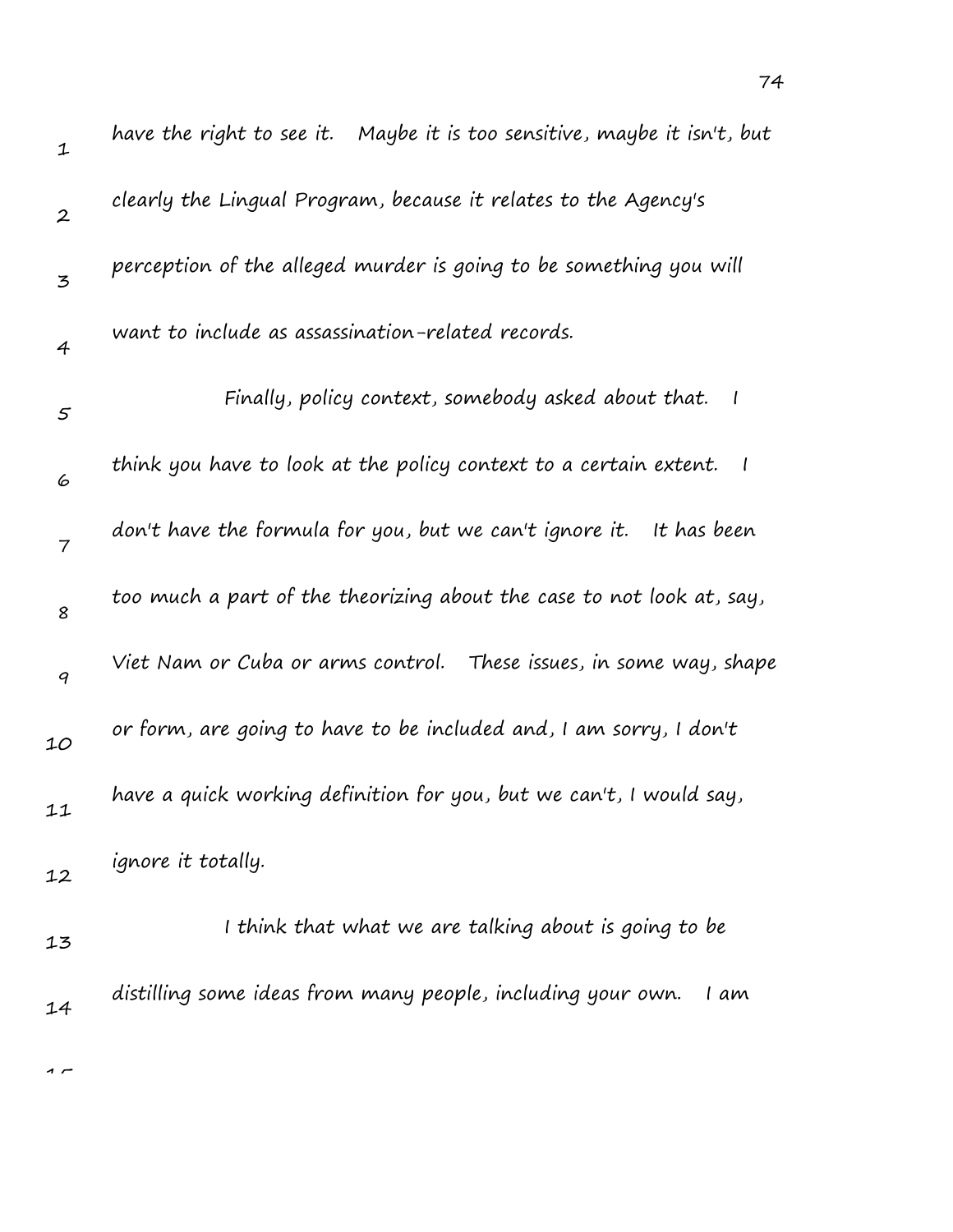have the right to see it. Maybe it is too sensitive, maybe it isn't, but clearly the Lingual Program, because it relates to the Agency's perception of the alleged murder is going to be something you will want to include as assassination-related records.

Finally, policy context, somebody asked about that. I think you have to look at the policy context to a certain extent. I don't have the formula for you, but we can't ignore it. It has been too much a part of the theorizing about the case to not look at, say, Viet Nam or Cuba or arms control. These issues, in some way, shape or form, are going to have to be included and, I am sorry, I don't have a quick working definition for you, but we can't, I would say, ignore it totally.

I think that what we are talking about is going to be distilling some ideas from many people, including your own. I am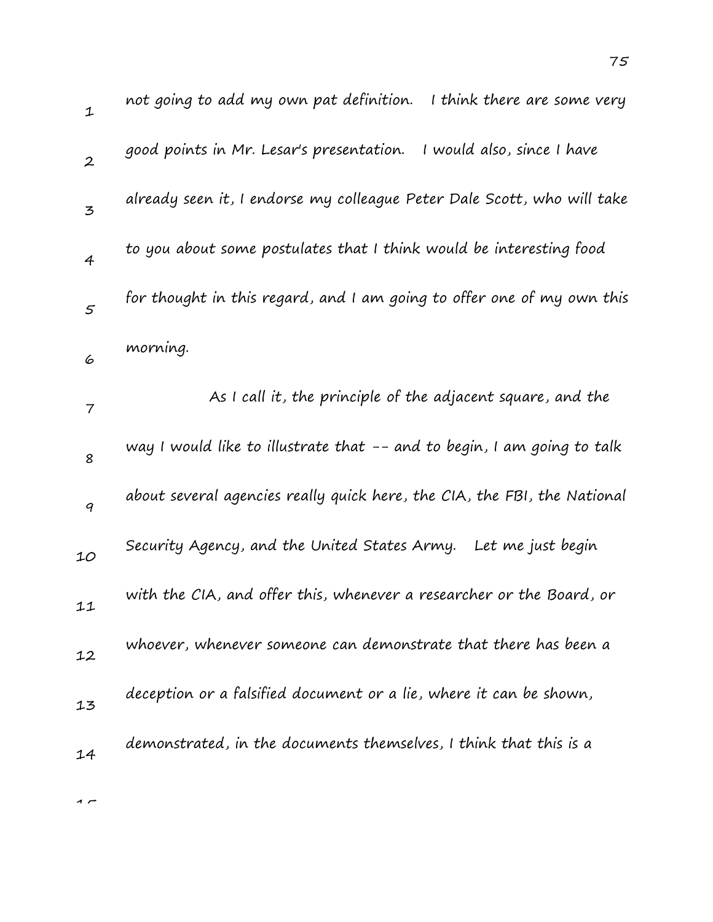not going to add my own pat definition. I think there are some very good points in Mr. Lesar's presentation. I would also, since I have already seen it, I endorse my colleague Peter Dale Scott, who will take to you about some postulates that I think would be interesting food for thought in this regard, and I am going to offer one of my own this morning.

As I call it, the principle of the adjacent square, and the way I would like to illustrate that -- and to begin, I am going to talk about several agencies really quick here, the CIA, the FBI, the National Security Agency, and the United States Army. Let me just begin with the CIA, and offer this, whenever a researcher or the Board, or whoever, whenever someone can demonstrate that there has been a deception or a falsified document or a lie, where it can be shown, demonstrated, in the documents themselves, I think that this is a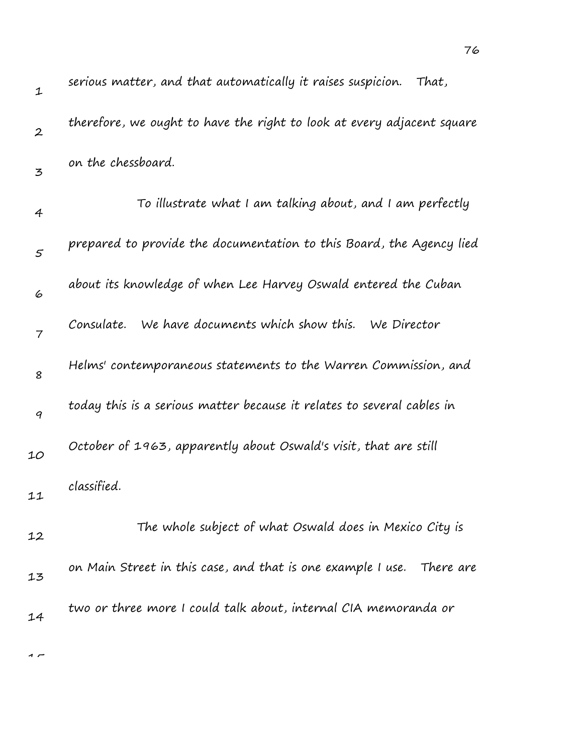serious matter, and that automatically it raises suspicion. That, therefore, we ought to have the right to look at every adjacent square on the chessboard.

To illustrate what I am talking about, and I am perfectly prepared to provide the documentation to this Board, the Agency lied about its knowledge of when Lee Harvey Oswald entered the Cuban Consulate. We have documents which show this. We Director Helms' contemporaneous statements to the Warren Commission, and today this is a serious matter because it relates to several cables in October of 1963, apparently about Oswald's visit, that are still classified.

The whole subject of what Oswald does in Mexico City is on Main Street in this case, and that is one example I use. There are two or three more I could talk about, internal CIA memoranda or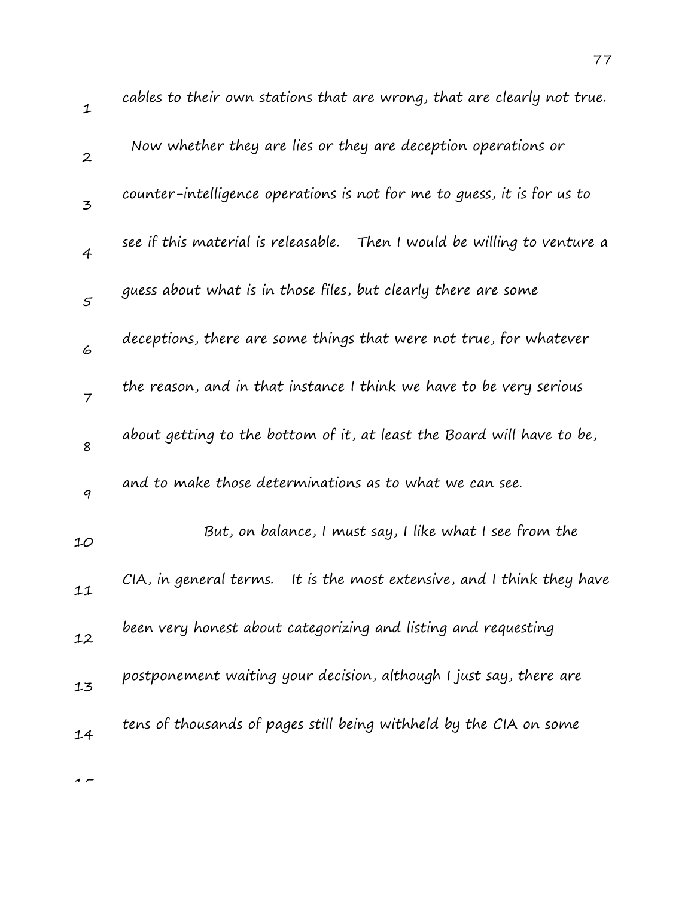cables to their own stations that are wrong, that are clearly not true.

Now whether they are lies or they are deception operations or counter-intelligence operations is not for me to guess, it is for us to see if this material is releasable. Then I would be willing to venture a guess about what is in those files, but clearly there are some deceptions, there are some things that were not true, for whatever the reason, and in that instance I think we have to be very serious about getting to the bottom of it, at least the Board will have to be, and to make those determinations as to what we can see.

But, on balance, I must say, I like what I see from the CIA, in general terms. It is the most extensive, and I think they have been very honest about categorizing and listing and requesting postponement waiting your decision, although I just say, there are tens of thousands of pages still being withheld by the CIA on some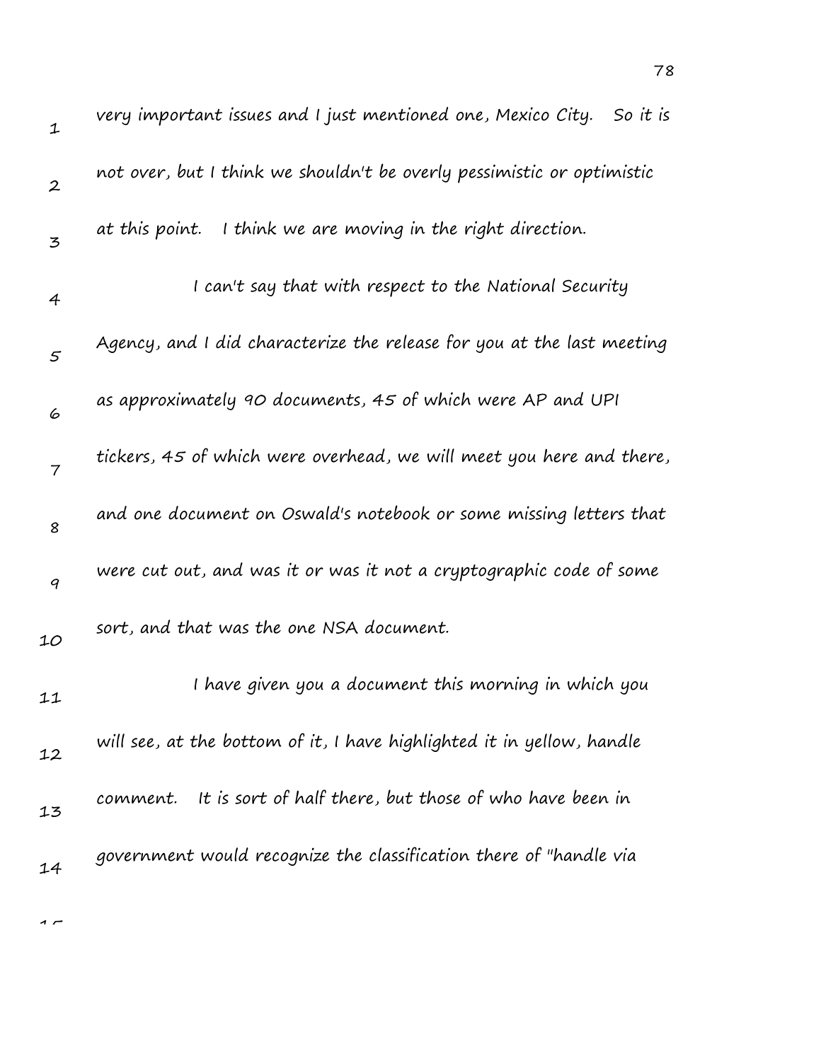very important issues and I just mentioned one, Mexico City. So it is not over, but I think we shouldn't be overly pessimistic or optimistic at this point. I think we are moving in the right direction.

I can't say that with respect to the National Security Agency, and I did characterize the release for you at the last meeting as approximately 90 documents, 45 of which were AP and UPI tickers, 45 of which were overhead, we will meet you here and there, and one document on Oswald's notebook or some missing letters that were cut out, and was it or was it not a cryptographic code of some sort, and that was the one NSA document.

I have given you a document this morning in which you will see, at the bottom of it, I have highlighted it in yellow, handle comment. It is sort of half there, but those of who have been in government would recognize the classification there of "handle via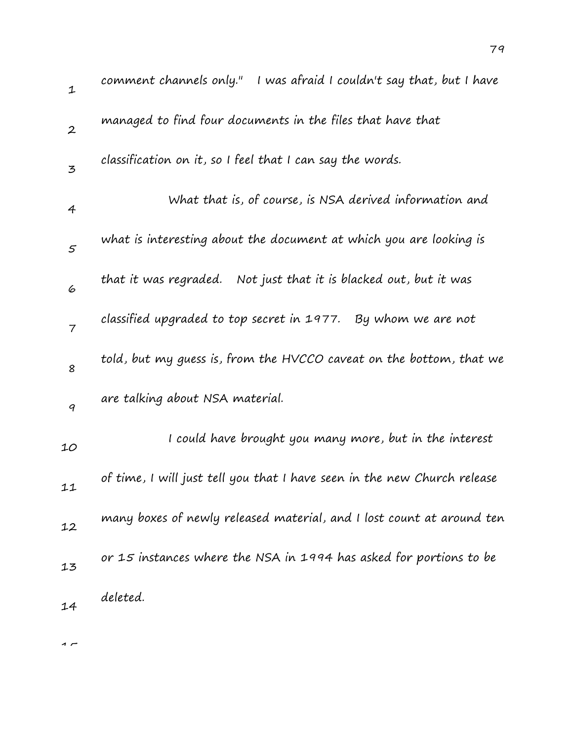comment channels only." I was afraid I couldn't say that, but I have managed to find four documents in the files that have that classification on it, so I feel that I can say the words.

What that is, of course, is NSA derived information and what is interesting about the document at which you are looking is that it was regraded. Not just that it is blacked out, but it was classified upgraded to top secret in 1977. By whom we are not told, but my guess is, from the HVCCO caveat on the bottom, that we are talking about NSA material.

I could have brought you many more, but in the interest of time, I will just tell you that I have seen in the new Church release many boxes of newly released material, and I lost count at around ten or 15 instances where the NSA in 1994 has asked for portions to be deleted.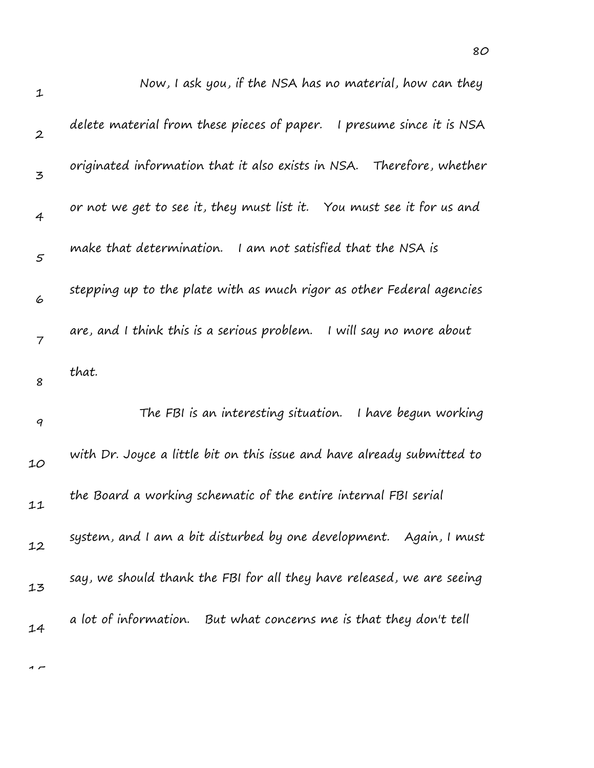Now, I ask you, if the NSA has no material, how can they delete material from these pieces of paper. I presume since it is NSA originated information that it also exists in NSA. Therefore, whether or not we get to see it, they must list it. You must see it for us and make that determination. I am not satisfied that the NSA is stepping up to the plate with as much rigor as other Federal agencies are, and I think this is a serious problem. I will say no more about that.

The FBI is an interesting situation. I have begun working with Dr. Joyce a little bit on this issue and have already submitted to the Board a working schematic of the entire internal FBI serial system, and I am a bit disturbed by one development. Again, I must say, we should thank the FBI for all they have released, we are seeing a lot of information. But what concerns me is that they don't tell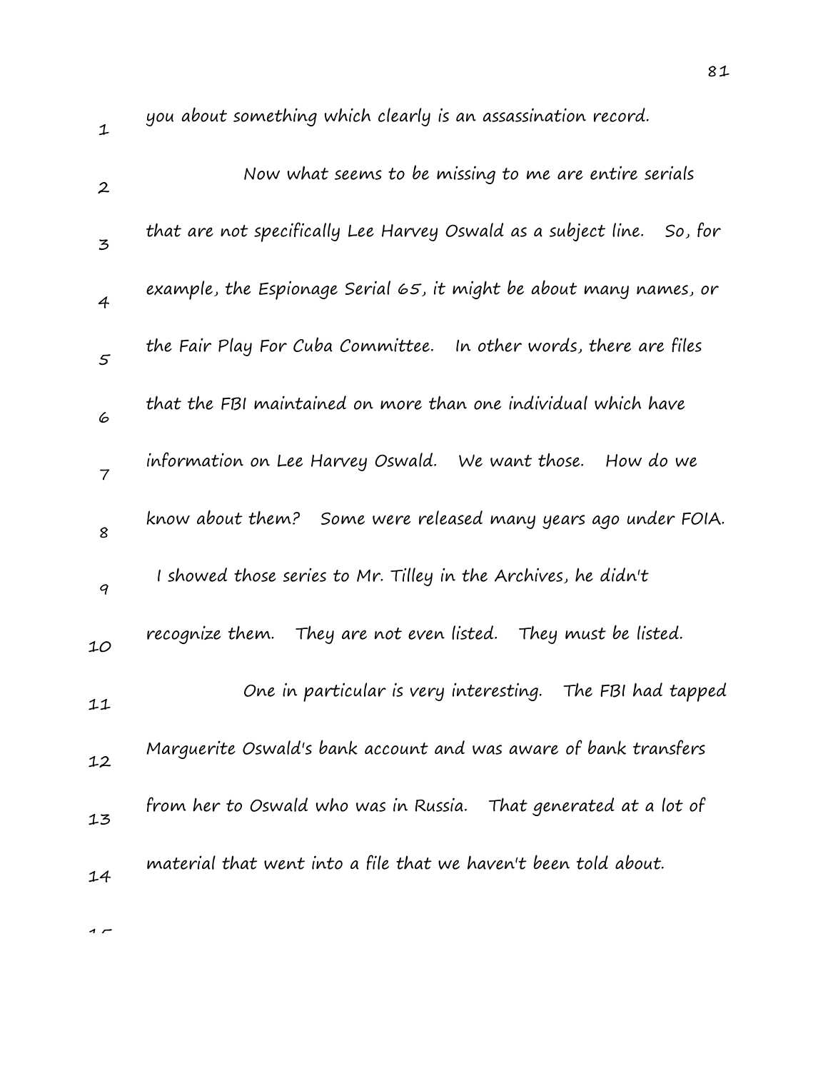you about something which clearly is an assassination record.

Now what seems to be missing to me are entire serials that are not specifically Lee Harvey Oswald as a subject line. So, for example, the Espionage Serial 65, it might be about many names, or the Fair Play For Cuba Committee. In other words, there are files that the FBI maintained on more than one individual which have information on Lee Harvey Oswald. We want those. How do we know about them? Some were released many years ago under FOIA. I showed those series to Mr. Tilley in the Archives, he didn't recognize them. They are not even listed. They must be listed.

One in particular is very interesting. The FBI had tapped Marguerite Oswald's bank account and was aware of bank transfers from her to Oswald who was in Russia. That generated at a lot of material that went into a file that we haven't been told about.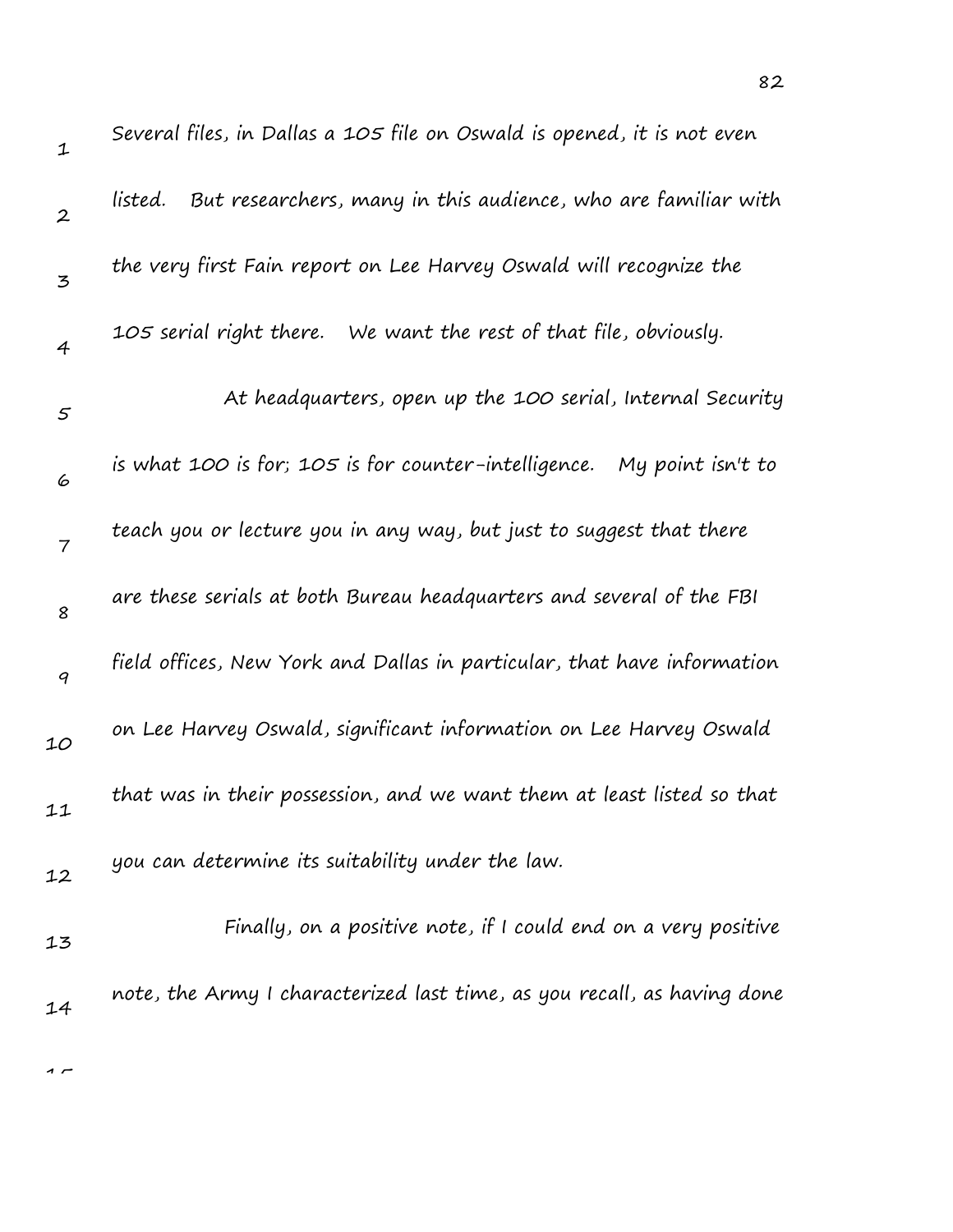Several files, in Dallas a 105 file on Oswald is opened, it is not even listed. But researchers, many in this audience, who are familiar with the very first Fain report on Lee Harvey Oswald will recognize the 105 serial right there. We want the rest of that file, obviously.

At headquarters, open up the 100 serial, Internal Security is what 100 is for; 105 is for counter-intelligence. My point isn't to teach you or lecture you in any way, but just to suggest that there are these serials at both Bureau headquarters and several of the FBI field offices, New York and Dallas in particular, that have information on Lee Harvey Oswald, significant information on Lee Harvey Oswald that was in their possession, and we want them at least listed so that you can determine its suitability under the law.

Finally, on a positive note, if I could end on a very positive note, the Army I characterized last time, as you recall, as having done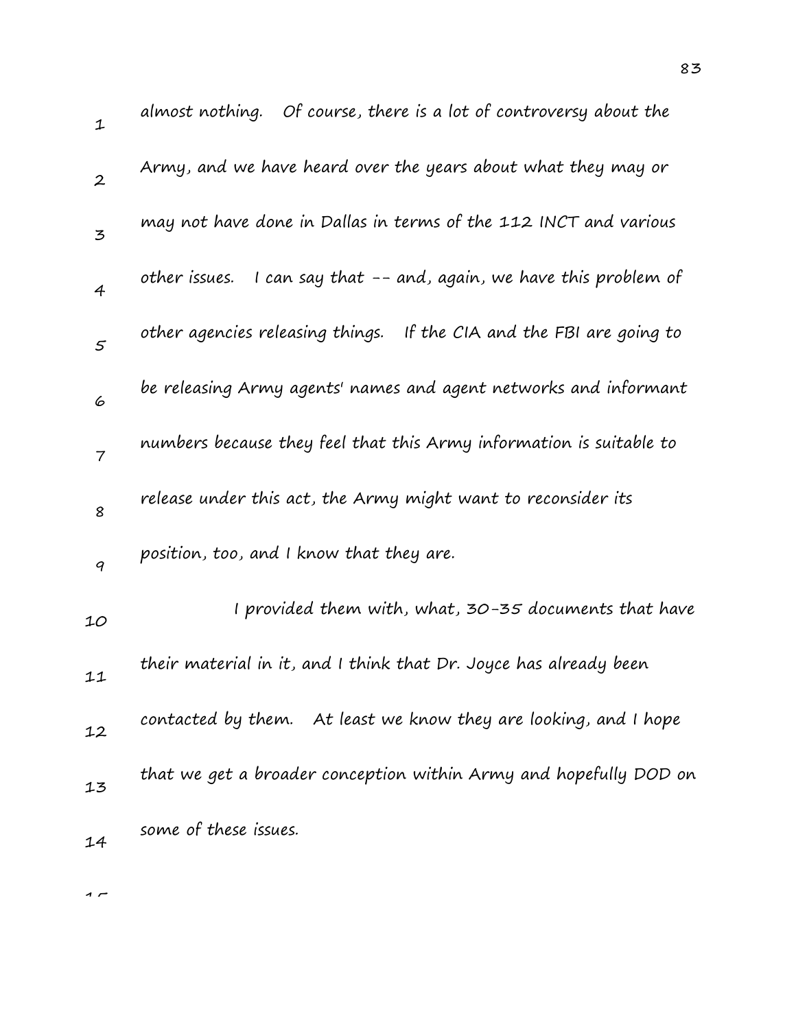almost nothing. Of course, there is a lot of controversy about the Army, and we have heard over the years about what they may or may not have done in Dallas in terms of the 112 INCT and various other issues. I can say that -- and, again, we have this problem of other agencies releasing things. If the CIA and the FBI are going to be releasing Army agents' names and agent networks and informant numbers because they feel that this Army information is suitable to release under this act, the Army might want to reconsider its position, too, and I know that they are.

I provided them with, what, 30-35 documents that have their material in it, and I think that Dr. Joyce has already been contacted by them. At least we know they are looking, and I hope that we get a broader conception within Army and hopefully DOD on some of these issues.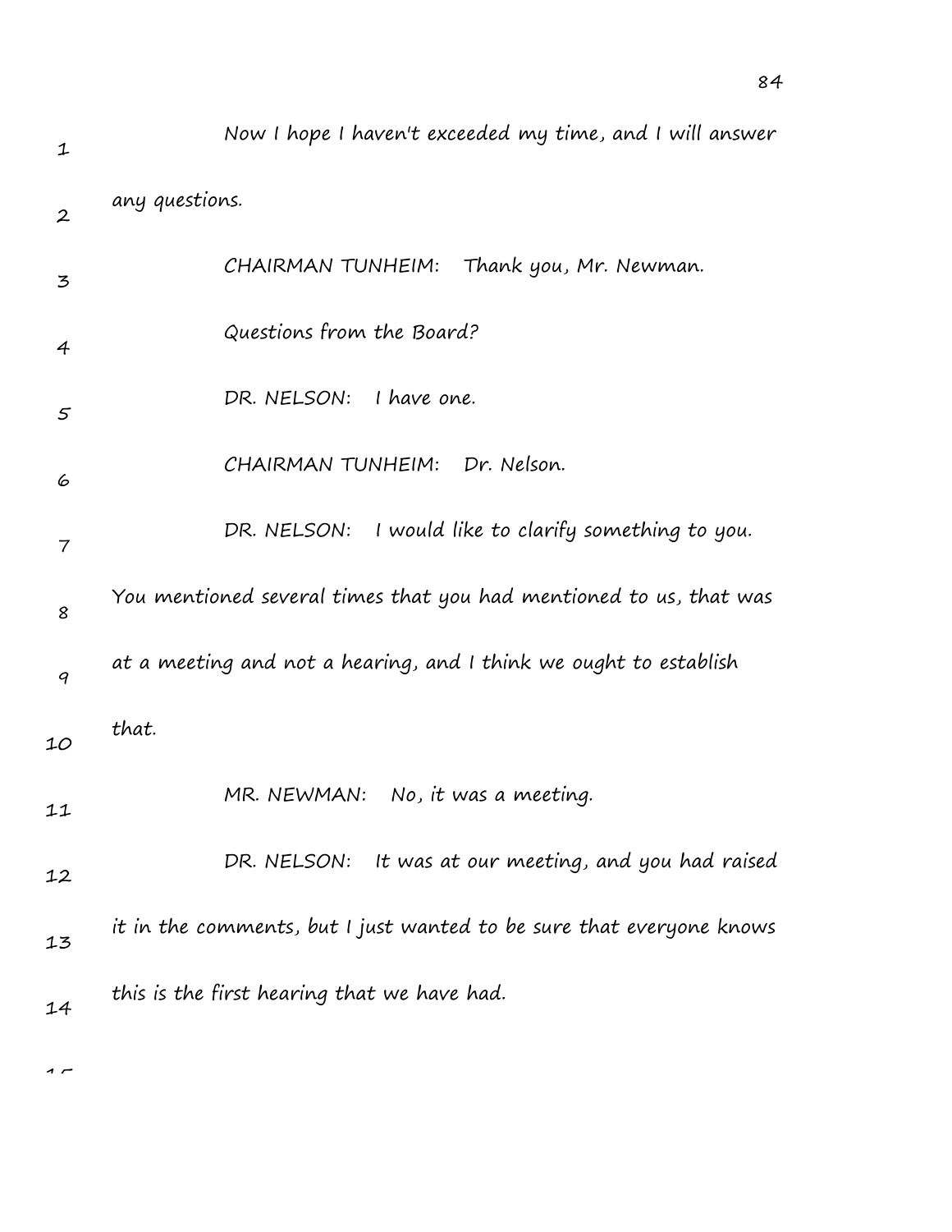Now I hope I haven't exceeded my time, and I will answer any questions.

CHAIRMAN TUNHEIM: Thank you, Mr. Newman.

Questions from the Board?

DR. NELSON: I have one.

CHAIRMAN TUNHEIM: Dr. Nelson.

DR. NELSON: I would like to clarify something to you. You mentioned several times that you had mentioned to us, that was at a meeting and not a hearing, and I think we ought to establish that.

MR. NEWMAN: No, it was a meeting.

DR. NELSON: It was at our meeting, and you had raised it in the comments, but I just wanted to be sure that everyone knows this is the first hearing that we have had.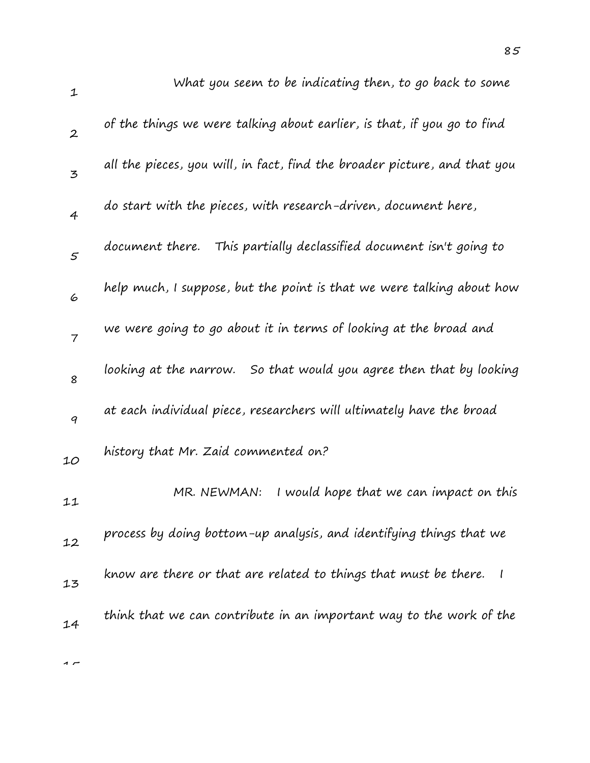What you seem to be indicating then, to go back to some of the things we were talking about earlier, is that, if you go to find all the pieces, you will, in fact, find the broader picture, and that you do start with the pieces, with research-driven, document here, document there. This partially declassified document isn't going to help much, I suppose, but the point is that we were talking about how we were going to go about it in terms of looking at the broad and looking at the narrow. So that would you agree then that by looking at each individual piece, researchers will ultimately have the broad history that Mr. Zaid commented on?

MR. NEWMAN: I would hope that we can impact on this process by doing bottom-up analysis, and identifying things that we know are there or that are related to things that must be there. I think that we can contribute in an important way to the work of the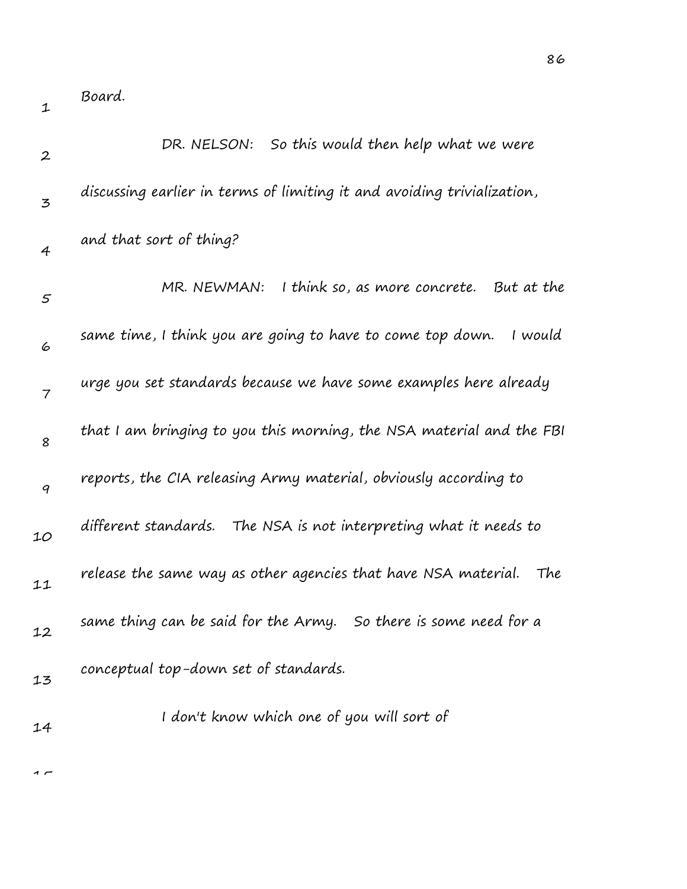Board.

DR. NELSON: So this would then help what we were discussing earlier in terms of limiting it and avoiding trivialization, and that sort of thing?

MR. NEWMAN: I think so, as more concrete. But at the same time, I think you are going to have to come top down. I would urge you set standards because we have some examples here already that I am bringing to you this morning, the NSA material and the FBI reports, the CIA releasing Army material, obviously according to different standards. The NSA is not interpreting what it needs to release the same way as other agencies that have NSA material. The same thing can be said for the Army. So there is some need for a conceptual top-down set of standards.

I don't know which one of you will sort of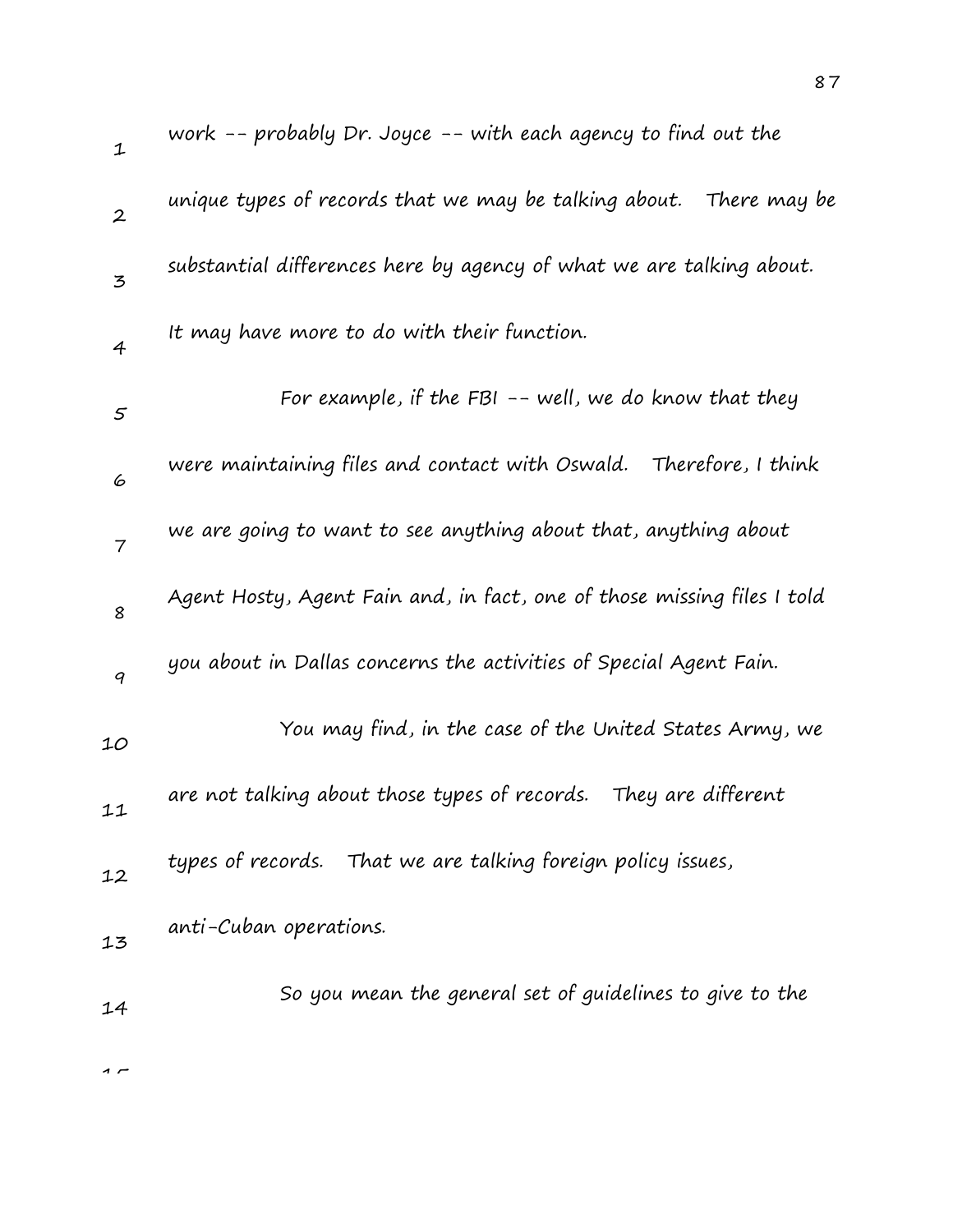work -- probably Dr. Joyce -- with each agency to find out the unique types of records that we may be talking about. There may be substantial differences here by agency of what we are talking about. It may have more to do with their function.

For example, if the FBI -- well, we do know that they were maintaining files and contact with Oswald. Therefore, I think we are going to want to see anything about that, anything about Agent Hosty, Agent Fain and, in fact, one of those missing files I told you about in Dallas concerns the activities of Special Agent Fain.

You may find, in the case of the United States Army, we are not talking about those types of records. They are different types of records. That we are talking foreign policy issues, anti-Cuban operations.

So you mean the general set of guidelines to give to the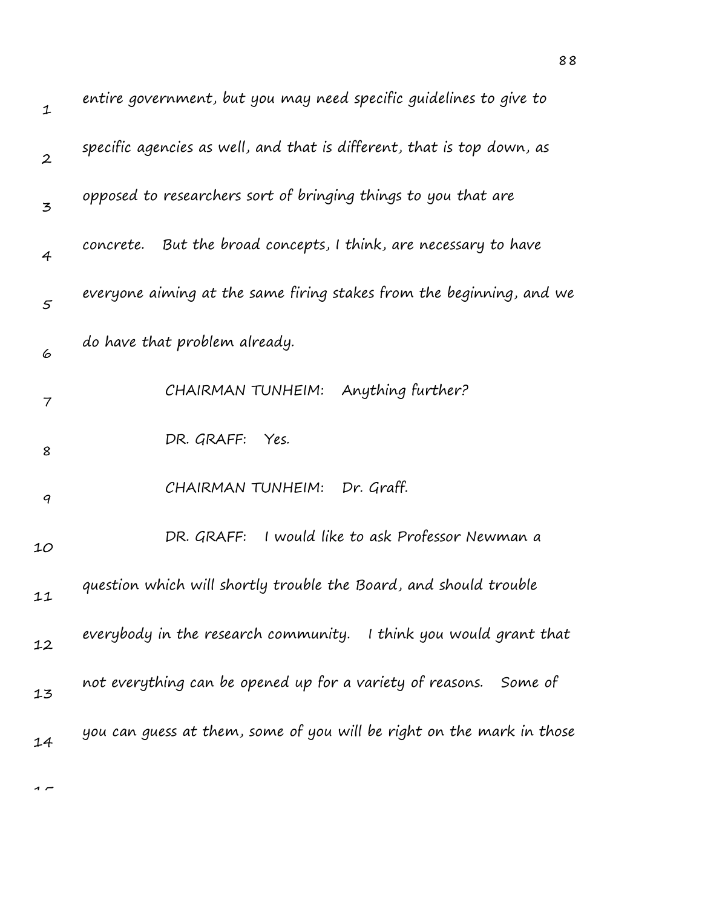entire government, but you may need specific guidelines to give to specific agencies as well, and that is different, that is top down, as opposed to researchers sort of bringing things to you that are concrete. But the broad concepts, I think, are necessary to have everyone aiming at the same firing stakes from the beginning, and we do have that problem already.

CHAIRMAN TUNHEIM: Anything further?

DR. GRAFF: Yes.

CHAIRMAN TUNHEIM: Dr. Graff.

DR. GRAFF: I would like to ask Professor Newman a question which will shortly trouble the Board, and should trouble everybody in the research community. I think you would grant that not everything can be opened up for a variety of reasons. Some of you can guess at them, some of you will be right on the mark in those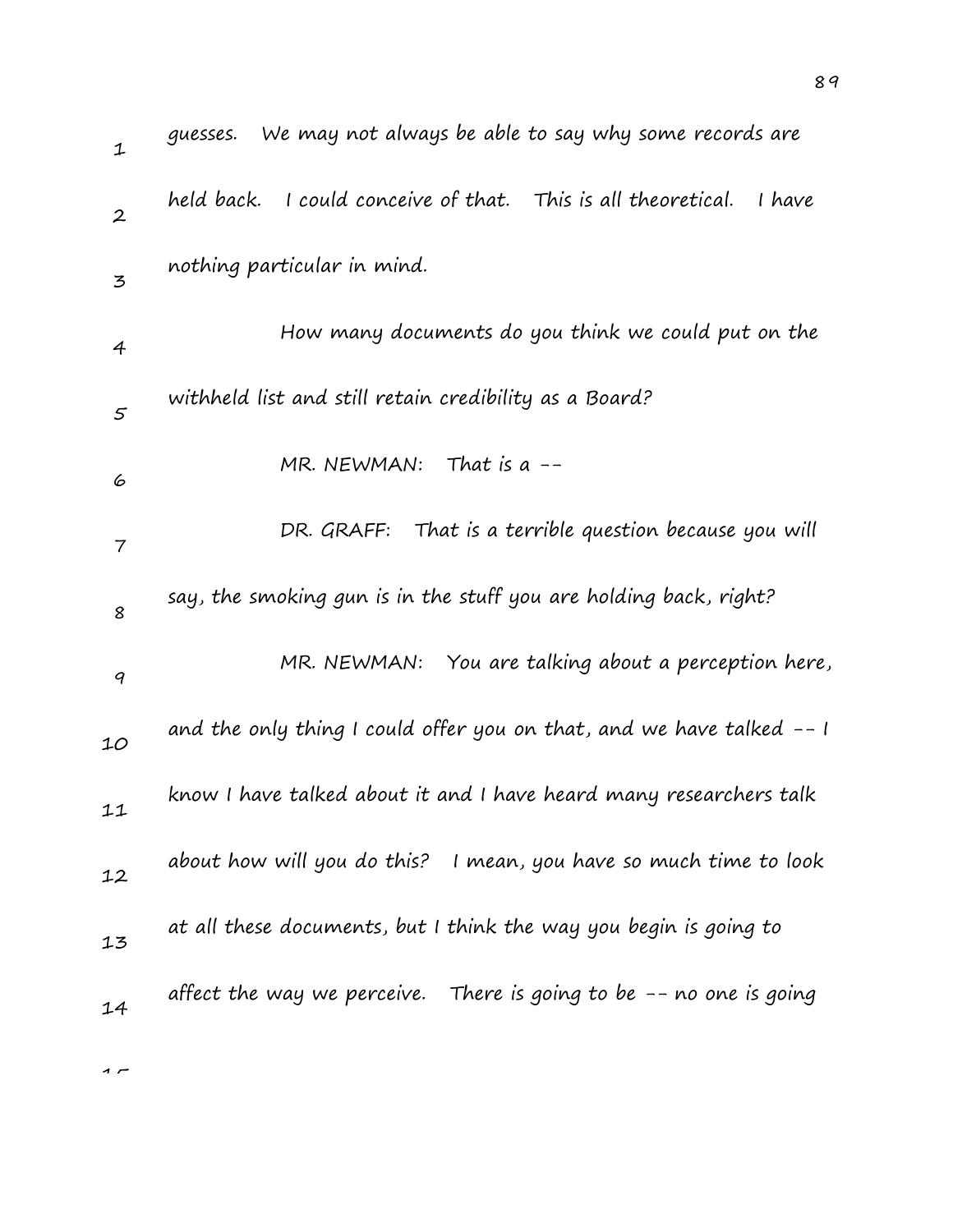guesses. We may not always be able to say why some records are held back. I could conceive of that. This is all theoretical. I have nothing particular in mind.

How many documents do you think we could put on the withheld list and still retain credibility as a Board?

MR. NEWMAN: That is a --

DR. GRAFF: That is a terrible question because you will say, the smoking gun is in the stuff you are holding back, right?

MR. NEWMAN: You are talking about a perception here, and the only thing I could offer you on that, and we have talked -- I know I have talked about it and I have heard many researchers talk about how will you do this? I mean, you have so much time to look at all these documents, but I think the way you begin is going to affect the way we perceive. There is going to be -- no one is going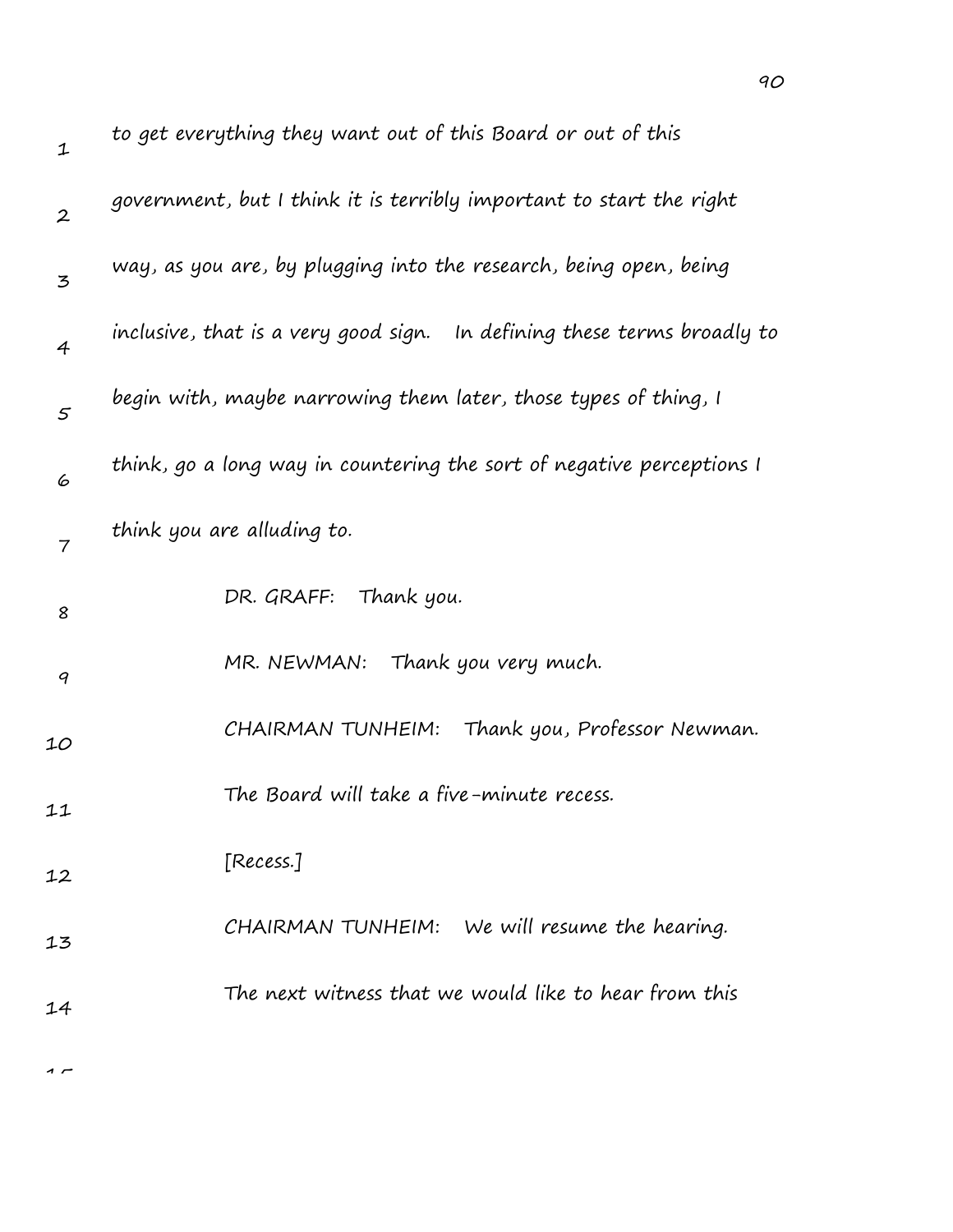to get everything they want out of this Board or out of this government, but I think it is terribly important to start the right way, as you are, by plugging into the research, being open, being inclusive, that is a very good sign. In defining these terms broadly to begin with, maybe narrowing them later, those types of thing, I think, go a long way in countering the sort of negative perceptions I think you are alluding to.

DR. GRAFF: Thank you.

MR. NEWMAN: Thank you very much.

CHAIRMAN TUNHEIM: Thank you, Professor Newman. The Board will take a five-minute recess.

[Recess.]

CHAIRMAN TUNHEIM: We will resume the hearing. The next witness that we would like to hear from this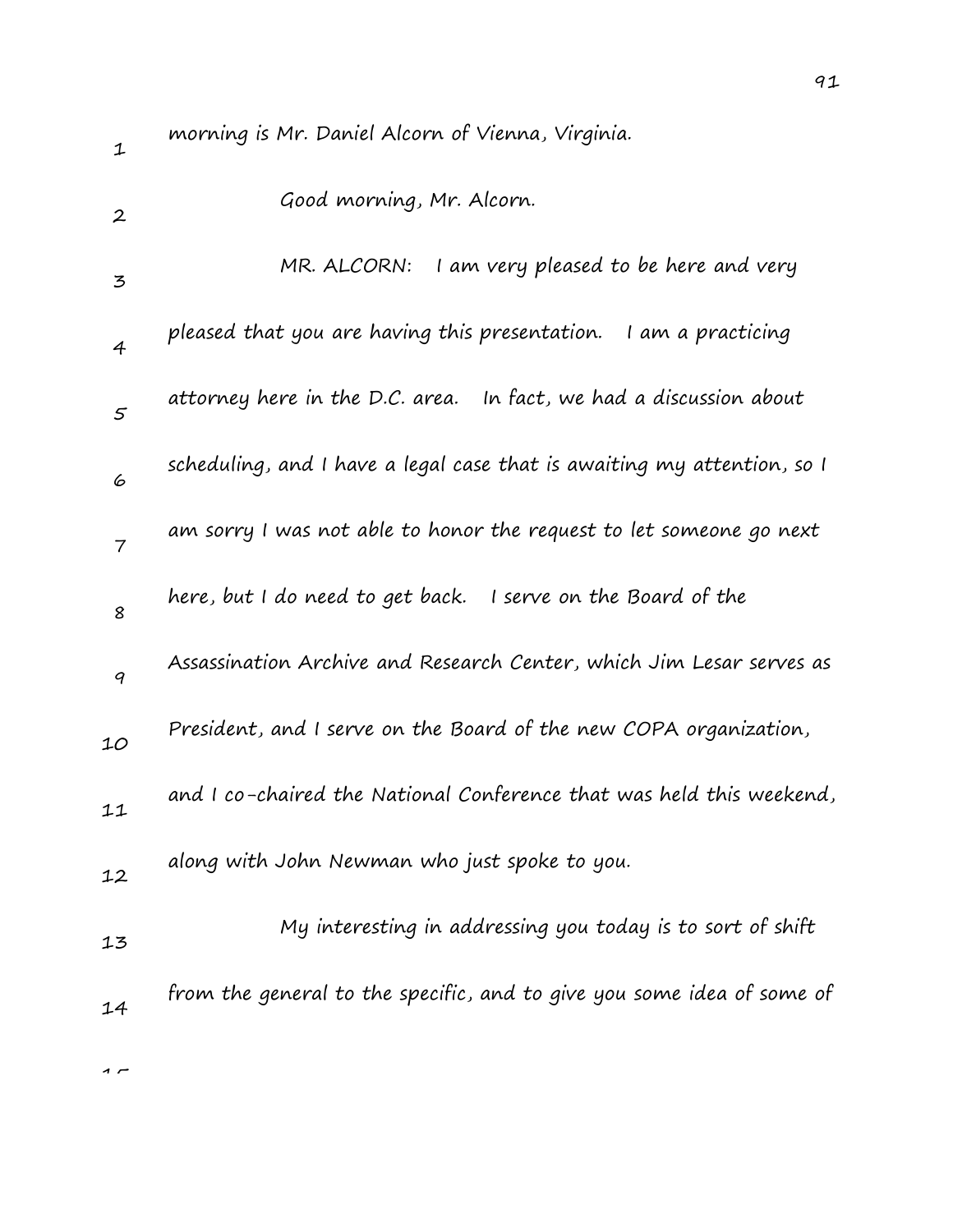morning is Mr. Daniel Alcorn of Vienna, Virginia.

Good morning, Mr. Alcorn.

MR. ALCORN: I am very pleased to be here and very pleased that you are having this presentation. I am a practicing attorney here in the D.C. area. In fact, we had a discussion about scheduling, and I have a legal case that is awaiting my attention, so I am sorry I was not able to honor the request to let someone go next here, but I do need to get back. I serve on the Board of the Assassination Archive and Research Center, which Jim Lesar serves as President, and I serve on the Board of the new COPA organization, and I co-chaired the National Conference that was held this weekend, along with John Newman who just spoke to you.

My interesting in addressing you today is to sort of shift from the general to the specific, and to give you some idea of some of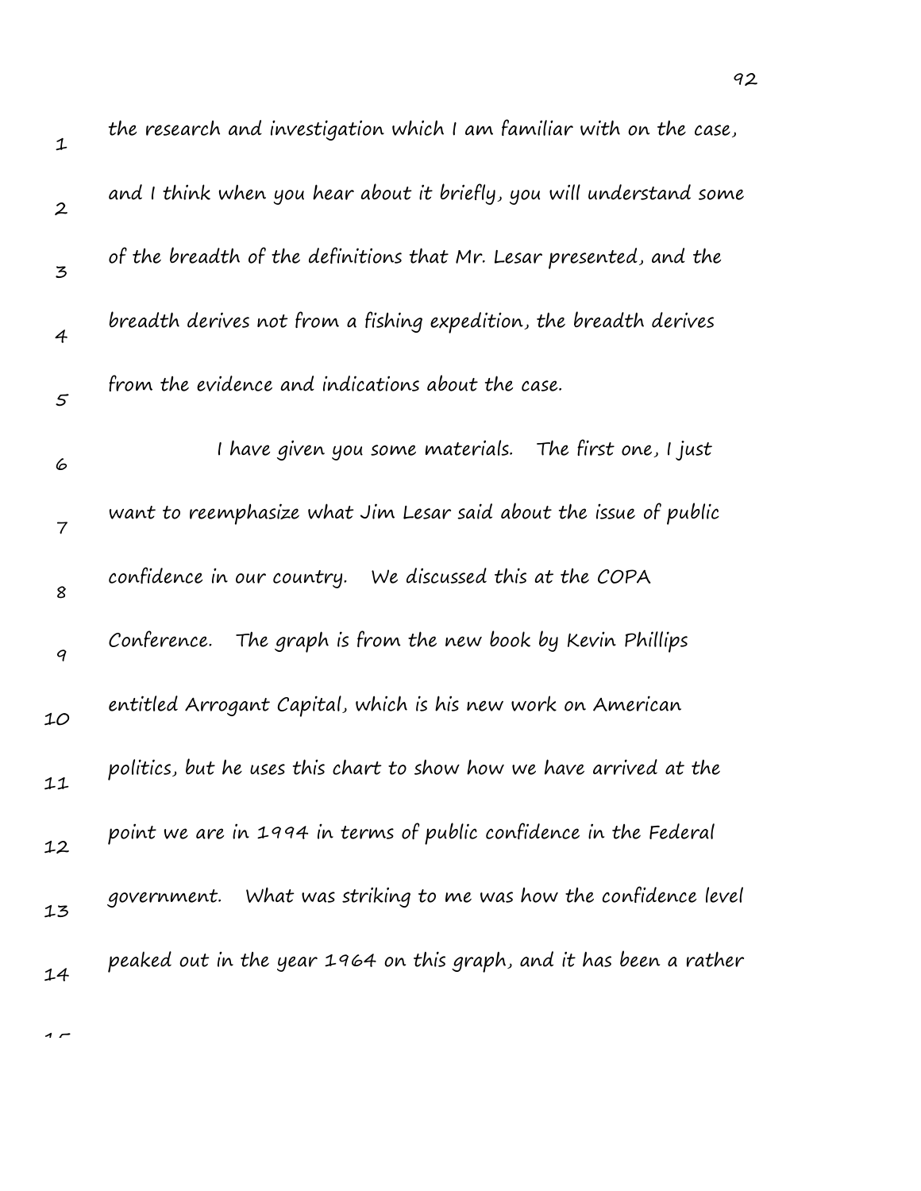the research and investigation which I am familiar with on the case, and I think when you hear about it briefly, you will understand some of the breadth of the definitions that Mr. Lesar presented, and the breadth derives not from a fishing expedition, the breadth derives from the evidence and indications about the case.

I have given you some materials. The first one, I just want to reemphasize what Jim Lesar said about the issue of public confidence in our country. We discussed this at the COPA Conference. The graph is from the new book by Kevin Phillips entitled Arrogant Capital, which is his new work on American politics, but he uses this chart to show how we have arrived at the point we are in 1994 in terms of public confidence in the Federal government. What was striking to me was how the confidence level peaked out in the year 1964 on this graph, and it has been a rather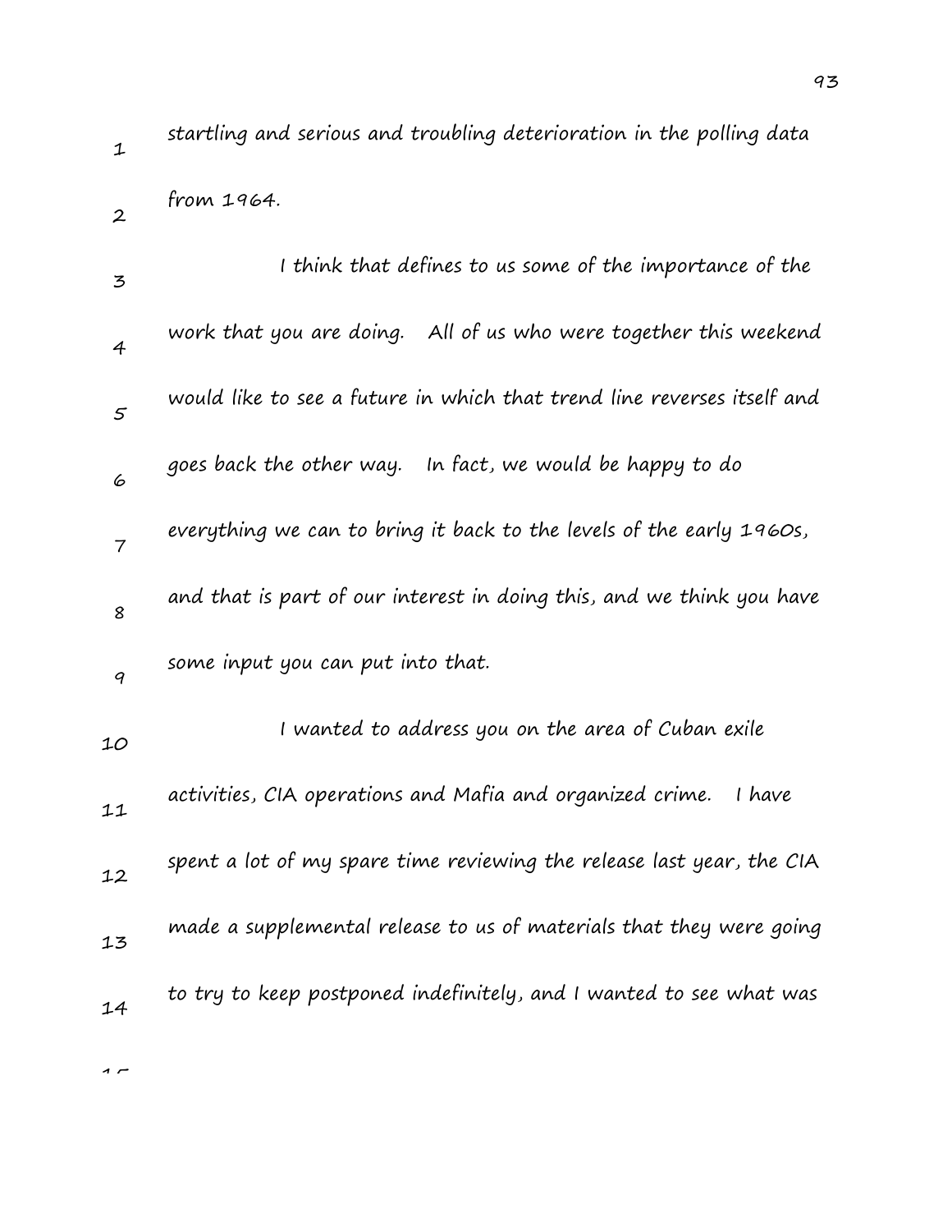startling and serious and troubling deterioration in the polling data from 1964.

I think that defines to us some of the importance of the work that you are doing. All of us who were together this weekend would like to see a future in which that trend line reverses itself and goes back the other way. In fact, we would be happy to do everything we can to bring it back to the levels of the early 1960s, and that is part of our interest in doing this, and we think you have some input you can put into that.

I wanted to address you on the area of Cuban exile activities, CIA operations and Mafia and organized crime. I have spent a lot of my spare time reviewing the release last year, the CIA made a supplemental release to us of materials that they were going to try to keep postponed indefinitely, and I wanted to see what was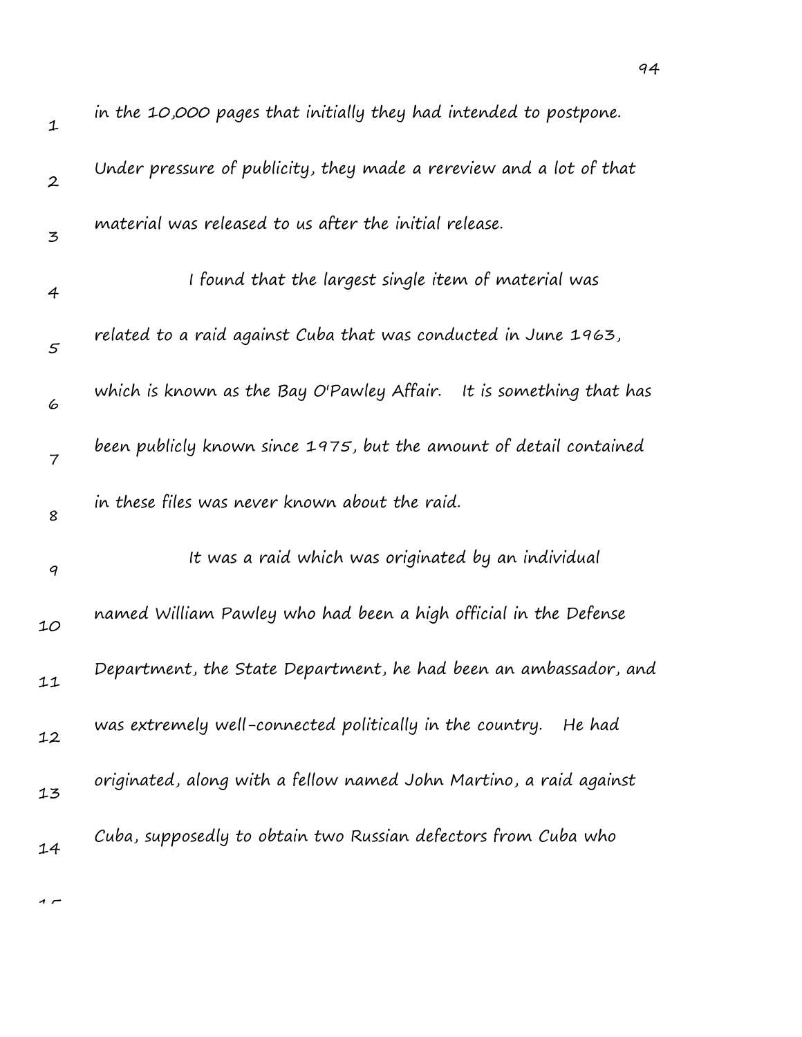in the 10,000 pages that initially they had intended to postpone. Under pressure of publicity, they made a rereview and a lot of that material was released to us after the initial release.

I found that the largest single item of material was related to a raid against Cuba that was conducted in June 1963, which is known as the Bay O'Pawley Affair. It is something that has been publicly known since 1975, but the amount of detail contained in these files was never known about the raid.

It was a raid which was originated by an individual named William Pawley who had been a high official in the Defense Department, the State Department, he had been an ambassador, and was extremely well-connected politically in the country. He had originated, along with a fellow named John Martino, a raid against Cuba, supposedly to obtain two Russian defectors from Cuba who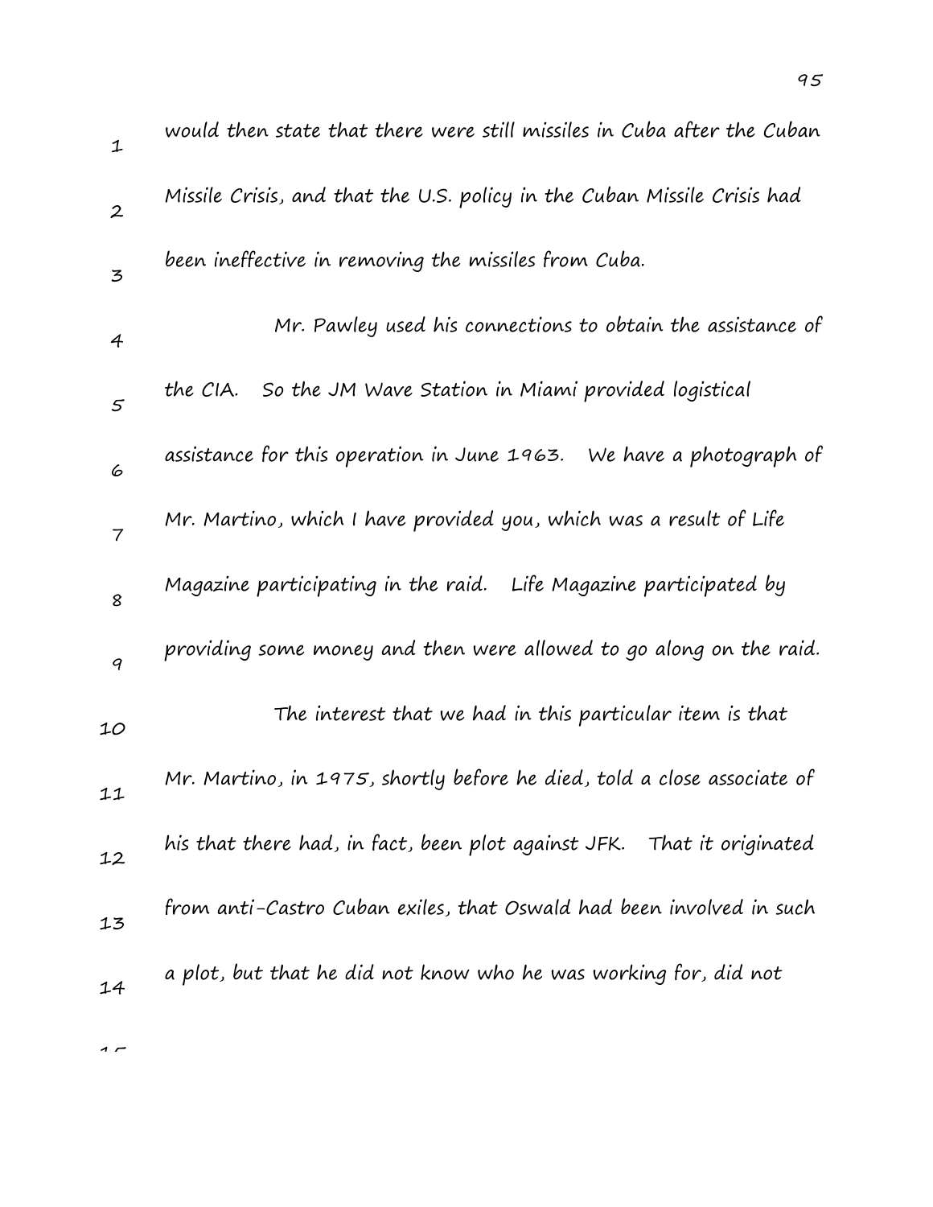would then state that there were still missiles in Cuba after the Cuban Missile Crisis, and that the U.S. policy in the Cuban Missile Crisis had been ineffective in removing the missiles from Cuba.

Mr. Pawley used his connections to obtain the assistance of the CIA. So the JM Wave Station in Miami provided logistical assistance for this operation in June 1963. We have a photograph of Mr. Martino, which I have provided you, which was a result of Life Magazine participating in the raid. Life Magazine participated by providing some money and then were allowed to go along on the raid.

The interest that we had in this particular item is that Mr. Martino, in 1975, shortly before he died, told a close associate of his that there had, in fact, been plot against JFK. That it originated from anti-Castro Cuban exiles, that Oswald had been involved in such a plot, but that he did not know who he was working for, did not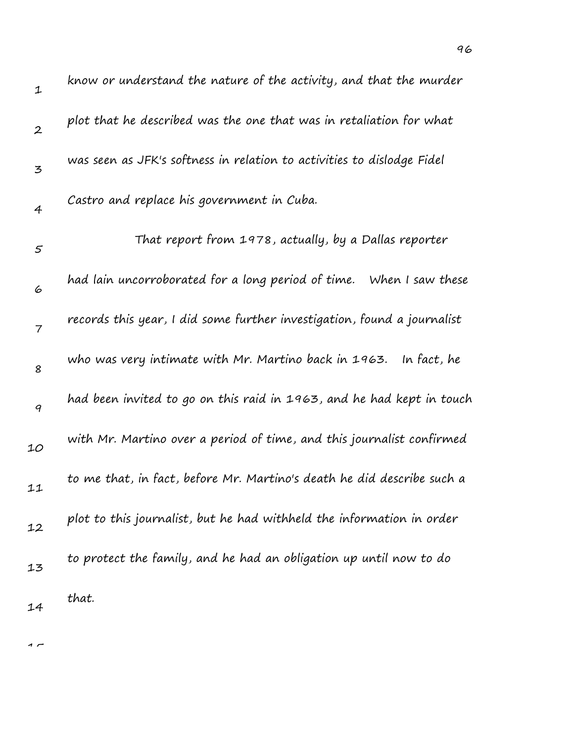know or understand the nature of the activity, and that the murder plot that he described was the one that was in retaliation for what was seen as JFK's softness in relation to activities to dislodge Fidel Castro and replace his government in Cuba.

That report from 1978, actually, by a Dallas reporter had lain uncorroborated for a long period of time. When I saw these records this year, I did some further investigation, found a journalist who was very intimate with Mr. Martino back in 1963. In fact, he had been invited to go on this raid in 1963, and he had kept in touch with Mr. Martino over a period of time, and this journalist confirmed to me that, in fact, before Mr. Martino's death he did describe such a plot to this journalist, but he had withheld the information in order to protect the family, and he had an obligation up until now to do that.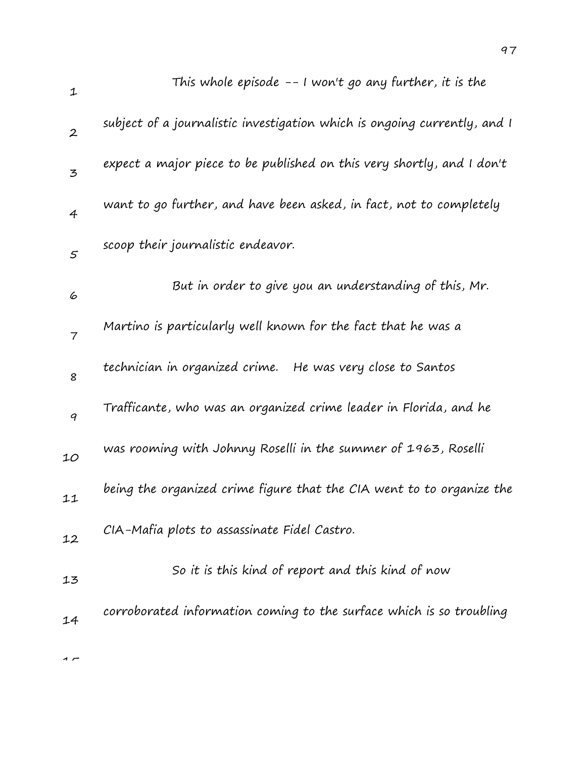This whole episode -- I won't go any further, it is the subject of a journalistic investigation which is ongoing currently, and I expect a major piece to be published on this very shortly, and I don't want to go further, and have been asked, in fact, not to completely scoop their journalistic endeavor.

But in order to give you an understanding of this, Mr. Martino is particularly well known for the fact that he was a technician in organized crime. He was very close to Santos Trafficante, who was an organized crime leader in Florida, and he was rooming with Johnny Roselli in the summer of 1963, Roselli being the organized crime figure that the CIA went to to organize the CIA-Mafia plots to assassinate Fidel Castro.

So it is this kind of report and this kind of now corroborated information coming to the surface which is so troubling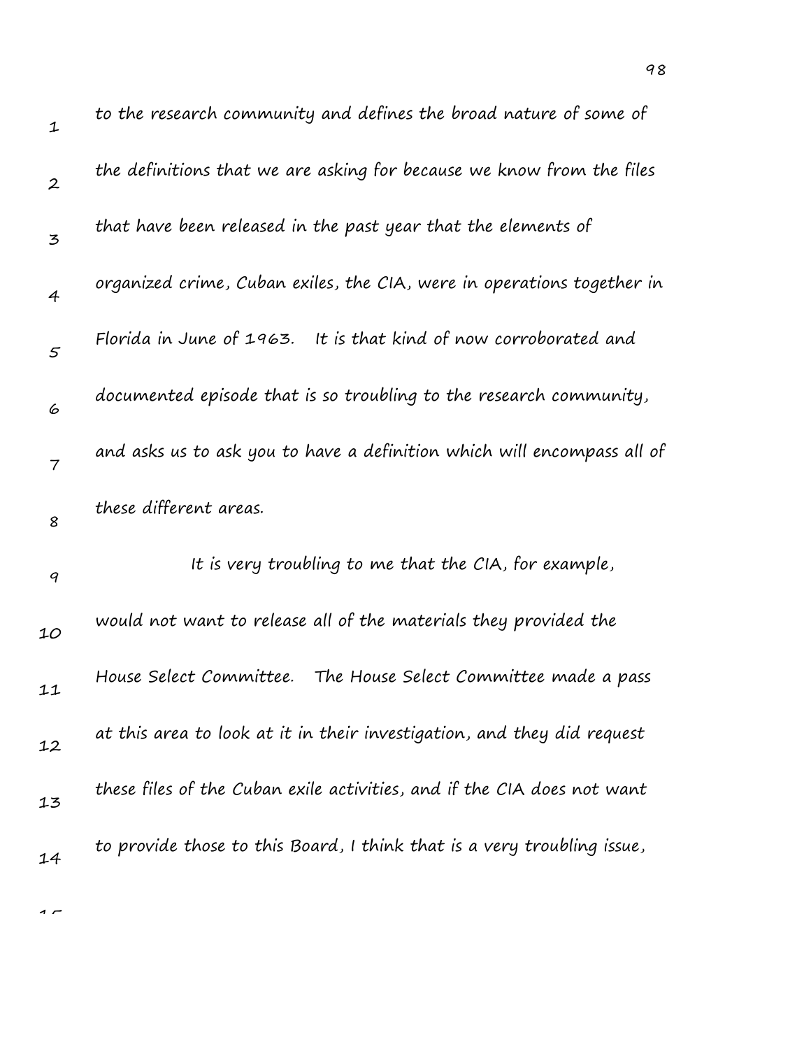to the research community and defines the broad nature of some of the definitions that we are asking for because we know from the files that have been released in the past year that the elements of organized crime, Cuban exiles, the CIA, were in operations together in Florida in June of 1963. It is that kind of now corroborated and documented episode that is so troubling to the research community, and asks us to ask you to have a definition which will encompass all of these different areas.

It is very troubling to me that the CIA, for example, would not want to release all of the materials they provided the House Select Committee. The House Select Committee made a pass at this area to look at it in their investigation, and they did request these files of the Cuban exile activities, and if the CIA does not want to provide those to this Board, I think that is a very troubling issue,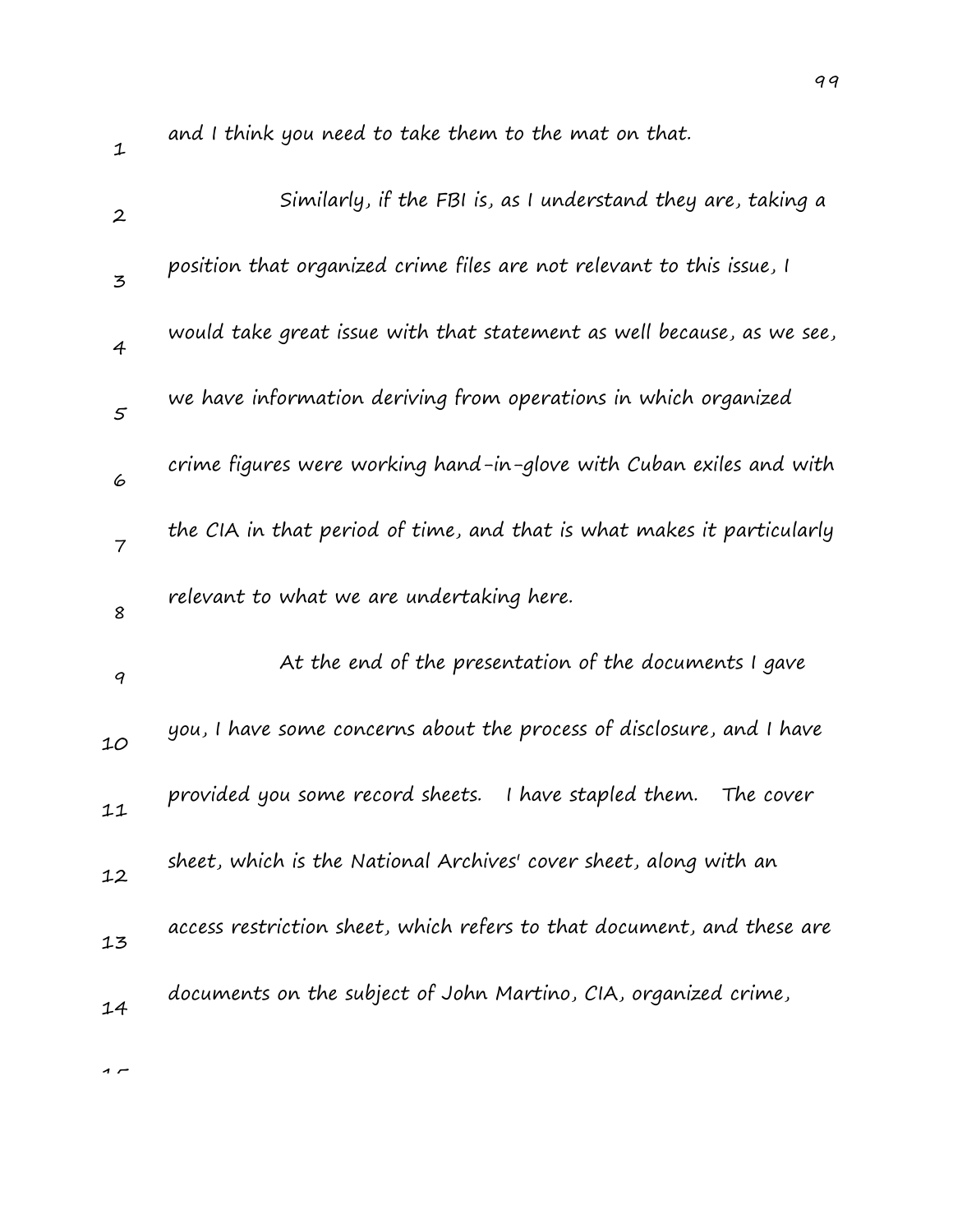and I think you need to take them to the mat on that.

Similarly, if the FBI is, as I understand they are, taking a position that organized crime files are not relevant to this issue, I would take great issue with that statement as well because, as we see, we have information deriving from operations in which organized crime figures were working hand-in-glove with Cuban exiles and with the CIA in that period of time, and that is what makes it particularly relevant to what we are undertaking here.

At the end of the presentation of the documents I gave you, I have some concerns about the process of disclosure, and I have provided you some record sheets. I have stapled them. The cover sheet, which is the National Archives' cover sheet, along with an access restriction sheet, which refers to that document, and these are documents on the subject of John Martino, CIA, organized crime,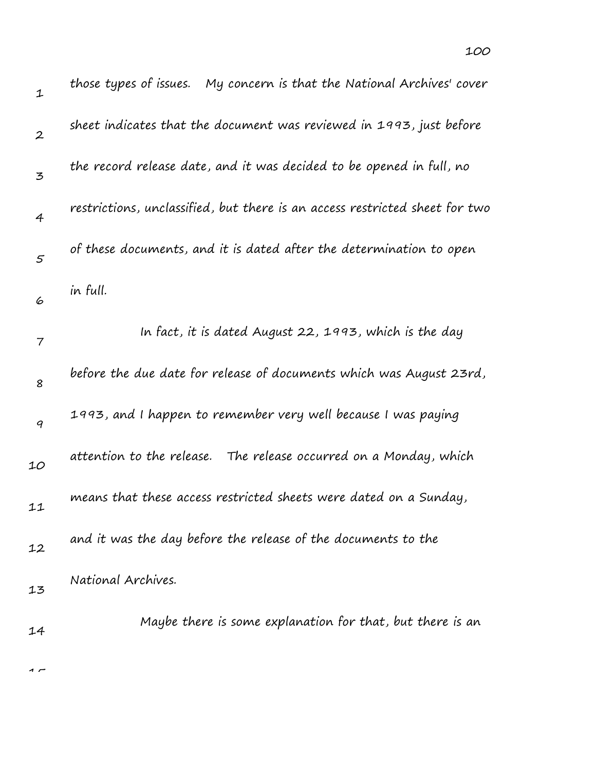those types of issues. My concern is that the National Archives' cover sheet indicates that the document was reviewed in 1993, just before the record release date, and it was decided to be opened in full, no restrictions, unclassified, but there is an access restricted sheet for two of these documents, and it is dated after the determination to open in full.

In fact, it is dated August 22, 1993, which is the day before the due date for release of documents which was August 23rd, 1993, and I happen to remember very well because I was paying attention to the release. The release occurred on a Monday, which means that these access restricted sheets were dated on a Sunday, and it was the day before the release of the documents to the National Archives.

Maybe there is some explanation for that, but there is an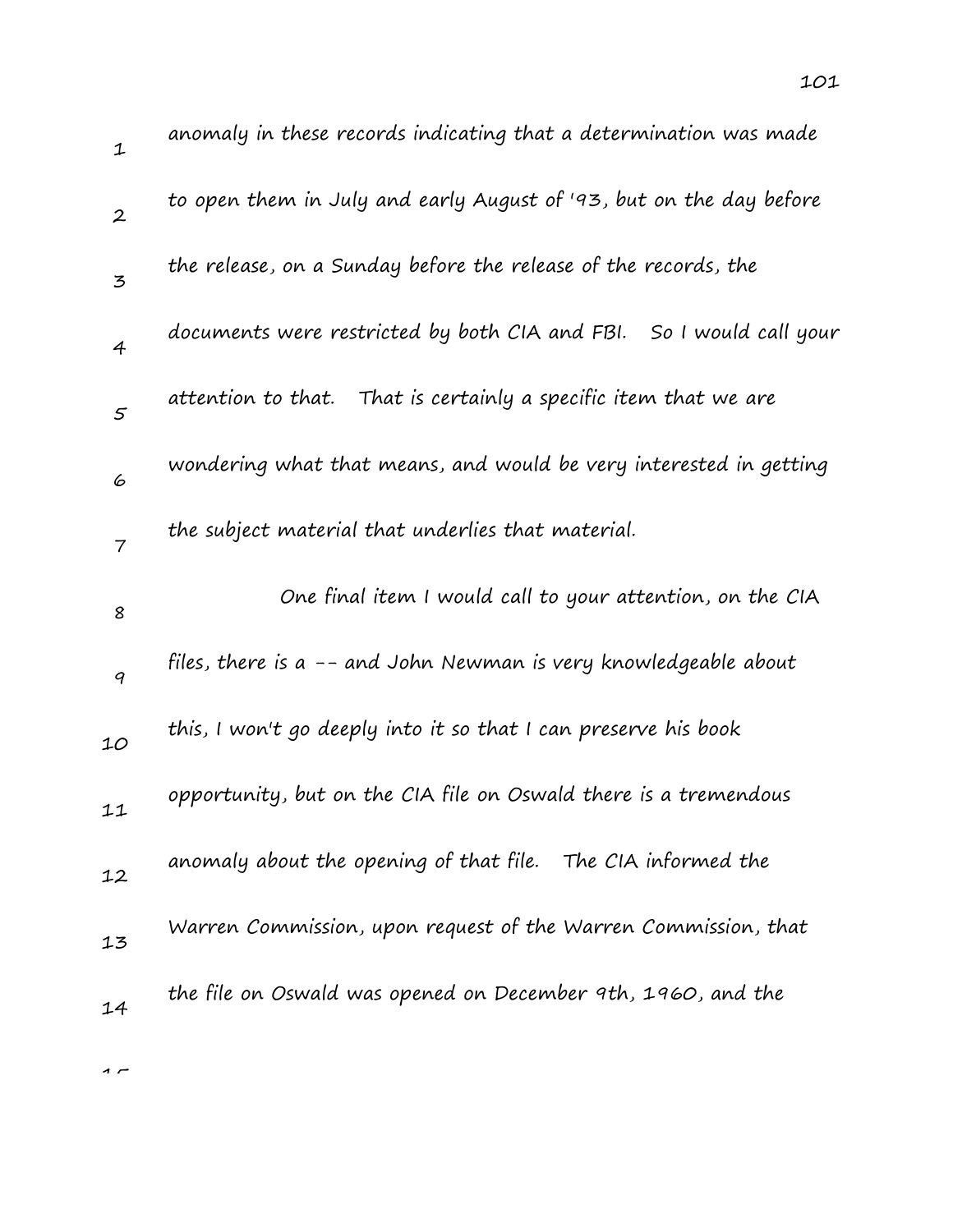anomaly in these records indicating that a determination was made to open them in July and early August of '93, but on the day before the release, on a Sunday before the release of the records, the documents were restricted by both CIA and FBI. So I would call your attention to that. That is certainly a specific item that we are wondering what that means, and would be very interested in getting the subject material that underlies that material.

One final item I would call to your attention, on the CIA files, there is a -- and John Newman is very knowledgeable about this, I won't go deeply into it so that I can preserve his book opportunity, but on the CIA file on Oswald there is a tremendous anomaly about the opening of that file. The CIA informed the Warren Commission, upon request of the Warren Commission, that the file on Oswald was opened on December 9th, 1960, and the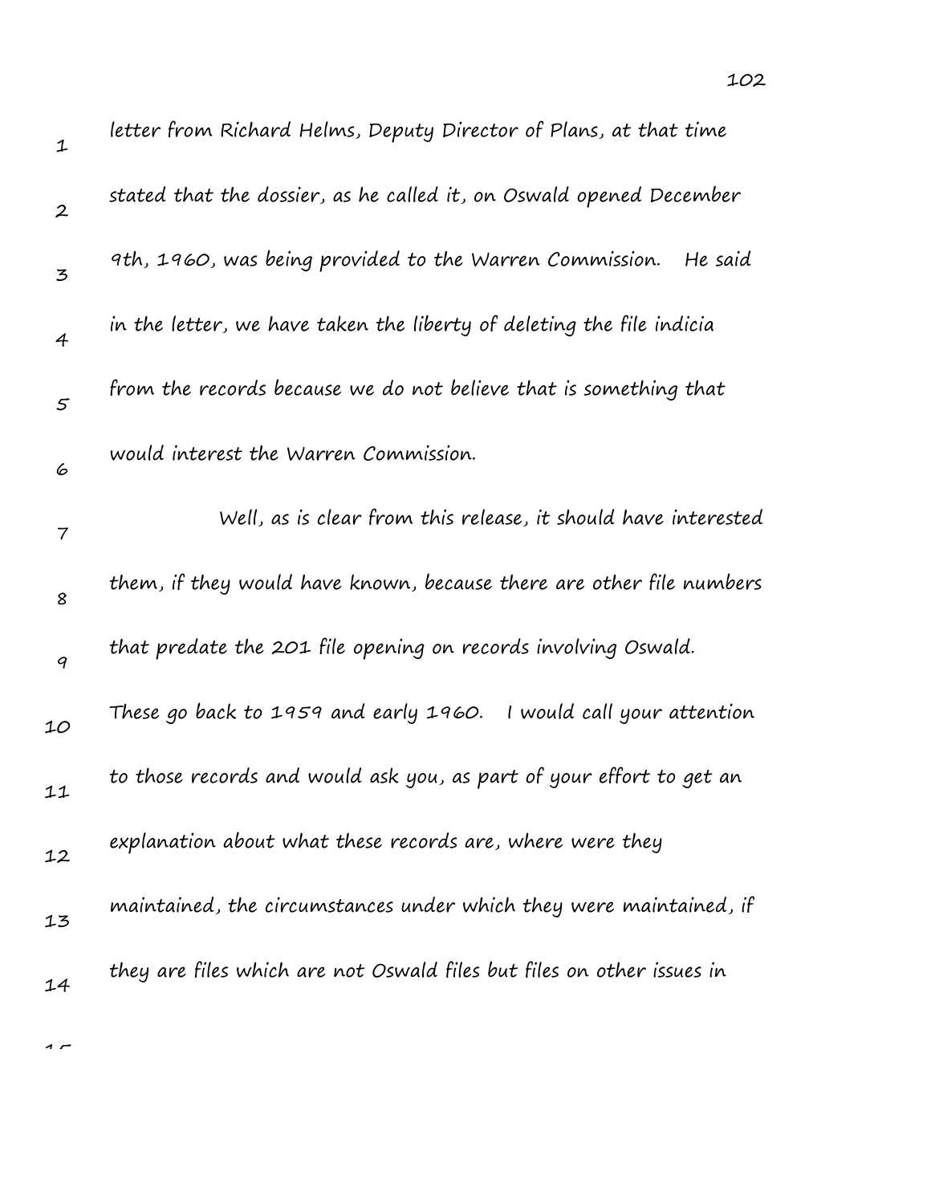letter from Richard Helms, Deputy Director of Plans, at that time stated that the dossier, as he called it, on Oswald opened December 9th, 1960, was being provided to the Warren Commission. He said in the letter, we have taken the liberty of deleting the file indicia from the records because we do not believe that is something that would interest the Warren Commission.

Well, as is clear from this release, it should have interested them, if they would have known, because there are other file numbers that predate the 201 file opening on records involving Oswald. These go back to 1959 and early 1960. I would call your attention to those records and would ask you, as part of your effort to get an explanation about what these records are, where were they maintained, the circumstances under which they were maintained, if they are files which are not Oswald files but files on other issues in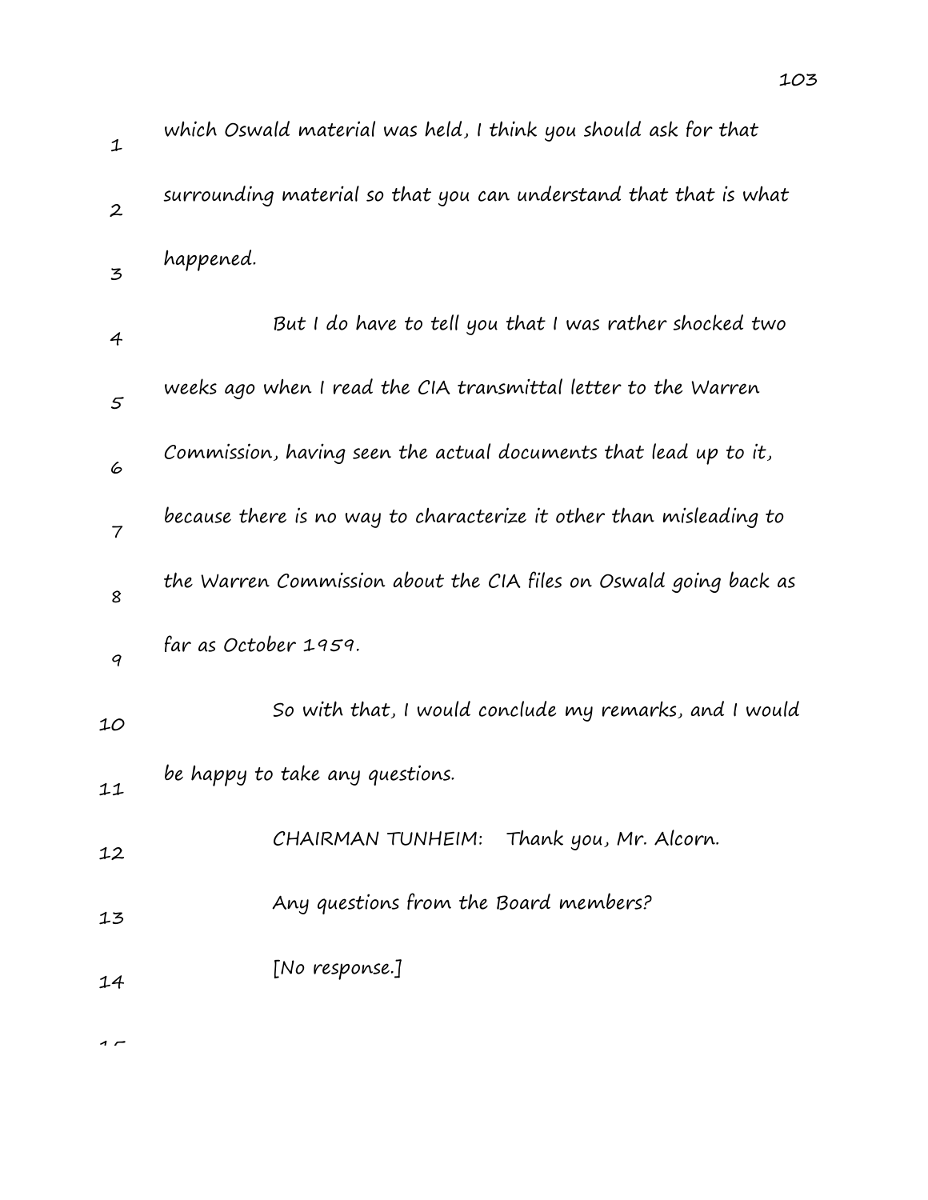which Oswald material was held, I think you should ask for that surrounding material so that you can understand that that is what happened.

But I do have to tell you that I was rather shocked two weeks ago when I read the CIA transmittal letter to the Warren Commission, having seen the actual documents that lead up to it, because there is no way to characterize it other than misleading to the Warren Commission about the CIA files on Oswald going back as far as October 1959.

So with that, I would conclude my remarks, and I would be happy to take any questions.

CHAIRMAN TUNHEIM: Thank you, Mr. Alcorn.

Any questions from the Board members?

[No response.]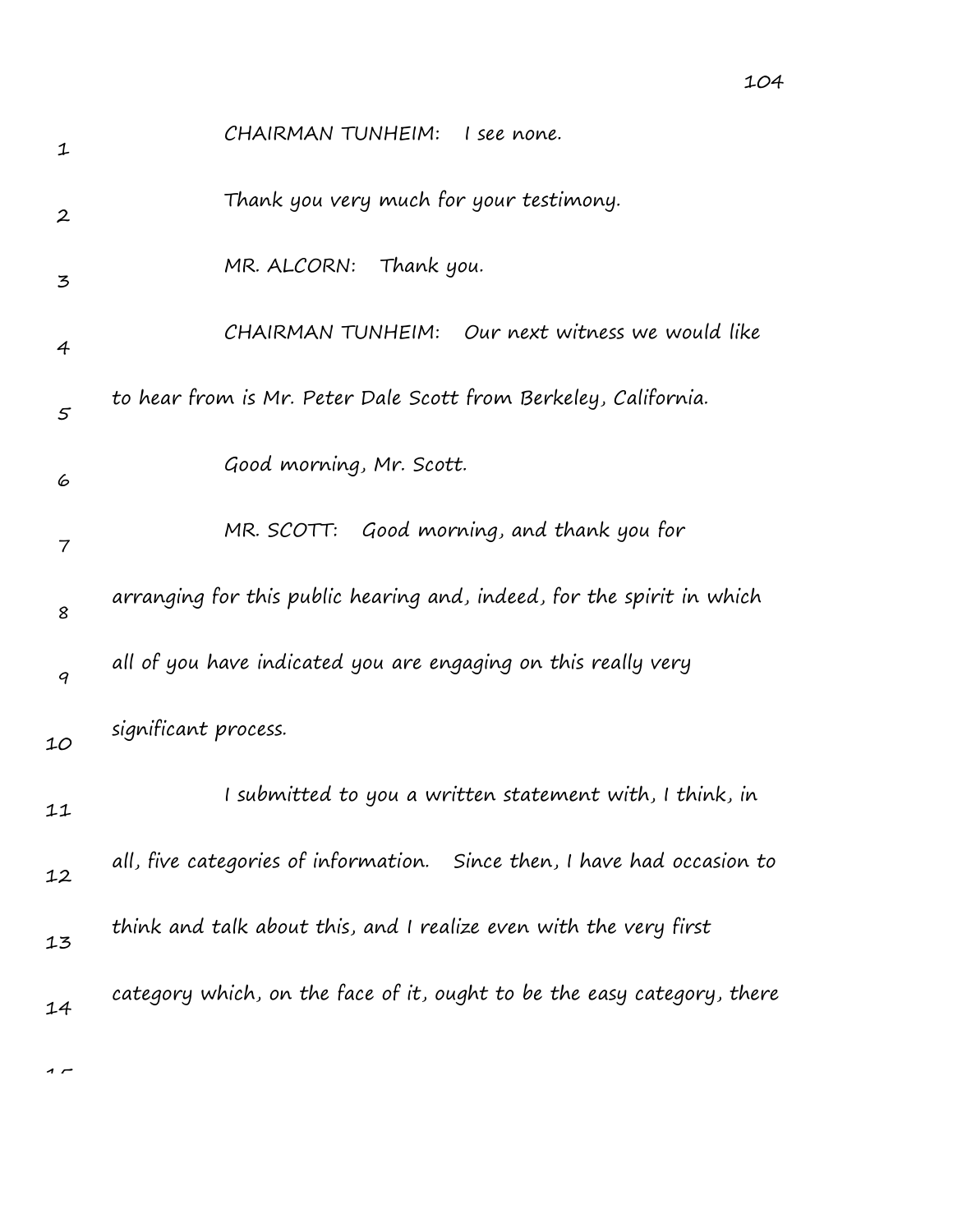CHAIRMAN TUNHEIM: I see none.

Thank you very much for your testimony.

MR. ALCORN: Thank you.

CHAIRMAN TUNHEIM: Our next witness we would like to hear from is Mr. Peter Dale Scott from Berkeley, California.

Good morning, Mr. Scott.

MR. SCOTT: Good morning, and thank you for arranging for this public hearing and, indeed, for the spirit in which all of you have indicated you are engaging on this really very significant process.

I submitted to you a written statement with, I think, in all, five categories of information. Since then, I have had occasion to think and talk about this, and I realize even with the very first category which, on the face of it, ought to be the easy category, there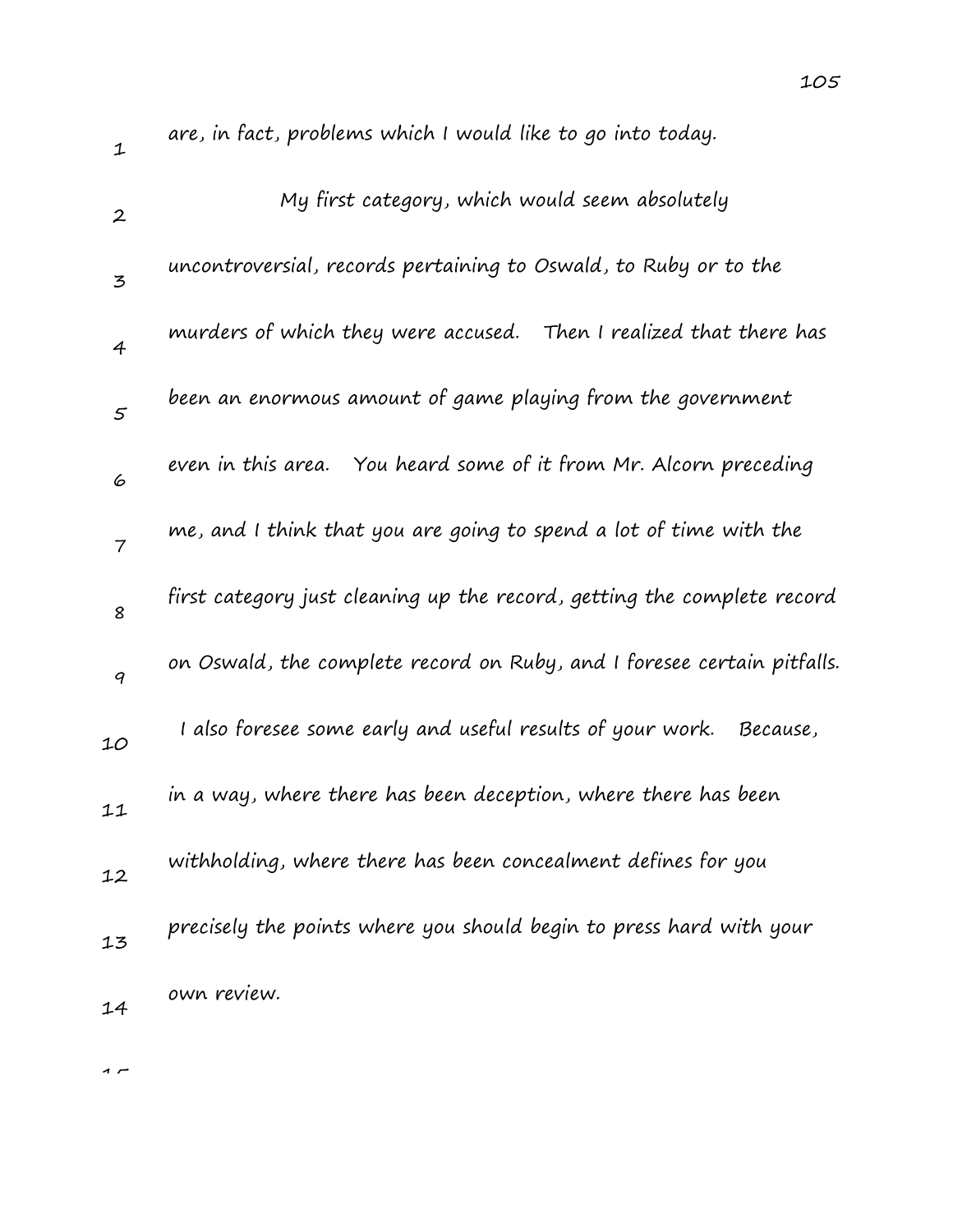are, in fact, problems which I would like to go into today.

My first category, which would seem absolutely uncontroversial, records pertaining to Oswald, to Ruby or to the murders of which they were accused. Then I realized that there has been an enormous amount of game playing from the government even in this area. You heard some of it from Mr. Alcorn preceding me, and I think that you are going to spend a lot of time with the first category just cleaning up the record, getting the complete record on Oswald, the complete record on Ruby, and I foresee certain pitfalls. I also foresee some early and useful results of your work. Because, in a way, where there has been deception, where there has been withholding, where there has been concealment defines for you precisely the points where you should begin to press hard with your own review.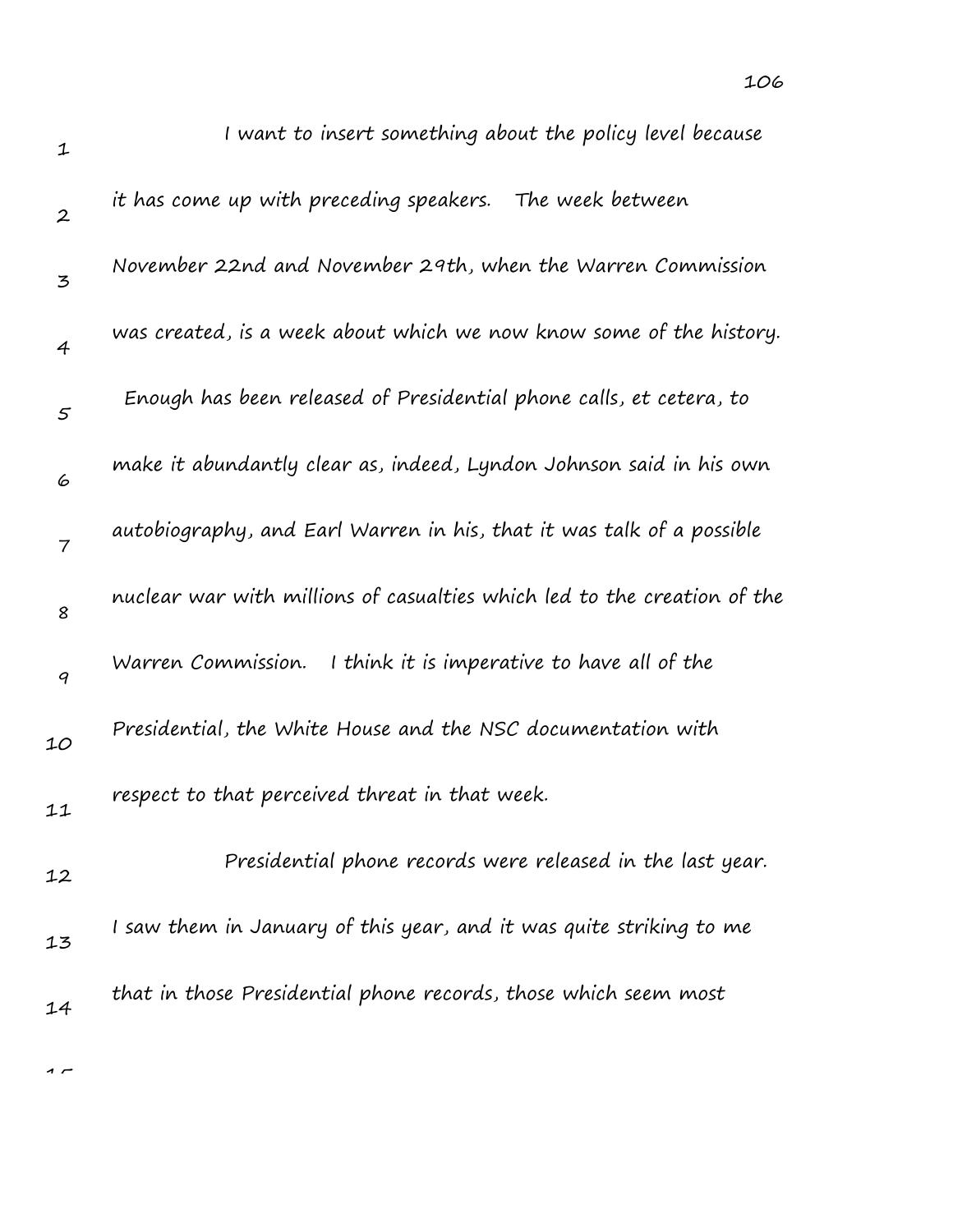I want to insert something about the policy level because it has come up with preceding speakers. The week between November 22nd and November 29th, when the Warren Commission was created, is a week about which we now know some of the history. Enough has been released of Presidential phone calls, et cetera, to make it abundantly clear as, indeed, Lyndon Johnson said in his own autobiography, and Earl Warren in his, that it was talk of a possible nuclear war with millions of casualties which led to the creation of the Warren Commission. I think it is imperative to have all of the Presidential, the White House and the NSC documentation with respect to that perceived threat in that week.

Presidential phone records were released in the last year. I saw them in January of this year, and it was quite striking to me that in those Presidential phone records, those which seem most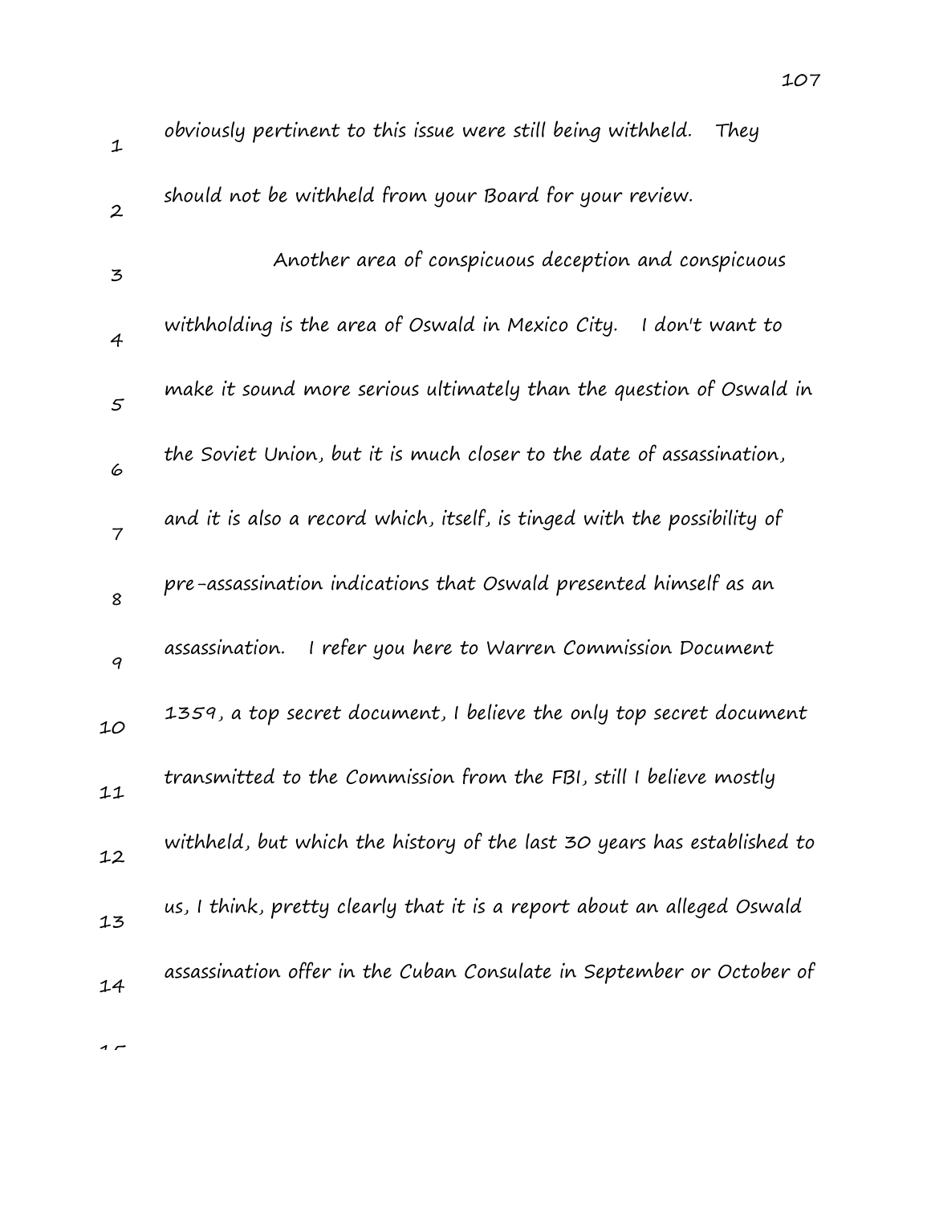obviously pertinent to this issue were still being withheld. They should not be withheld from your Board for your review.

Another area of conspicuous deception and conspicuous withholding is the area of Oswald in Mexico City. I don't want to make it sound more serious ultimately than the question of Oswald in the Soviet Union, but it is much closer to the date of assassination, and it is also a record which, itself, is tinged with the possibility of pre-assassination indications that Oswald presented himself as an assassination. I refer you here to Warren Commission Document 1359, a top secret document, I believe the only top secret document transmitted to the Commission from the FBI, still I believe mostly withheld, but which the history of the last 30 years has established to us, I think, pretty clearly that it is a report about an alleged Oswald assassination offer in the Cuban Consulate in September or October of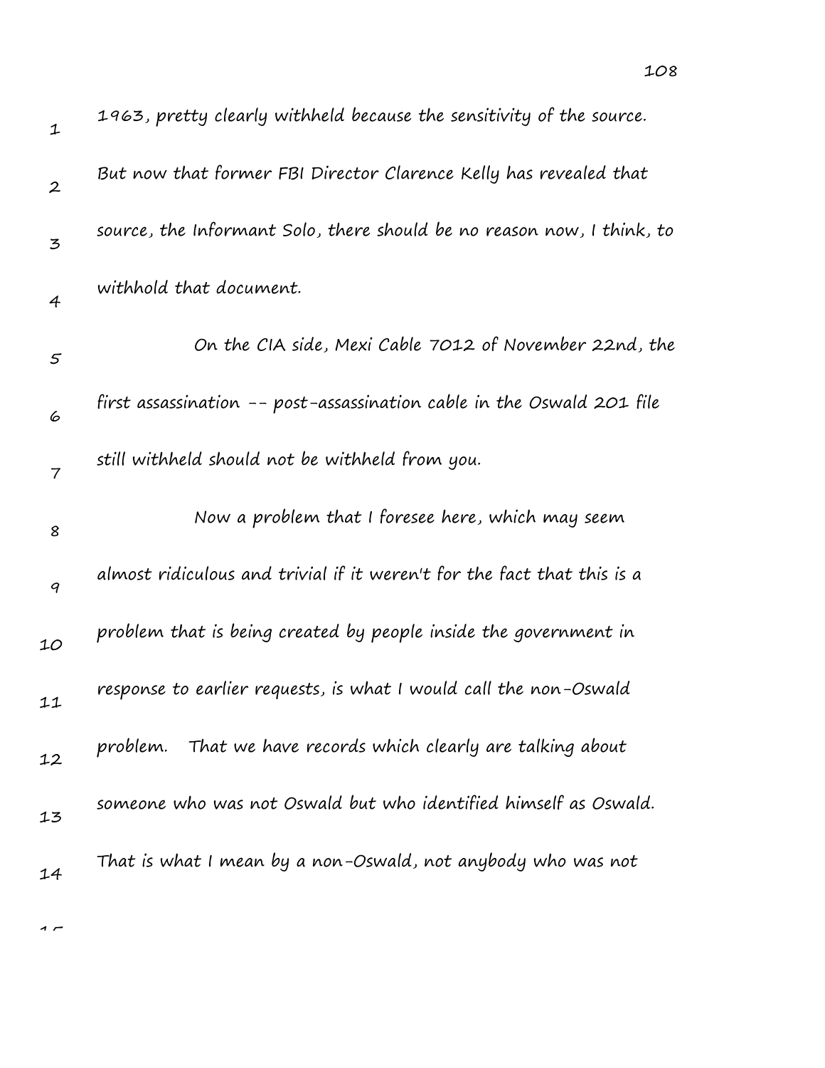1963, pretty clearly withheld because the sensitivity of the source. But now that former FBI Director Clarence Kelly has revealed that source, the Informant Solo, there should be no reason now, I think, to withhold that document.

On the CIA side, Mexi Cable 7012 of November 22nd, the first assassination -- post-assassination cable in the Oswald 201 file still withheld should not be withheld from you.

Now a problem that I foresee here, which may seem almost ridiculous and trivial if it weren't for the fact that this is a problem that is being created by people inside the government in response to earlier requests, is what I would call the non-Oswald problem. That we have records which clearly are talking about someone who was not Oswald but who identified himself as Oswald. That is what I mean by a non-Oswald, not anybody who was not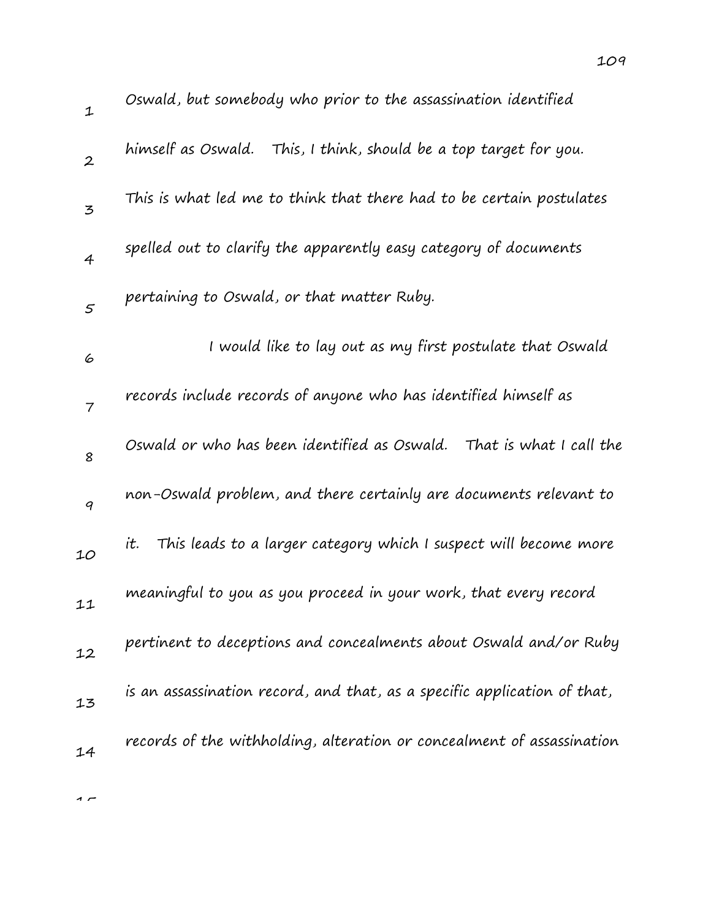Oswald, but somebody who prior to the assassination identified himself as Oswald. This, I think, should be a top target for you. This is what led me to think that there had to be certain postulates spelled out to clarify the apparently easy category of documents pertaining to Oswald, or that matter Ruby.

I would like to lay out as my first postulate that Oswald records include records of anyone who has identified himself as Oswald or who has been identified as Oswald. That is what I call the non-Oswald problem, and there certainly are documents relevant to it. This leads to a larger category which I suspect will become more meaningful to you as you proceed in your work, that every record pertinent to deceptions and concealments about Oswald and/or Ruby is an assassination record, and that, as a specific application of that, records of the withholding, alteration or concealment of assassination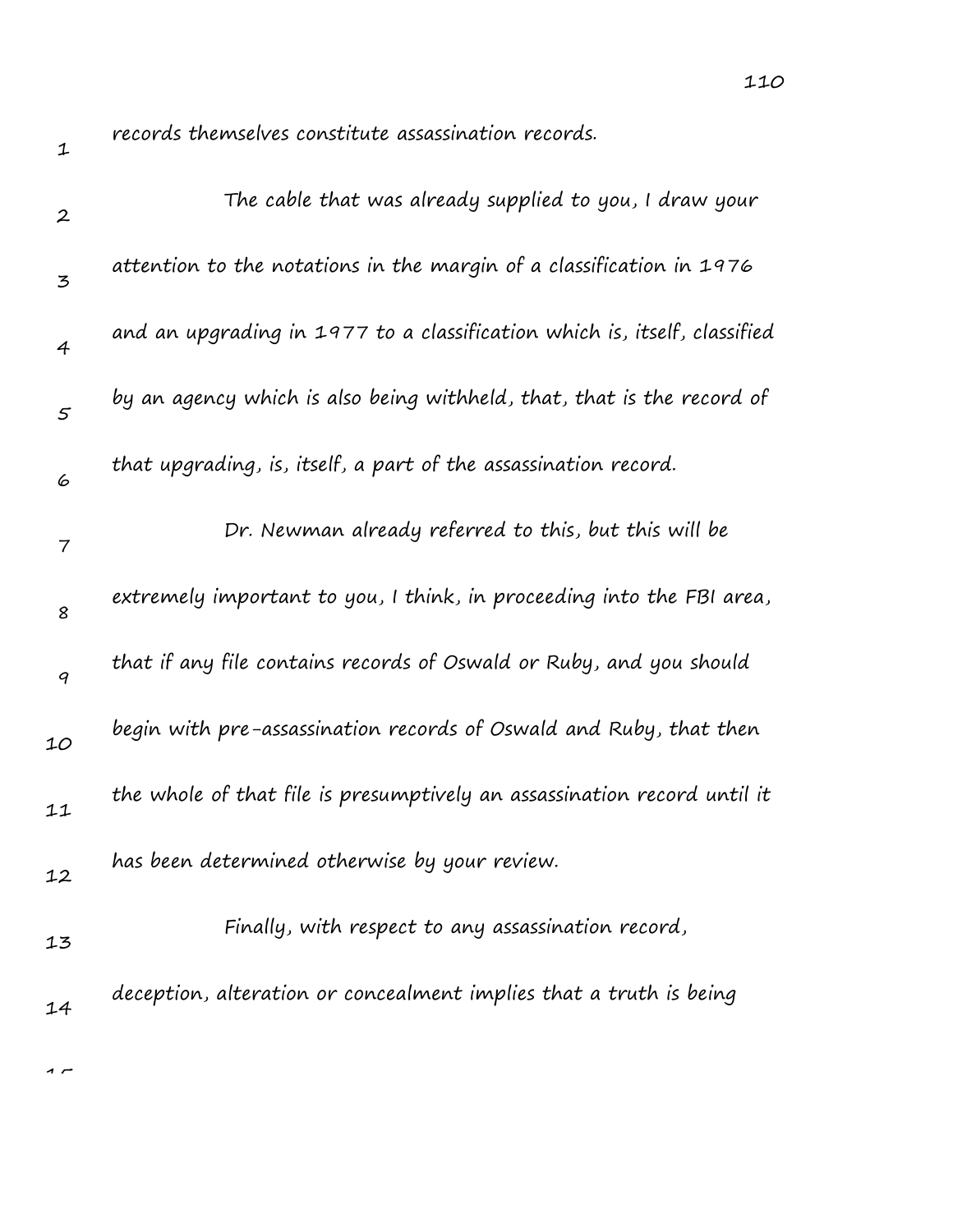records themselves constitute assassination records.

The cable that was already supplied to you, I draw your attention to the notations in the margin of a classification in 1976 and an upgrading in 1977 to a classification which is, itself, classified by an agency which is also being withheld, that, that is the record of that upgrading, is, itself, a part of the assassination record.

Dr. Newman already referred to this, but this will be extremely important to you, I think, in proceeding into the FBI area, that if any file contains records of Oswald or Ruby, and you should begin with pre-assassination records of Oswald and Ruby, that then the whole of that file is presumptively an assassination record until it has been determined otherwise by your review.

Finally, with respect to any assassination record, deception, alteration or concealment implies that a truth is being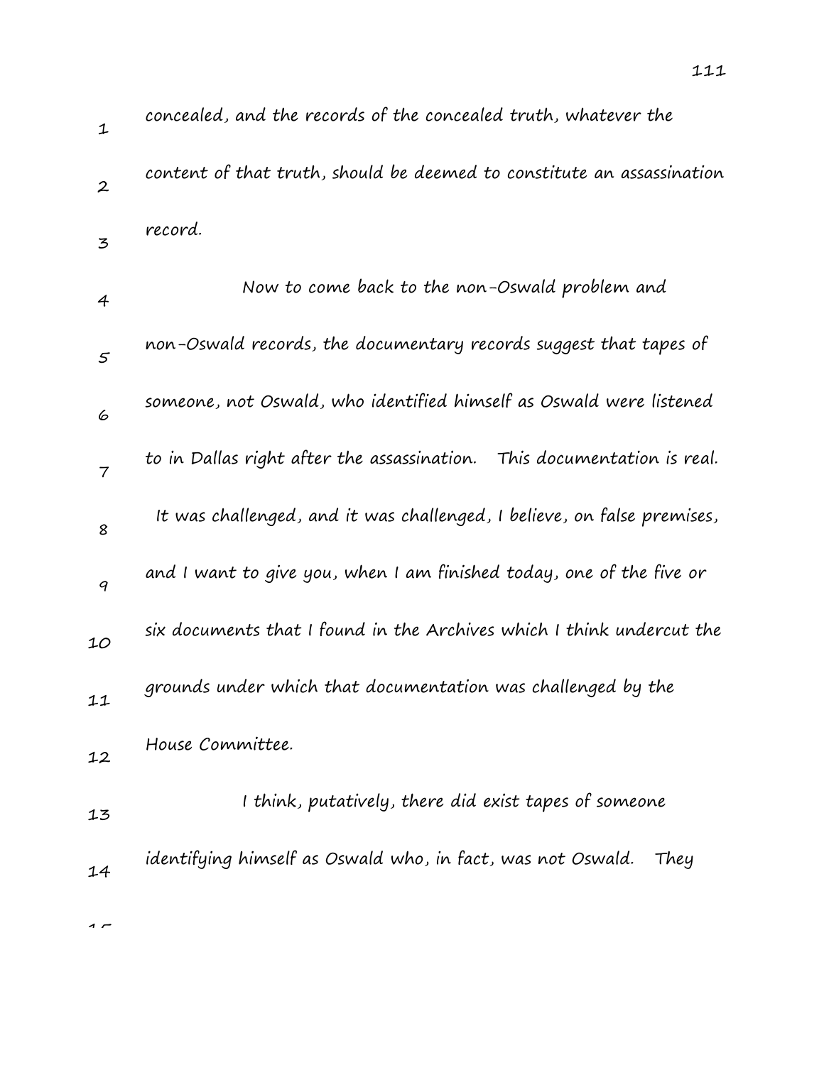concealed, and the records of the concealed truth, whatever the content of that truth, should be deemed to constitute an assassination record.

Now to come back to the non-Oswald problem and non-Oswald records, the documentary records suggest that tapes of someone, not Oswald, who identified himself as Oswald were listened to in Dallas right after the assassination. This documentation is real. It was challenged, and it was challenged, I believe, on false premises, and I want to give you, when I am finished today, one of the five or six documents that I found in the Archives which I think undercut the grounds under which that documentation was challenged by the House Committee.

I think, putatively, there did exist tapes of someone identifying himself as Oswald who, in fact, was not Oswald. They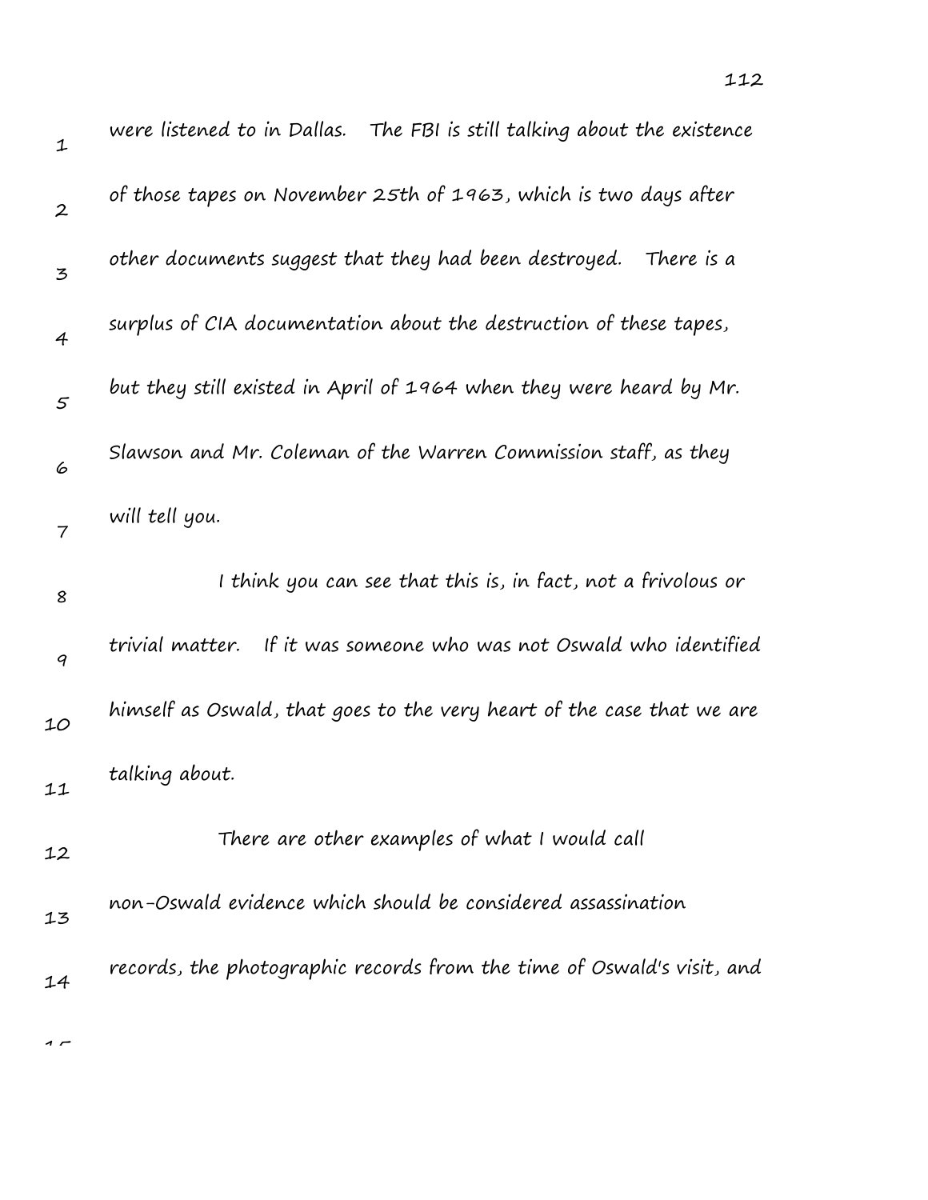were listened to in Dallas. The FBI is still talking about the existence of those tapes on November 25th of 1963, which is two days after other documents suggest that they had been destroyed. There is a surplus of CIA documentation about the destruction of these tapes, but they still existed in April of 1964 when they were heard by Mr. Slawson and Mr. Coleman of the Warren Commission staff, as they will tell you.

I think you can see that this is, in fact, not a frivolous or trivial matter. If it was someone who was not Oswald who identified himself as Oswald, that goes to the very heart of the case that we are talking about.

There are other examples of what I would call non-Oswald evidence which should be considered assassination records, the photographic records from the time of Oswald's visit, and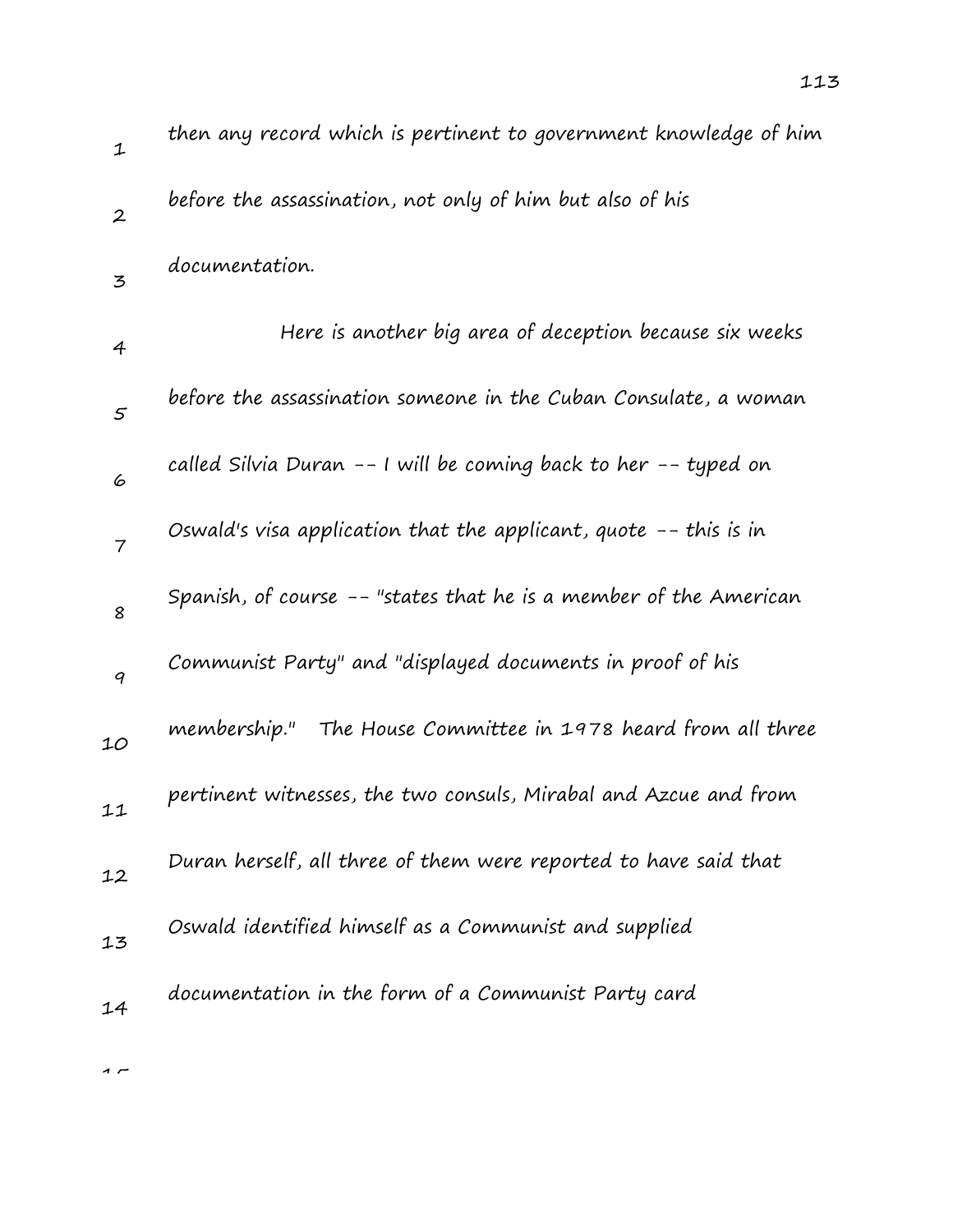then any record which is pertinent to government knowledge of him before the assassination, not only of him but also of his documentation.

Here is another big area of deception because six weeks before the assassination someone in the Cuban Consulate, a woman called Silvia Duran -- I will be coming back to her -- typed on Oswald's visa application that the applicant, quote -- this is in Spanish, of course -- "states that he is a member of the American Communist Party" and "displayed documents in proof of his membership." The House Committee in 1978 heard from all three pertinent witnesses, the two consuls, Mirabal and Azcue and from Duran herself, all three of them were reported to have said that Oswald identified himself as a Communist and supplied documentation in the form of a Communist Party card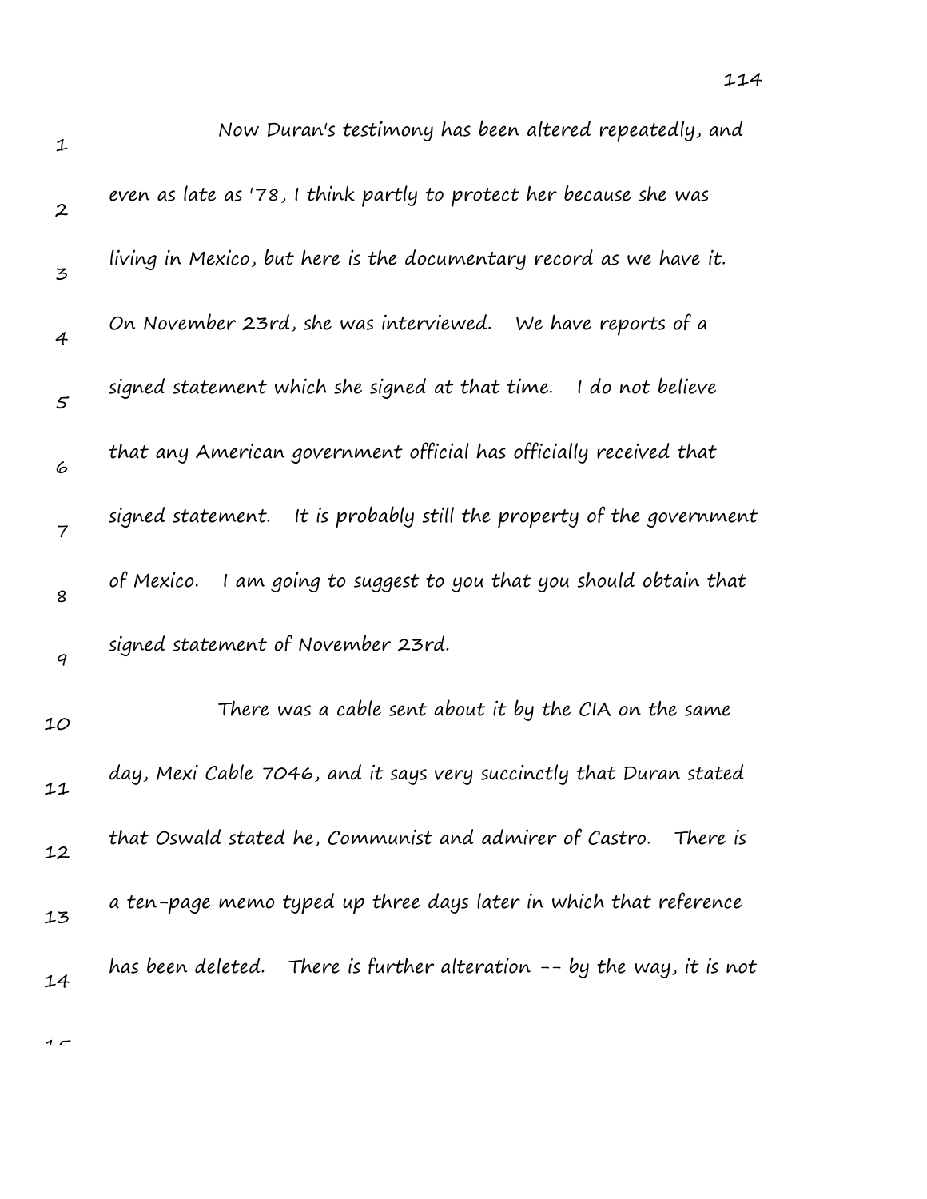Now Duran's testimony has been altered repeatedly, and even as late as '78, I think partly to protect her because she was living in Mexico, but here is the documentary record as we have it. On November 23rd, she was interviewed. We have reports of a signed statement which she signed at that time. I do not believe that any American government official has officially received that signed statement. It is probably still the property of the government of Mexico. I am going to suggest to you that you should obtain that signed statement of November 23rd.

There was a cable sent about it by the CIA on the same day, Mexi Cable 7046, and it says very succinctly that Duran stated that Oswald stated he, Communist and admirer of Castro. There is a ten-page memo typed up three days later in which that reference has been deleted. There is further alteration -- by the way, it is not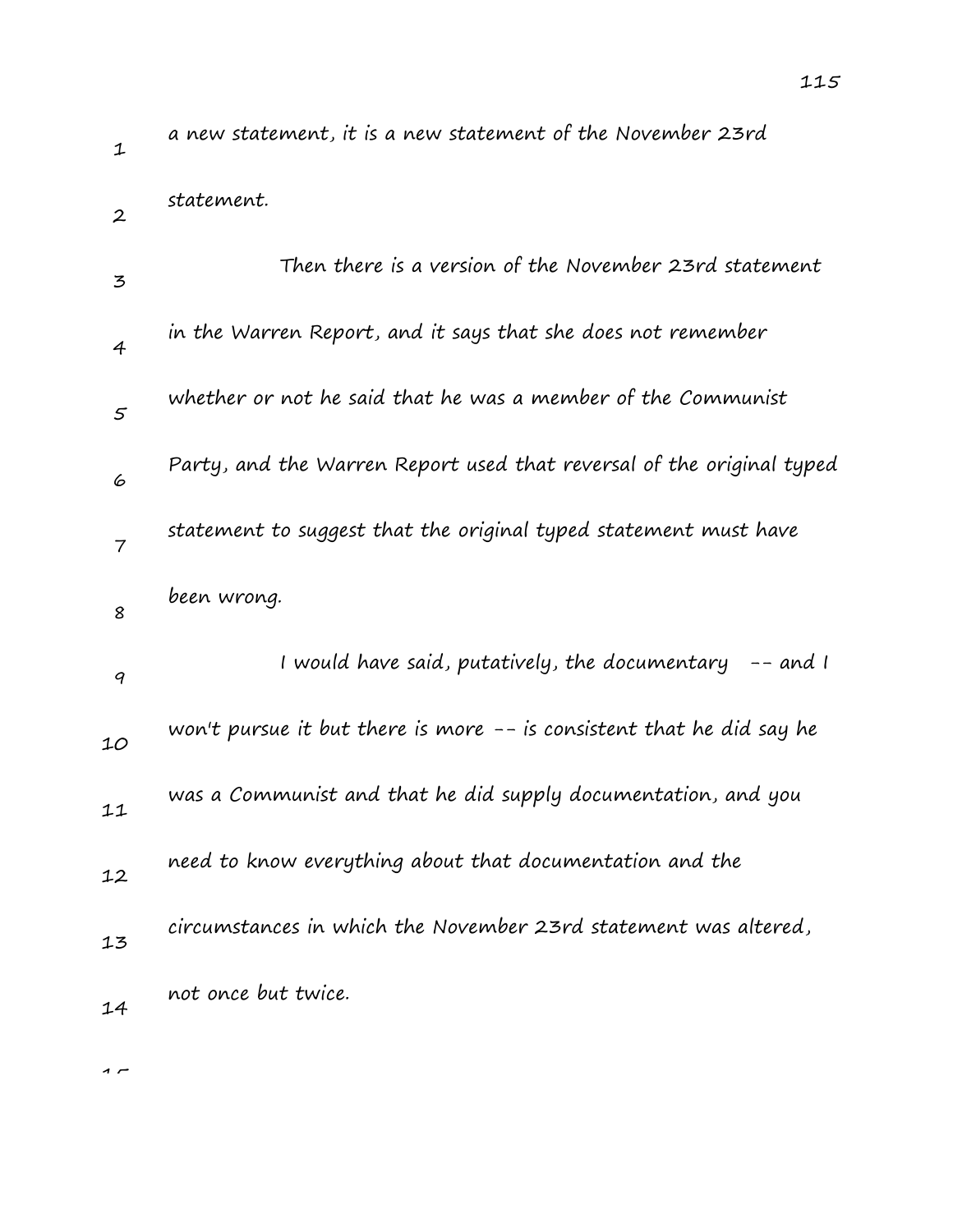a new statement, it is a new statement of the November 23rd statement.

Then there is a version of the November 23rd statement in the Warren Report, and it says that she does not remember whether or not he said that he was a member of the Communist Party, and the Warren Report used that reversal of the original typed statement to suggest that the original typed statement must have been wrong.

I would have said, putatively, the documentary -- and I won't pursue it but there is more -- is consistent that he did say he was a Communist and that he did supply documentation, and you need to know everything about that documentation and the circumstances in which the November 23rd statement was altered, not once but twice.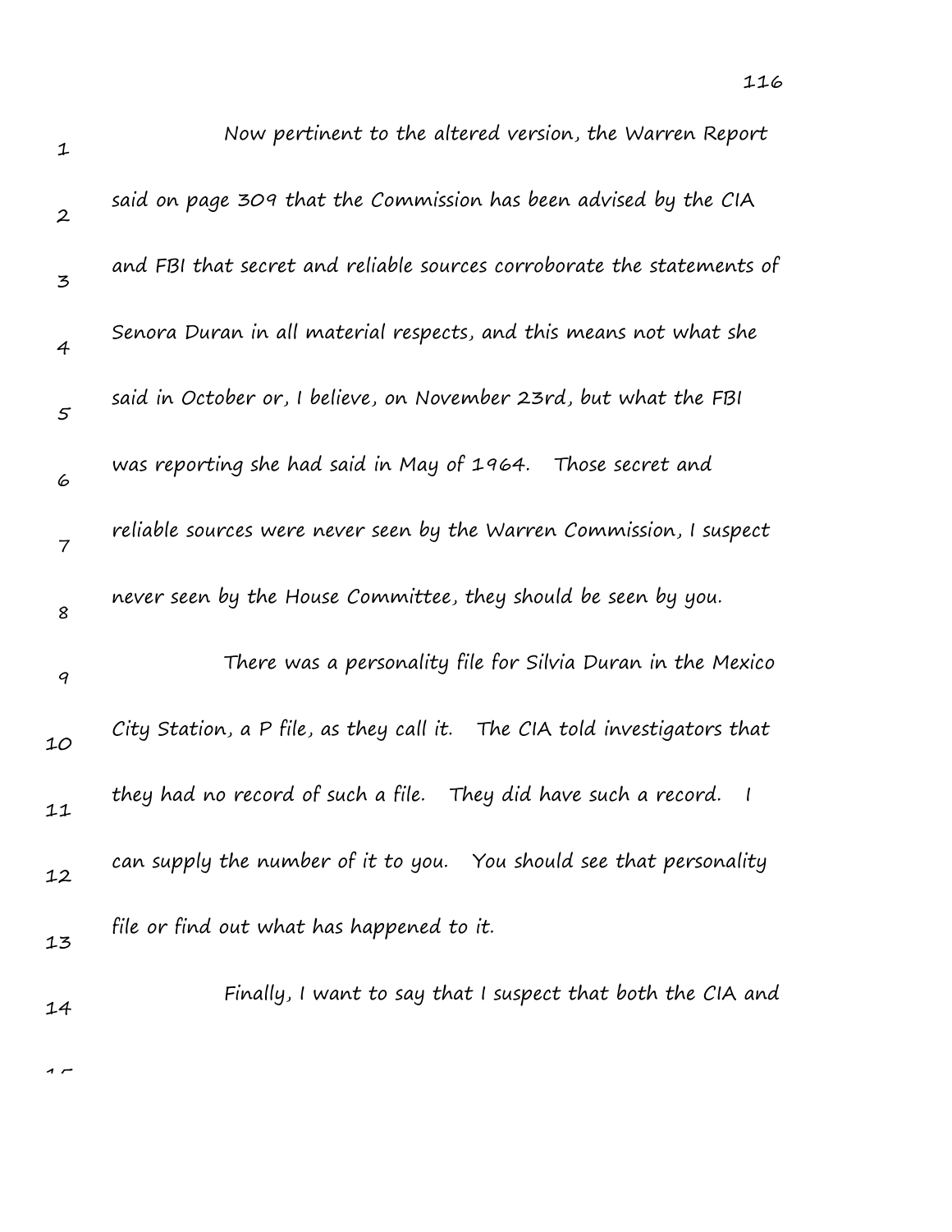Now pertinent to the altered version, the Warren Report said on page 309 that the Commission has been advised by the CIA and FBI that secret and reliable sources corroborate the statements of Senora Duran in all material respects, and this means not what she said in October or, I believe, on November 23rd, but what the FBI was reporting she had said in May of 1964. Those secret and reliable sources were never seen by the Warren Commission, I suspect never seen by the House Committee, they should be seen by you.

There was a personality file for Silvia Duran in the Mexico City Station, a P file, as they call it. The CIA told investigators that they had no record of such a file. They did have such a record. I can supply the number of it to you. You should see that personality file or find out what has happened to it.

Finally, I want to say that I suspect that both the CIA and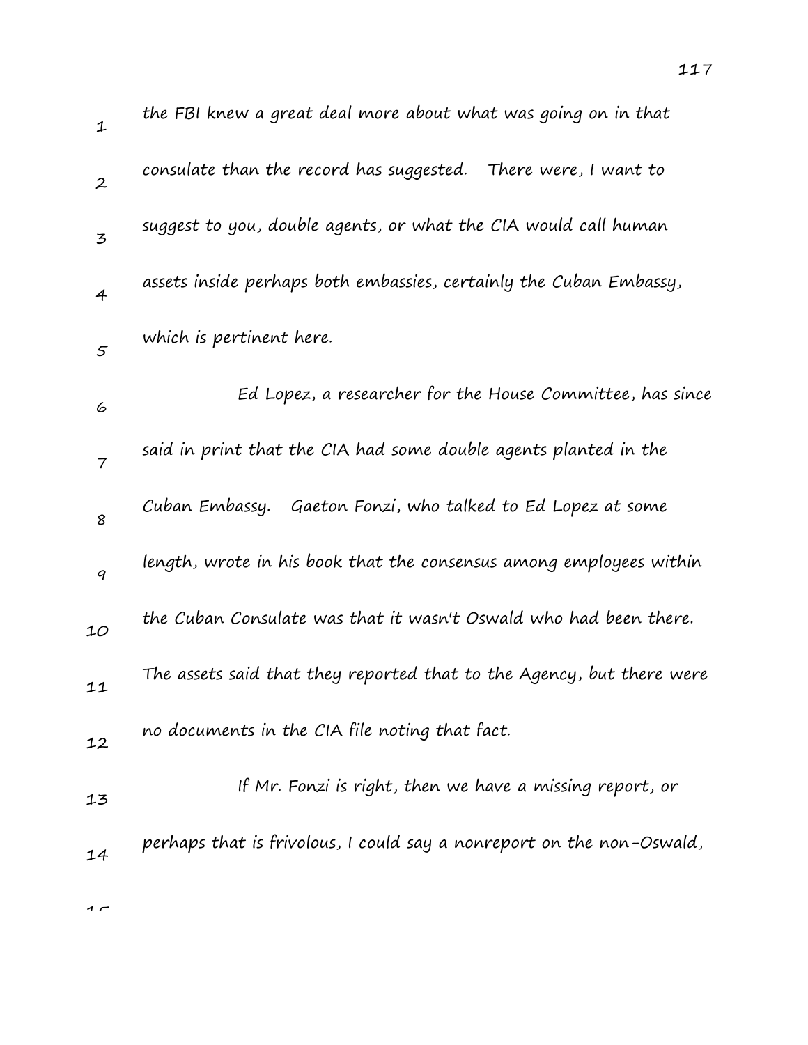the FBI knew a great deal more about what was going on in that consulate than the record has suggested. There were, I want to suggest to you, double agents, or what the CIA would call human assets inside perhaps both embassies, certainly the Cuban Embassy, which is pertinent here.

Ed Lopez, a researcher for the House Committee, has since said in print that the CIA had some double agents planted in the Cuban Embassy. Gaeton Fonzi, who talked to Ed Lopez at some length, wrote in his book that the consensus among employees within the Cuban Consulate was that it wasn't Oswald who had been there. The assets said that they reported that to the Agency, but there were no documents in the CIA file noting that fact.

If Mr. Fonzi is right, then we have a missing report, or perhaps that is frivolous, I could say a nonreport on the non-Oswald,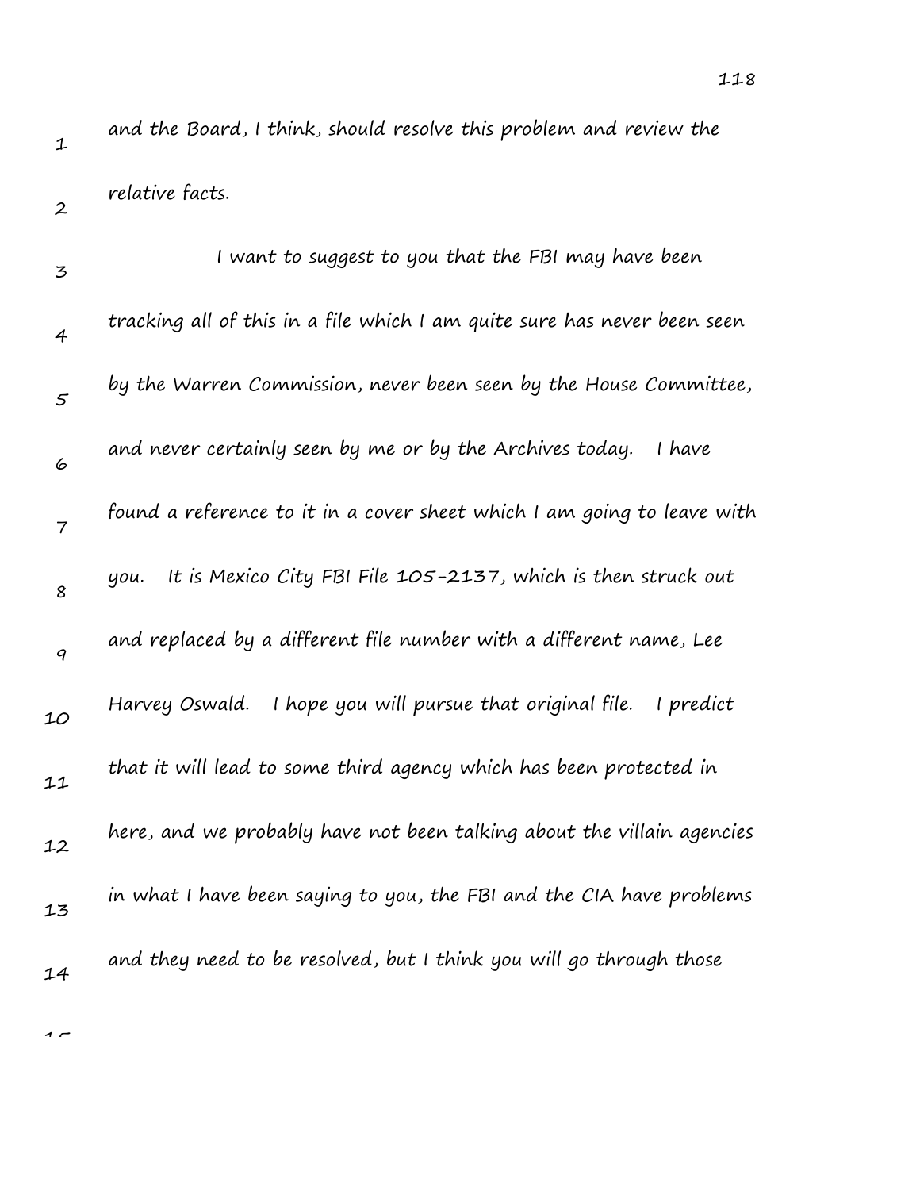and the Board, I think, should resolve this problem and review the relative facts.

I want to suggest to you that the FBI may have been tracking all of this in a file which I am quite sure has never been seen by the Warren Commission, never been seen by the House Committee, and never certainly seen by me or by the Archives today. I have found a reference to it in a cover sheet which I am going to leave with you. It is Mexico City FBI File 105-2137, which is then struck out and replaced by a different file number with a different name, Lee Harvey Oswald. I hope you will pursue that original file. I predict that it will lead to some third agency which has been protected in here, and we probably have not been talking about the villain agencies in what I have been saying to you, the FBI and the CIA have problems and they need to be resolved, but I think you will go through those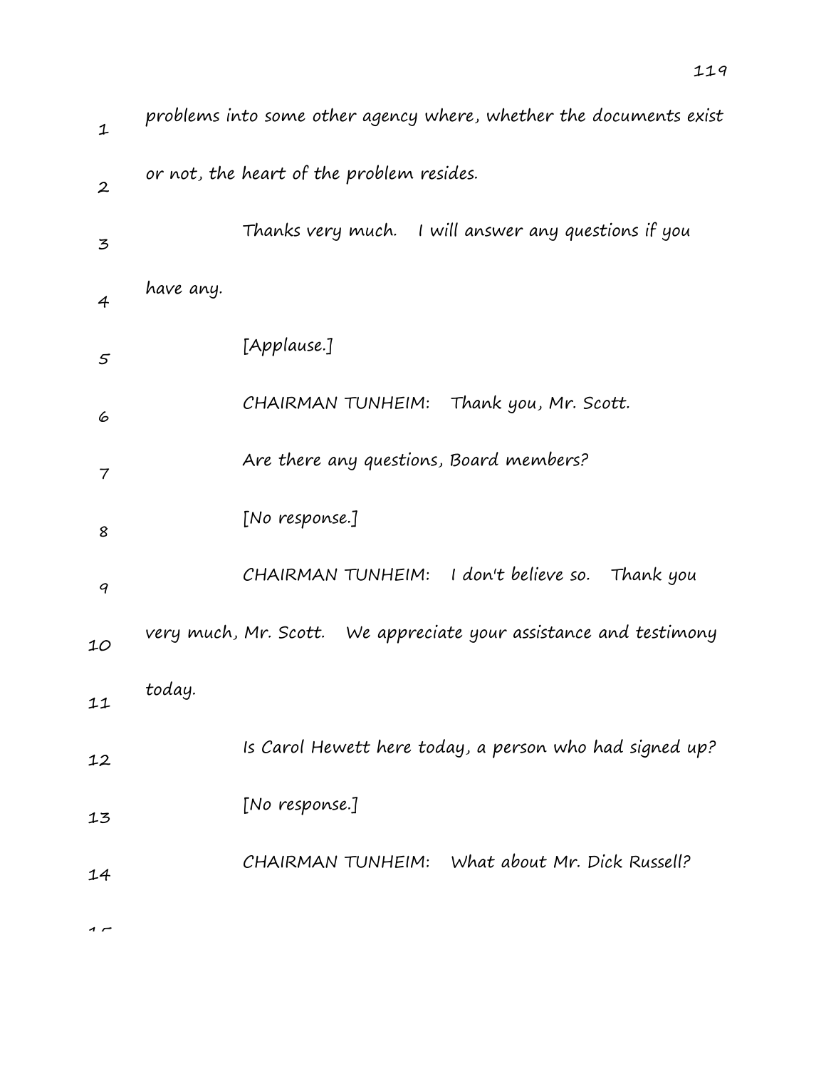problems into some other agency where, whether the documents exist or not, the heart of the problem resides.

Thanks very much. I will answer any questions if you have any.

[Applause.]

CHAIRMAN TUNHEIM: Thank you, Mr. Scott.

Are there any questions, Board members?

[No response.]

CHAIRMAN TUNHEIM: I don't believe so. Thank you very much, Mr. Scott. We appreciate your assistance and testimony today.

Is Carol Hewett here today, a person who had signed up?

[No response.]

CHAIRMAN TUNHEIM: What about Mr. Dick Russell?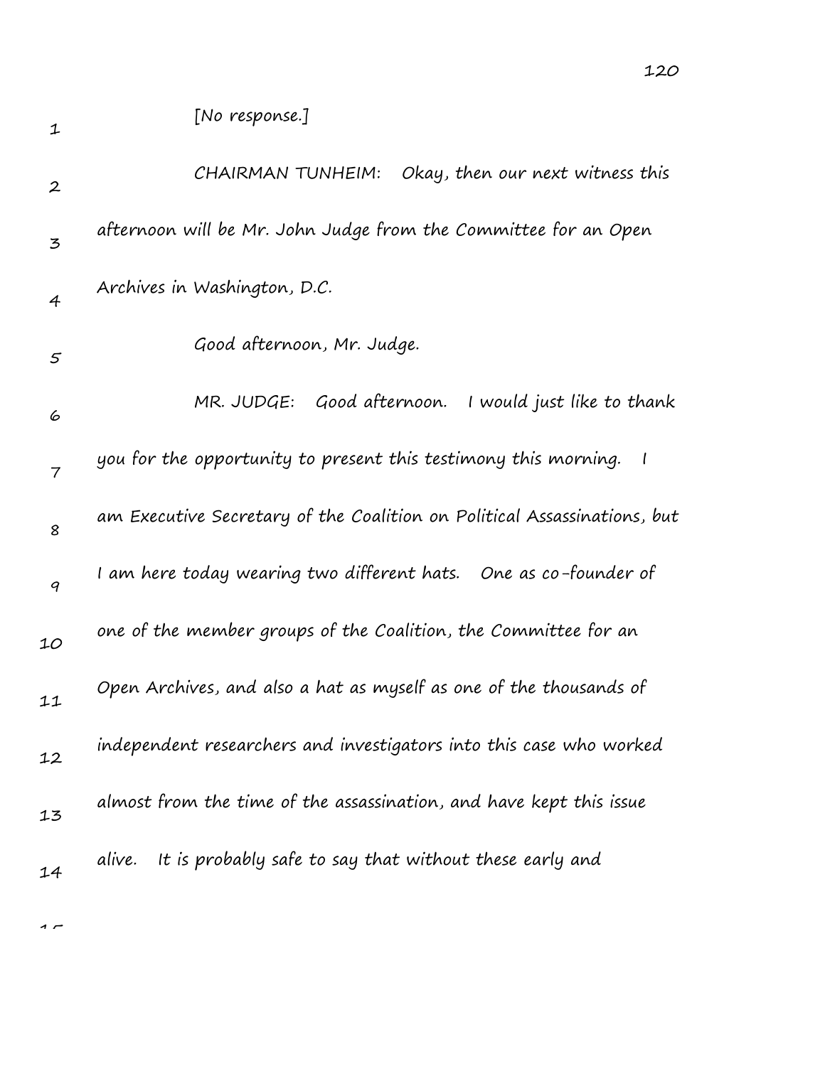[No response.]

CHAIRMAN TUNHEIM: Okay, then our next witness this afternoon will be Mr. John Judge from the Committee for an Open Archives in Washington, D.C.

Good afternoon, Mr. Judge.

MR. JUDGE: Good afternoon. I would just like to thank you for the opportunity to present this testimony this morning. I am Executive Secretary of the Coalition on Political Assassinations, but I am here today wearing two different hats. One as co-founder of one of the member groups of the Coalition, the Committee for an Open Archives, and also a hat as myself as one of the thousands of independent researchers and investigators into this case who worked almost from the time of the assassination, and have kept this issue alive. It is probably safe to say that without these early and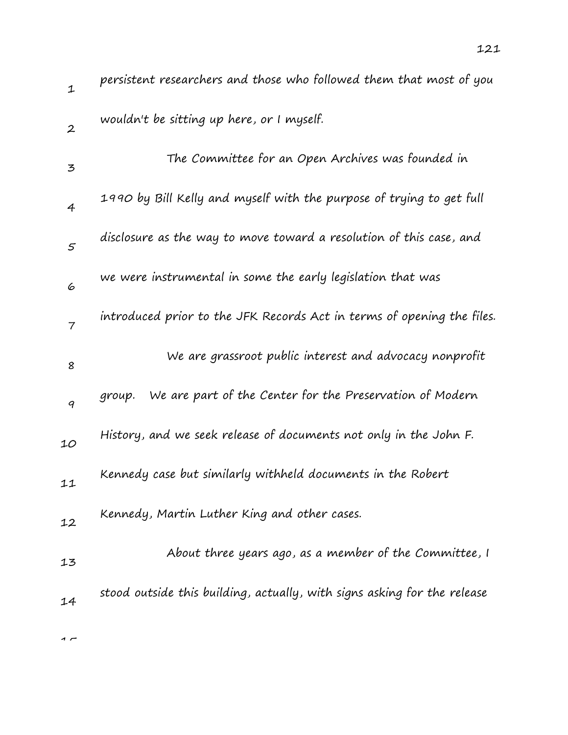persistent researchers and those who followed them that most of you wouldn't be sitting up here, or I myself.

The Committee for an Open Archives was founded in 1990 by Bill Kelly and myself with the purpose of trying to get full disclosure as the way to move toward a resolution of this case, and we were instrumental in some the early legislation that was introduced prior to the JFK Records Act in terms of opening the files.

We are grassroot public interest and advocacy nonprofit group. We are part of the Center for the Preservation of Modern History, and we seek release of documents not only in the John F. Kennedy case but similarly withheld documents in the Robert Kennedy, Martin Luther King and other cases.

About three years ago, as a member of the Committee, I stood outside this building, actually, with signs asking for the release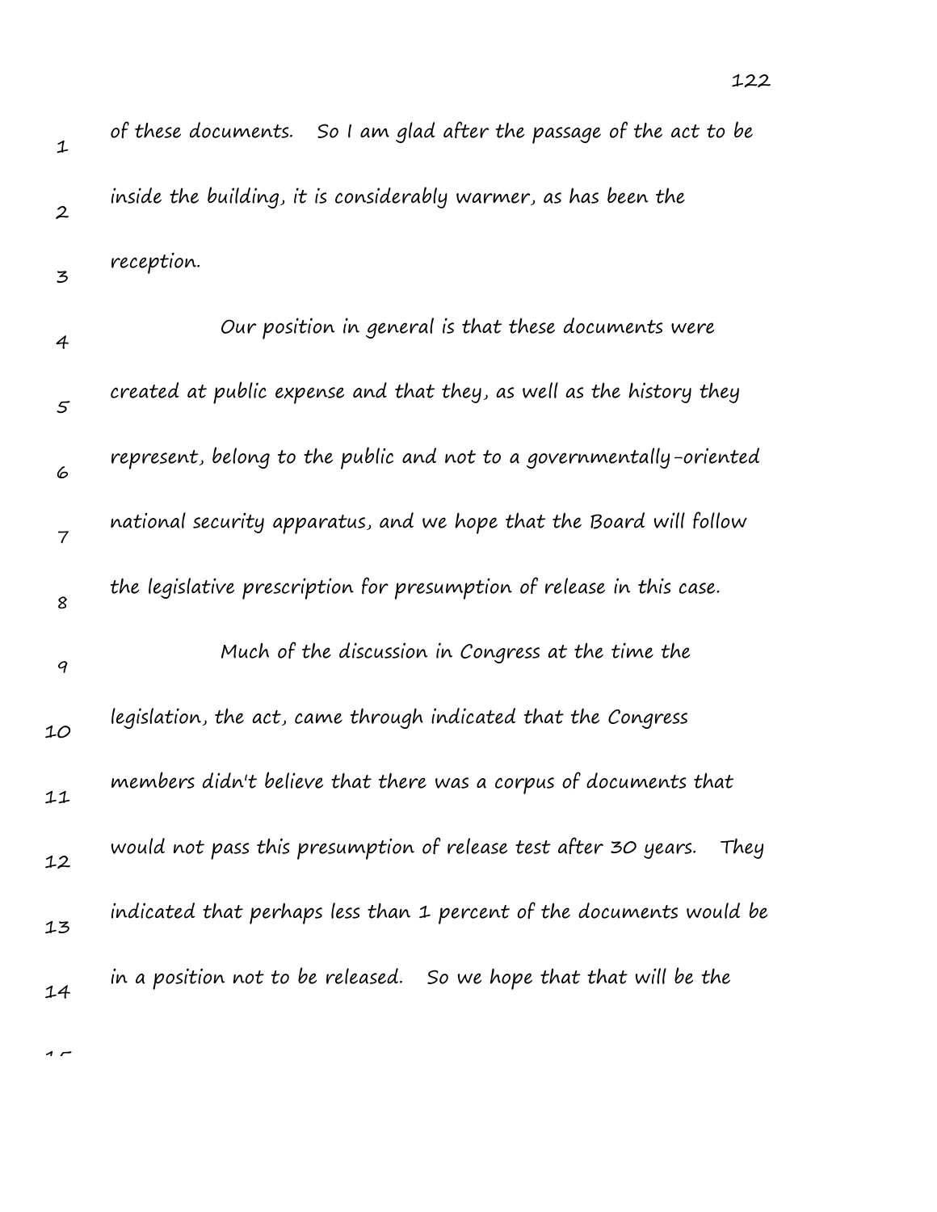of these documents. So I am glad after the passage of the act to be inside the building, it is considerably warmer, as has been the reception.

Our position in general is that these documents were created at public expense and that they, as well as the history they represent, belong to the public and not to a governmentally-oriented national security apparatus, and we hope that the Board will follow the legislative prescription for presumption of release in this case.

Much of the discussion in Congress at the time the legislation, the act, came through indicated that the Congress members didn't believe that there was a corpus of documents that would not pass this presumption of release test after 30 years. They indicated that perhaps less than 1 percent of the documents would be in a position not to be released. So we hope that that will be the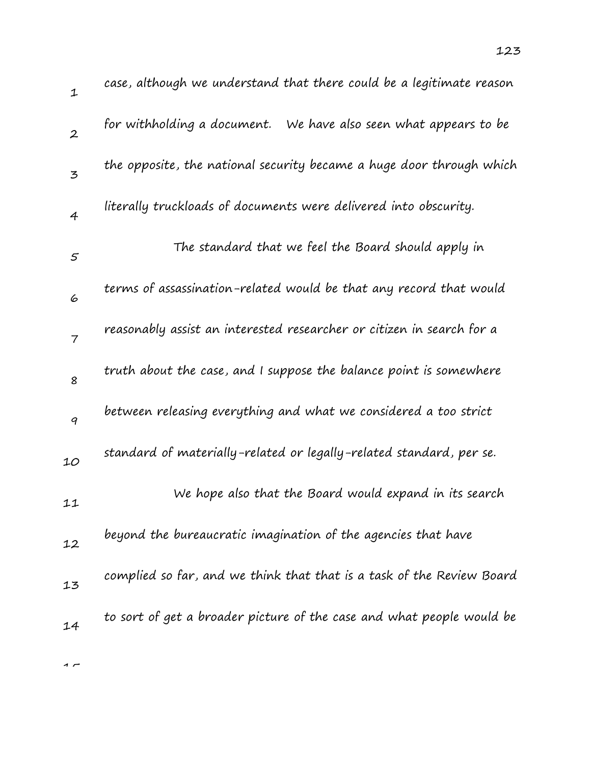case, although we understand that there could be a legitimate reason for withholding a document. We have also seen what appears to be the opposite, the national security became a huge door through which literally truckloads of documents were delivered into obscurity.

The standard that we feel the Board should apply in terms of assassination-related would be that any record that would reasonably assist an interested researcher or citizen in search for a truth about the case, and I suppose the balance point is somewhere between releasing everything and what we considered a too strict standard of materially-related or legally-related standard, per se.

We hope also that the Board would expand in its search beyond the bureaucratic imagination of the agencies that have complied so far, and we think that that is a task of the Review Board to sort of get a broader picture of the case and what people would be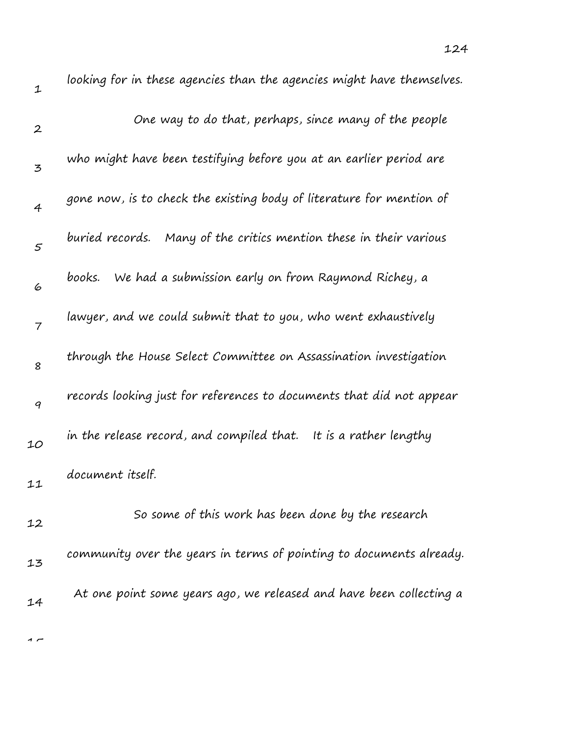looking for in these agencies than the agencies might have themselves.

One way to do that, perhaps, since many of the people who might have been testifying before you at an earlier period are gone now, is to check the existing body of literature for mention of buried records. Many of the critics mention these in their various books. We had a submission early on from Raymond Richey, a lawyer, and we could submit that to you, who went exhaustively through the House Select Committee on Assassination investigation records looking just for references to documents that did not appear in the release record, and compiled that. It is a rather lengthy document itself.

So some of this work has been done by the research community over the years in terms of pointing to documents already. At one point some years ago, we released and have been collecting a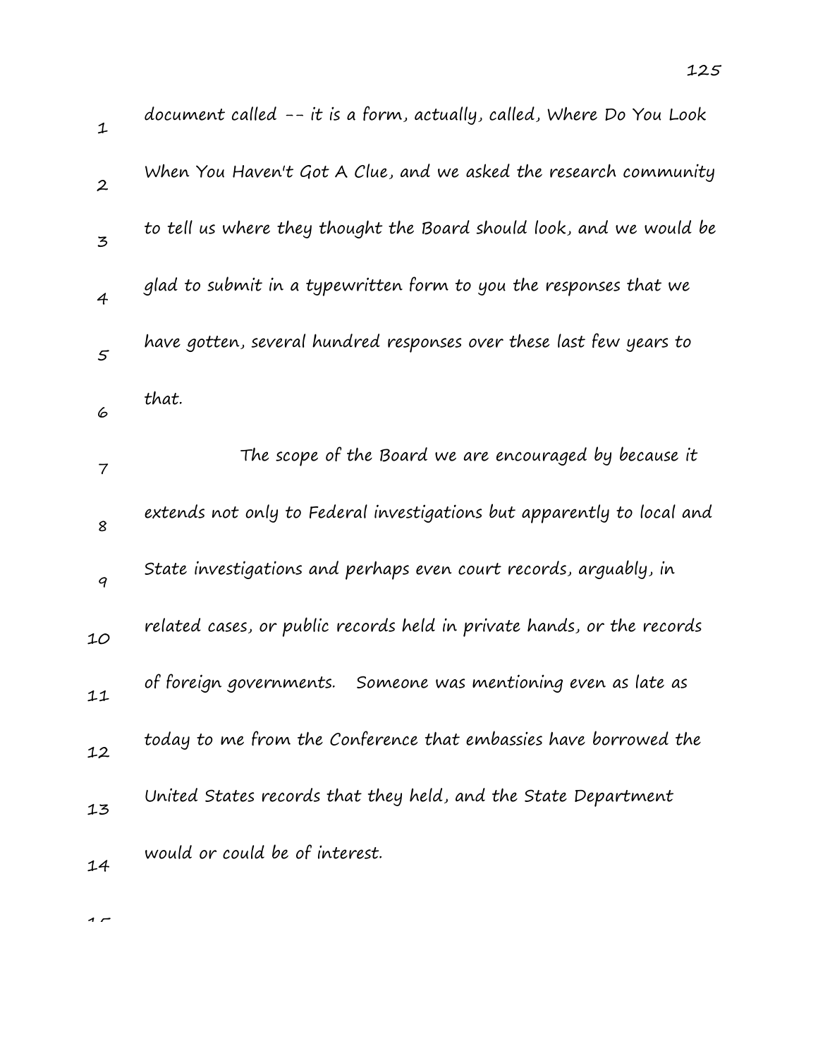document called -- it is a form, actually, called, Where Do You Look When You Haven't Got A Clue, and we asked the research community to tell us where they thought the Board should look, and we would be glad to submit in a typewritten form to you the responses that we have gotten, several hundred responses over these last few years to that.

The scope of the Board we are encouraged by because it extends not only to Federal investigations but apparently to local and State investigations and perhaps even court records, arguably, in related cases, or public records held in private hands, or the records of foreign governments. Someone was mentioning even as late as today to me from the Conference that embassies have borrowed the United States records that they held, and the State Department would or could be of interest.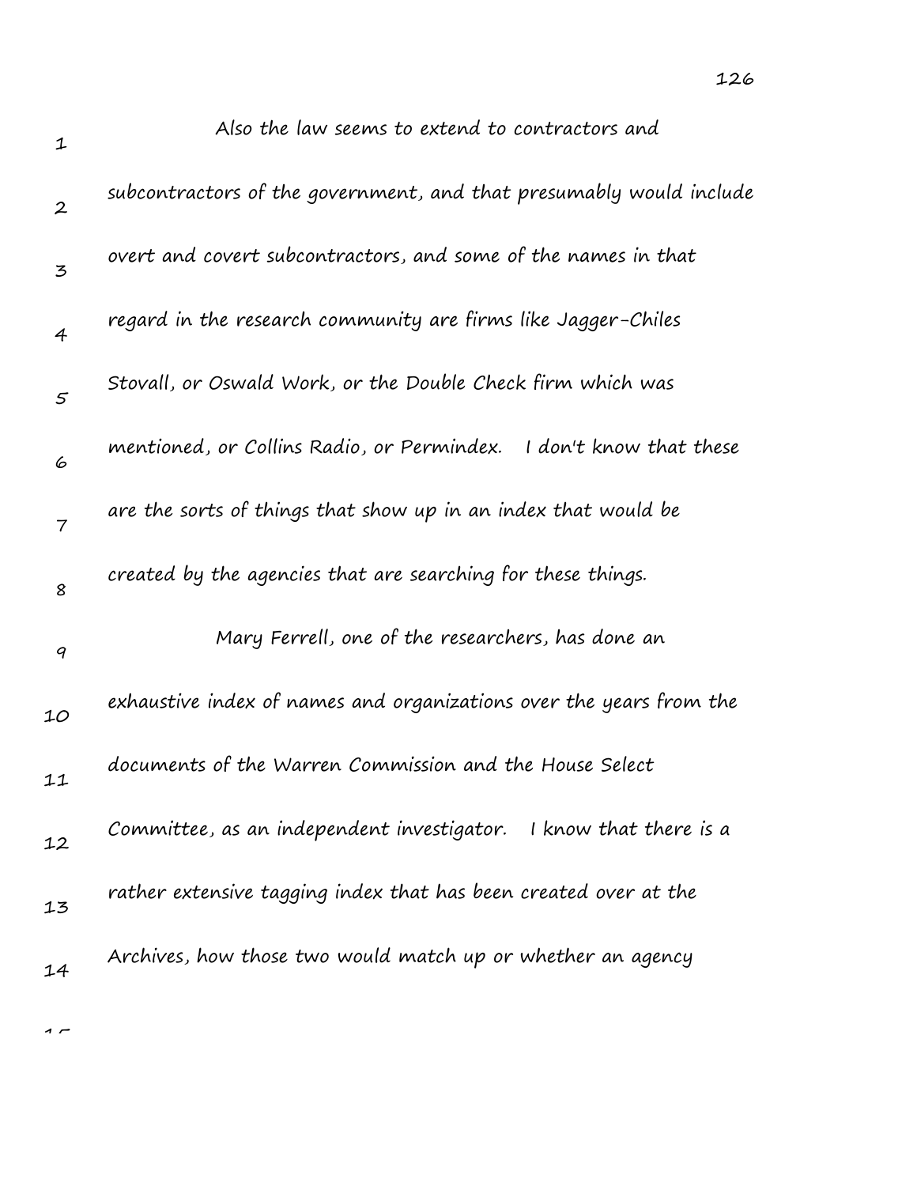Also the law seems to extend to contractors and subcontractors of the government, and that presumably would include overt and covert subcontractors, and some of the names in that regard in the research community are firms like Jagger-Chiles Stovall, or Oswald Work, or the Double Check firm which was mentioned, or Collins Radio, or Permindex. I don't know that these are the sorts of things that show up in an index that would be created by the agencies that are searching for these things.

Mary Ferrell, one of the researchers, has done an exhaustive index of names and organizations over the years from the documents of the Warren Commission and the House Select Committee, as an independent investigator. I know that there is a rather extensive tagging index that has been created over at the Archives, how those two would match up or whether an agency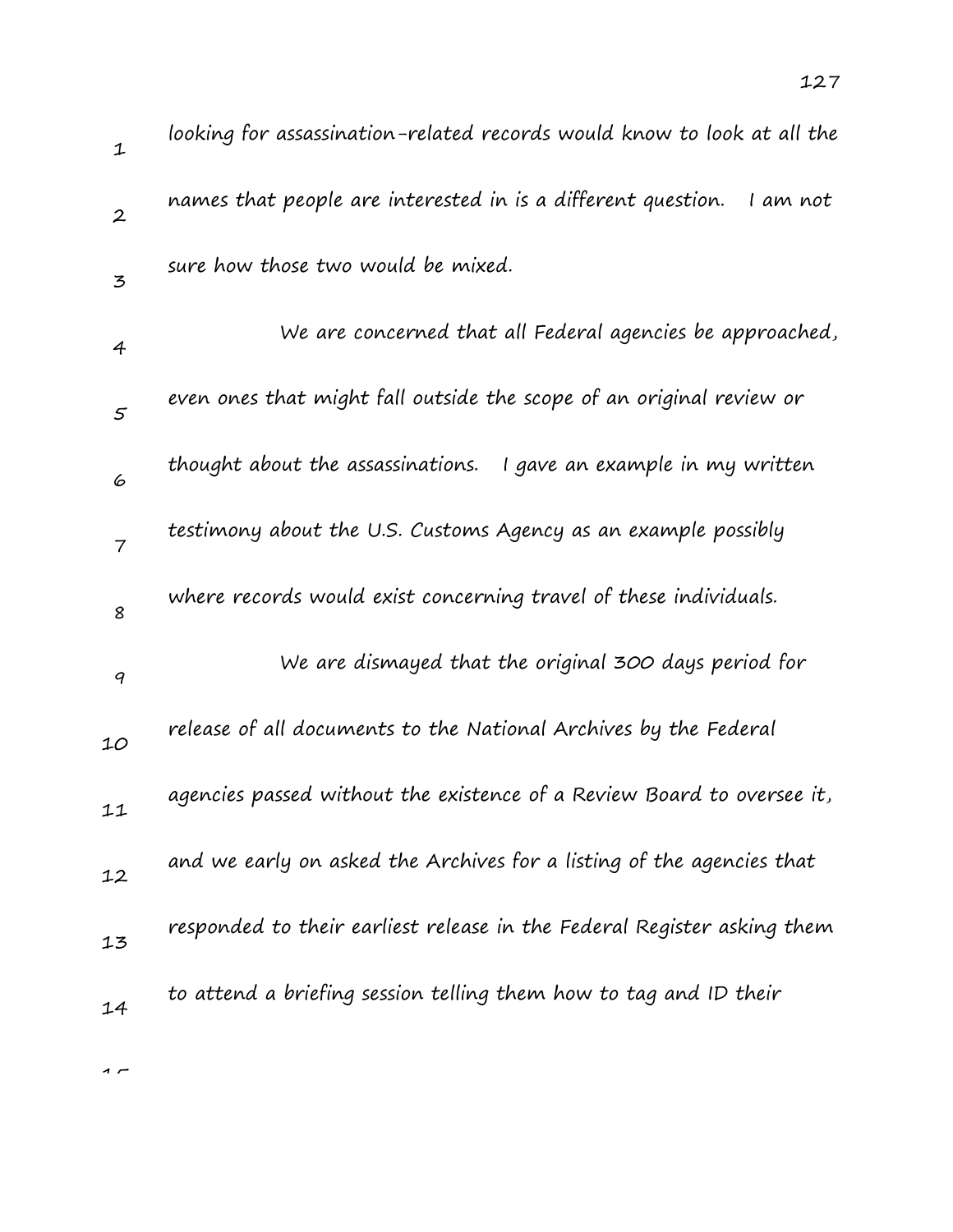looking for assassination-related records would know to look at all the names that people are interested in is a different question. I am not sure how those two would be mixed.

We are concerned that all Federal agencies be approached, even ones that might fall outside the scope of an original review or thought about the assassinations. I gave an example in my written testimony about the U.S. Customs Agency as an example possibly where records would exist concerning travel of these individuals.

We are dismayed that the original 300 days period for release of all documents to the National Archives by the Federal agencies passed without the existence of a Review Board to oversee it, and we early on asked the Archives for a listing of the agencies that responded to their earliest release in the Federal Register asking them to attend a briefing session telling them how to tag and ID their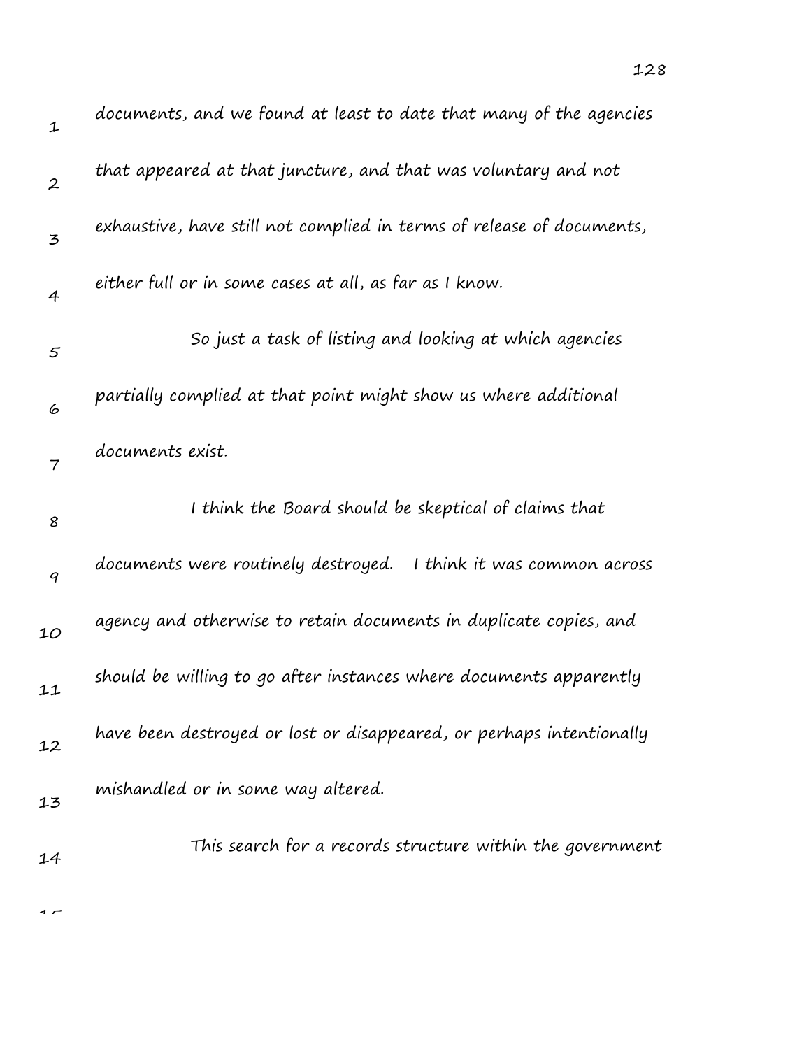documents, and we found at least to date that many of the agencies that appeared at that juncture, and that was voluntary and not exhaustive, have still not complied in terms of release of documents, either full or in some cases at all, as far as I know.

So just a task of listing and looking at which agencies partially complied at that point might show us where additional documents exist.

I think the Board should be skeptical of claims that documents were routinely destroyed. I think it was common across agency and otherwise to retain documents in duplicate copies, and should be willing to go after instances where documents apparently have been destroyed or lost or disappeared, or perhaps intentionally mishandled or in some way altered.

This search for a records structure within the government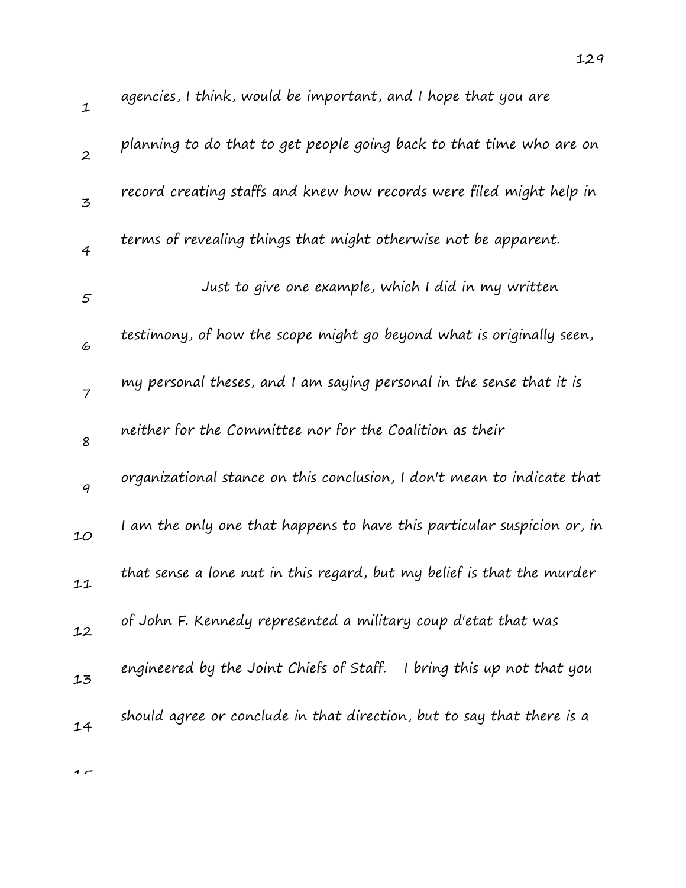agencies, I think, would be important, and I hope that you are planning to do that to get people going back to that time who are on record creating staffs and knew how records were filed might help in terms of revealing things that might otherwise not be apparent.

Just to give one example, which I did in my written testimony, of how the scope might go beyond what is originally seen, my personal theses, and I am saying personal in the sense that it is neither for the Committee nor for the Coalition as their organizational stance on this conclusion, I don't mean to indicate that I am the only one that happens to have this particular suspicion or, in that sense a lone nut in this regard, but my belief is that the murder of John F. Kennedy represented a military coup d'etat that was engineered by the Joint Chiefs of Staff. I bring this up not that you should agree or conclude in that direction, but to say that there is a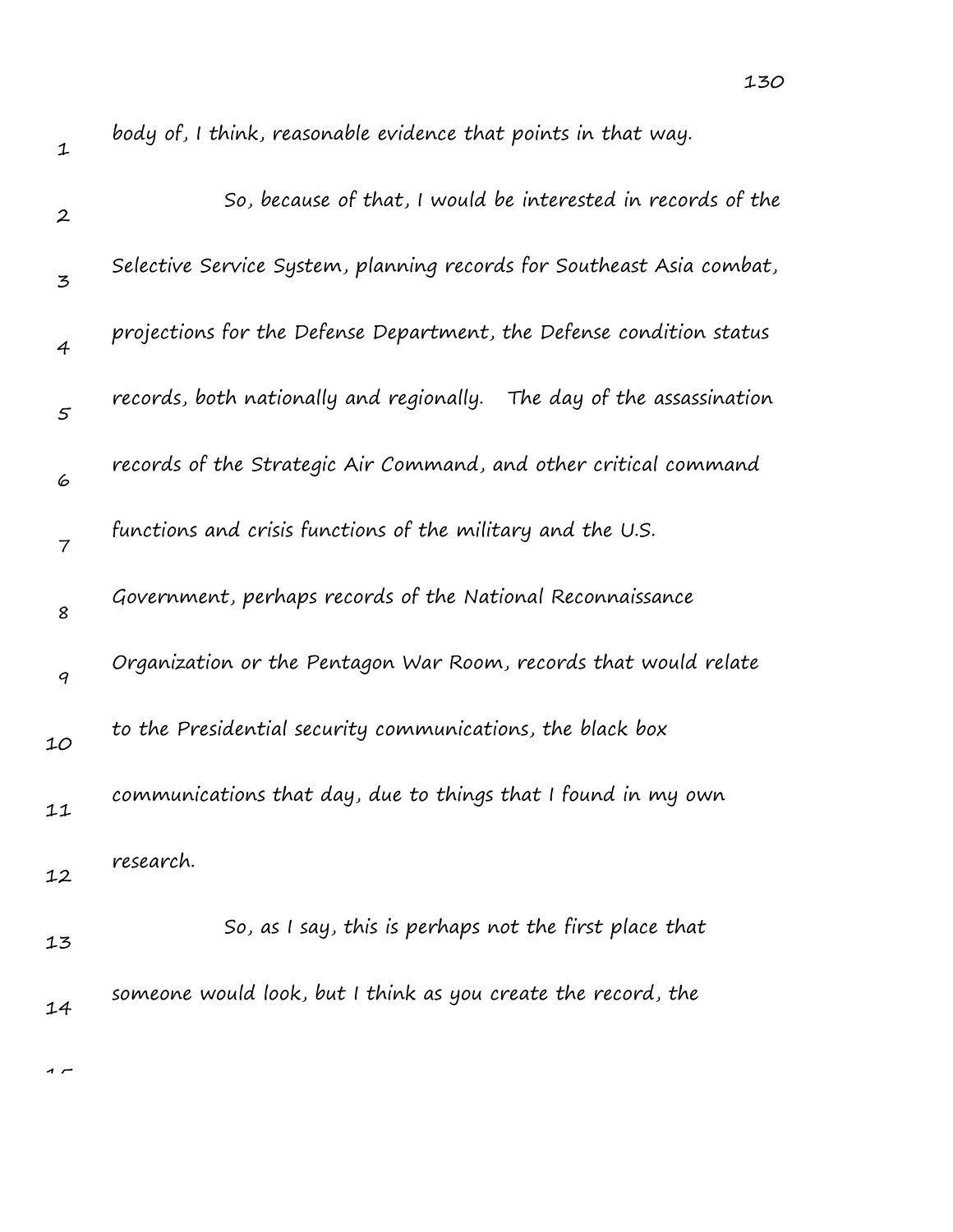body of, I think, reasonable evidence that points in that way.

So, because of that, I would be interested in records of the Selective Service System, planning records for Southeast Asia combat, projections for the Defense Department, the Defense condition status records, both nationally and regionally. The day of the assassination records of the Strategic Air Command, and other critical command functions and crisis functions of the military and the U.S. Government, perhaps records of the National Reconnaissance Organization or the Pentagon War Room, records that would relate to the Presidential security communications, the black box communications that day, due to things that I found in my own research.

So, as I say, this is perhaps not the first place that someone would look, but I think as you create the record, the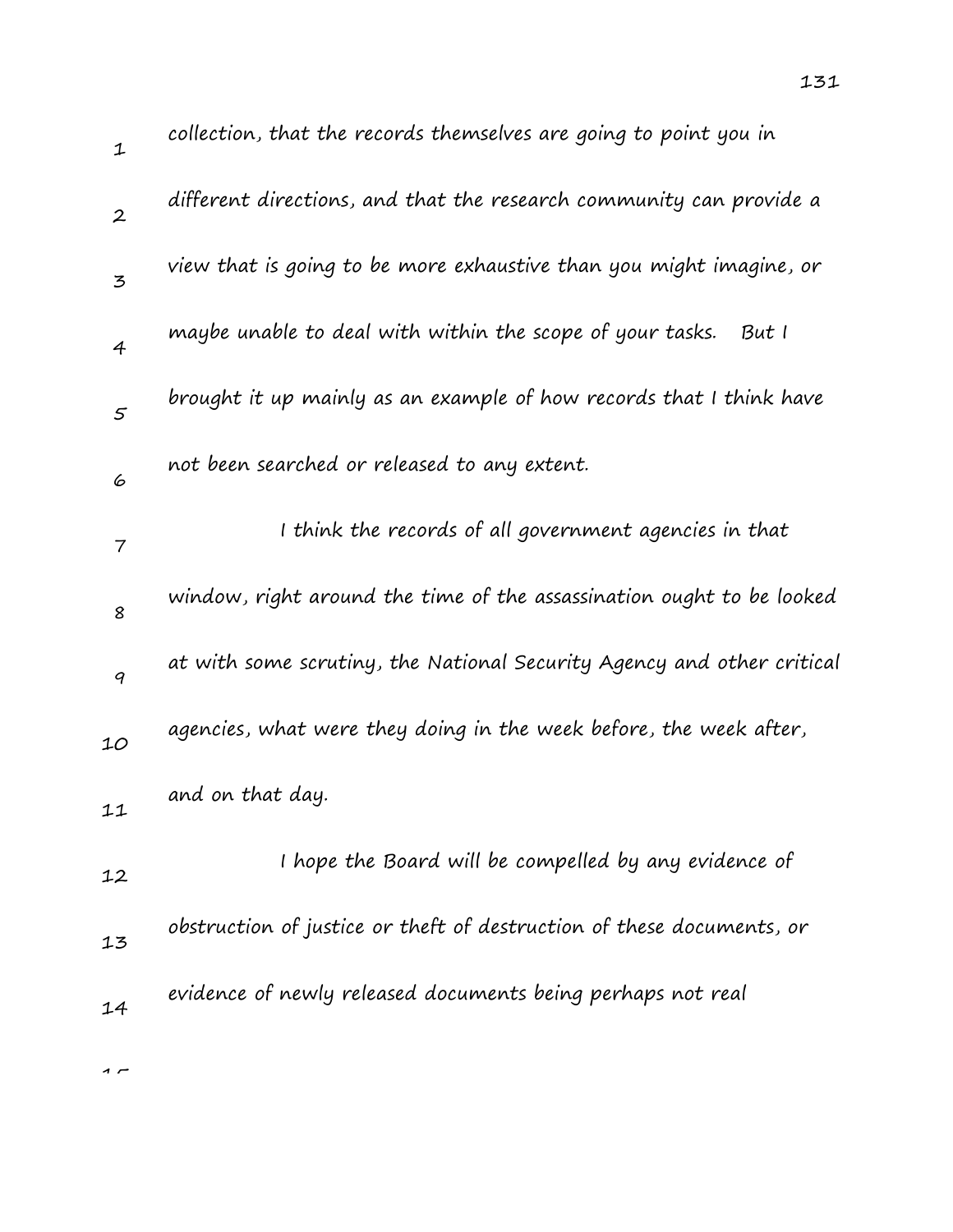collection, that the records themselves are going to point you in different directions, and that the research community can provide a view that is going to be more exhaustive than you might imagine, or maybe unable to deal with within the scope of your tasks. But I brought it up mainly as an example of how records that I think have not been searched or released to any extent.

I think the records of all government agencies in that window, right around the time of the assassination ought to be looked at with some scrutiny, the National Security Agency and other critical agencies, what were they doing in the week before, the week after, and on that day.

I hope the Board will be compelled by any evidence of obstruction of justice or theft of destruction of these documents, or evidence of newly released documents being perhaps not real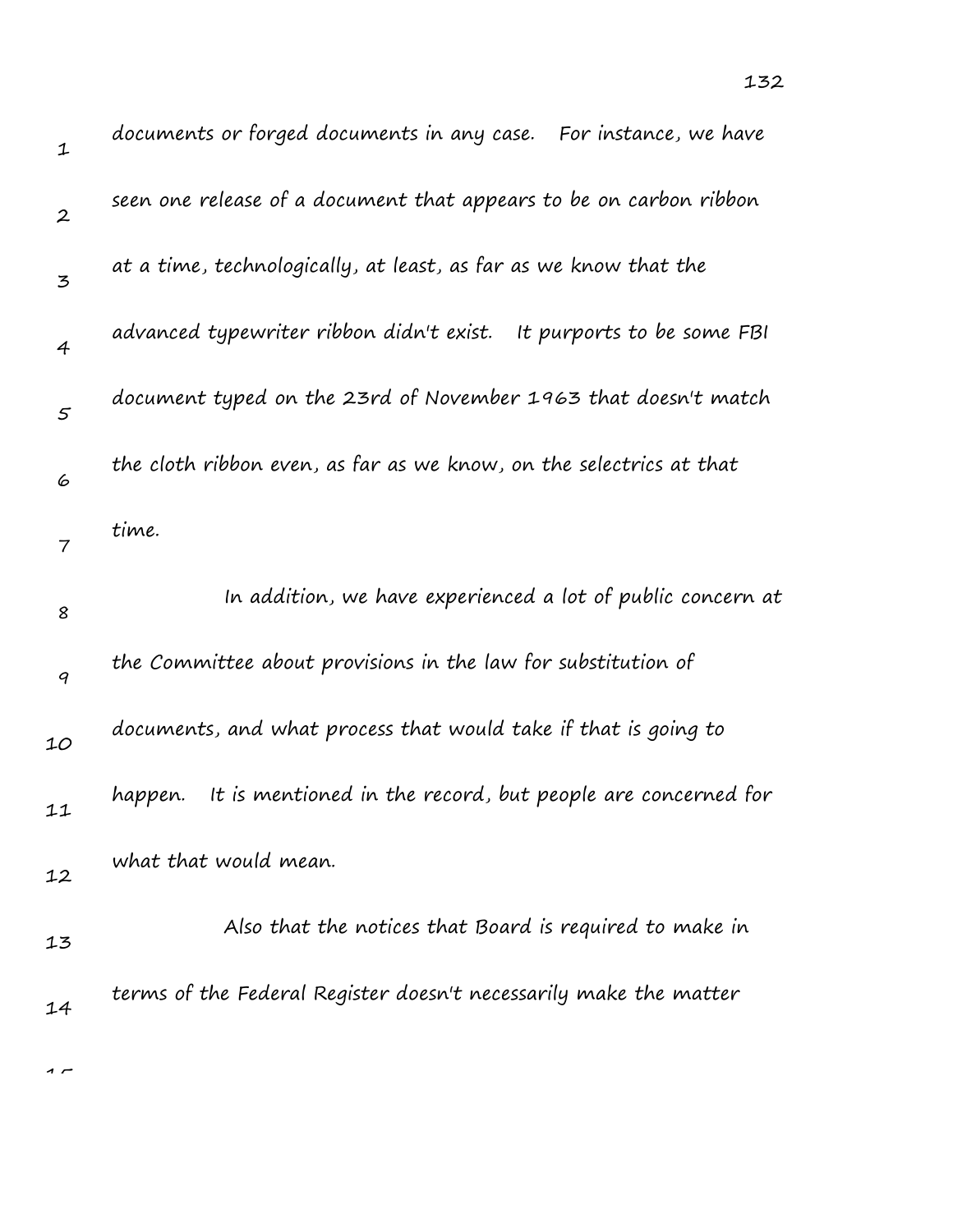documents or forged documents in any case. For instance, we have seen one release of a document that appears to be on carbon ribbon at a time, technologically, at least, as far as we know that the advanced typewriter ribbon didn't exist. It purports to be some FBI document typed on the 23rd of November 1963 that doesn't match the cloth ribbon even, as far as we know, on the selectrics at that time.

In addition, we have experienced a lot of public concern at the Committee about provisions in the law for substitution of documents, and what process that would take if that is going to happen. It is mentioned in the record, but people are concerned for what that would mean.

Also that the notices that Board is required to make in terms of the Federal Register doesn't necessarily make the matter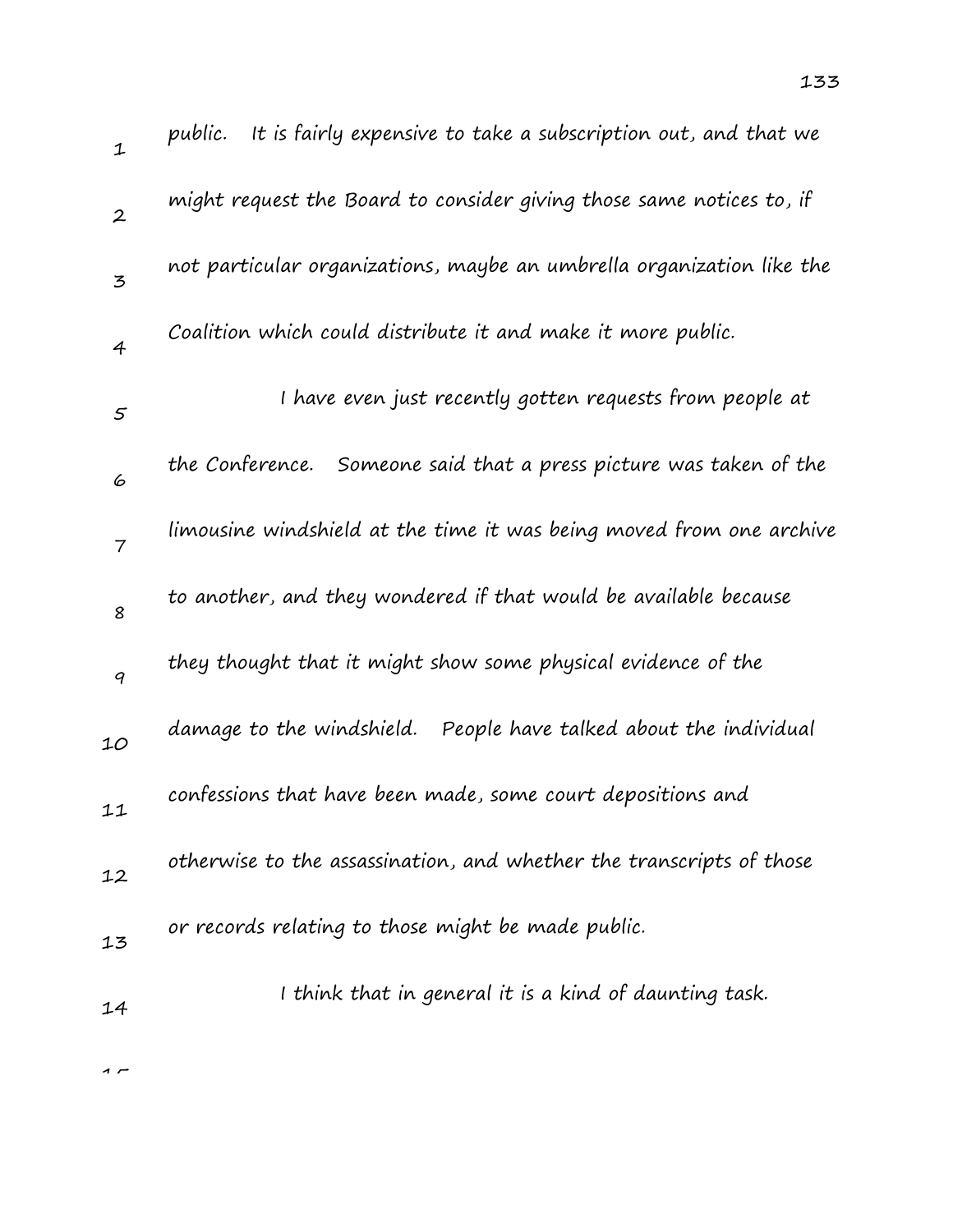public. It is fairly expensive to take a subscription out, and that we might request the Board to consider giving those same notices to, if not particular organizations, maybe an umbrella organization like the Coalition which could distribute it and make it more public.

I have even just recently gotten requests from people at the Conference. Someone said that a press picture was taken of the limousine windshield at the time it was being moved from one archive to another, and they wondered if that would be available because they thought that it might show some physical evidence of the damage to the windshield. People have talked about the individual confessions that have been made, some court depositions and otherwise to the assassination, and whether the transcripts of those or records relating to those might be made public.

I think that in general it is a kind of daunting task.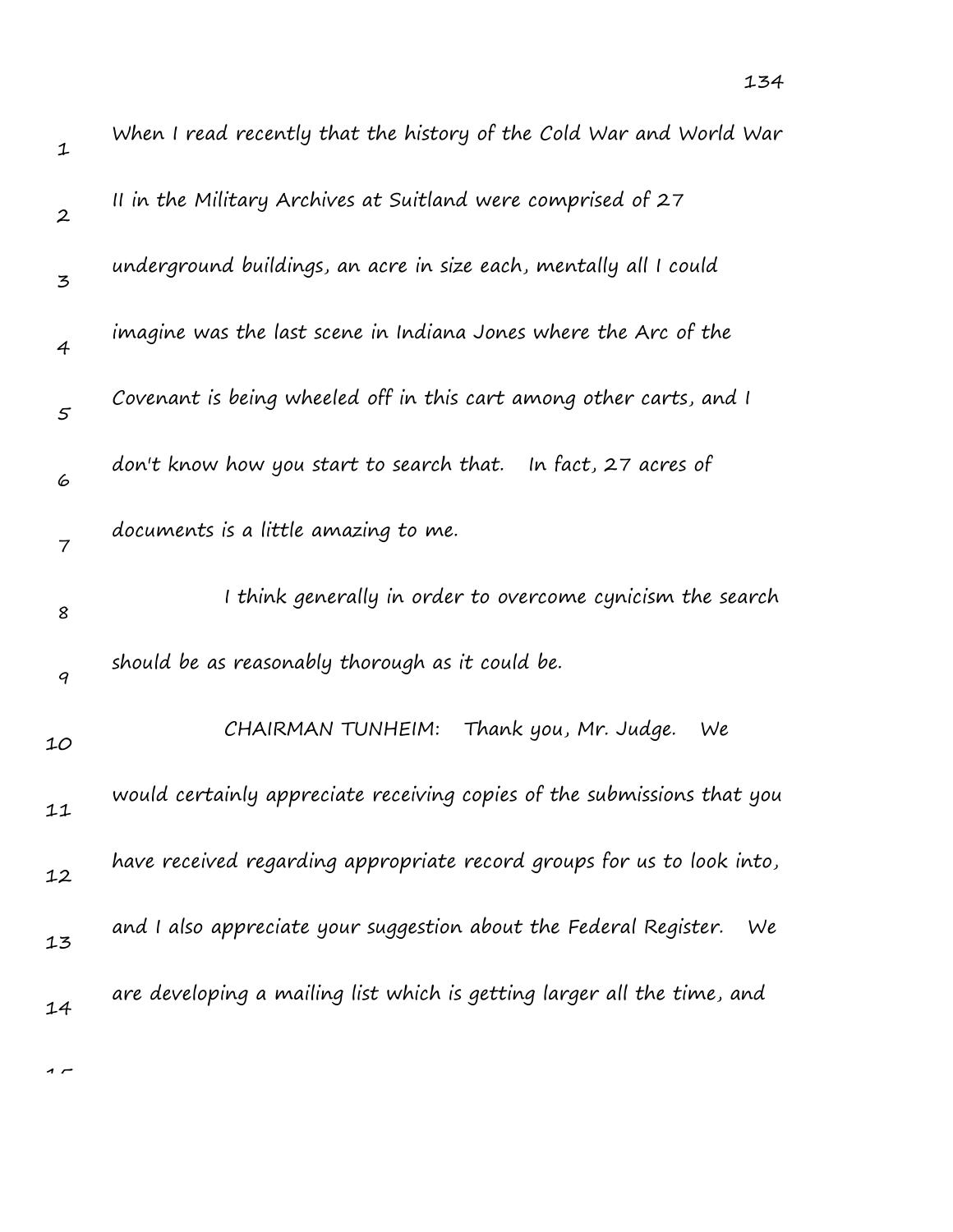When I read recently that the history of the Cold War and World War II in the Military Archives at Suitland were comprised of 27 underground buildings, an acre in size each, mentally all I could imagine was the last scene in Indiana Jones where the Arc of the Covenant is being wheeled off in this cart among other carts, and I don't know how you start to search that. In fact, 27 acres of documents is a little amazing to me.

I think generally in order to overcome cynicism the search should be as reasonably thorough as it could be.

CHAIRMAN TUNHEIM: Thank you, Mr. Judge. We would certainly appreciate receiving copies of the submissions that you have received regarding appropriate record groups for us to look into, and I also appreciate your suggestion about the Federal Register. We are developing a mailing list which is getting larger all the time, and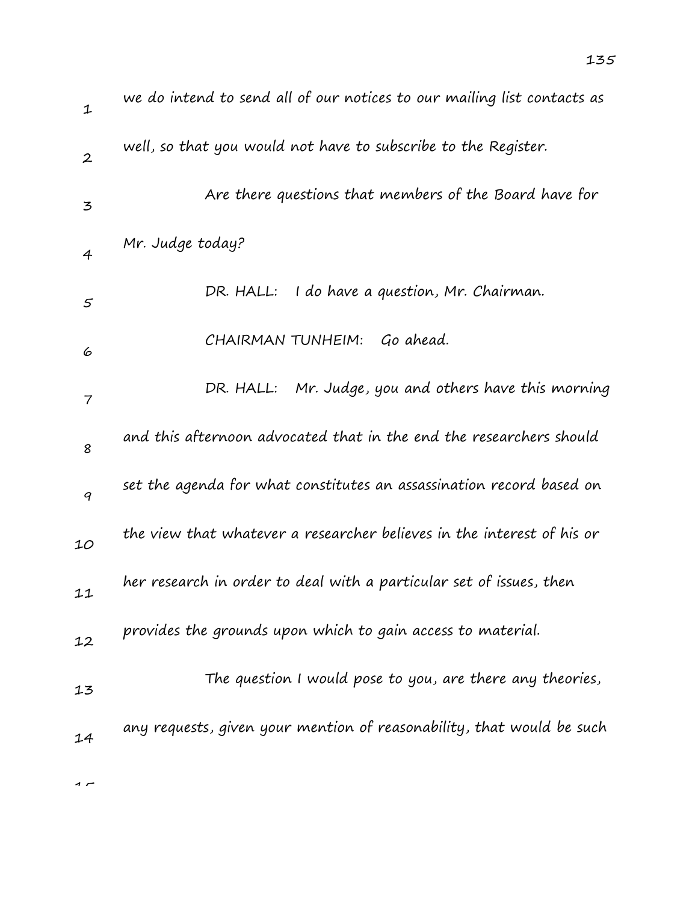we do intend to send all of our notices to our mailing list contacts as well, so that you would not have to subscribe to the Register.

Are there questions that members of the Board have for Mr. Judge today?

DR. HALL: I do have a question, Mr. Chairman.

CHAIRMAN TUNHEIM: Go ahead.

DR. HALL: Mr. Judge, you and others have this morning and this afternoon advocated that in the end the researchers should set the agenda for what constitutes an assassination record based on the view that whatever a researcher believes in the interest of his or her research in order to deal with a particular set of issues, then provides the grounds upon which to gain access to material.

The question I would pose to you, are there any theories, any requests, given your mention of reasonability, that would be such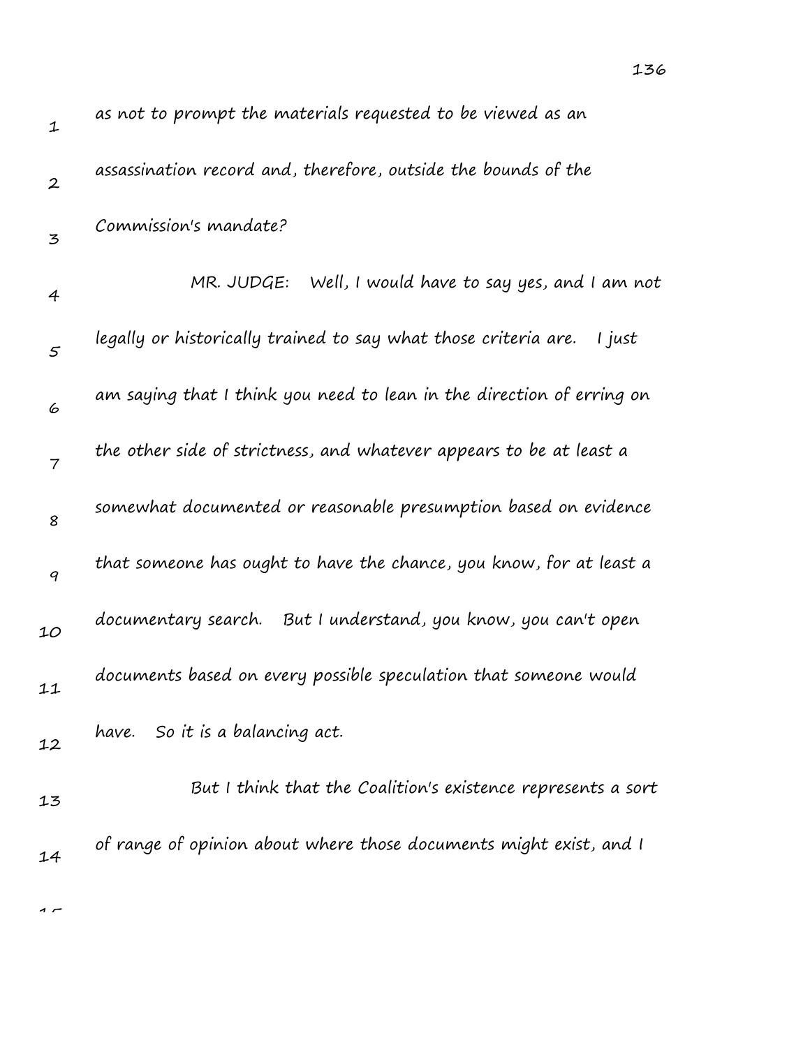as not to prompt the materials requested to be viewed as an assassination record and, therefore, outside the bounds of the Commission's mandate?

MR. JUDGE: Well, I would have to say yes, and I am not legally or historically trained to say what those criteria are. I just am saying that I think you need to lean in the direction of erring on the other side of strictness, and whatever appears to be at least a somewhat documented or reasonable presumption based on evidence that someone has ought to have the chance, you know, for at least a documentary search. But I understand, you know, you can't open documents based on every possible speculation that someone would have. So it is a balancing act.

But I think that the Coalition's existence represents a sort of range of opinion about where those documents might exist, and I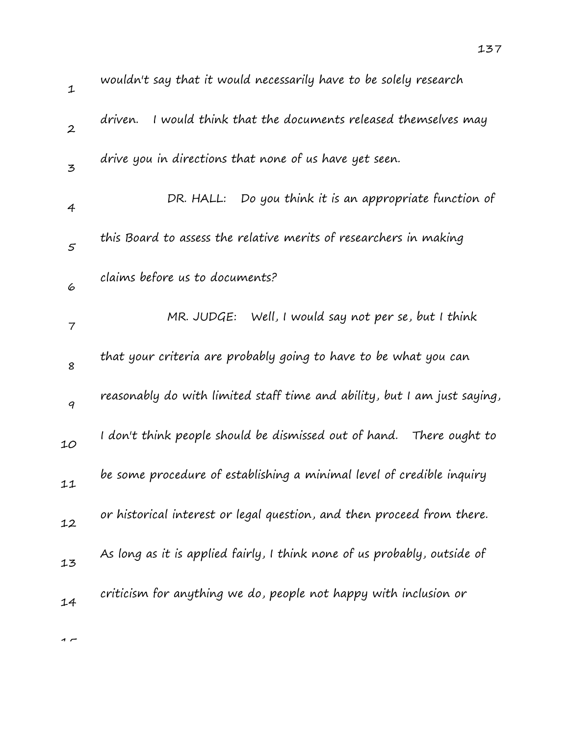wouldn't say that it would necessarily have to be solely research driven. I would think that the documents released themselves may drive you in directions that none of us have yet seen.

DR. HALL: Do you think it is an appropriate function of this Board to assess the relative merits of researchers in making claims before us to documents?

MR. JUDGE: Well, I would say not per se, but I think that your criteria are probably going to have to be what you can reasonably do with limited staff time and ability, but I am just saying, I don't think people should be dismissed out of hand. There ought to be some procedure of establishing a minimal level of credible inquiry or historical interest or legal question, and then proceed from there. As long as it is applied fairly, I think none of us probably, outside of criticism for anything we do, people not happy with inclusion or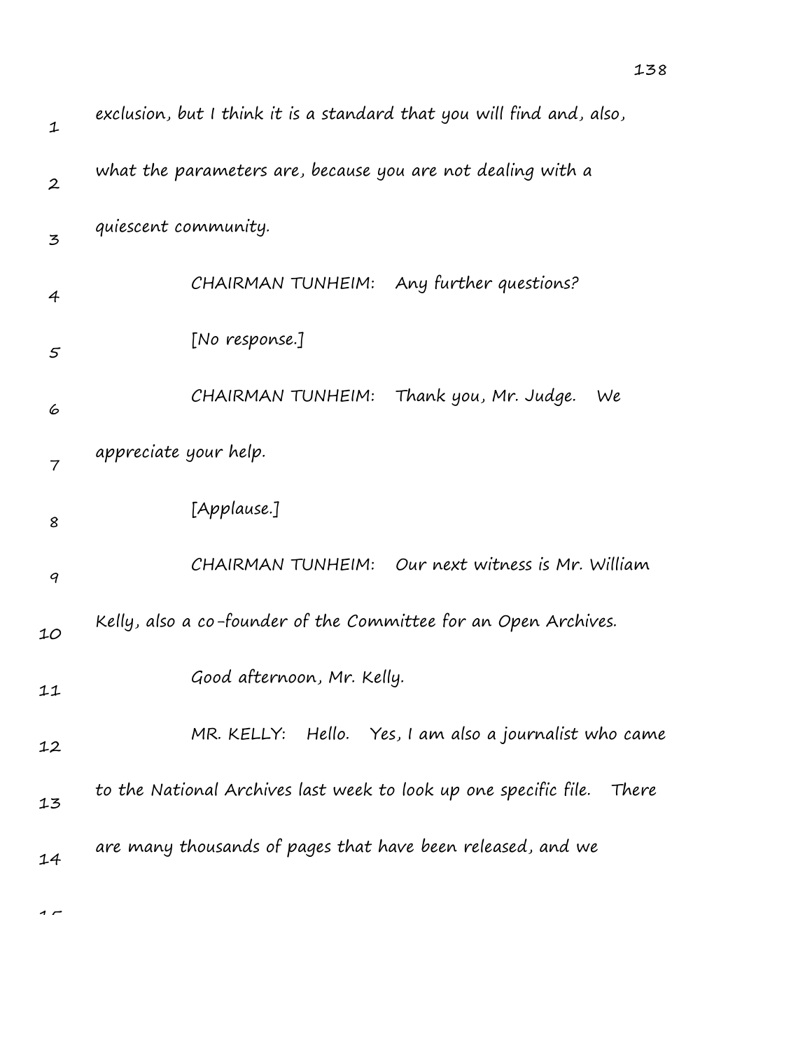exclusion, but I think it is a standard that you will find and, also, what the parameters are, because you are not dealing with a quiescent community.

CHAIRMAN TUNHEIM: Any further questions?

[No response.]

CHAIRMAN TUNHEIM: Thank you, Mr. Judge. We appreciate your help.

[Applause.]

CHAIRMAN TUNHEIM: Our next witness is Mr. William Kelly, also a co-founder of the Committee for an Open Archives.

Good afternoon, Mr. Kelly.

MR. KELLY: Hello. Yes, I am also a journalist who came to the National Archives last week to look up one specific file. There are many thousands of pages that have been released, and we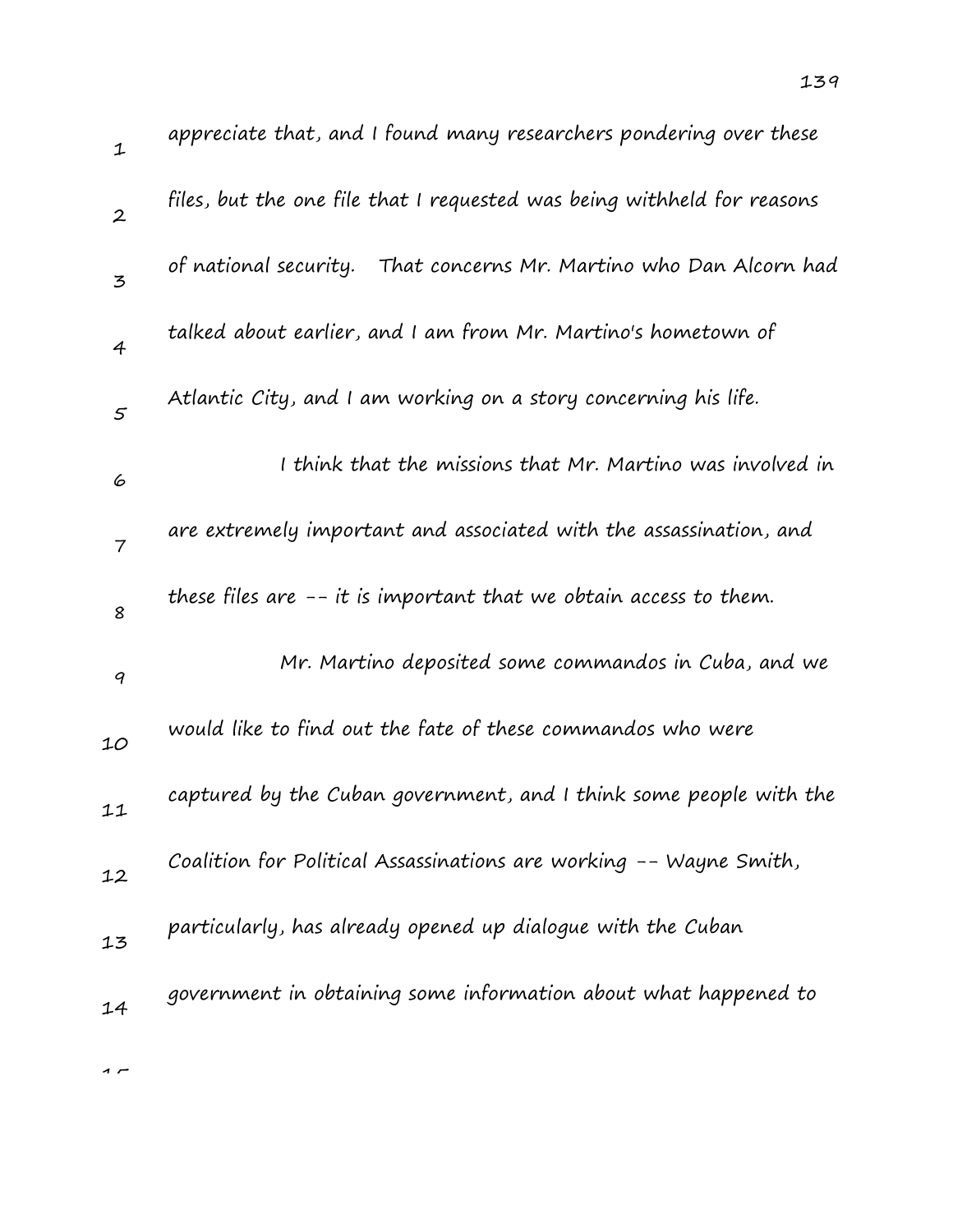appreciate that, and I found many researchers pondering over these files, but the one file that I requested was being withheld for reasons of national security. That concerns Mr. Martino who Dan Alcorn had talked about earlier, and I am from Mr. Martino's hometown of Atlantic City, and I am working on a story concerning his life.

I think that the missions that Mr. Martino was involved in are extremely important and associated with the assassination, and these files are -- it is important that we obtain access to them.

Mr. Martino deposited some commandos in Cuba, and we would like to find out the fate of these commandos who were captured by the Cuban government, and I think some people with the Coalition for Political Assassinations are working -- Wayne Smith, particularly, has already opened up dialogue with the Cuban government in obtaining some information about what happened to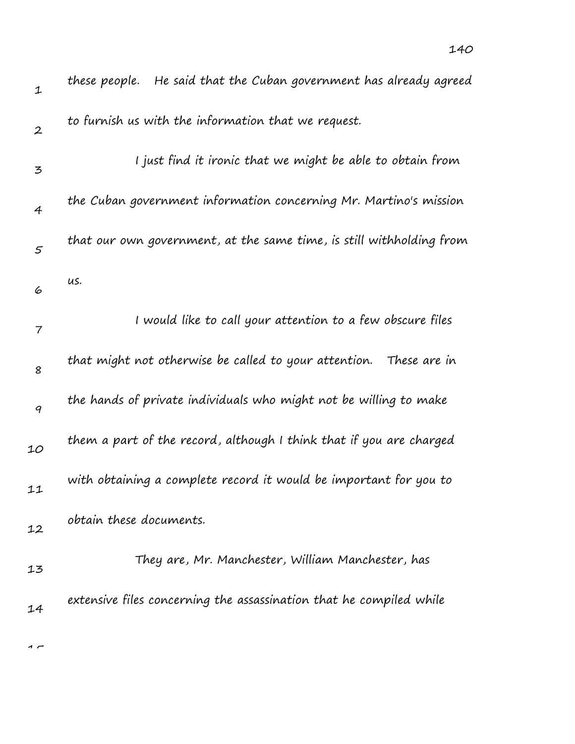these people. He said that the Cuban government has already agreed to furnish us with the information that we request.

I just find it ironic that we might be able to obtain from the Cuban government information concerning Mr. Martino's mission that our own government, at the same time, is still withholding from us.

I would like to call your attention to a few obscure files that might not otherwise be called to your attention. These are in the hands of private individuals who might not be willing to make them a part of the record, although I think that if you are charged with obtaining a complete record it would be important for you to obtain these documents.

They are, Mr. Manchester, William Manchester, has extensive files concerning the assassination that he compiled while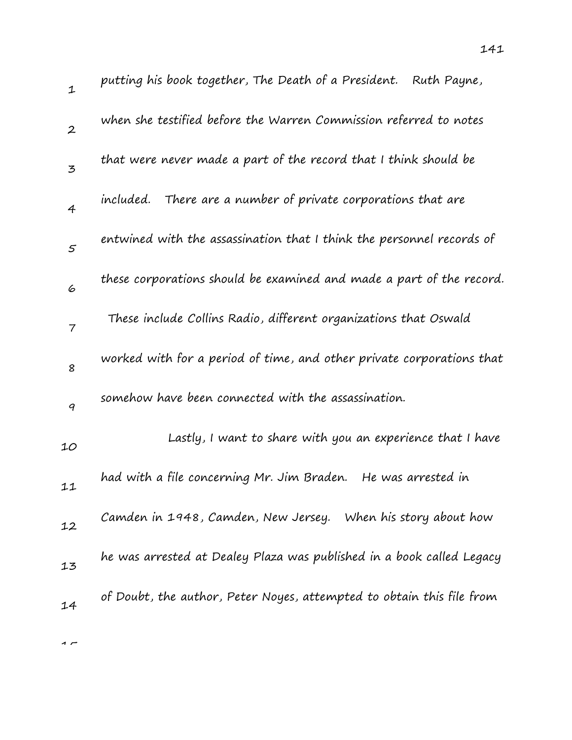putting his book together, The Death of a President. Ruth Payne, when she testified before the Warren Commission referred to notes that were never made a part of the record that I think should be included. There are a number of private corporations that are entwined with the assassination that I think the personnel records of these corporations should be examined and made a part of the record. These include Collins Radio, different organizations that Oswald worked with for a period of time, and other private corporations that somehow have been connected with the assassination.

Lastly, I want to share with you an experience that I have had with a file concerning Mr. Jim Braden. He was arrested in Camden in 1948, Camden, New Jersey. When his story about how he was arrested at Dealey Plaza was published in a book called Legacy of Doubt, the author, Peter Noyes, attempted to obtain this file from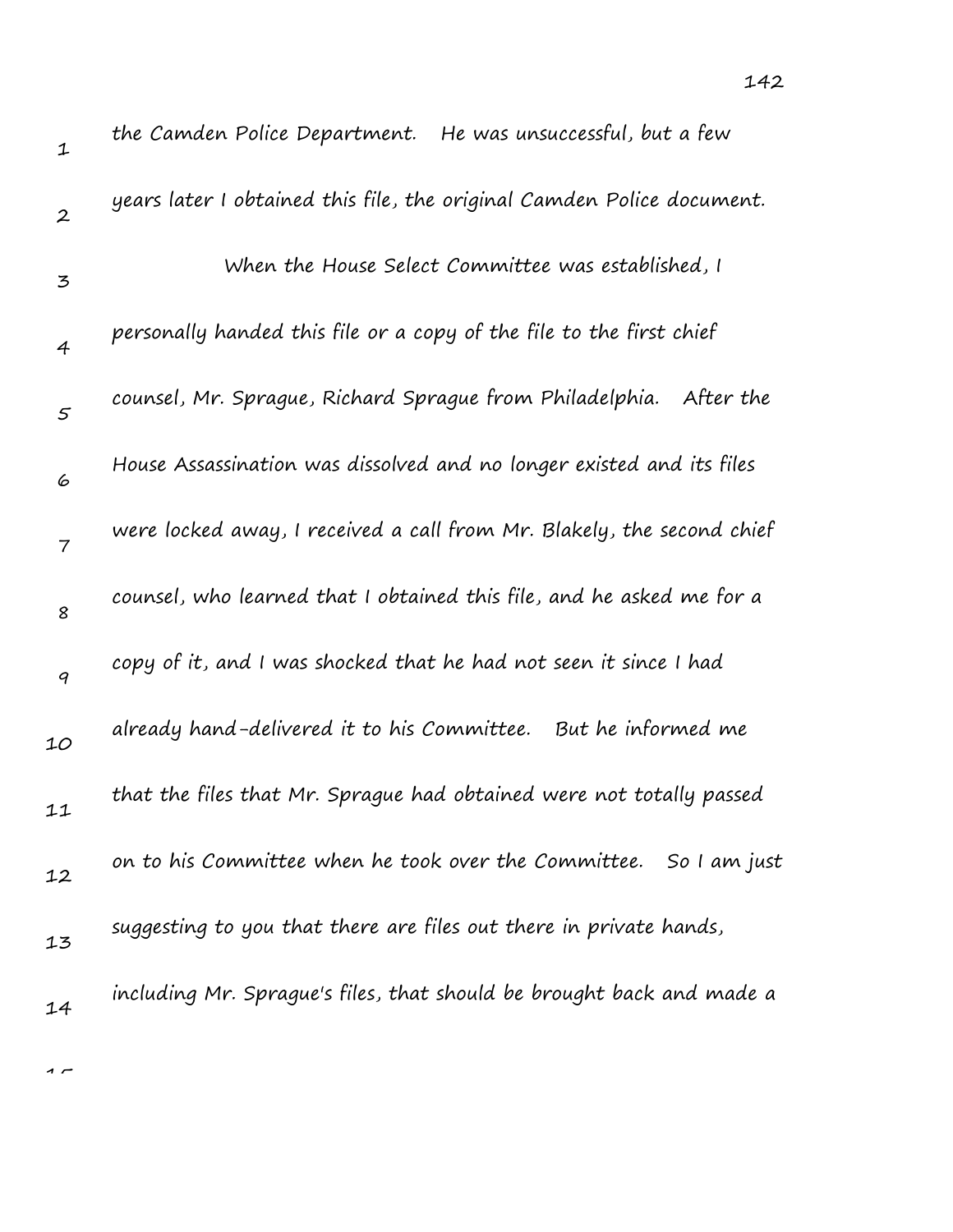the Camden Police Department. He was unsuccessful, but a few years later I obtained this file, the original Camden Police document.

When the House Select Committee was established, I personally handed this file or a copy of the file to the first chief counsel, Mr. Sprague, Richard Sprague from Philadelphia. After the House Assassination was dissolved and no longer existed and its files were locked away, I received a call from Mr. Blakely, the second chief counsel, who learned that I obtained this file, and he asked me for a copy of it, and I was shocked that he had not seen it since I had already hand-delivered it to his Committee. But he informed me that the files that Mr. Sprague had obtained were not totally passed on to his Committee when he took over the Committee. So I am just suggesting to you that there are files out there in private hands, including Mr. Sprague's files, that should be brought back and made a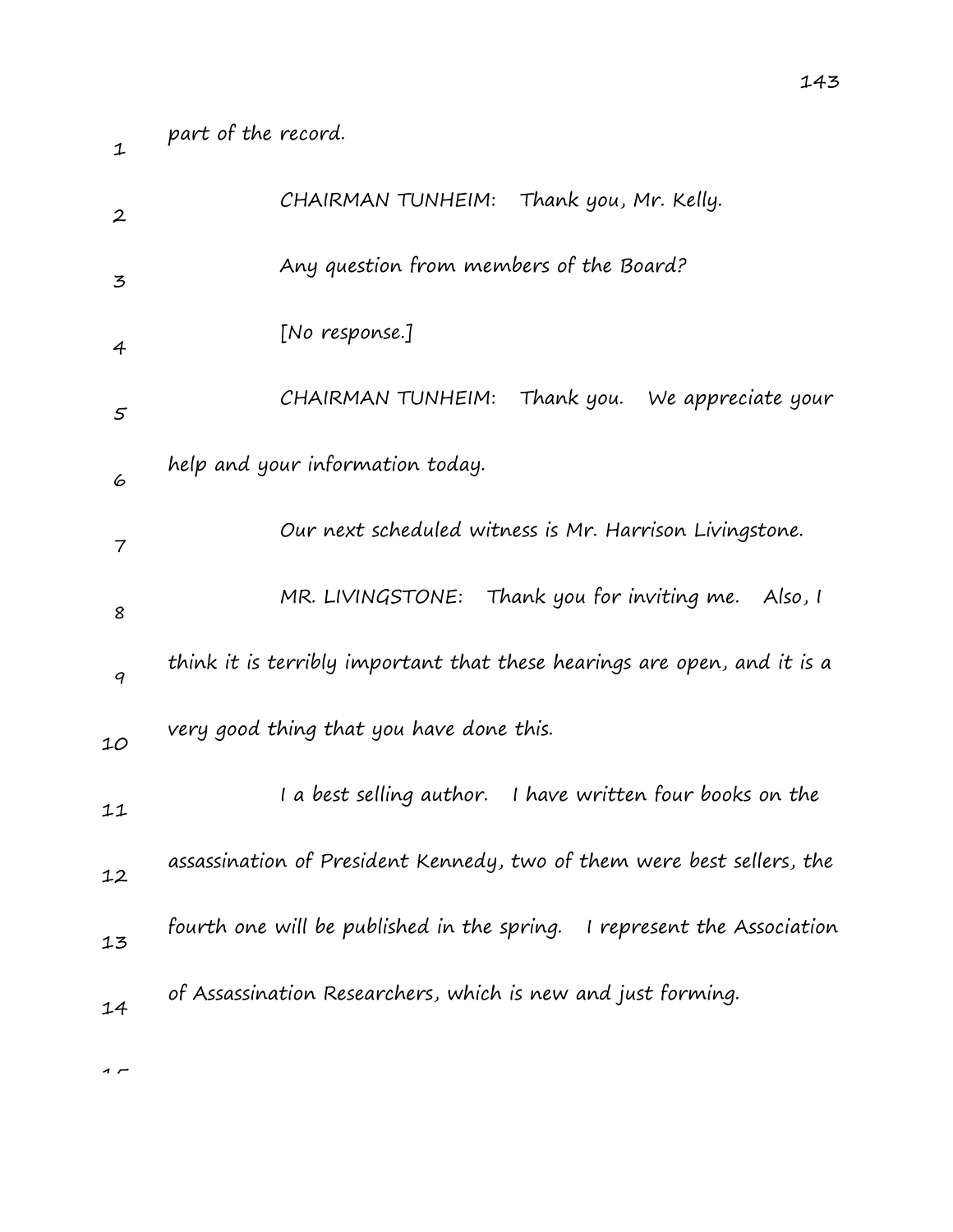part of the record.

CHAIRMAN TUNHEIM: Thank you, Mr. Kelly.

Any question from members of the Board?

[No response.]

CHAIRMAN TUNHEIM: Thank you. We appreciate your help and your information today.

Our next scheduled witness is Mr. Harrison Livingstone.

MR. LIVINGSTONE: Thank you for inviting me. Also, I think it is terribly important that these hearings are open, and it is a very good thing that you have done this.

I a best selling author. I have written four books on the assassination of President Kennedy, two of them were best sellers, the fourth one will be published in the spring. I represent the Association of Assassination Researchers, which is new and just forming.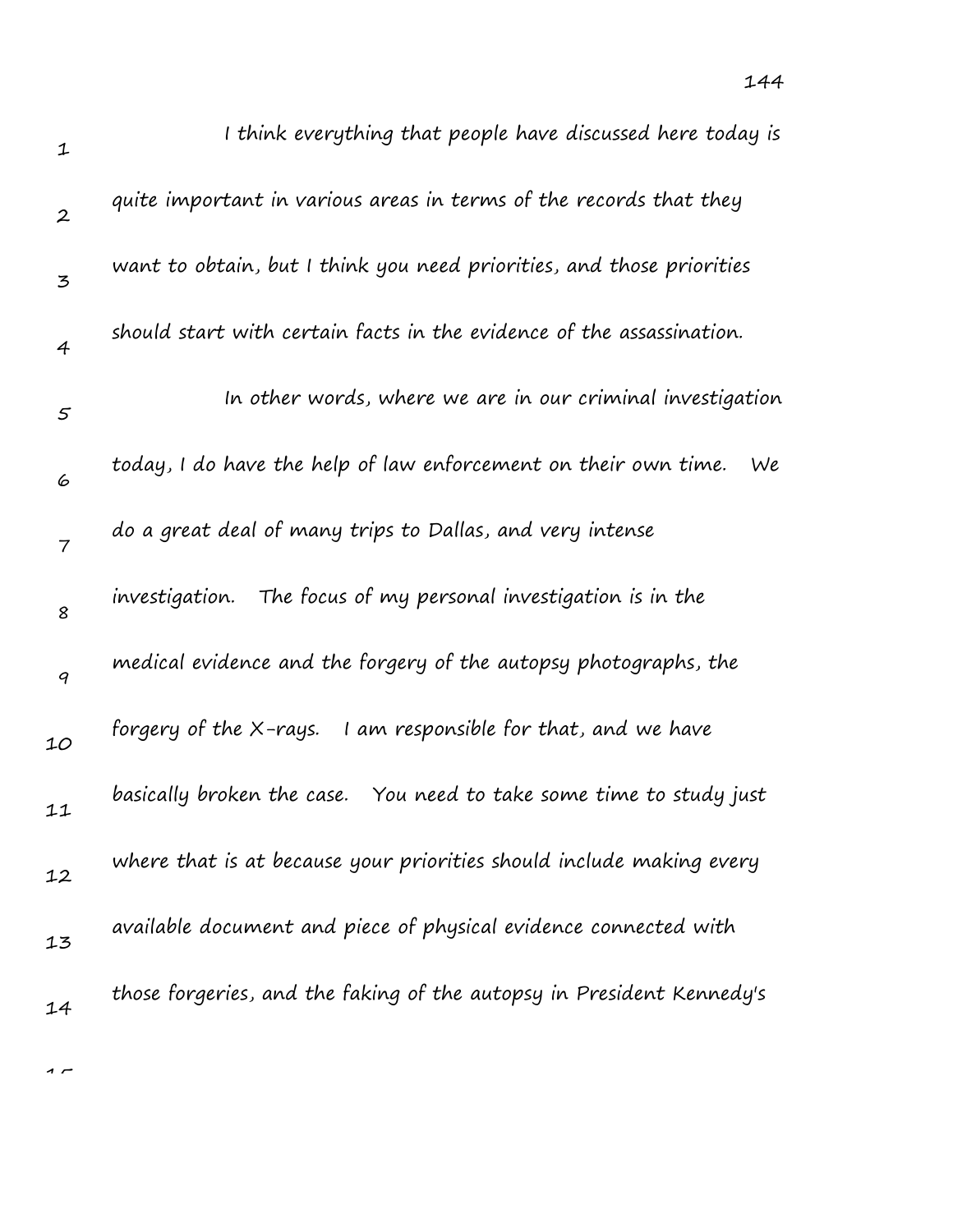I think everything that people have discussed here today is quite important in various areas in terms of the records that they want to obtain, but I think you need priorities, and those priorities should start with certain facts in the evidence of the assassination.

In other words, where we are in our criminal investigation today, I do have the help of law enforcement on their own time. We do a great deal of many trips to Dallas, and very intense investigation. The focus of my personal investigation is in the medical evidence and the forgery of the autopsy photographs, the forgery of the X-rays. I am responsible for that, and we have basically broken the case. You need to take some time to study just where that is at because your priorities should include making every available document and piece of physical evidence connected with those forgeries, and the faking of the autopsy in President Kennedy's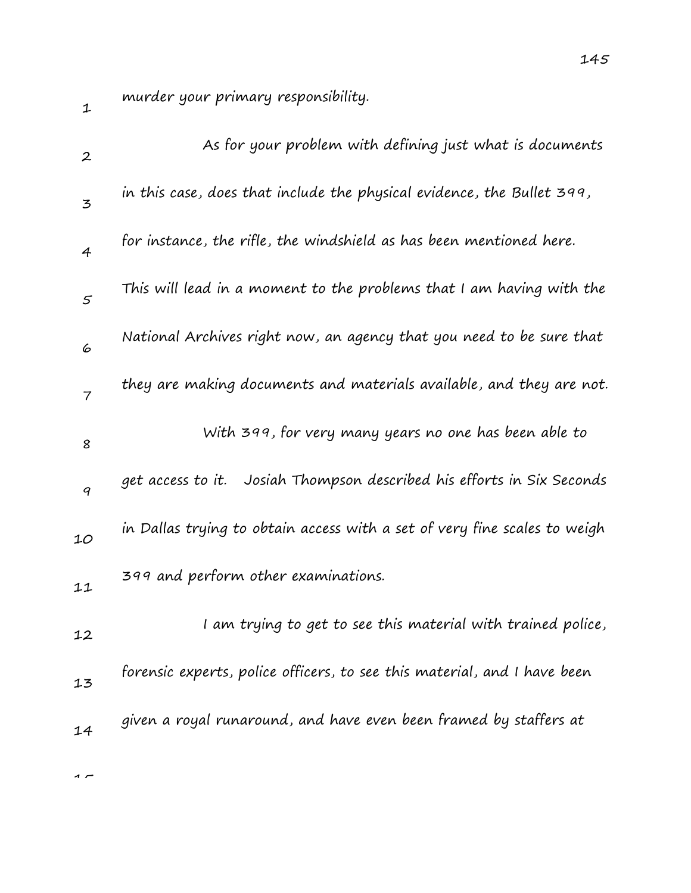murder your primary responsibility.

As for your problem with defining just what is documents in this case, does that include the physical evidence, the Bullet 399, for instance, the rifle, the windshield as has been mentioned here. This will lead in a moment to the problems that I am having with the National Archives right now, an agency that you need to be sure that they are making documents and materials available, and they are not.

With 399, for very many years no one has been able to get access to it. Josiah Thompson described his efforts in Six Seconds in Dallas trying to obtain access with a set of very fine scales to weigh 399 and perform other examinations.

I am trying to get to see this material with trained police, forensic experts, police officers, to see this material, and I have been given a royal runaround, and have even been framed by staffers at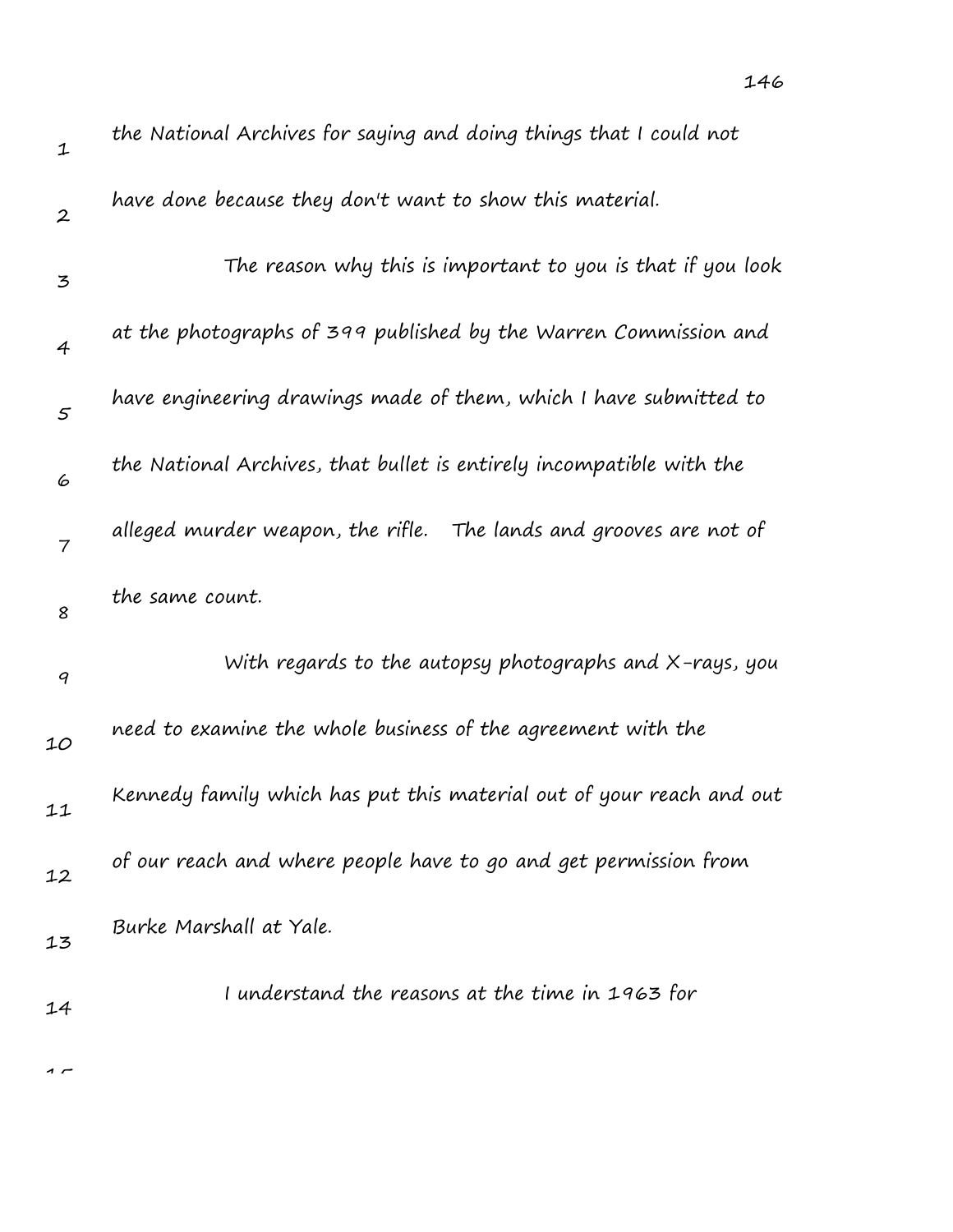the National Archives for saying and doing things that I could not have done because they don't want to show this material.

The reason why this is important to you is that if you look at the photographs of 399 published by the Warren Commission and have engineering drawings made of them, which I have submitted to the National Archives, that bullet is entirely incompatible with the alleged murder weapon, the rifle. The lands and grooves are not of the same count.

With regards to the autopsy photographs and X-rays, you need to examine the whole business of the agreement with the Kennedy family which has put this material out of your reach and out of our reach and where people have to go and get permission from Burke Marshall at Yale.

I understand the reasons at the time in 1963 for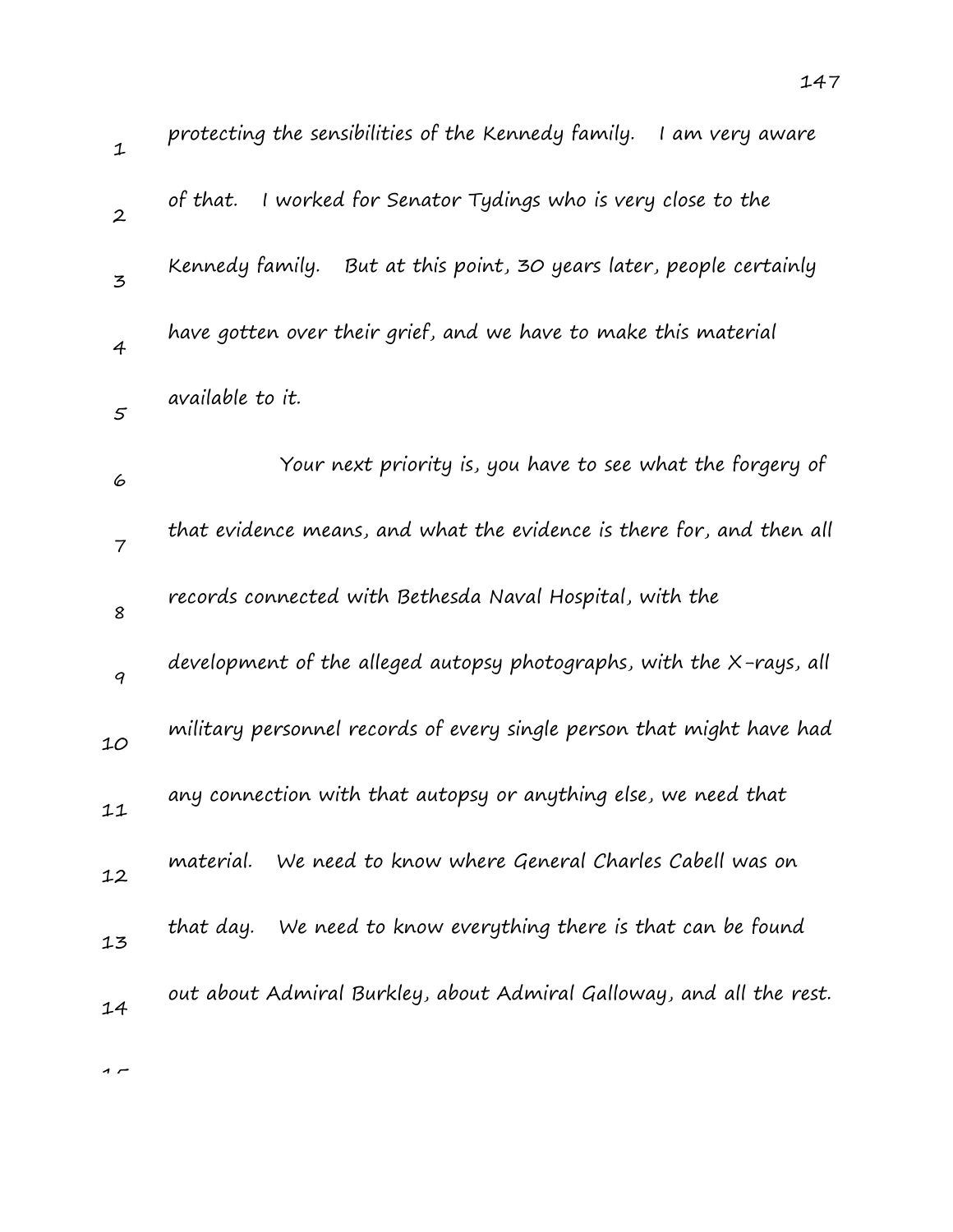protecting the sensibilities of the Kennedy family. I am very aware of that. I worked for Senator Tydings who is very close to the Kennedy family. But at this point, 30 years later, people certainly have gotten over their grief, and we have to make this material available to it.

Your next priority is, you have to see what the forgery of that evidence means, and what the evidence is there for, and then all records connected with Bethesda Naval Hospital, with the development of the alleged autopsy photographs, with the X-rays, all military personnel records of every single person that might have had any connection with that autopsy or anything else, we need that material. We need to know where General Charles Cabell was on that day. We need to know everything there is that can be found out about Admiral Burkley, about Admiral Galloway, and all the rest.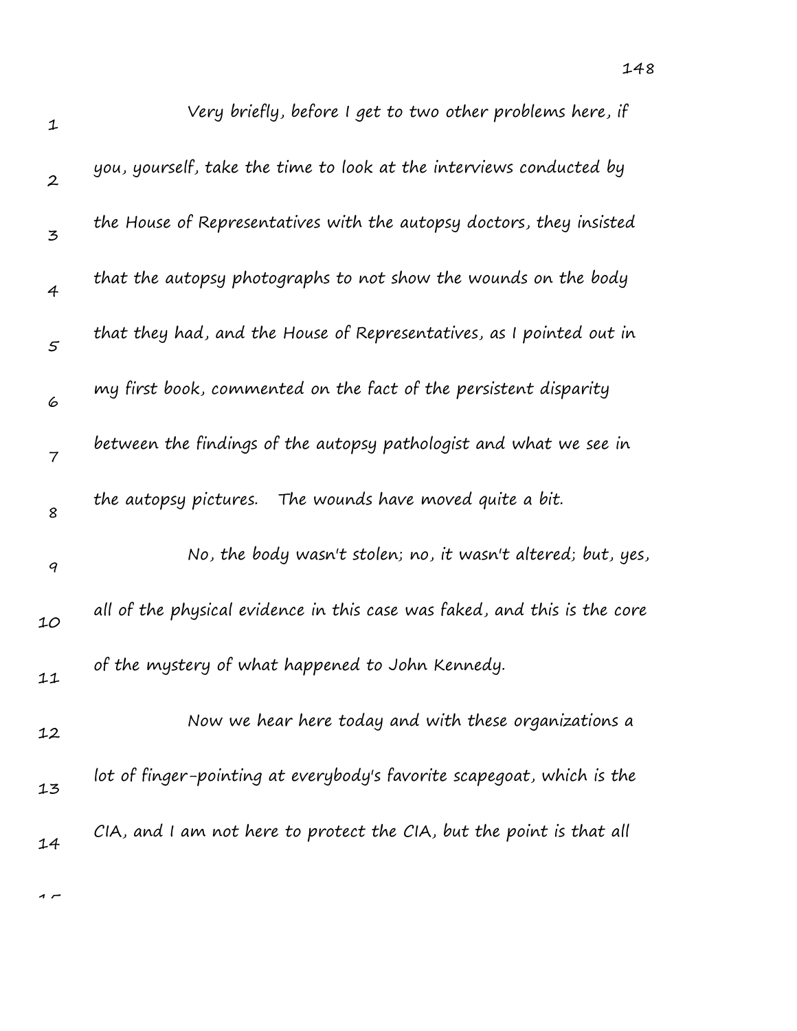Very briefly, before I get to two other problems here, if you, yourself, take the time to look at the interviews conducted by the House of Representatives with the autopsy doctors, they insisted that the autopsy photographs to not show the wounds on the body that they had, and the House of Representatives, as I pointed out in my first book, commented on the fact of the persistent disparity between the findings of the autopsy pathologist and what we see in the autopsy pictures. The wounds have moved quite a bit.

No, the body wasn't stolen; no, it wasn't altered; but, yes, all of the physical evidence in this case was faked, and this is the core of the mystery of what happened to John Kennedy.

Now we hear here today and with these organizations a lot of finger-pointing at everybody's favorite scapegoat, which is the CIA, and I am not here to protect the CIA, but the point is that all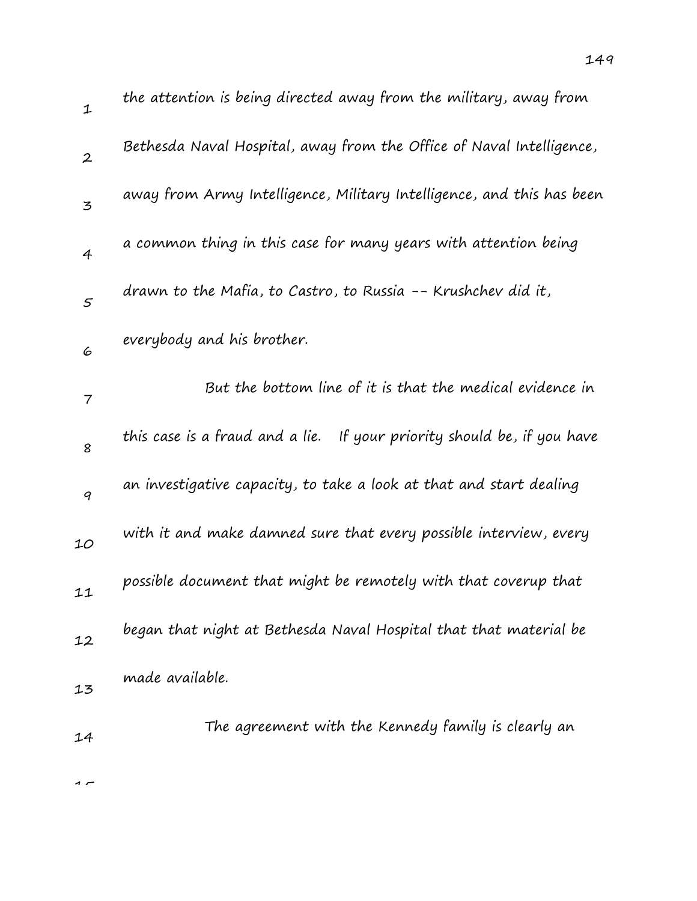the attention is being directed away from the military, away from Bethesda Naval Hospital, away from the Office of Naval Intelligence, away from Army Intelligence, Military Intelligence, and this has been a common thing in this case for many years with attention being drawn to the Mafia, to Castro, to Russia -- Krushchev did it, everybody and his brother.

But the bottom line of it is that the medical evidence in this case is a fraud and a lie. If your priority should be, if you have an investigative capacity, to take a look at that and start dealing with it and make damned sure that every possible interview, every possible document that might be remotely with that coverup that began that night at Bethesda Naval Hospital that that material be made available.

The agreement with the Kennedy family is clearly an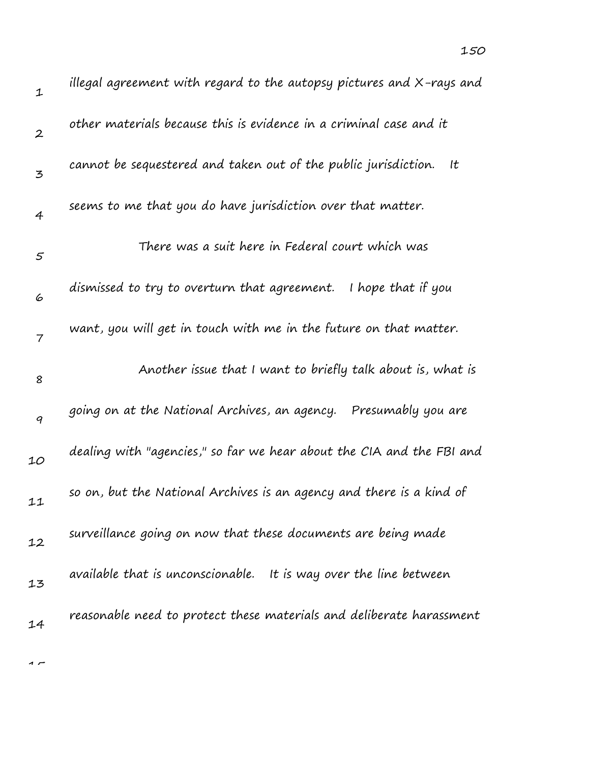illegal agreement with regard to the autopsy pictures and X-rays and other materials because this is evidence in a criminal case and it cannot be sequestered and taken out of the public jurisdiction. It seems to me that you do have jurisdiction over that matter.

There was a suit here in Federal court which was dismissed to try to overturn that agreement. I hope that if you want, you will get in touch with me in the future on that matter.

Another issue that I want to briefly talk about is, what is going on at the National Archives, an agency. Presumably you are dealing with "agencies," so far we hear about the CIA and the FBI and so on, but the National Archives is an agency and there is a kind of surveillance going on now that these documents are being made available that is unconscionable. It is way over the line between reasonable need to protect these materials and deliberate harassment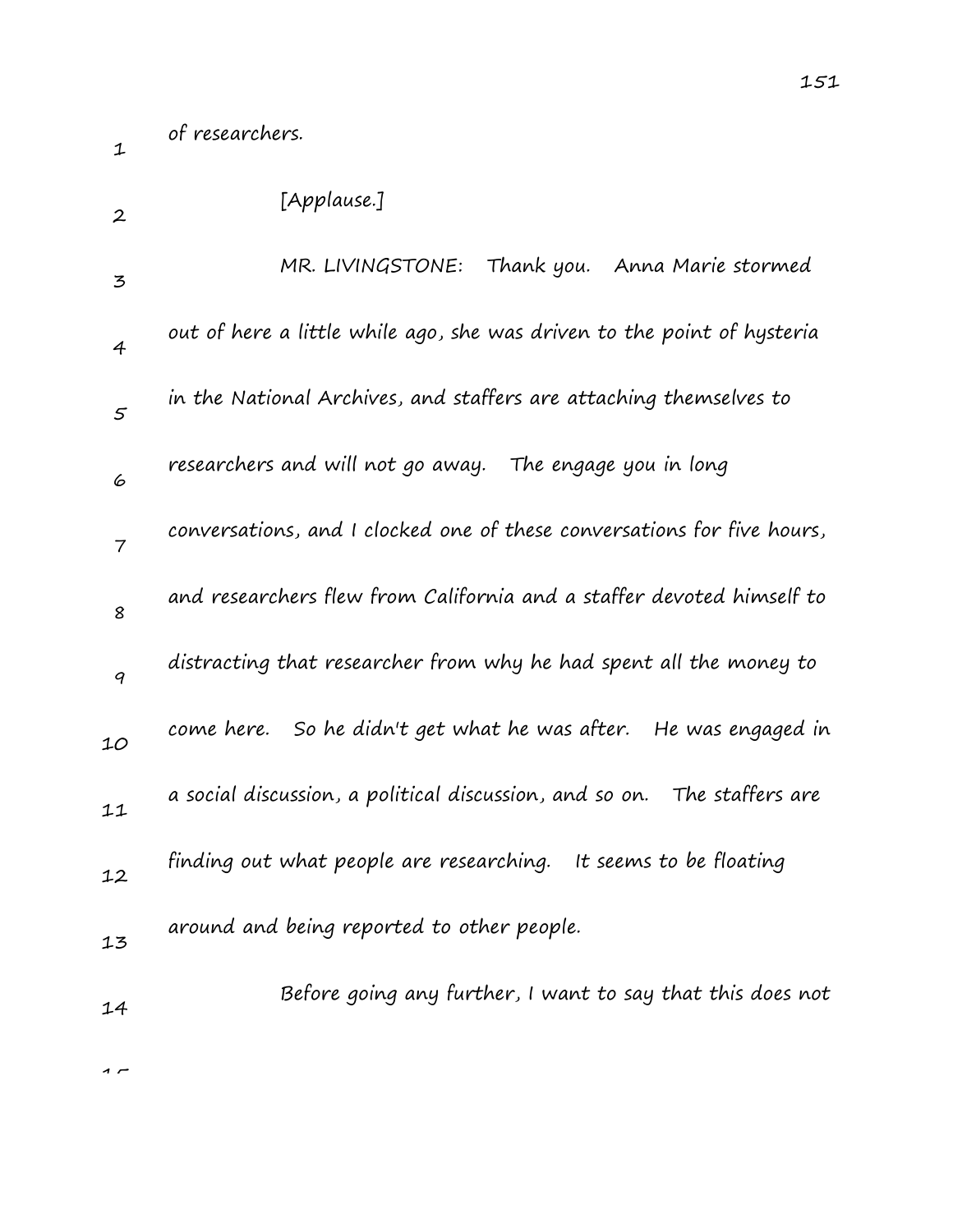of researchers.

[Applause.]

MR. LIVINGSTONE: Thank you. Anna Marie stormed out of here a little while ago, she was driven to the point of hysteria in the National Archives, and staffers are attaching themselves to researchers and will not go away. The engage you in long conversations, and I clocked one of these conversations for five hours, and researchers flew from California and a staffer devoted himself to distracting that researcher from why he had spent all the money to come here. So he didn't get what he was after. He was engaged in a social discussion, a political discussion, and so on. The staffers are finding out what people are researching. It seems to be floating around and being reported to other people.

Before going any further, I want to say that this does not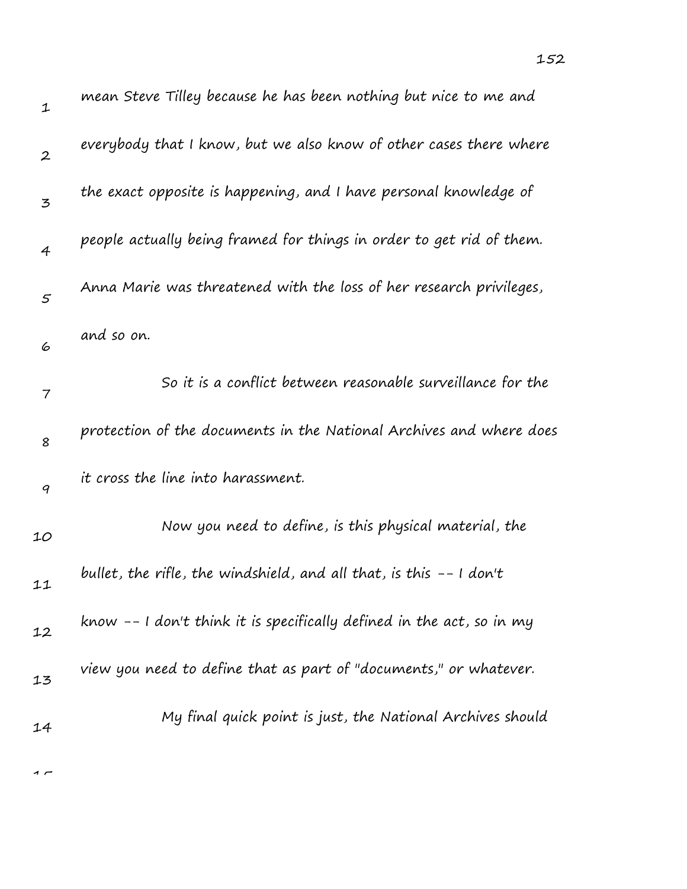mean Steve Tilley because he has been nothing but nice to me and everybody that I know, but we also know of other cases there where the exact opposite is happening, and I have personal knowledge of people actually being framed for things in order to get rid of them. Anna Marie was threatened with the loss of her research privileges, and so on.

So it is a conflict between reasonable surveillance for the protection of the documents in the National Archives and where does it cross the line into harassment.

Now you need to define, is this physical material, the bullet, the rifle, the windshield, and all that, is this -- I don't know -- I don't think it is specifically defined in the act, so in my view you need to define that as part of "documents," or whatever.

My final quick point is just, the National Archives should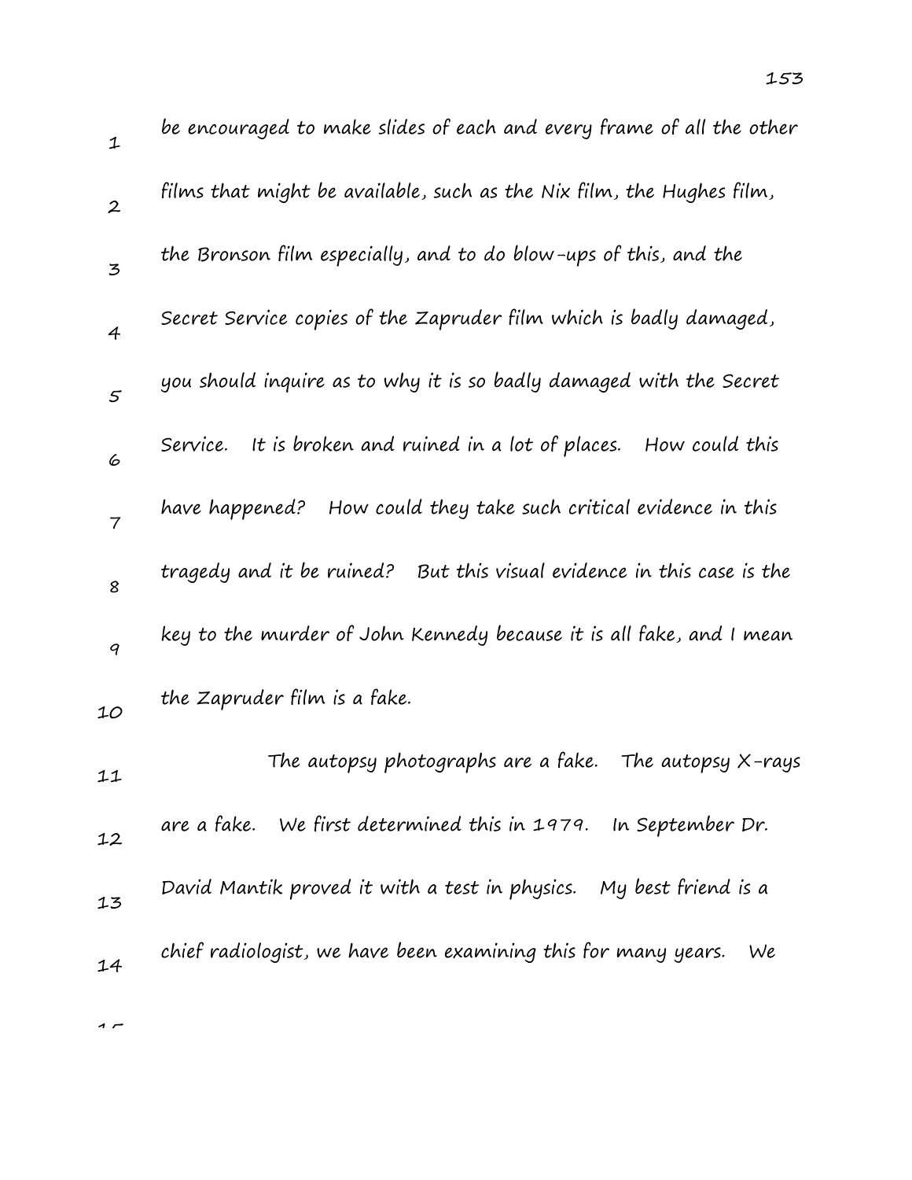be encouraged to make slides of each and every frame of all the other films that might be available, such as the Nix film, the Hughes film, the Bronson film especially, and to do blow-ups of this, and the Secret Service copies of the Zapruder film which is badly damaged, you should inquire as to why it is so badly damaged with the Secret Service. It is broken and ruined in a lot of places. How could this have happened? How could they take such critical evidence in this tragedy and it be ruined? But this visual evidence in this case is the key to the murder of John Kennedy because it is all fake, and I mean the Zapruder film is a fake.

The autopsy photographs are a fake. The autopsy X-rays are a fake. We first determined this in 1979. In September Dr. David Mantik proved it with a test in physics. My best friend is a chief radiologist, we have been examining this for many years. We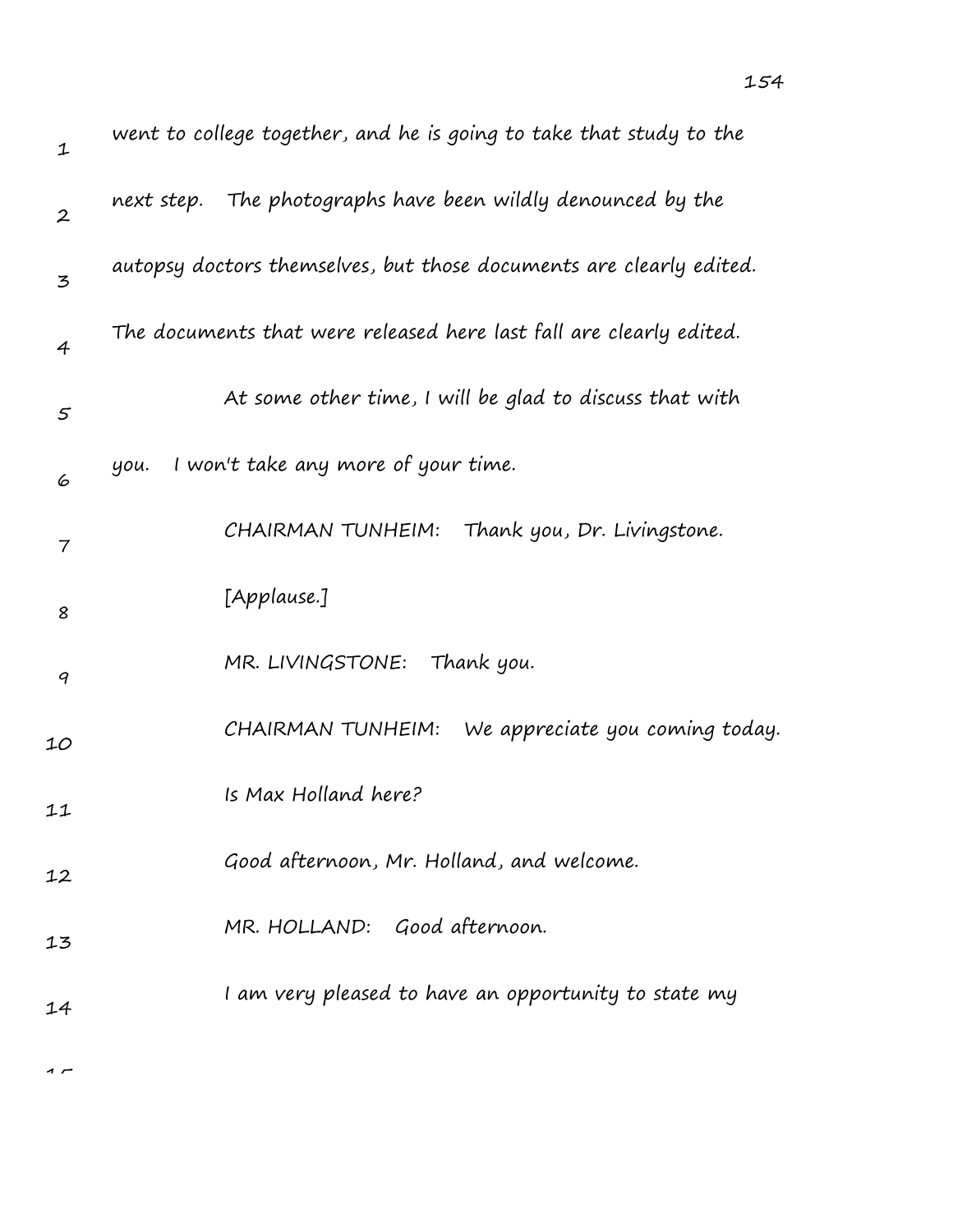went to college together, and he is going to take that study to the next step. The photographs have been wildly denounced by the autopsy doctors themselves, but those documents are clearly edited. The documents that were released here last fall are clearly edited.

At some other time, I will be glad to discuss that with you. I won't take any more of your time.

CHAIRMAN TUNHEIM: Thank you, Dr. Livingstone.

[Applause.]

MR. LIVINGSTONE: Thank you.

CHAIRMAN TUNHEIM: We appreciate you coming today.

Is Max Holland here?

Good afternoon, Mr. Holland, and welcome.

MR. HOLLAND: Good afternoon.

I am very pleased to have an opportunity to state my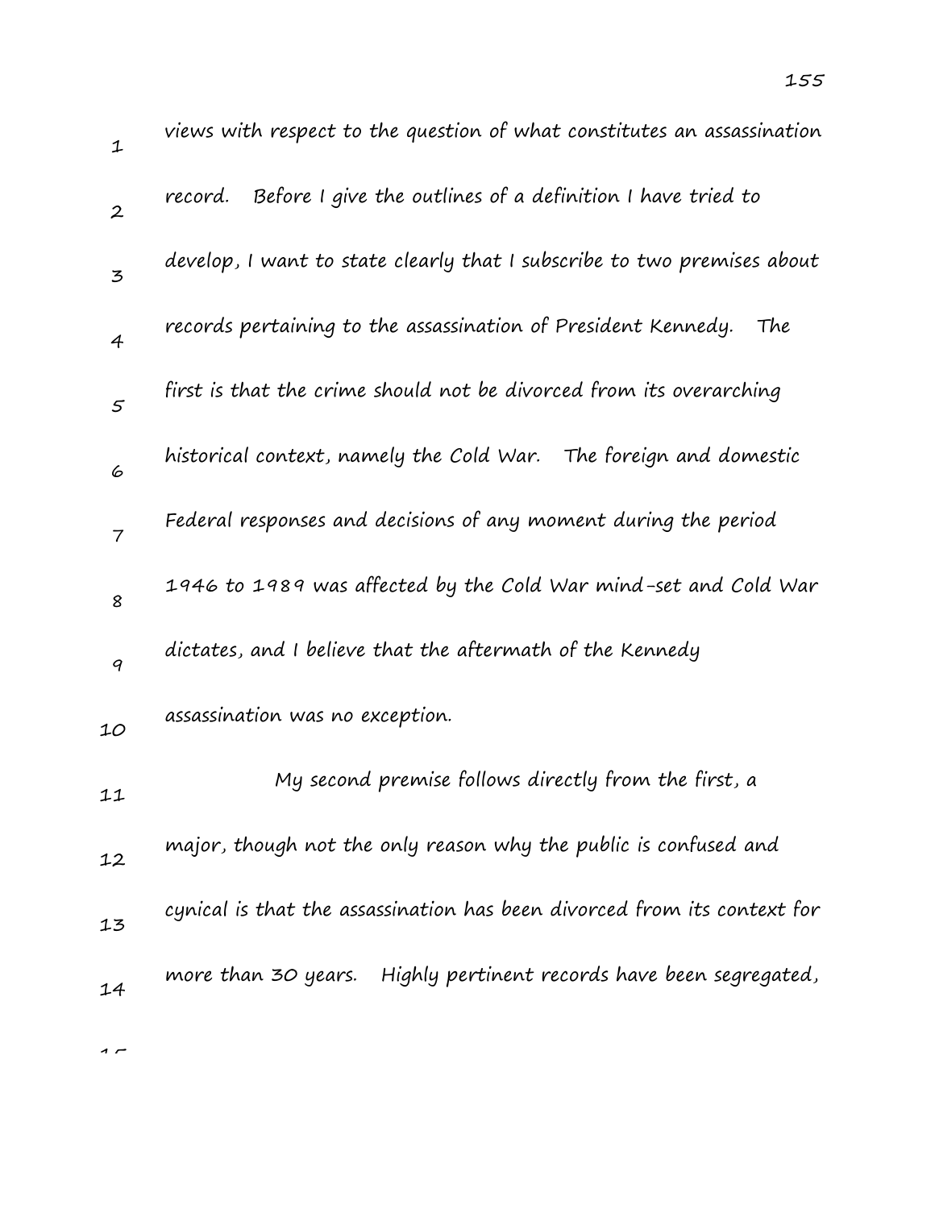views with respect to the question of what constitutes an assassination record. Before I give the outlines of a definition I have tried to develop, I want to state clearly that I subscribe to two premises about records pertaining to the assassination of President Kennedy. The first is that the crime should not be divorced from its overarching historical context, namely the Cold War. The foreign and domestic Federal responses and decisions of any moment during the period 1946 to 1989 was affected by the Cold War mind-set and Cold War dictates, and I believe that the aftermath of the Kennedy assassination was no exception.

My second premise follows directly from the first, a major, though not the only reason why the public is confused and cynical is that the assassination has been divorced from its context for more than 30 years. Highly pertinent records have been segregated,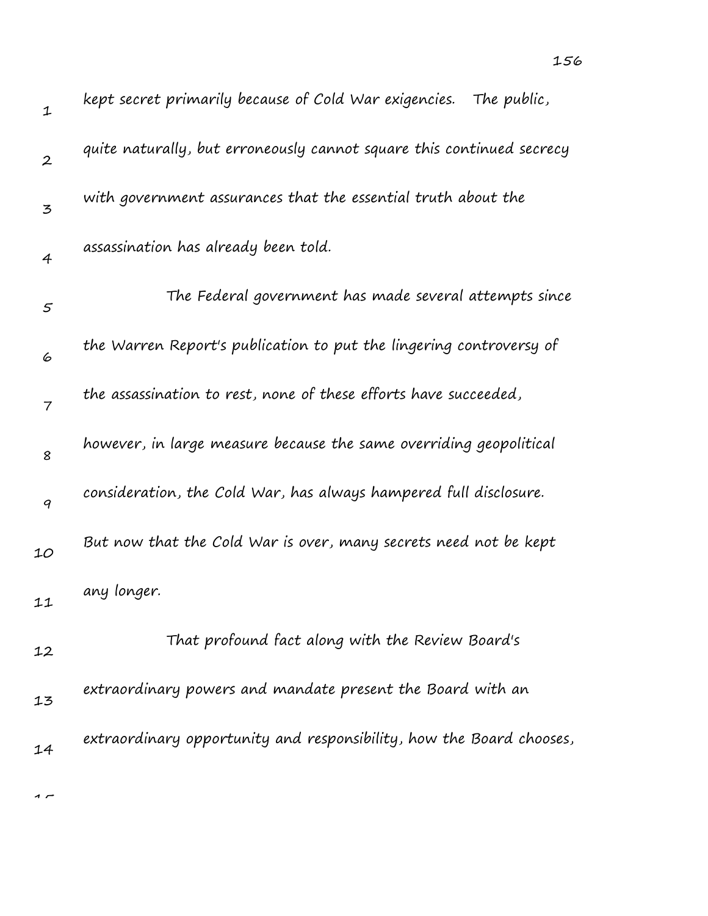kept secret primarily because of Cold War exigencies. The public, quite naturally, but erroneously cannot square this continued secrecy with government assurances that the essential truth about the assassination has already been told.

The Federal government has made several attempts since the Warren Report's publication to put the lingering controversy of the assassination to rest, none of these efforts have succeeded, however, in large measure because the same overriding geopolitical consideration, the Cold War, has always hampered full disclosure. But now that the Cold War is over, many secrets need not be kept any longer.

That profound fact along with the Review Board's extraordinary powers and mandate present the Board with an extraordinary opportunity and responsibility, how the Board chooses,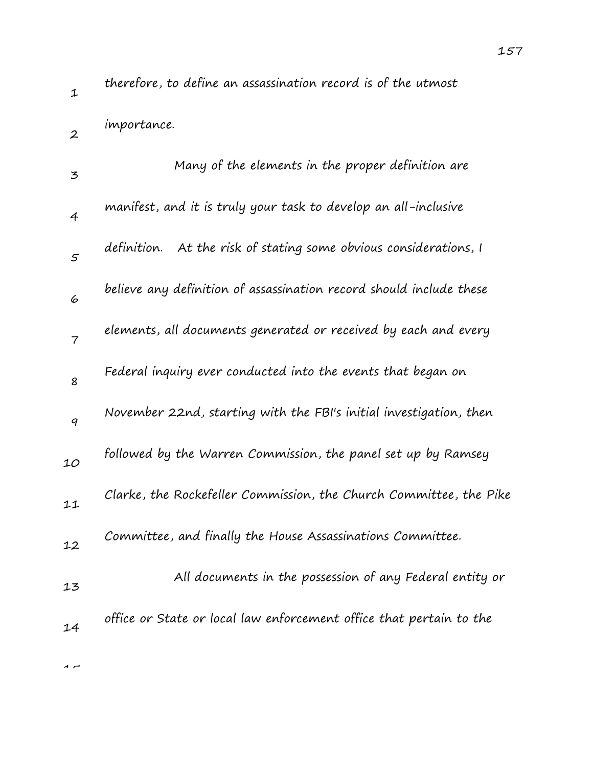therefore, to define an assassination record is of the utmost importance.

Many of the elements in the proper definition are manifest, and it is truly your task to develop an all-inclusive definition. At the risk of stating some obvious considerations, I believe any definition of assassination record should include these elements, all documents generated or received by each and every Federal inquiry ever conducted into the events that began on November 22nd, starting with the FBI's initial investigation, then followed by the Warren Commission, the panel set up by Ramsey Clarke, the Rockefeller Commission, the Church Committee, the Pike Committee, and finally the House Assassinations Committee.

All documents in the possession of any Federal entity or office or State or local law enforcement office that pertain to the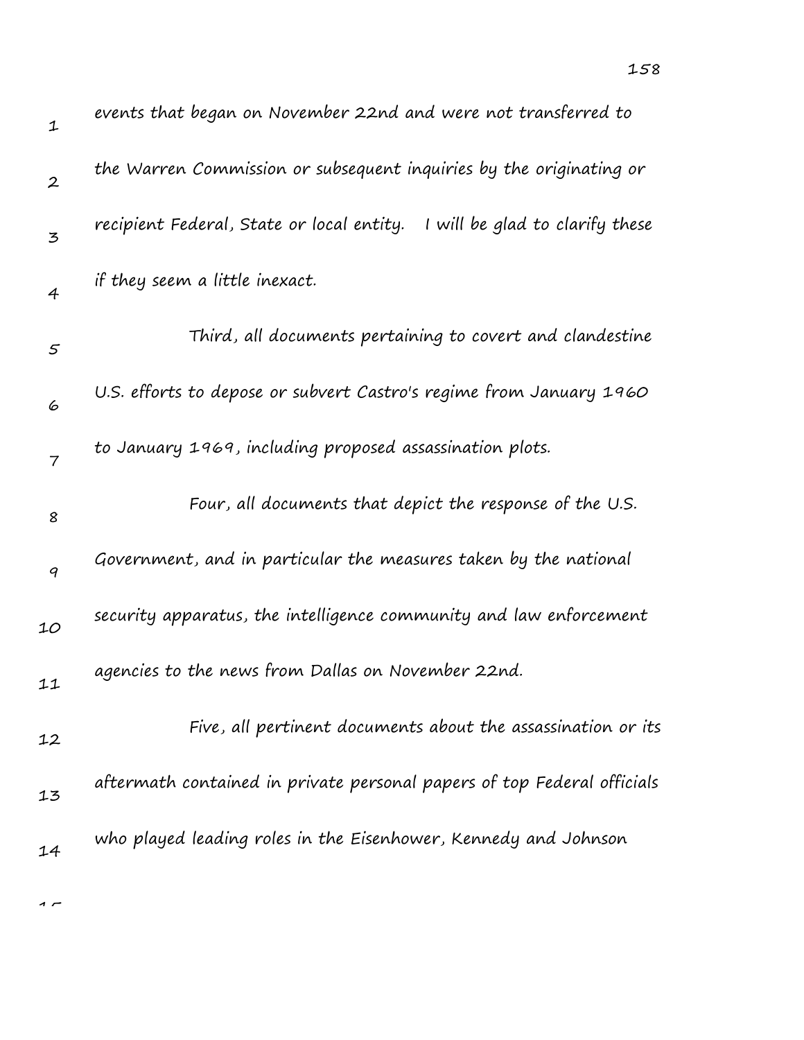events that began on November 22nd and were not transferred to the Warren Commission or subsequent inquiries by the originating or recipient Federal, State or local entity. I will be glad to clarify these if they seem a little inexact.

Third, all documents pertaining to covert and clandestine U.S. efforts to depose or subvert Castro's regime from January 1960 to January 1969, including proposed assassination plots.

Four, all documents that depict the response of the U.S. Government, and in particular the measures taken by the national security apparatus, the intelligence community and law enforcement agencies to the news from Dallas on November 22nd.

Five, all pertinent documents about the assassination or its aftermath contained in private personal papers of top Federal officials who played leading roles in the Eisenhower, Kennedy and Johnson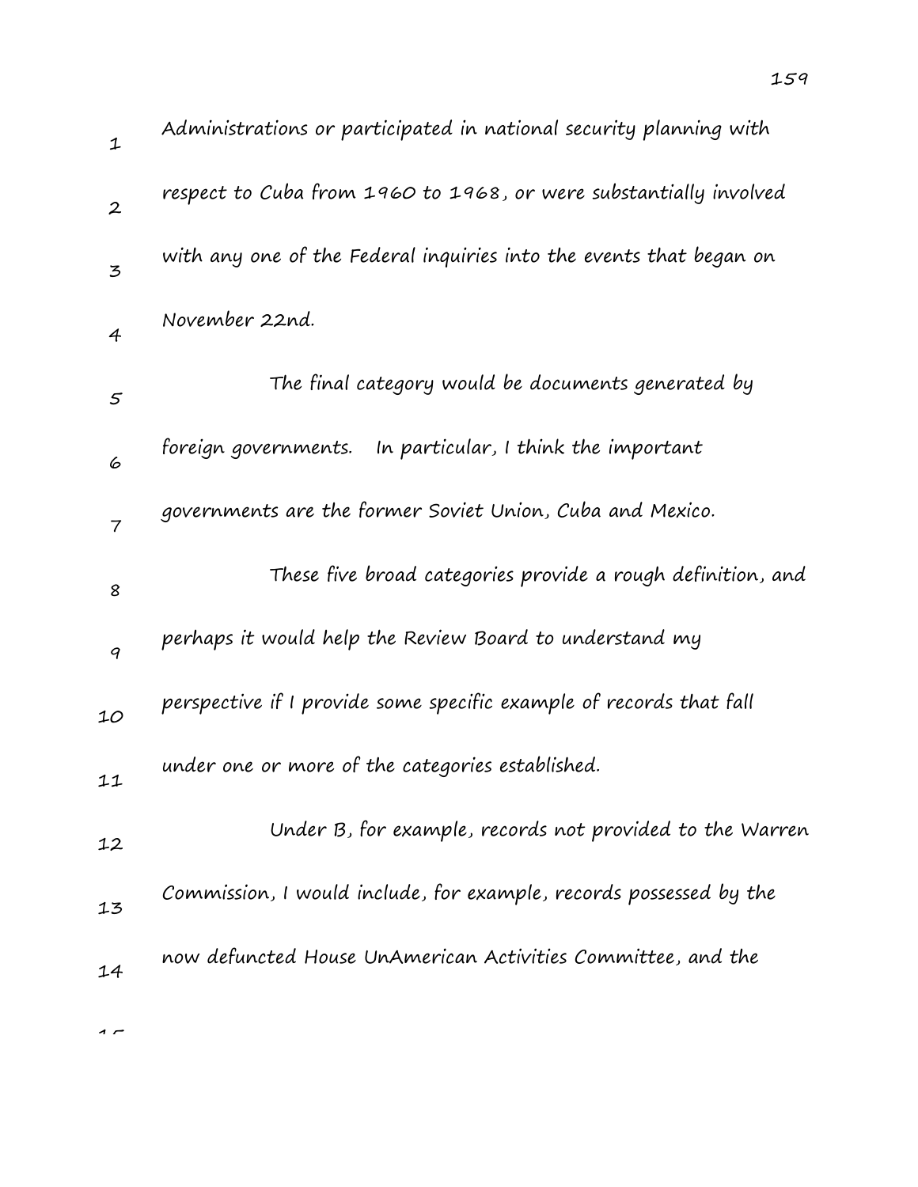Administrations or participated in national security planning with respect to Cuba from 1960 to 1968, or were substantially involved with any one of the Federal inquiries into the events that began on November 22nd.

The final category would be documents generated by foreign governments. In particular, I think the important governments are the former Soviet Union, Cuba and Mexico.

These five broad categories provide a rough definition, and perhaps it would help the Review Board to understand my perspective if I provide some specific example of records that fall under one or more of the categories established.

Under B, for example, records not provided to the Warren Commission, I would include, for example, records possessed by the now defuncted House UnAmerican Activities Committee, and the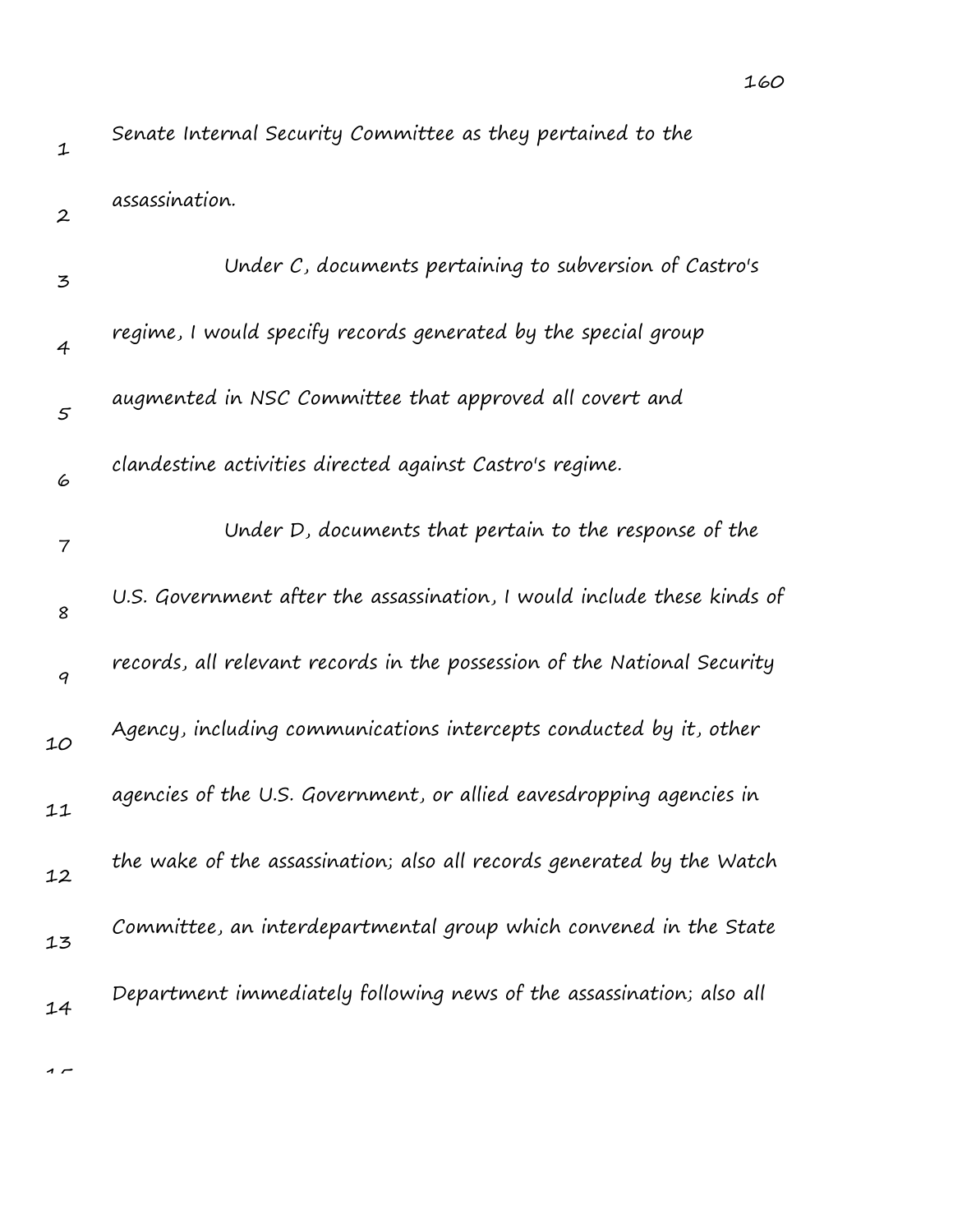Senate Internal Security Committee as they pertained to the assassination.

Under C, documents pertaining to subversion of Castro's regime, I would specify records generated by the special group augmented in NSC Committee that approved all covert and clandestine activities directed against Castro's regime.

Under D, documents that pertain to the response of the U.S. Government after the assassination, I would include these kinds of records, all relevant records in the possession of the National Security Agency, including communications intercepts conducted by it, other agencies of the U.S. Government, or allied eavesdropping agencies in the wake of the assassination; also all records generated by the Watch Committee, an interdepartmental group which convened in the State Department immediately following news of the assassination; also all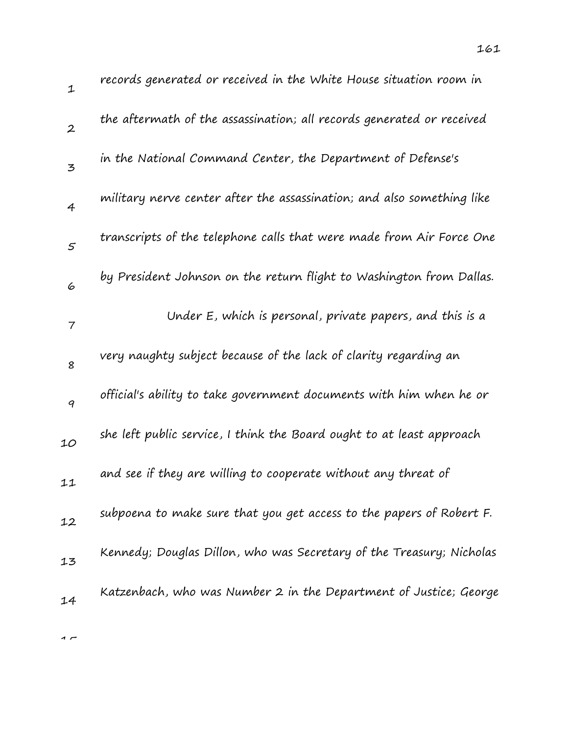records generated or received in the White House situation room in the aftermath of the assassination; all records generated or received in the National Command Center, the Department of Defense's military nerve center after the assassination; and also something like transcripts of the telephone calls that were made from Air Force One by President Johnson on the return flight to Washington from Dallas.

Under E, which is personal, private papers, and this is a very naughty subject because of the lack of clarity regarding an official's ability to take government documents with him when he or she left public service, I think the Board ought to at least approach and see if they are willing to cooperate without any threat of subpoena to make sure that you get access to the papers of Robert F. Kennedy; Douglas Dillon, who was Secretary of the Treasury; Nicholas Katzenbach, who was Number 2 in the Department of Justice; George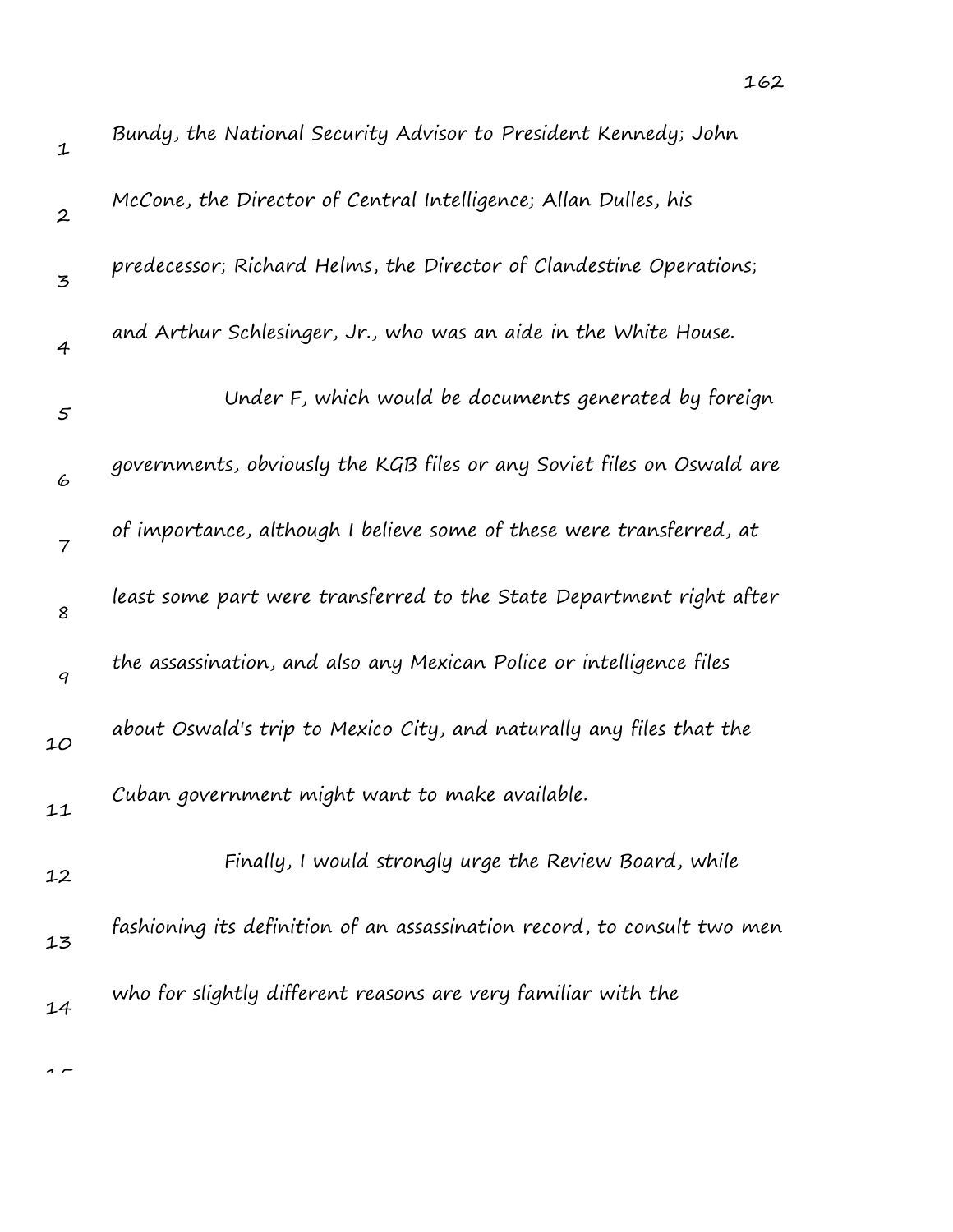Bundy, the National Security Advisor to President Kennedy; John McCone, the Director of Central Intelligence; Allan Dulles, his predecessor; Richard Helms, the Director of Clandestine Operations; and Arthur Schlesinger, Jr., who was an aide in the White House.

Under F, which would be documents generated by foreign governments, obviously the KGB files or any Soviet files on Oswald are of importance, although I believe some of these were transferred, at least some part were transferred to the State Department right after the assassination, and also any Mexican Police or intelligence files about Oswald's trip to Mexico City, and naturally any files that the Cuban government might want to make available.

Finally, I would strongly urge the Review Board, while fashioning its definition of an assassination record, to consult two men who for slightly different reasons are very familiar with the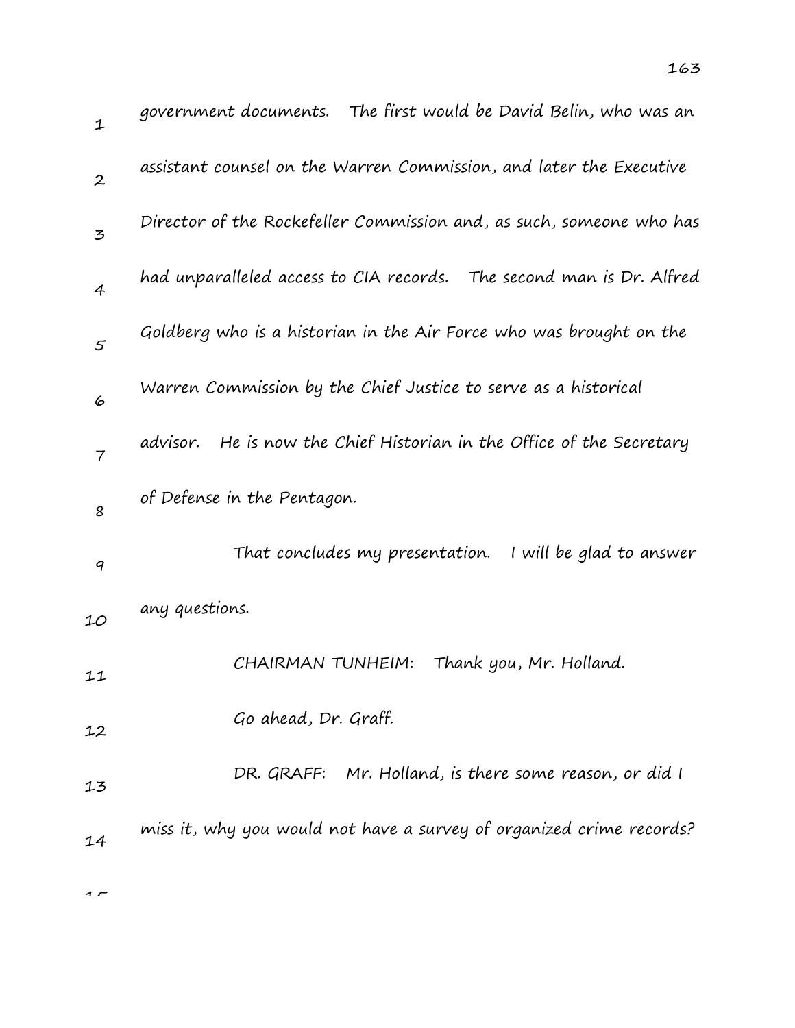government documents. The first would be David Belin, who was an assistant counsel on the Warren Commission, and later the Executive Director of the Rockefeller Commission and, as such, someone who has had unparalleled access to CIA records. The second man is Dr. Alfred Goldberg who is a historian in the Air Force who was brought on the Warren Commission by the Chief Justice to serve as a historical advisor. He is now the Chief Historian in the Office of the Secretary of Defense in the Pentagon.

That concludes my presentation. I will be glad to answer any questions.

CHAIRMAN TUNHEIM: Thank you, Mr. Holland.

Go ahead, Dr. Graff.

DR. GRAFF: Mr. Holland, is there some reason, or did I miss it, why you would not have a survey of organized crime records?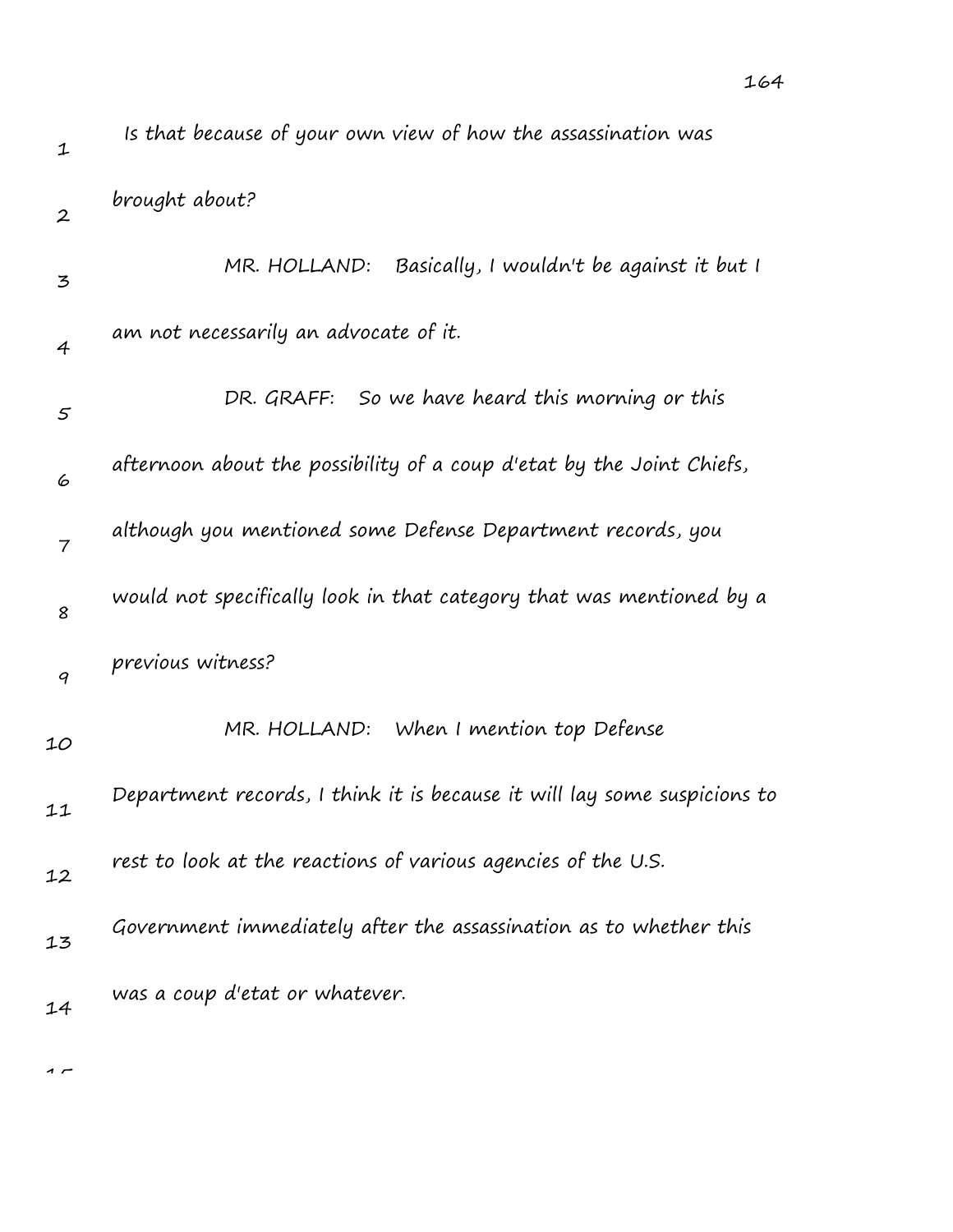Is that because of your own view of how the assassination was brought about?

MR. HOLLAND: Basically, I wouldn't be against it but I am not necessarily an advocate of it.

DR. GRAFF: So we have heard this morning or this afternoon about the possibility of a coup d'etat by the Joint Chiefs, although you mentioned some Defense Department records, you would not specifically look in that category that was mentioned by a previous witness?

MR. HOLLAND: When I mention top Defense Department records, I think it is because it will lay some suspicions to rest to look at the reactions of various agencies of the U.S. Government immediately after the assassination as to whether this was a coup d'etat or whatever.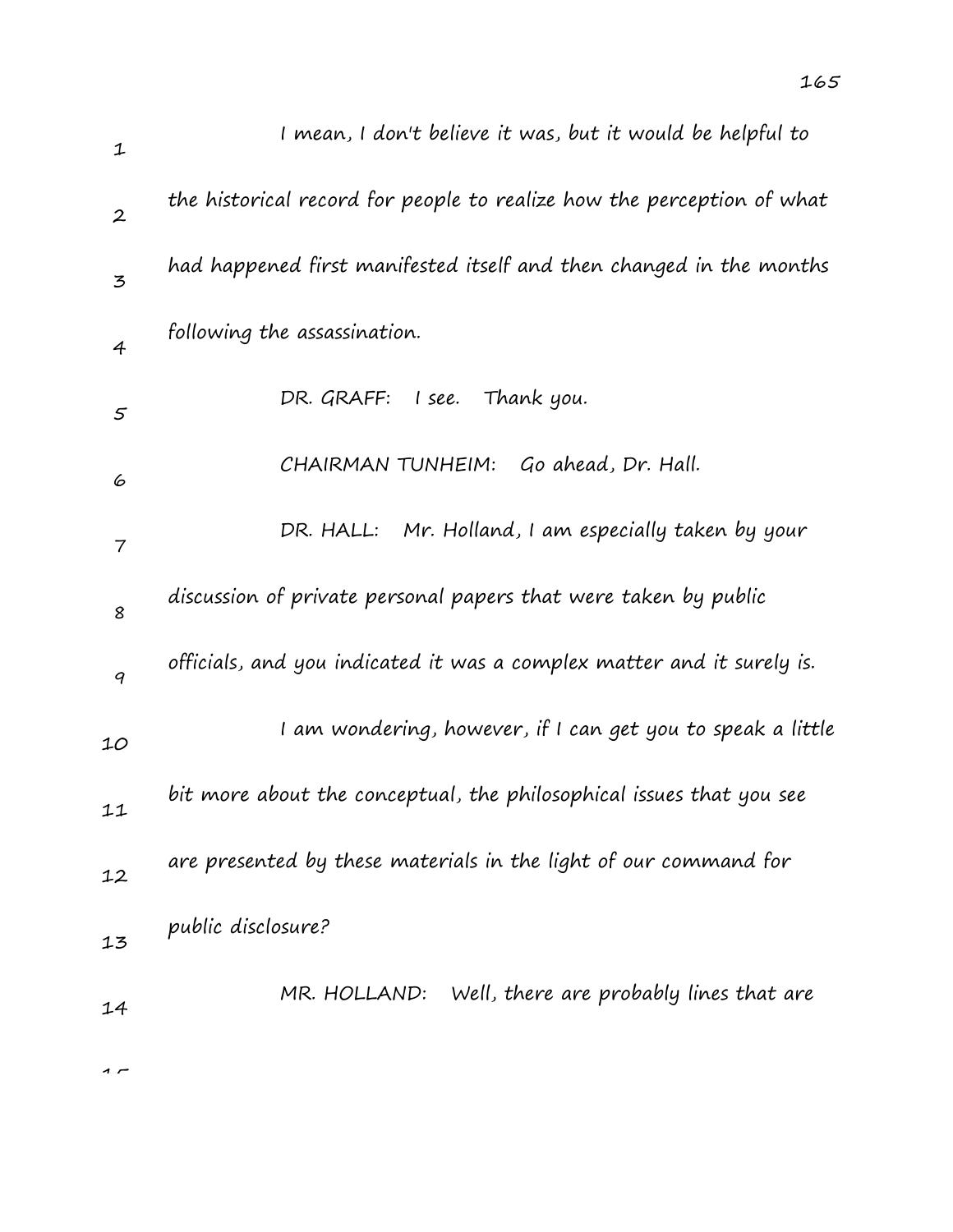I mean, I don't believe it was, but it would be helpful to the historical record for people to realize how the perception of what had happened first manifested itself and then changed in the months following the assassination.

DR. GRAFF: I see. Thank you.

CHAIRMAN TUNHEIM: Go ahead, Dr. Hall.

DR. HALL: Mr. Holland, I am especially taken by your discussion of private personal papers that were taken by public officials, and you indicated it was a complex matter and it surely is.

I am wondering, however, if I can get you to speak a little bit more about the conceptual, the philosophical issues that you see are presented by these materials in the light of our command for public disclosure?

MR. HOLLAND: Well, there are probably lines that are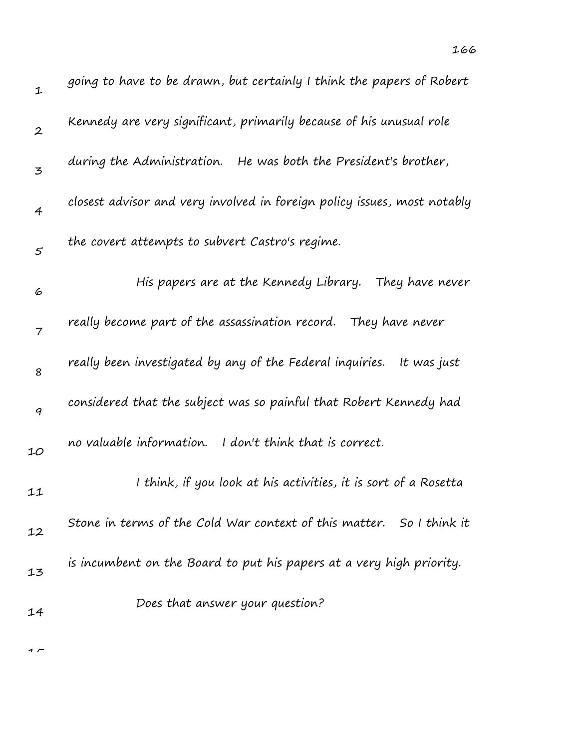going to have to be drawn, but certainly I think the papers of Robert Kennedy are very significant, primarily because of his unusual role during the Administration. He was both the President's brother, closest advisor and very involved in foreign policy issues, most notably the covert attempts to subvert Castro's regime.

His papers are at the Kennedy Library. They have never really become part of the assassination record. They have never really been investigated by any of the Federal inquiries. It was just considered that the subject was so painful that Robert Kennedy had no valuable information. I don't think that is correct.

I think, if you look at his activities, it is sort of a Rosetta Stone in terms of the Cold War context of this matter. So I think it is incumbent on the Board to put his papers at a very high priority.

Does that answer your question?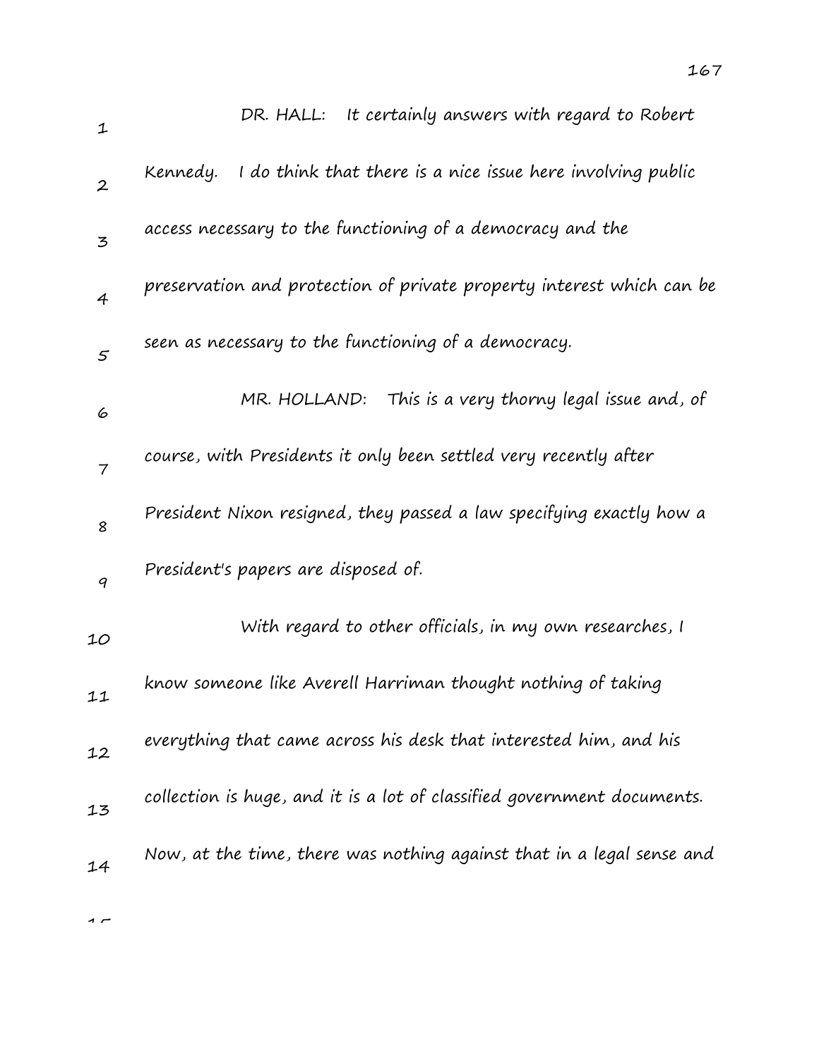DR. HALL: It certainly answers with regard to Robert Kennedy. I do think that there is a nice issue here involving public access necessary to the functioning of a democracy and the preservation and protection of private property interest which can be seen as necessary to the functioning of a democracy.

MR. HOLLAND: This is a very thorny legal issue and, of course, with Presidents it only been settled very recently after President Nixon resigned, they passed a law specifying exactly how a President's papers are disposed of.

With regard to other officials, in my own researches, I know someone like Averell Harriman thought nothing of taking everything that came across his desk that interested him, and his collection is huge, and it is a lot of classified government documents. Now, at the time, there was nothing against that in a legal sense and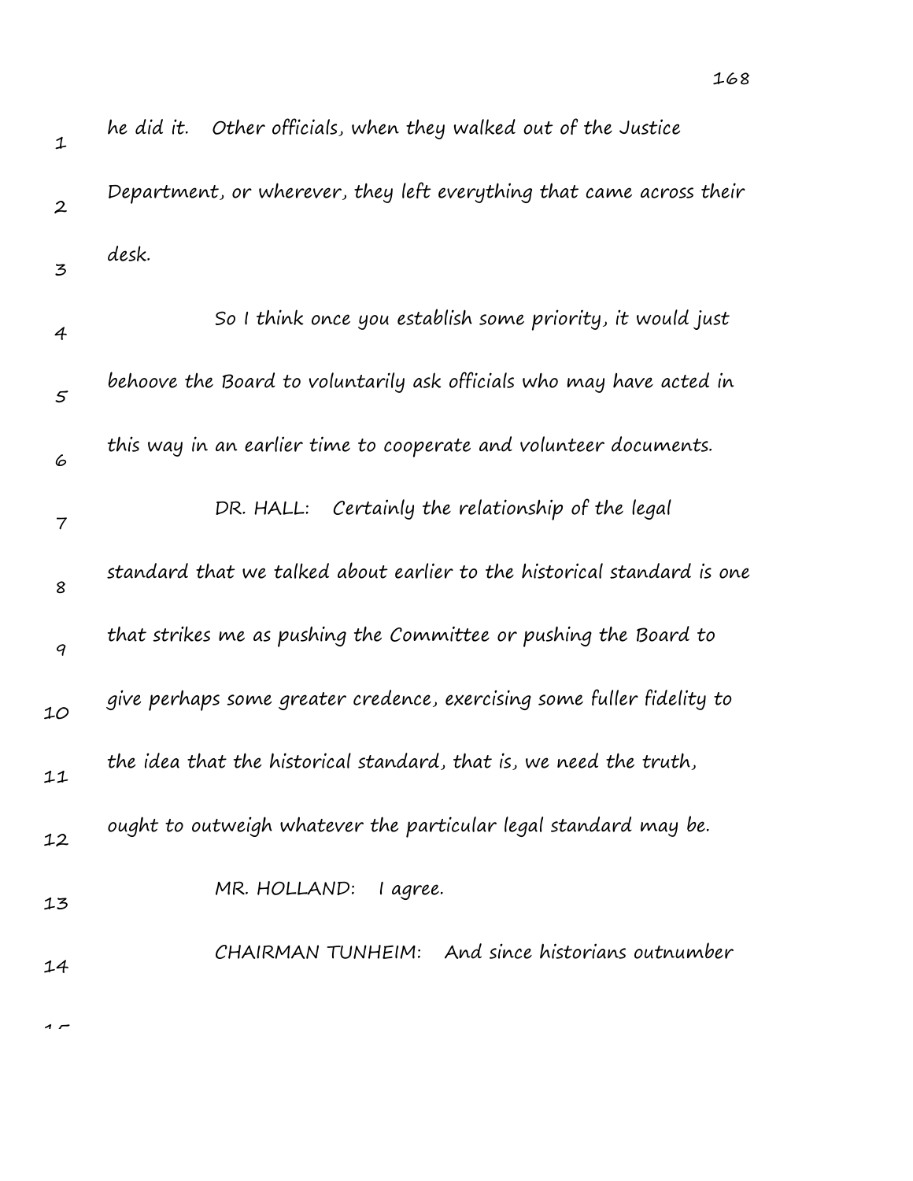he did it. Other officials, when they walked out of the Justice Department, or wherever, they left everything that came across their desk.

So I think once you establish some priority, it would just behoove the Board to voluntarily ask officials who may have acted in this way in an earlier time to cooperate and volunteer documents.

DR. HALL: Certainly the relationship of the legal standard that we talked about earlier to the historical standard is one that strikes me as pushing the Committee or pushing the Board to give perhaps some greater credence, exercising some fuller fidelity to the idea that the historical standard, that is, we need the truth, ought to outweigh whatever the particular legal standard may be.

MR. HOLLAND: I agree.

CHAIRMAN TUNHEIM: And since historians outnumber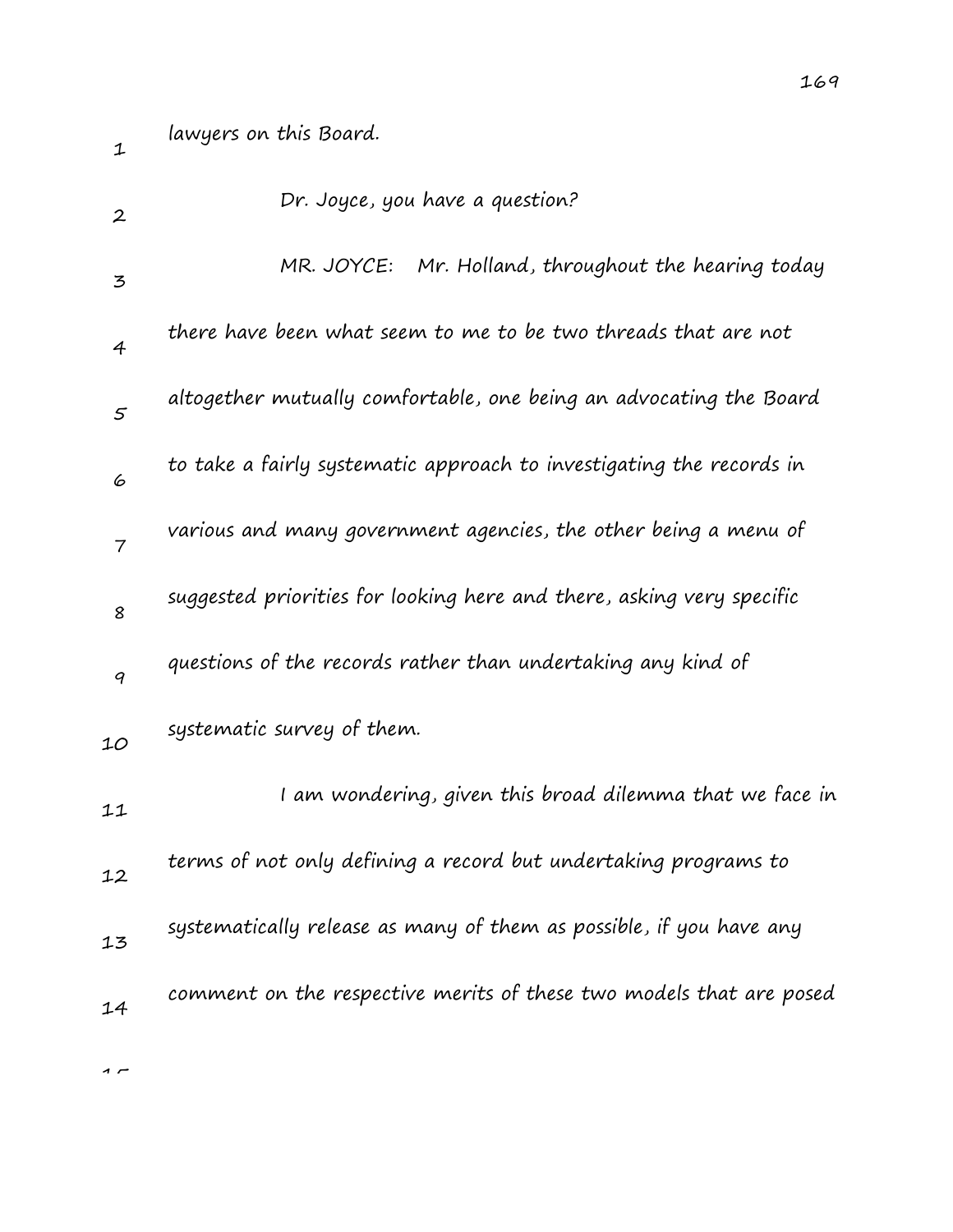lawyers on this Board.

Dr. Joyce, you have a question?

MR. JOYCE: Mr. Holland, throughout the hearing today there have been what seem to me to be two threads that are not altogether mutually comfortable, one being an advocating the Board to take a fairly systematic approach to investigating the records in various and many government agencies, the other being a menu of suggested priorities for looking here and there, asking very specific questions of the records rather than undertaking any kind of systematic survey of them.

I am wondering, given this broad dilemma that we face in terms of not only defining a record but undertaking programs to systematically release as many of them as possible, if you have any comment on the respective merits of these two models that are posed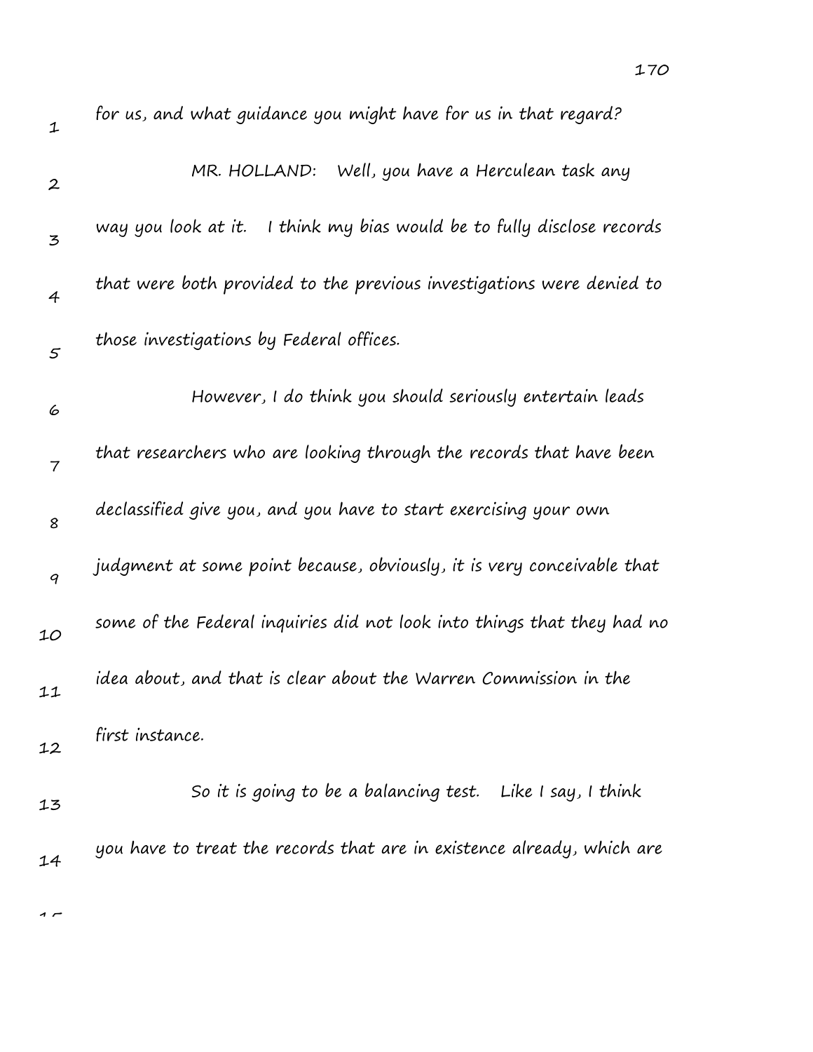for us, and what guidance you might have for us in that regard?

MR. HOLLAND: Well, you have a Herculean task any way you look at it. I think my bias would be to fully disclose records that were both provided to the previous investigations were denied to those investigations by Federal offices.

However, I do think you should seriously entertain leads that researchers who are looking through the records that have been declassified give you, and you have to start exercising your own judgment at some point because, obviously, it is very conceivable that some of the Federal inquiries did not look into things that they had no idea about, and that is clear about the Warren Commission in the first instance.

So it is going to be a balancing test. Like I say, I think you have to treat the records that are in existence already, which are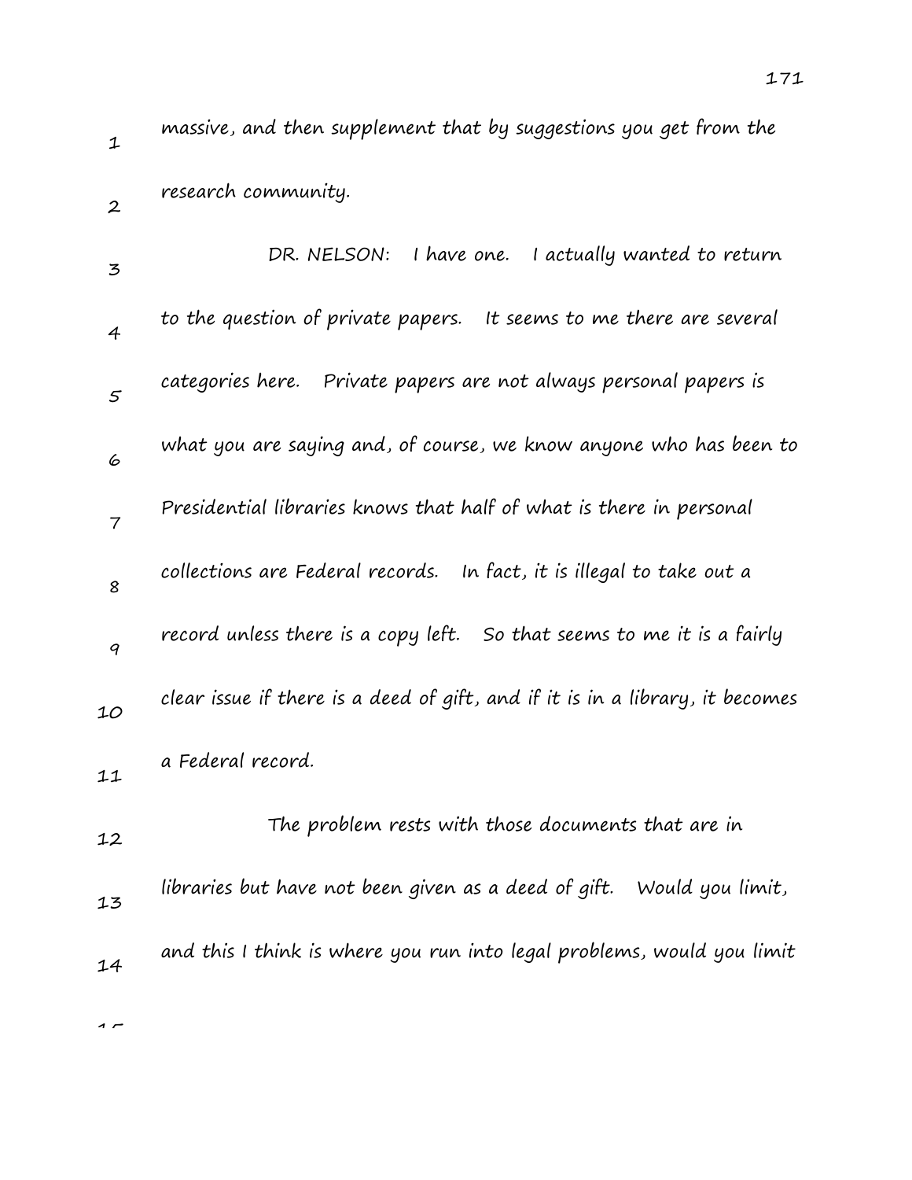massive, and then supplement that by suggestions you get from the research community.

DR. NELSON: I have one. I actually wanted to return to the question of private papers. It seems to me there are several categories here. Private papers are not always personal papers is what you are saying and, of course, we know anyone who has been to Presidential libraries knows that half of what is there in personal collections are Federal records. In fact, it is illegal to take out a record unless there is a copy left. So that seems to me it is a fairly clear issue if there is a deed of gift, and if it is in a library, it becomes a Federal record.

The problem rests with those documents that are in libraries but have not been given as a deed of gift. Would you limit, and this I think is where you run into legal problems, would you limit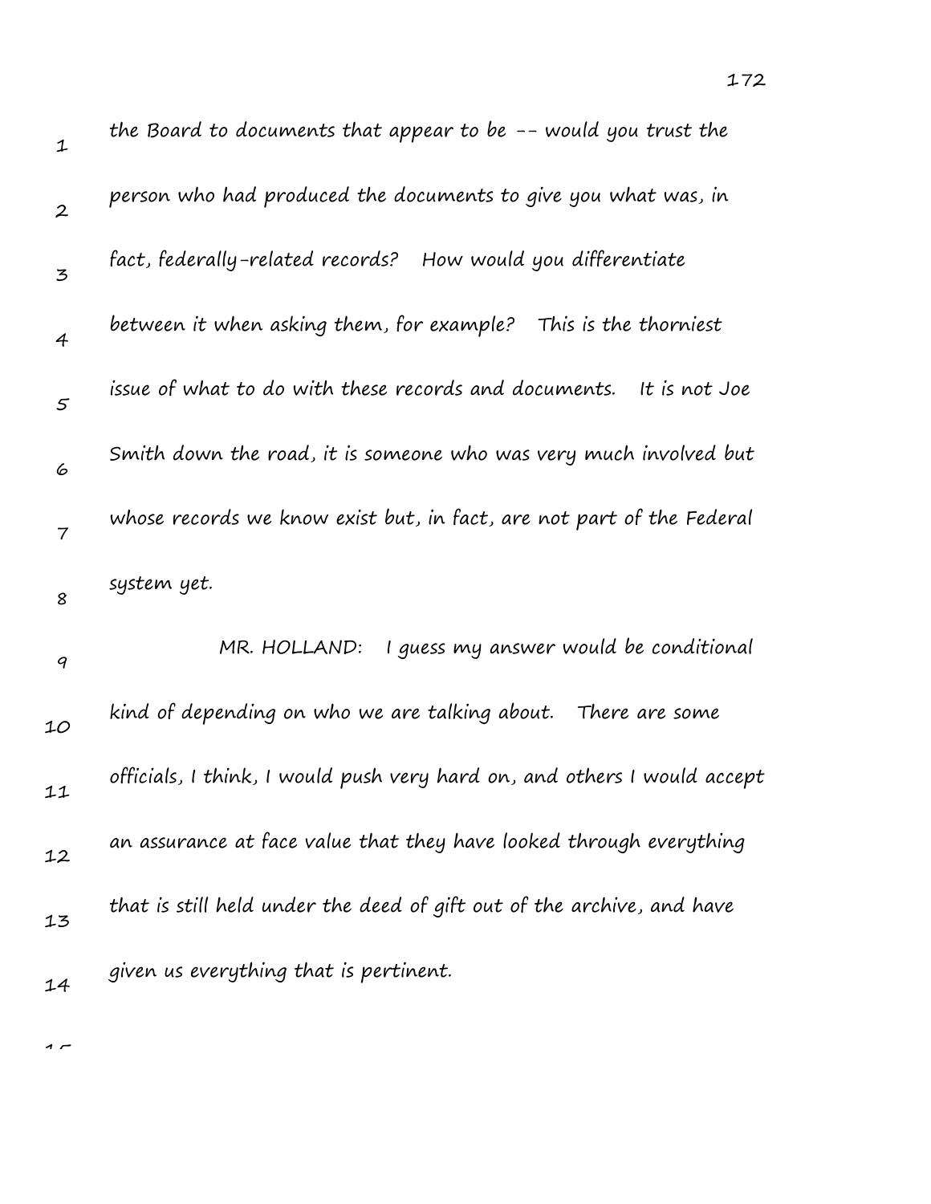the Board to documents that appear to be -- would you trust the person who had produced the documents to give you what was, in fact, federally-related records? How would you differentiate between it when asking them, for example? This is the thorniest issue of what to do with these records and documents. It is not Joe Smith down the road, it is someone who was very much involved but whose records we know exist but, in fact, are not part of the Federal system yet.

MR. HOLLAND: I guess my answer would be conditional kind of depending on who we are talking about. There are some officials, I think, I would push very hard on, and others I would accept an assurance at face value that they have looked through everything that is still held under the deed of gift out of the archive, and have given us everything that is pertinent.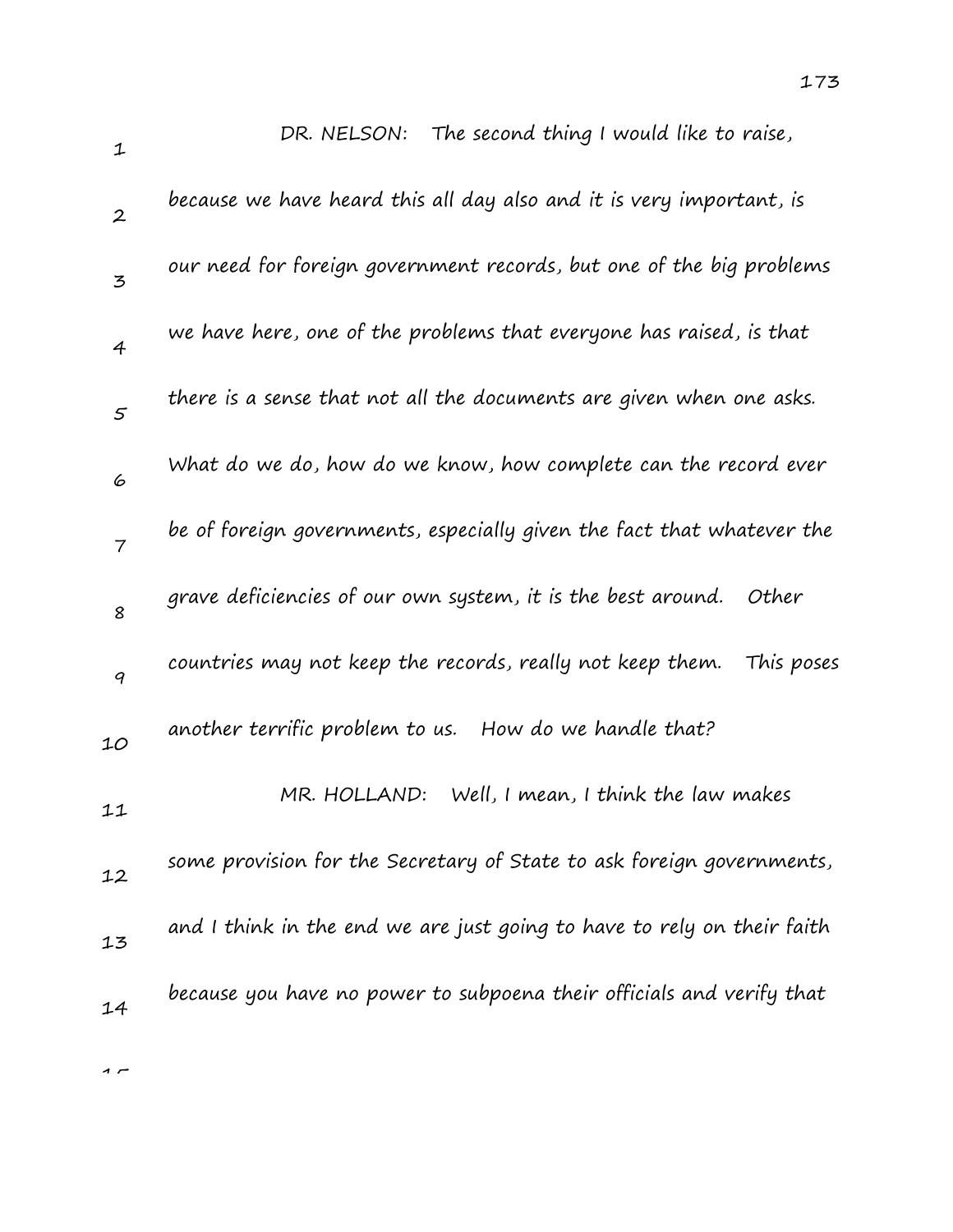DR. NELSON: The second thing I would like to raise, because we have heard this all day also and it is very important, is our need for foreign government records, but one of the big problems we have here, one of the problems that everyone has raised, is that there is a sense that not all the documents are given when one asks. What do we do, how do we know, how complete can the record ever be of foreign governments, especially given the fact that whatever the grave deficiencies of our own system, it is the best around. Other countries may not keep the records, really not keep them. This poses another terrific problem to us. How do we handle that?

MR. HOLLAND: Well, I mean, I think the law makes some provision for the Secretary of State to ask foreign governments, and I think in the end we are just going to have to rely on their faith because you have no power to subpoena their officials and verify that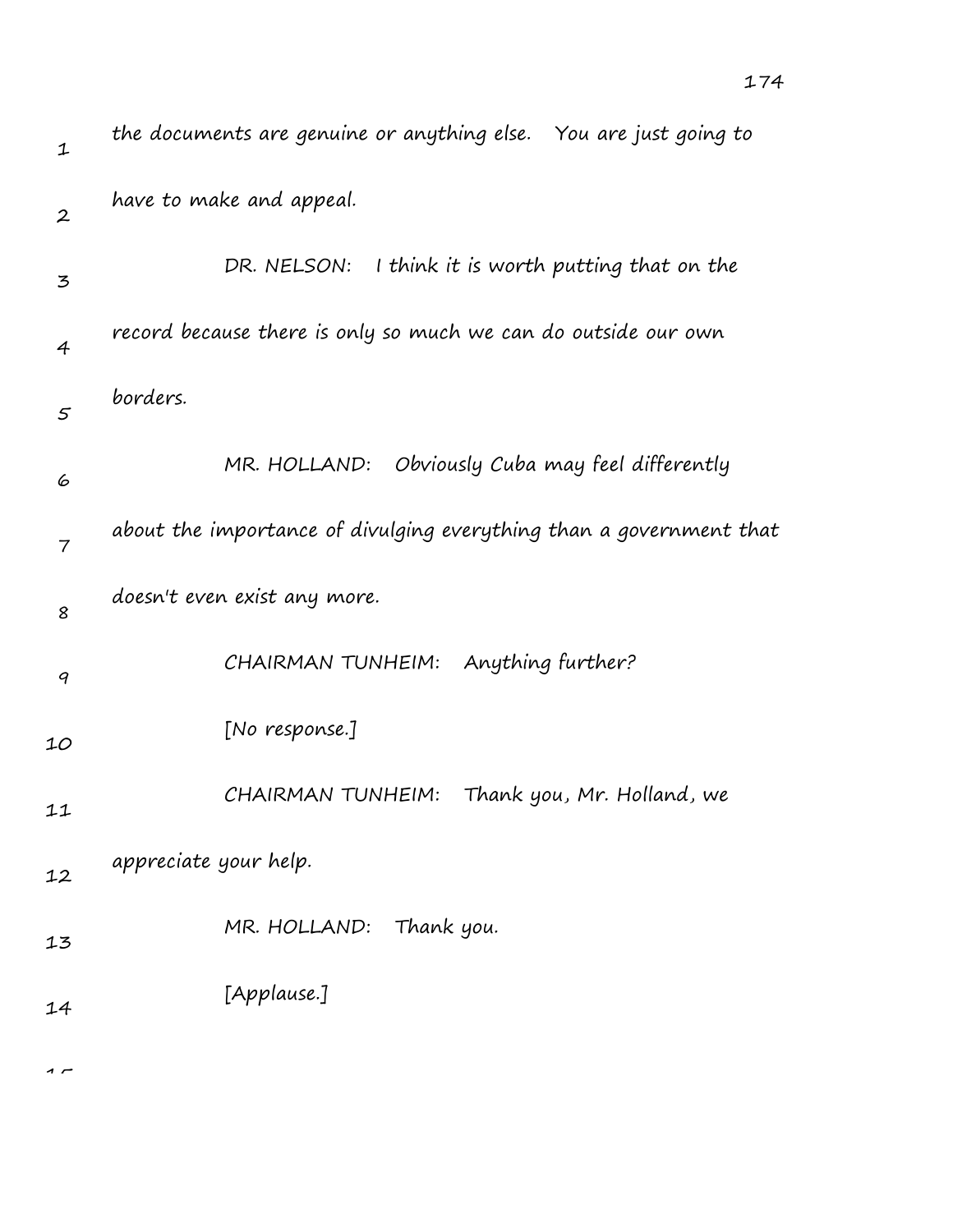the documents are genuine or anything else. You are just going to have to make and appeal.

DR. NELSON: I think it is worth putting that on the record because there is only so much we can do outside our own borders.

MR. HOLLAND: Obviously Cuba may feel differently about the importance of divulging everything than a government that doesn't even exist any more.

CHAIRMAN TUNHEIM: Anything further?

[No response.]

CHAIRMAN TUNHEIM: Thank you, Mr. Holland, we appreciate your help.

MR. HOLLAND: Thank you.

[Applause.]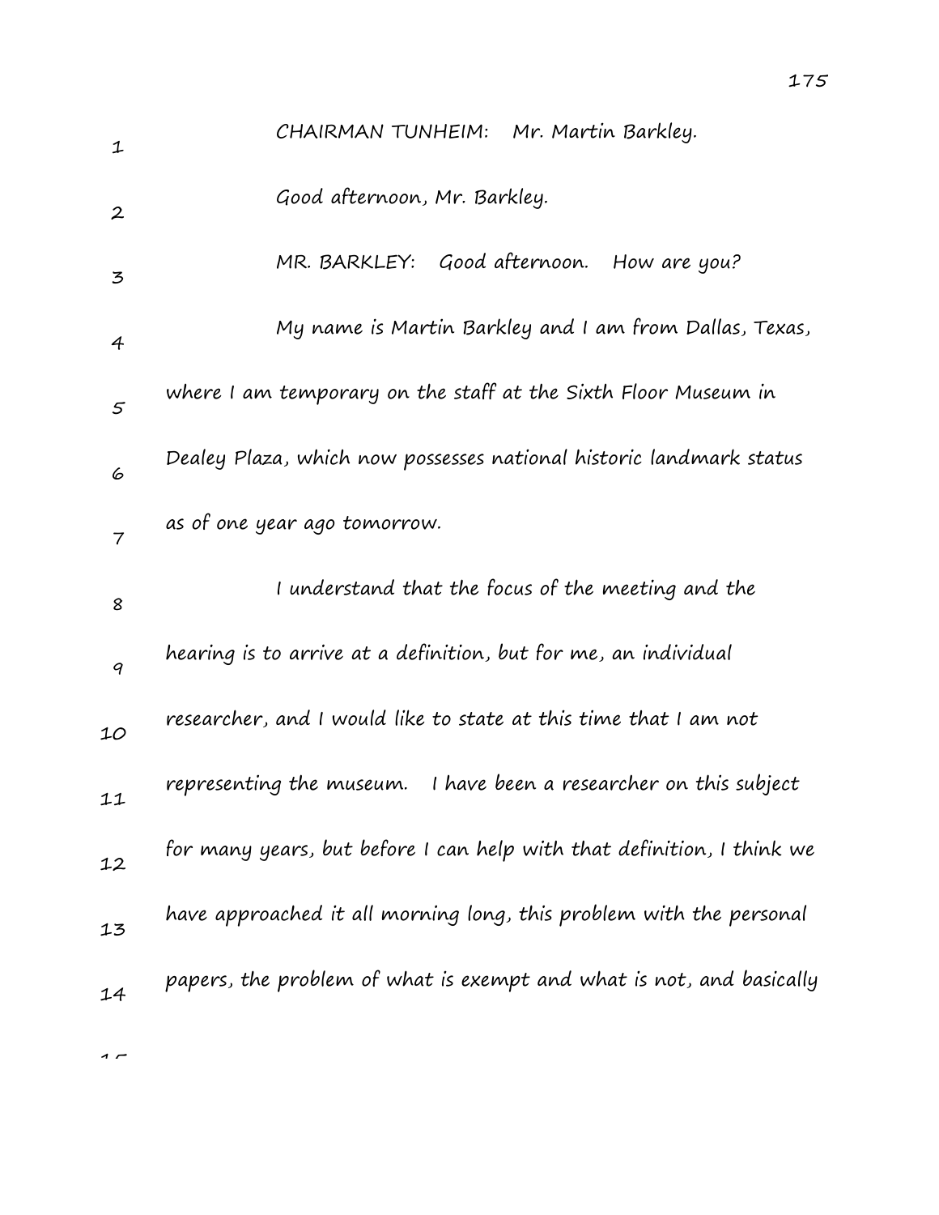CHAIRMAN TUNHEIM: Mr. Martin Barkley.

Good afternoon, Mr. Barkley.

MR. BARKLEY: Good afternoon. How are you?

My name is Martin Barkley and I am from Dallas, Texas, where I am temporary on the staff at the Sixth Floor Museum in Dealey Plaza, which now possesses national historic landmark status as of one year ago tomorrow.

I understand that the focus of the meeting and the hearing is to arrive at a definition, but for me, an individual researcher, and I would like to state at this time that I am not representing the museum. I have been a researcher on this subject for many years, but before I can help with that definition, I think we have approached it all morning long, this problem with the personal papers, the problem of what is exempt and what is not, and basically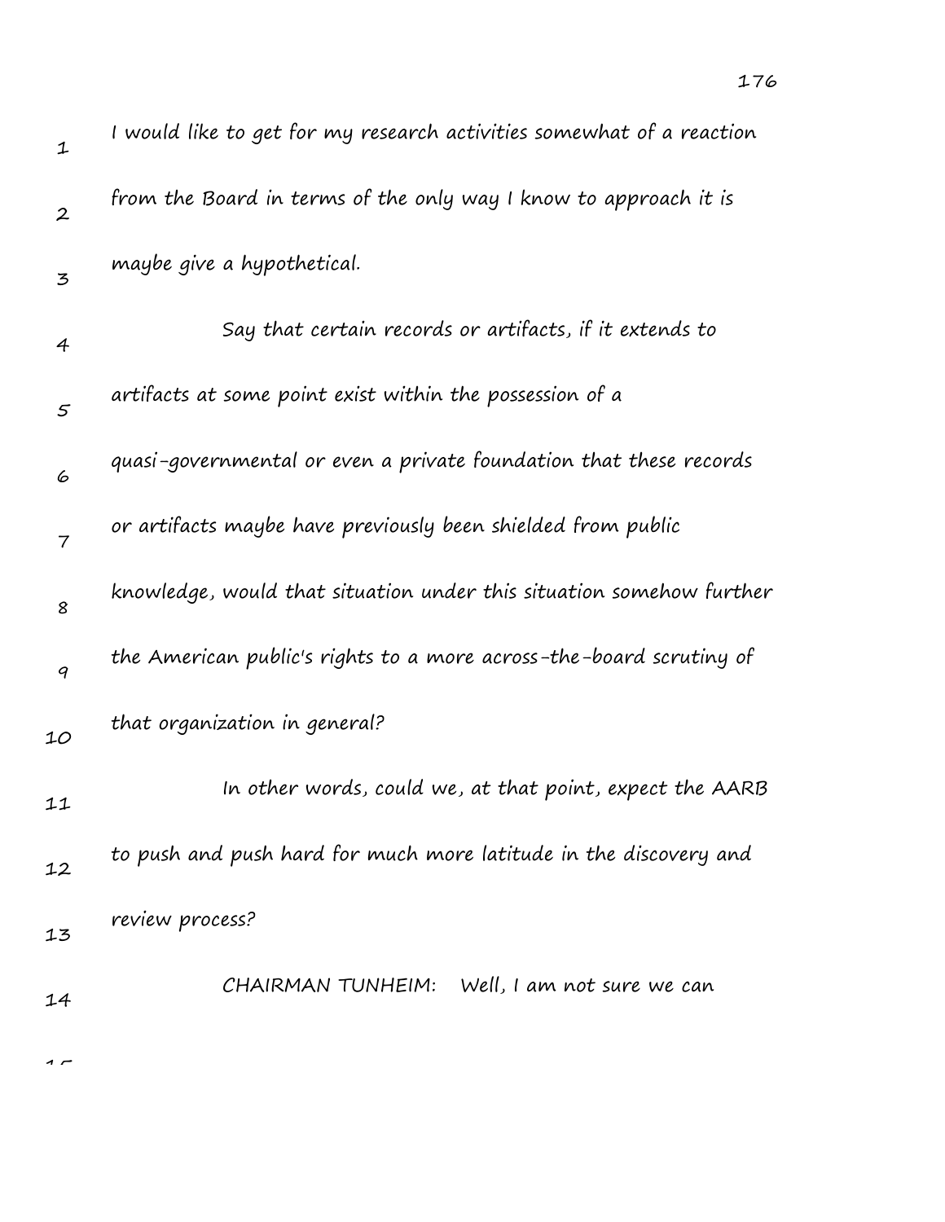I would like to get for my research activities somewhat of a reaction from the Board in terms of the only way I know to approach it is maybe give a hypothetical.

Say that certain records or artifacts, if it extends to artifacts at some point exist within the possession of a quasi-governmental or even a private foundation that these records or artifacts maybe have previously been shielded from public knowledge, would that situation under this situation somehow further the American public's rights to a more across-the-board scrutiny of that organization in general?

In other words, could we, at that point, expect the AARB to push and push hard for much more latitude in the discovery and review process?

CHAIRMAN TUNHEIM: Well, I am not sure we can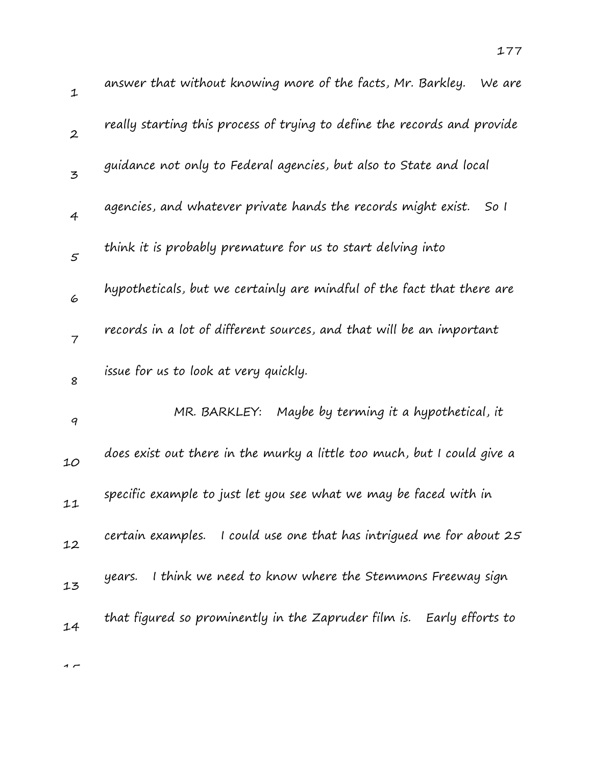answer that without knowing more of the facts, Mr. Barkley. We are really starting this process of trying to define the records and provide guidance not only to Federal agencies, but also to State and local agencies, and whatever private hands the records might exist. So I think it is probably premature for us to start delving into hypotheticals, but we certainly are mindful of the fact that there are records in a lot of different sources, and that will be an important issue for us to look at very quickly.

MR. BARKLEY: Maybe by terming it a hypothetical, it does exist out there in the murky a little too much, but I could give a specific example to just let you see what we may be faced with in certain examples. I could use one that has intrigued me for about 25 years. I think we need to know where the Stemmons Freeway sign that figured so prominently in the Zapruder film is. Early efforts to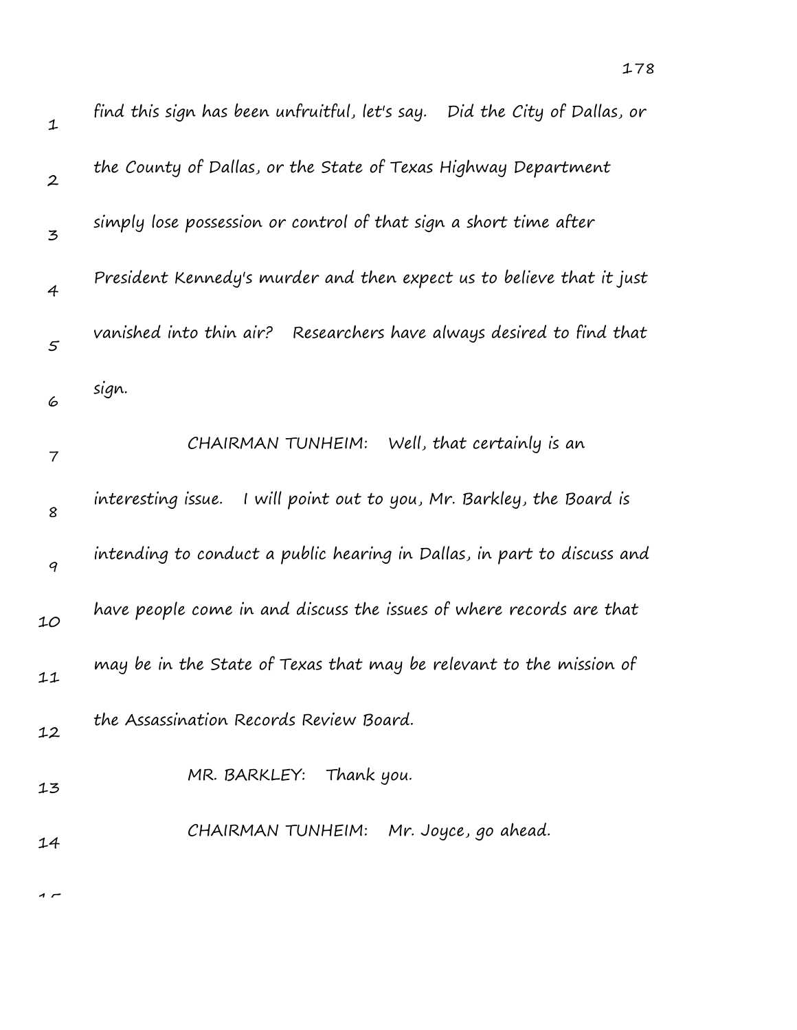find this sign has been unfruitful, let's say. Did the City of Dallas, or the County of Dallas, or the State of Texas Highway Department simply lose possession or control of that sign a short time after President Kennedy's murder and then expect us to believe that it just vanished into thin air? Researchers have always desired to find that sign.

CHAIRMAN TUNHEIM: Well, that certainly is an interesting issue. I will point out to you, Mr. Barkley, the Board is intending to conduct a public hearing in Dallas, in part to discuss and have people come in and discuss the issues of where records are that may be in the State of Texas that may be relevant to the mission of the Assassination Records Review Board.

MR. BARKLEY: Thank you.

CHAIRMAN TUNHEIM: Mr. Joyce, go ahead.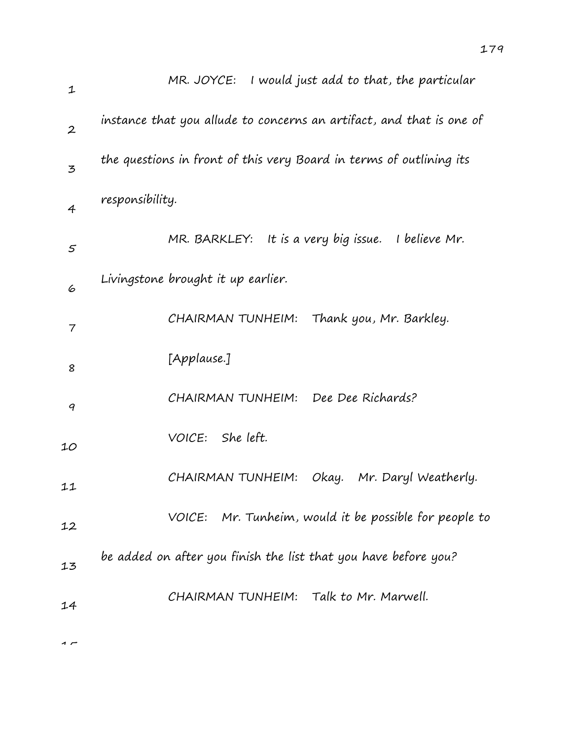MR. JOYCE: I would just add to that, the particular instance that you allude to concerns an artifact, and that is one of the questions in front of this very Board in terms of outlining its responsibility.

MR. BARKLEY: It is a very big issue. I believe Mr. Livingstone brought it up earlier.

CHAIRMAN TUNHEIM: Thank you, Mr. Barkley.

[Applause.]

CHAIRMAN TUNHEIM: Dee Dee Richards?

VOICE: She left.

CHAIRMAN TUNHEIM: Okay. Mr. Daryl Weatherly.

VOICE: Mr. Tunheim, would it be possible for people to be added on after you finish the list that you have before you?

CHAIRMAN TUNHEIM: Talk to Mr. Marwell.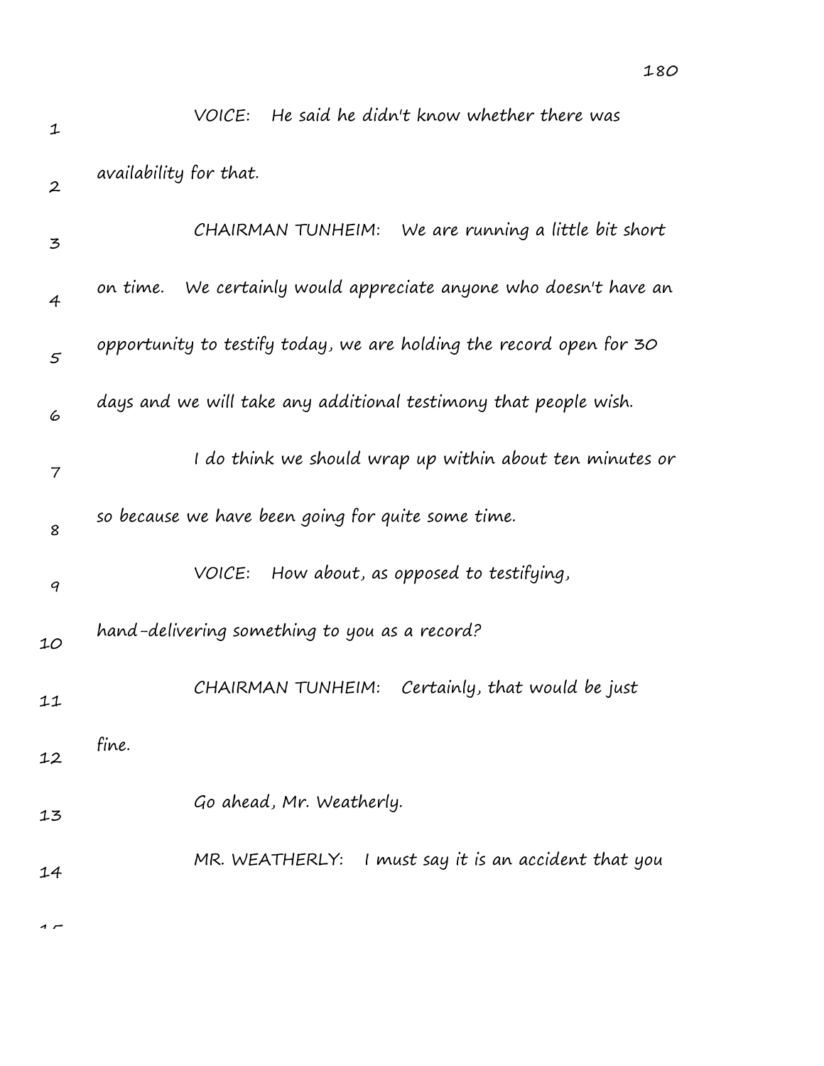VOICE: He said he didn't know whether there was availability for that.

CHAIRMAN TUNHEIM: We are running a little bit short on time. We certainly would appreciate anyone who doesn't have an opportunity to testify today, we are holding the record open for 30 days and we will take any additional testimony that people wish.

I do think we should wrap up within about ten minutes or so because we have been going for quite some time.

VOICE: How about, as opposed to testifying, hand-delivering something to you as a record?

CHAIRMAN TUNHEIM: Certainly, that would be just fine.

Go ahead, Mr. Weatherly.

MR. WEATHERLY: I must say it is an accident that you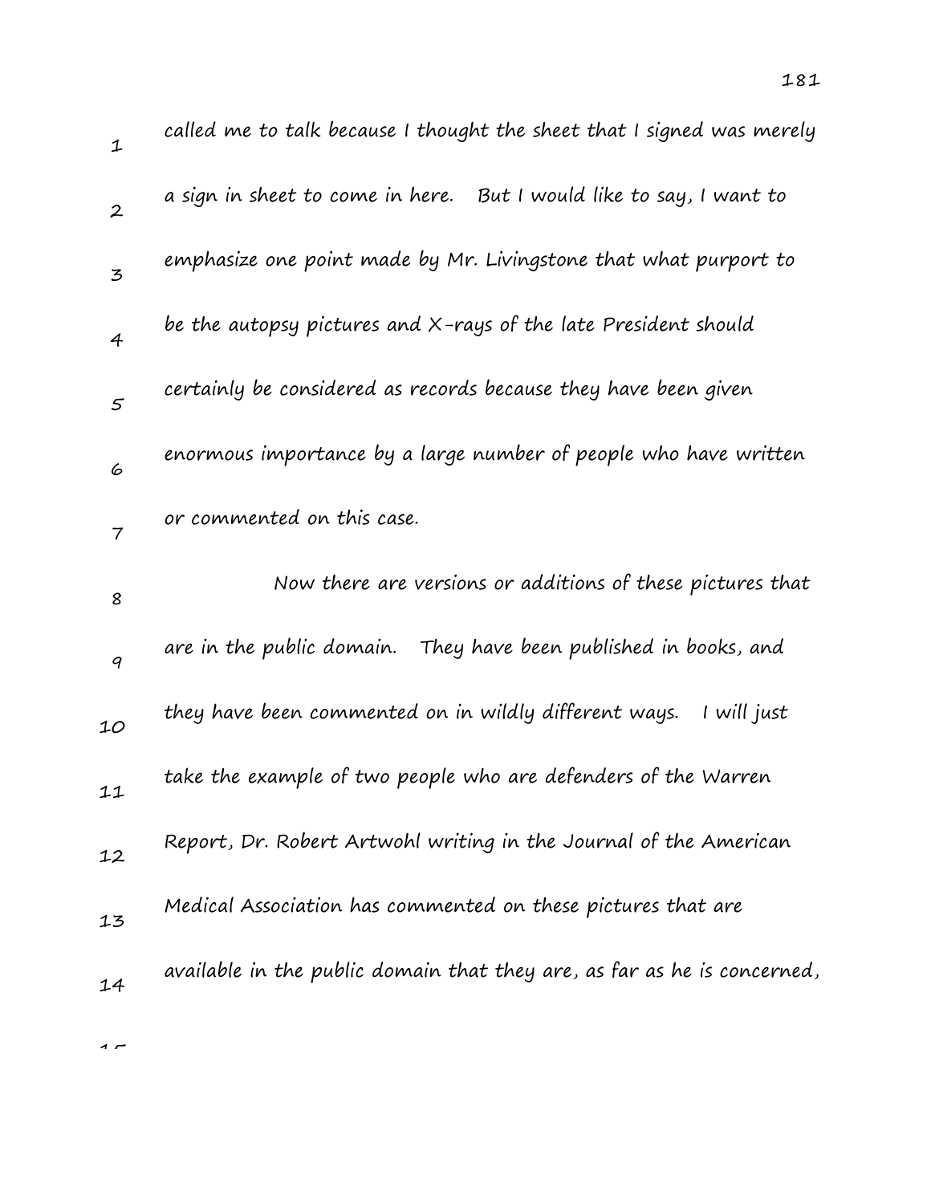called me to talk because I thought the sheet that I signed was merely a sign in sheet to come in here. But I would like to say, I want to emphasize one point made by Mr. Livingstone that what purport to be the autopsy pictures and X-rays of the late President should certainly be considered as records because they have been given enormous importance by a large number of people who have written or commented on this case.

Now there are versions or additions of these pictures that are in the public domain. They have been published in books, and they have been commented on in wildly different ways. I will just take the example of two people who are defenders of the Warren Report, Dr. Robert Artwohl writing in the Journal of the American Medical Association has commented on these pictures that are available in the public domain that they are, as far as he is concerned,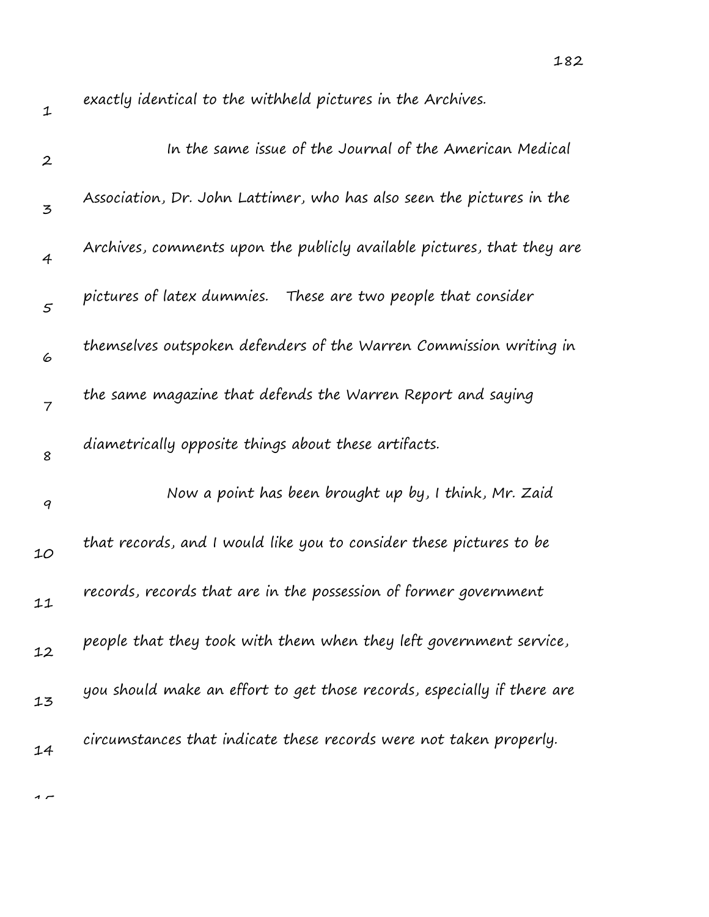exactly identical to the withheld pictures in the Archives.

In the same issue of the Journal of the American Medical Association, Dr. John Lattimer, who has also seen the pictures in the Archives, comments upon the publicly available pictures, that they are pictures of latex dummies. These are two people that consider themselves outspoken defenders of the Warren Commission writing in the same magazine that defends the Warren Report and saying diametrically opposite things about these artifacts.

Now a point has been brought up by, I think, Mr. Zaid that records, and I would like you to consider these pictures to be records, records that are in the possession of former government people that they took with them when they left government service, you should make an effort to get those records, especially if there are circumstances that indicate these records were not taken properly.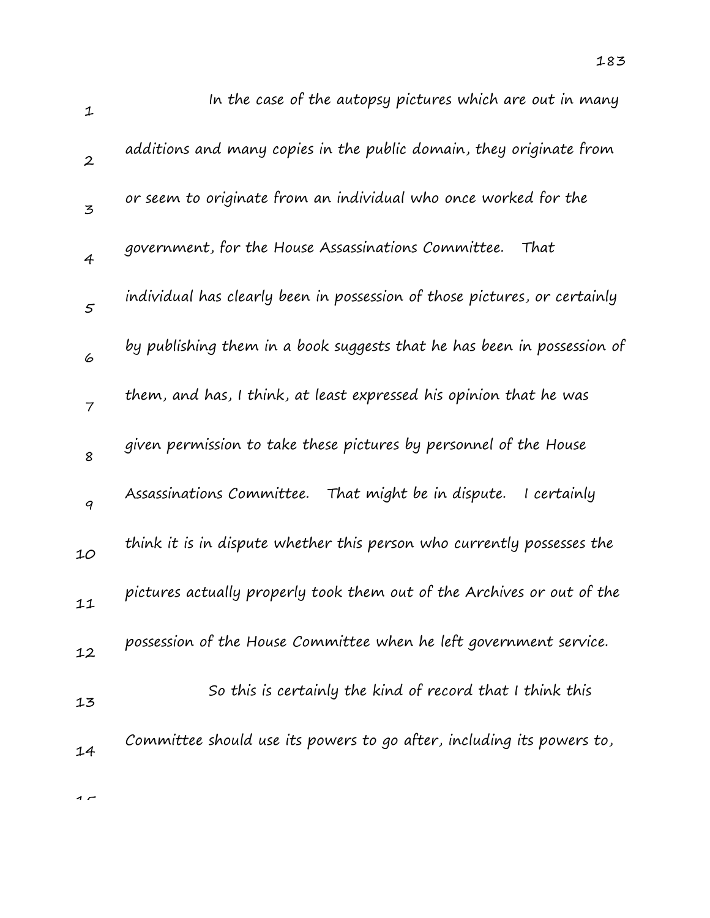In the case of the autopsy pictures which are out in many additions and many copies in the public domain, they originate from or seem to originate from an individual who once worked for the government, for the House Assassinations Committee. That individual has clearly been in possession of those pictures, or certainly by publishing them in a book suggests that he has been in possession of them, and has, I think, at least expressed his opinion that he was given permission to take these pictures by personnel of the House Assassinations Committee. That might be in dispute. I certainly think it is in dispute whether this person who currently possesses the pictures actually properly took them out of the Archives or out of the possession of the House Committee when he left government service.

So this is certainly the kind of record that I think this Committee should use its powers to go after, including its powers to,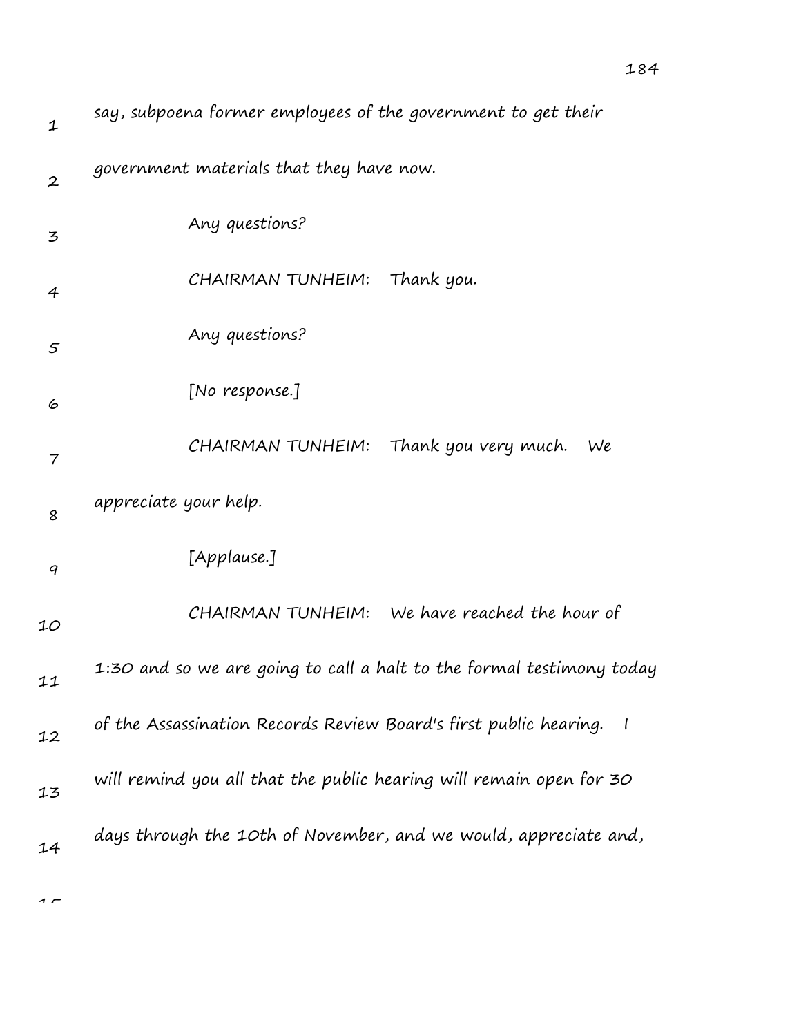say, subpoena former employees of the government to get their government materials that they have now.

Any questions?

CHAIRMAN TUNHEIM: Thank you.

Any questions?

[No response.]

CHAIRMAN TUNHEIM: Thank you very much. We appreciate your help.

[Applause.]

CHAIRMAN TUNHEIM: We have reached the hour of 1:30 and so we are going to call a halt to the formal testimony today of the Assassination Records Review Board's first public hearing. I will remind you all that the public hearing will remain open for 30 days through the 10th of November, and we would, appreciate and,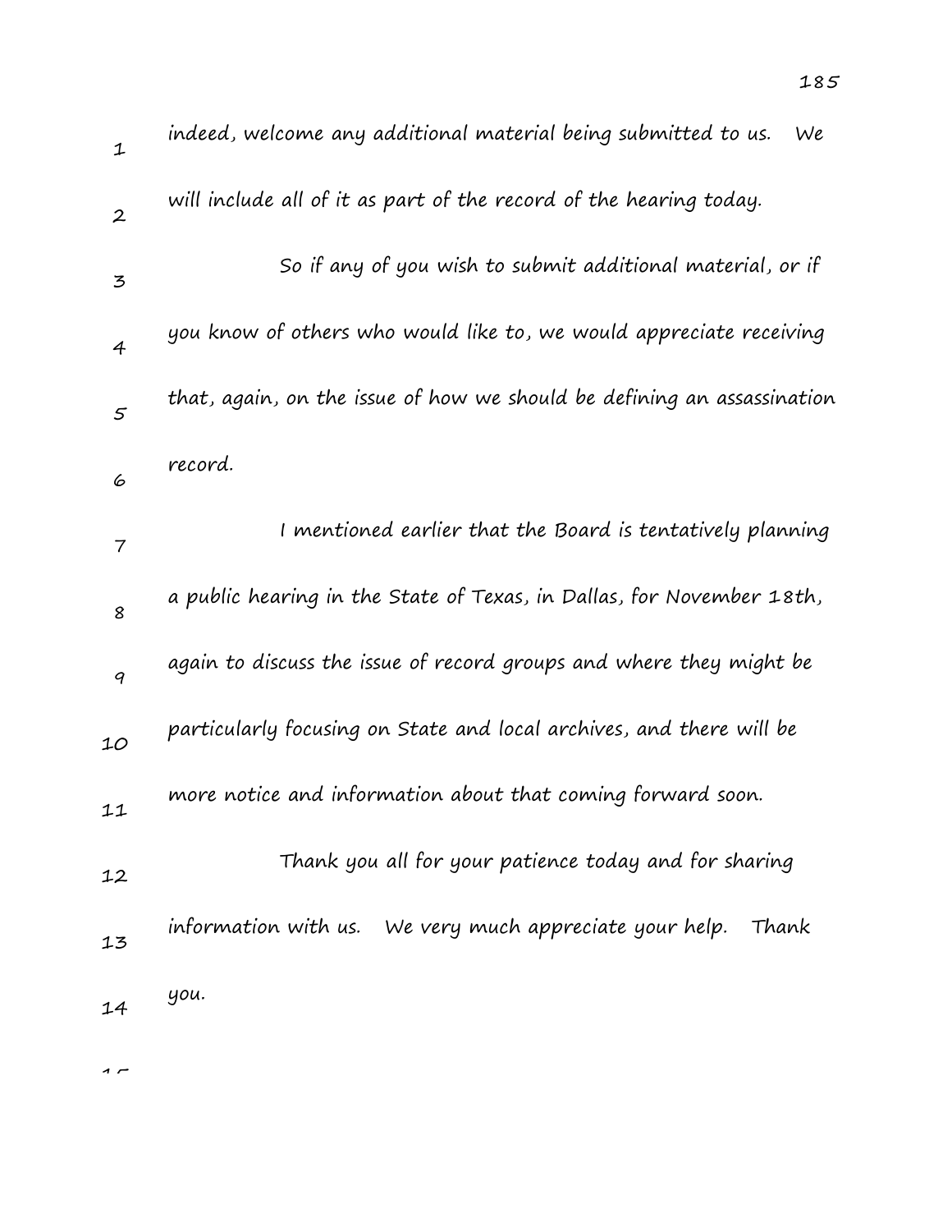indeed, welcome any additional material being submitted to us. We will include all of it as part of the record of the hearing today.

So if any of you wish to submit additional material, or if you know of others who would like to, we would appreciate receiving that, again, on the issue of how we should be defining an assassination record.

I mentioned earlier that the Board is tentatively planning a public hearing in the State of Texas, in Dallas, for November 18th, again to discuss the issue of record groups and where they might be particularly focusing on State and local archives, and there will be more notice and information about that coming forward soon.

Thank you all for your patience today and for sharing information with us. We very much appreciate your help. Thank you.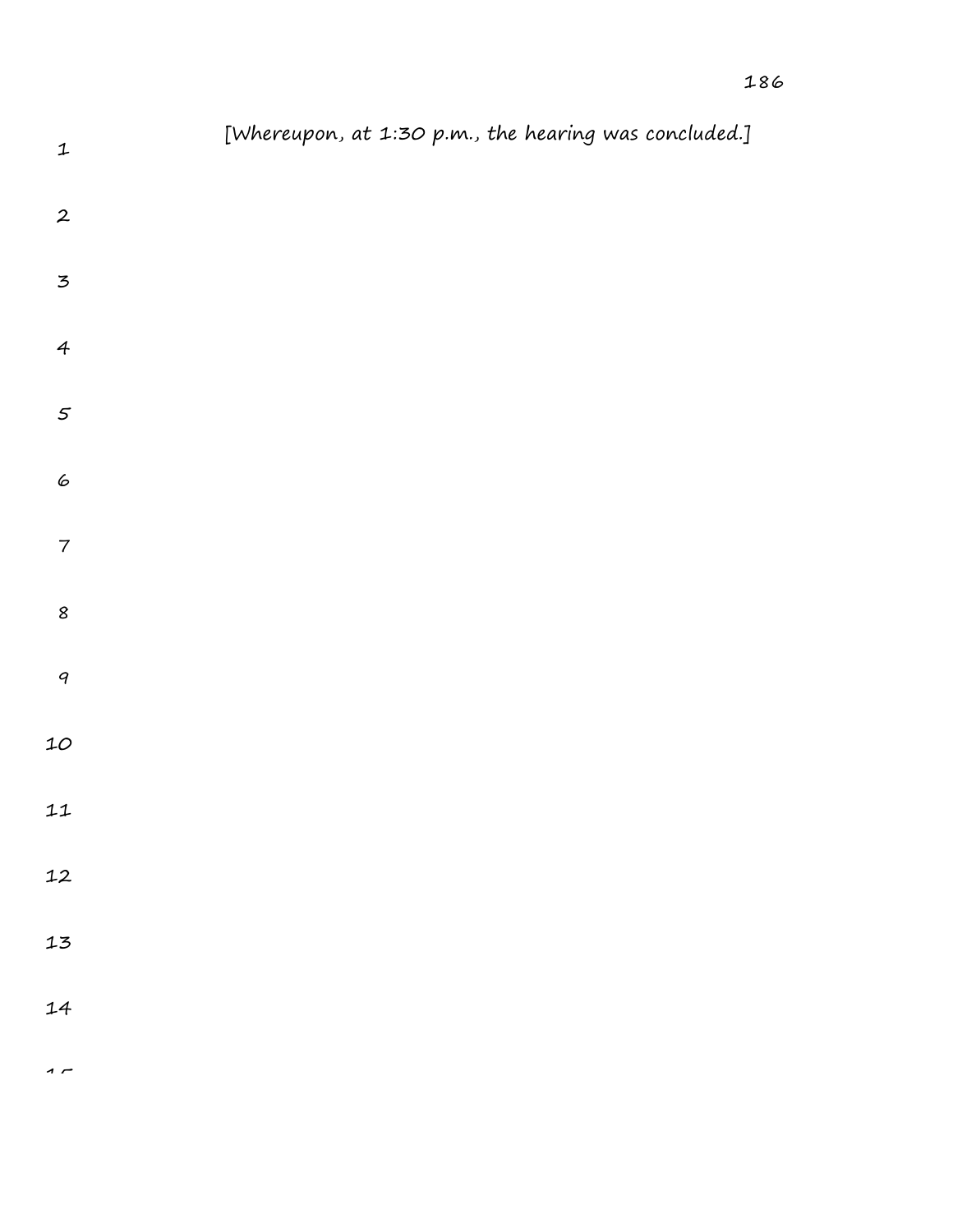[Whereupon, at 1:30 p.m., the hearing was concluded.]